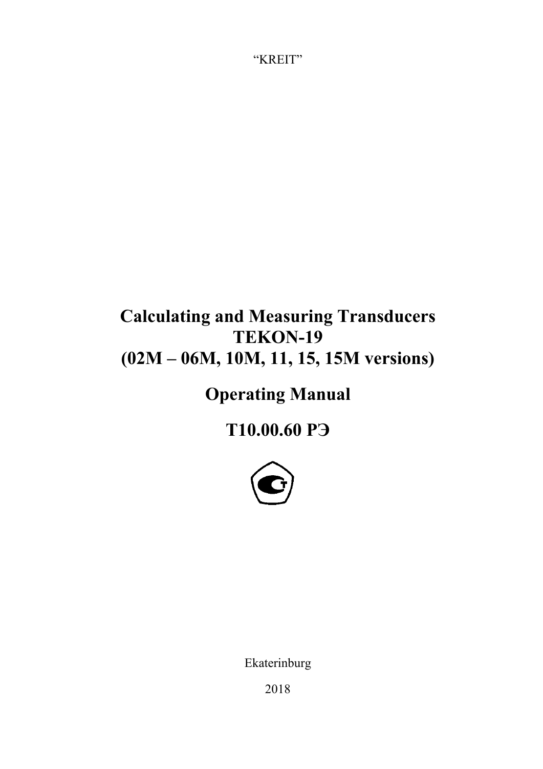“KREIT”

# Calculating and Measuring Transducers TEKON-19 (02M – 06M, 10M, 11, 15, 15M versions)

# Operating Manual

# T10.00.60 РЭ

Ekaterinburg

2018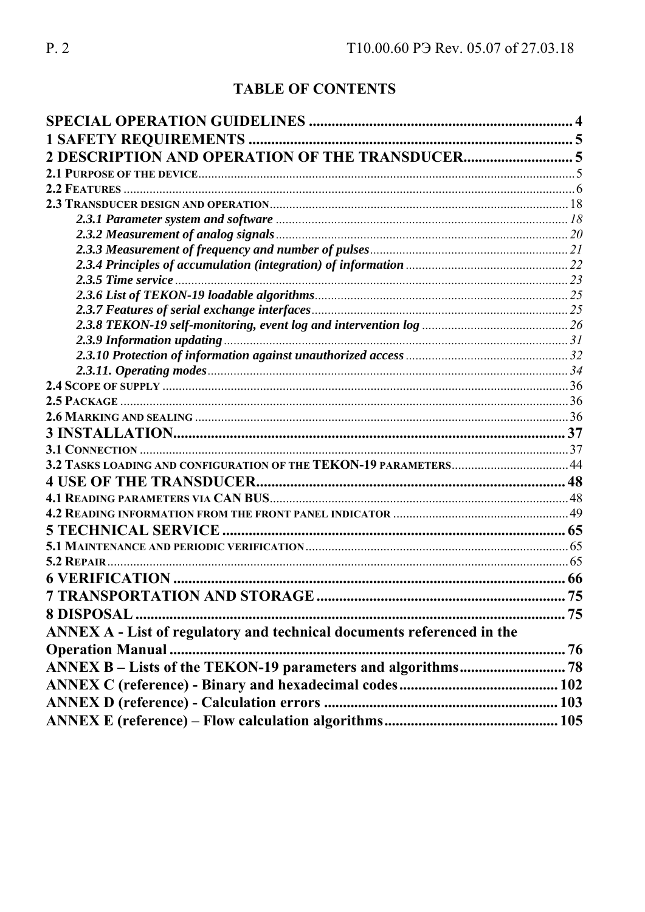## TABLE OF CONTENTS

| | |
|---|---|
| **SPECIAL OPERATION GUIDELINES** | **4** |
| **1 SAFETY REQUIREMENTS** | **5** |
| **2 DESCRIPTION AND OPERATION OF THE TRANSDUCER** | **5** |
| **2.1 PURPOSE OF THE DEVICE** | 5 |
| **2.2 FEATURES** | 6 |
| **2.3 TRANSDUCER DESIGN AND OPERATION** | 18 |
| ***2.3.1 Parameter system and software*** | *18* |
| ***2.3.2 Measurement of analog signals*** | *20* |
| ***2.3.3 Measurement of frequency and number of pulses*** | *21* |
| ***2.3.4 Principles of accumulation (integration) of information*** | *22* |
| ***2.3.5 Time service*** | *23* |
| ***2.3.6 List of TEKON-19 loadable algorithms*** | *25* |
| ***2.3.7 Features of serial exchange interfaces*** | *25* |
| ***2.3.8 TEKON-19 self-monitoring, event log and intervention log*** | *26* |
| ***2.3.9 Information updating*** | *31* |
| ***2.3.10 Protection of information against unauthorized access*** | *32* |
| ***2.3.11. Operating modes*** | *34* |
| **2.4 SCOPE OF SUPPLY** | 36 |
| **2.5 PACKAGE** | 36 |
| **2.6 MARKING AND SEALING** | 36 |
| **3 INSTALLATION** | **37** |
| **3.1 CONNECTION** | 37 |
| **3.2 TASKS LOADING AND CONFIGURATION OF THE TEKON-19 PARAMETERS** | 44 |
| **4 USE OF THE TRANSDUCER** | **48** |
| **4.1 READING PARAMETERS VIA CAN BUS** | 48 |
| **4.2 READING INFORMATION FROM THE FRONT PANEL INDICATOR** | 49 |
| **5 TECHNICAL SERVICE** | **65** |
| **5.1 MAINTENANCE AND PERIODIC VERIFICATION** | 65 |
| **5.2 REPAIR** | 65 |
| **6 VERIFICATION** | **66** |
| **7 TRANSPORTATION AND STORAGE** | **75** |
| **8 DISPOSAL** | **75** |
| **ANNEX A - List of regulatory and technical documents referenced in the Operation Manual** | **76** |
| **ANNEX B – Lists of the TEKON-19 parameters and algorithms** | **78** |
| **ANNEX C (reference) - Binary and hexadecimal codes** | **102** |
| **ANNEX D (reference) - Calculation errors** | **103** |
| **ANNEX E (reference) – Flow calculation algorithms** | **105** |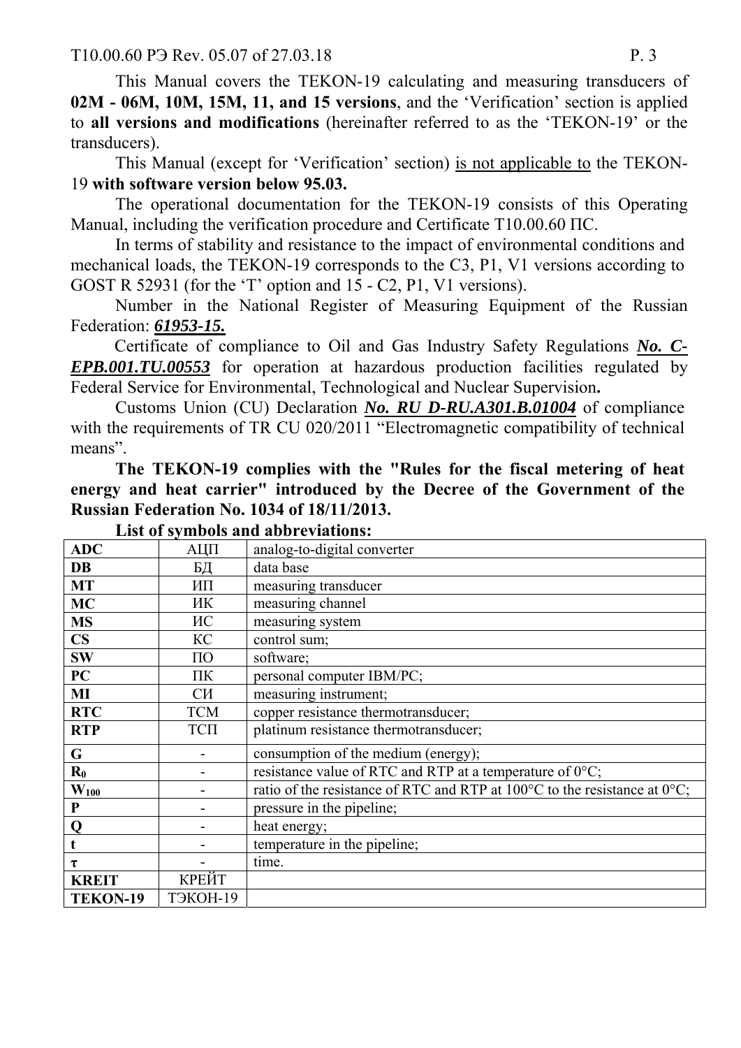This Manual covers the TEKON-19 calculating and measuring transducers of **02M - 06M, 10M, 15M, 11, and 15 versions**, and the 'Verification' section is applied to **all versions and modifications** (hereinafter referred to as the 'TEKON-19' or the transducers).

This Manual (except for 'Verification' section) <u>is not applicable to</u> the TEKON-19 **with software version below 95.03.**

The operational documentation for the TEKON-19 consists of this Operating Manual, including the verification procedure and Certificate T10.00.60 ПС.

In terms of stability and resistance to the impact of environmental conditions and mechanical loads, the TEKON-19 corresponds to the C3, P1, V1 versions according to GOST R 52931 (for the 'T' option and 15 - C2, P1, V1 versions).

Number in the National Register of Measuring Equipment of the Russian Federation: ***<u>61953-15.</u>***

Certificate of compliance to Oil and Gas Industry Safety Regulations ***<u>No. C-EPB.001.TU.00553</u>*** for operation at hazardous production facilities regulated by Federal Service for Environmental, Technological and Nuclear Supervision**.**

Customs Union (CU) Declaration ***<u>No. RU D-RU.A301.B.01004</u>*** of compliance with the requirements of TR CU 020/2011 "Electromagnetic compatibility of technical means".

**The TEKON-19 complies with the "Rules for the fiscal metering of heat energy and heat carrier" introduced by the Decree of the Government of the Russian Federation No. 1034 of 18/11/2013.**

**List of symbols and abbreviations:**

| | | |
|---|---|---|
| **ADC** | АЦП | analog-to-digital converter |
| **DB** | БД | data base |
| **MT** | ИП | measuring transducer |
| **MC** | ИК | measuring channel |
| **MS** | ИС | measuring system |
| **CS** | КС | control sum; |
| **SW** | ПО | software; |
| **PC** | ПК | personal computer IBM/PC; |
| **MI** | СИ | measuring instrument; |
| **RTC** | ТСМ | copper resistance thermotransducer; |
| **RTP** | ТСП | platinum resistance thermotransducer; |
| **G** | - | consumption of the medium (energy); |
| $\mathbf{R_0}$ | - | resistance value of RTC and RTP at a temperature of 0°C; |
| $\mathbf{W_{100}}$ | - | ratio of the resistance of RTC and RTP at 100°C to the resistance at 0°C; |
| **P** | - | pressure in the pipeline; |
| **Q** | - | heat energy; |
| **t** | - | temperature in the pipeline; |
| $\boldsymbol{\tau}$ | - | time. |
| **KREIT** | КРЕЙТ | |
| **TEKON-19** | ТЭКОН-19 | |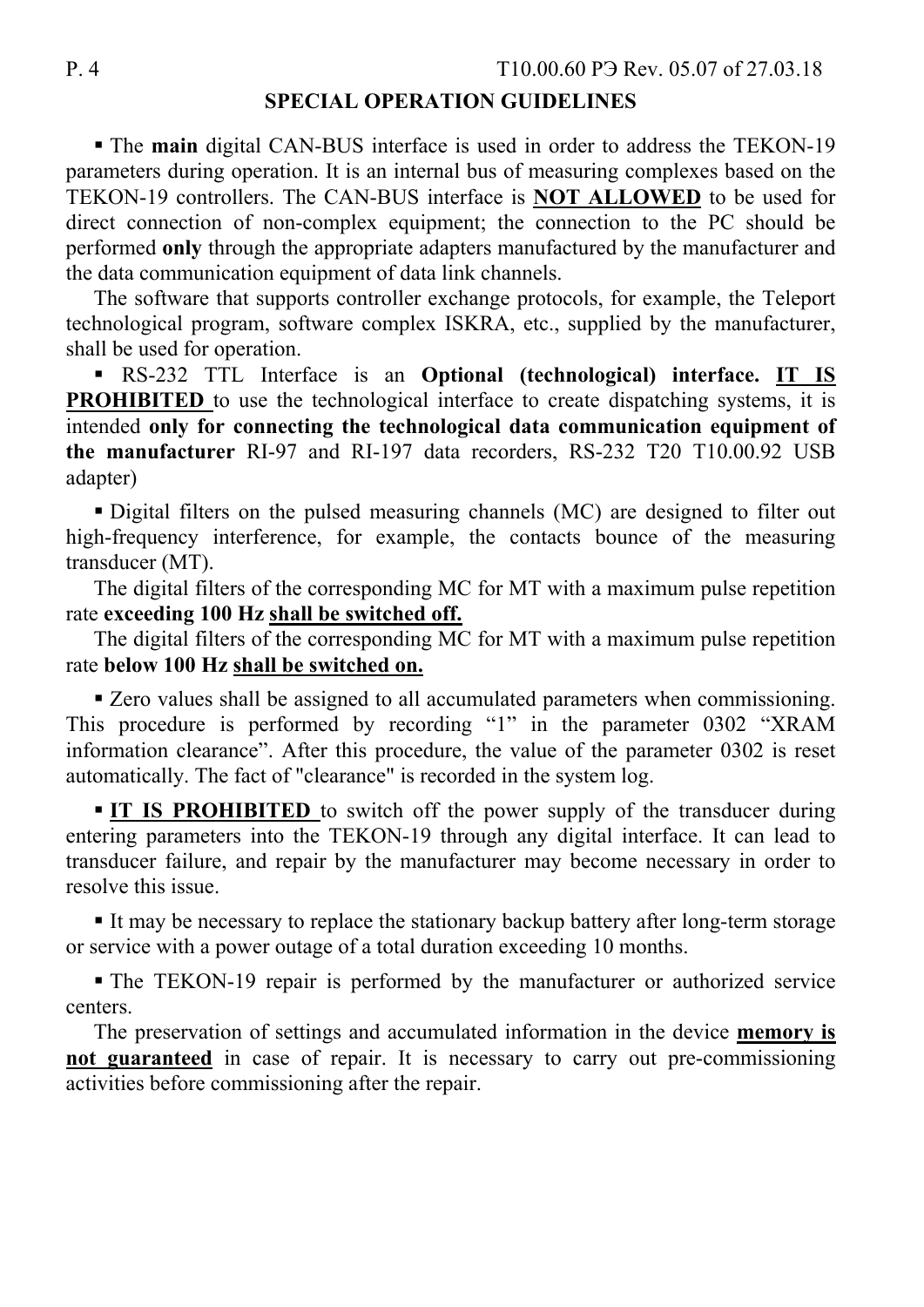## SPECIAL OPERATION GUIDELINES

▪ The **main** digital CAN-BUS interface is used in order to address the TEKON-19 parameters during operation. It is an internal bus of measuring complexes based on the TEKON-19 controllers. The CAN-BUS interface is **NOT ALLOWED** to be used for direct connection of non-complex equipment; the connection to the PC should be performed **only** through the appropriate adapters manufactured by the manufacturer and the data communication equipment of data link channels.

The software that supports controller exchange protocols, for example, the Teleport technological program, software complex ISKRA, etc., supplied by the manufacturer, shall be used for operation.

▪ RS-232 TTL Interface is an **Optional (technological) interface.** **IT IS PROHIBITED** to use the technological interface to create dispatching systems, it is intended **only for connecting the technological data communication equipment of the manufacturer** RI-97 and RI-197 data recorders, RS-232 T20 T10.00.92 USB adapter)

▪ Digital filters on the pulsed measuring channels (MC) are designed to filter out high-frequency interference, for example, the contacts bounce of the measuring transducer (MT).

The digital filters of the corresponding MC for MT with a maximum pulse repetition rate **exceeding 100 Hz shall be switched off.**

The digital filters of the corresponding MC for MT with a maximum pulse repetition rate **below 100 Hz shall be switched on.**

▪ Zero values shall be assigned to all accumulated parameters when commissioning. This procedure is performed by recording "1" in the parameter 0302 "XRAM information clearance". After this procedure, the value of the parameter 0302 is reset automatically. The fact of "clearance" is recorded in the system log.

▪ **IT IS PROHIBITED** to switch off the power supply of the transducer during entering parameters into the TEKON-19 through any digital interface. It can lead to transducer failure, and repair by the manufacturer may become necessary in order to resolve this issue.

▪ It may be necessary to replace the stationary backup battery after long-term storage or service with a power outage of a total duration exceeding 10 months.

▪ The TEKON-19 repair is performed by the manufacturer or authorized service centers.

The preservation of settings and accumulated information in the device **memory is not guaranteed** in case of repair. It is necessary to carry out pre-commissioning activities before commissioning after the repair.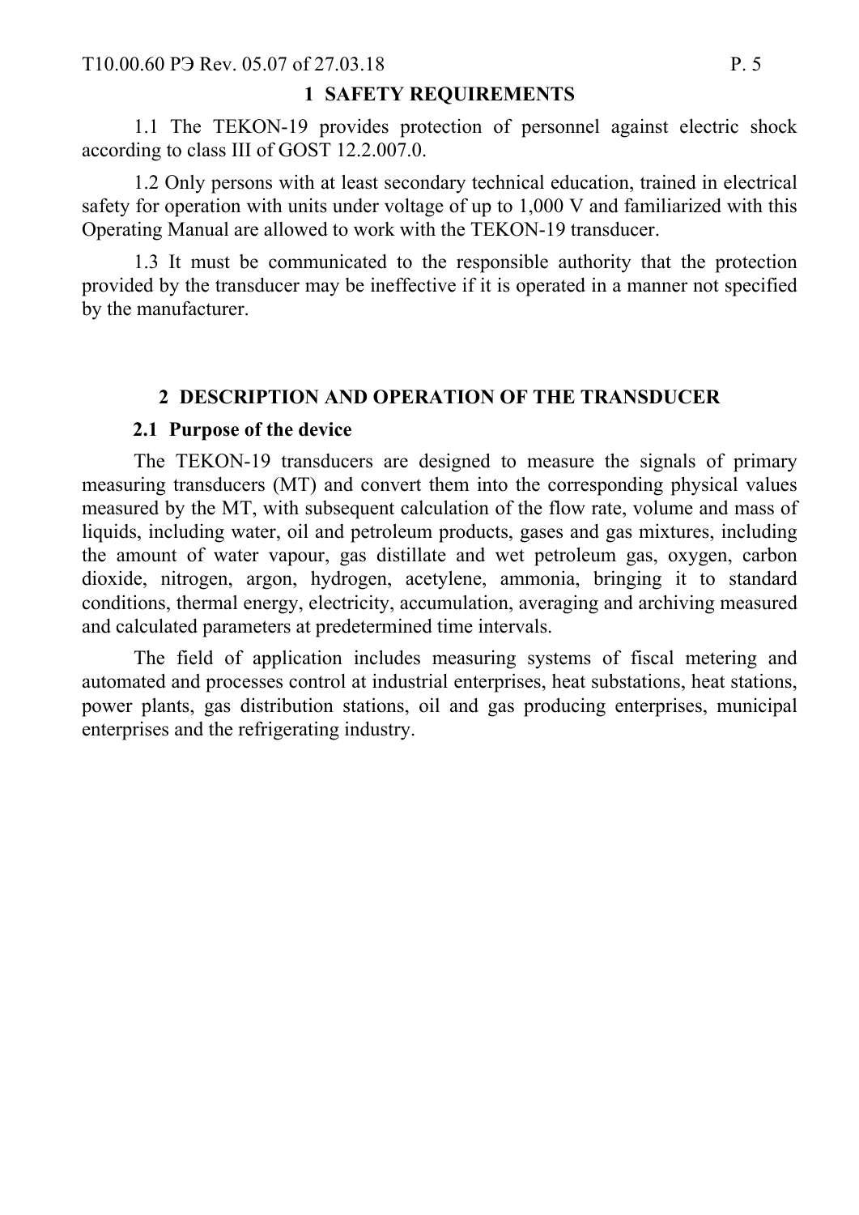# 1 SAFETY REQUIREMENTS

1.1 The TEKON-19 provides protection of personnel against electric shock according to class III of GOST 12.2.007.0.

1.2 Only persons with at least secondary technical education, trained in electrical safety for operation with units under voltage of up to 1,000 V and familiarized with this Operating Manual are allowed to work with the TEKON-19 transducer.

1.3 It must be communicated to the responsible authority that the protection provided by the transducer may be ineffective if it is operated in a manner not specified by the manufacturer.

# 2 DESCRIPTION AND OPERATION OF THE TRANSDUCER

## 2.1 Purpose of the device

The TEKON-19 transducers are designed to measure the signals of primary measuring transducers (MT) and convert them into the corresponding physical values measured by the MT, with subsequent calculation of the flow rate, volume and mass of liquids, including water, oil and petroleum products, gases and gas mixtures, including the amount of water vapour, gas distillate and wet petroleum gas, oxygen, carbon dioxide, nitrogen, argon, hydrogen, acetylene, ammonia, bringing it to standard conditions, thermal energy, electricity, accumulation, averaging and archiving measured and calculated parameters at predetermined time intervals.

The field of application includes measuring systems of fiscal metering and automated and processes control at industrial enterprises, heat substations, heat stations, power plants, gas distribution stations, oil and gas producing enterprises, municipal enterprises and the refrigerating industry.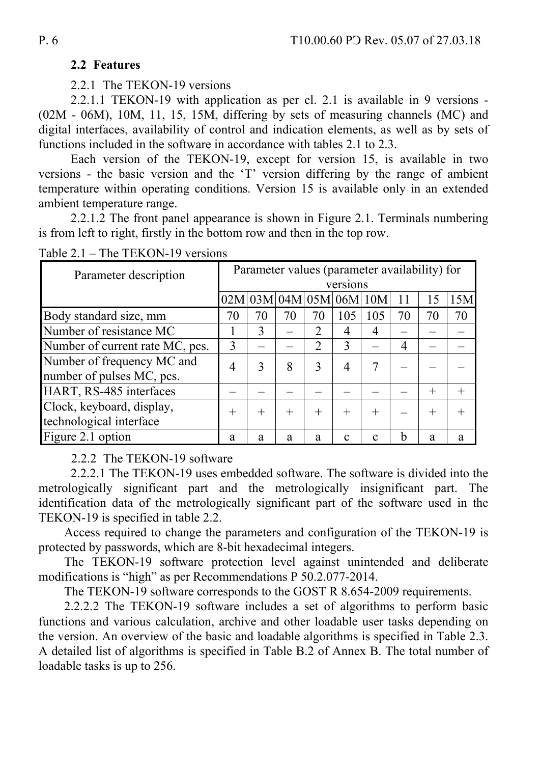### 2.2 Features

2.2.1 The TEKON-19 versions

2.2.1.1 TEKON-19 with application as per cl. 2.1 is available in 9 versions - (02M - 06M), 10M, 11, 15, 15M, differing by sets of measuring channels (MC) and digital interfaces, availability of control and indication elements, as well as by sets of functions included in the software in accordance with tables 2.1 to 2.3.

Each version of the TEKON-19, except for version 15, is available in two versions - the basic version and the 'T' version differing by the range of ambient temperature within operating conditions. Version 15 is available only in an extended ambient temperature range.

2.2.1.2 The front panel appearance is shown in Figure 2.1. Terminals numbering is from left to right, firstly in the bottom row and then in the top row.

Table 2.1 – The TEKON-19 versions

| Parameter description | Parameter values (parameter availability) for versions | | | | | | | | |
|---|---|---|---|---|---|---|---|---|---|
| | 02M | 03M | 04M | 05M | 06M | 10M | 11 | 15 | 15M |
| Body standard size, mm | 70 | 70 | 70 | 70 | 105 | 105 | 70 | 70 | 70 |
| Number of resistance MC | 1 | 3 | – | 2 | 4 | 4 | – | – | – |
| Number of current rate MC, pcs. | 3 | – | – | 2 | 3 | – | 4 | – | – |
| Number of frequency MC and number of pulses MC, pcs. | 4 | 3 | 8 | 3 | 4 | 7 | – | – | – |
| HART, RS-485 interfaces | – | – | – | – | – | – | – | + | + |
| Clock, keyboard, display, technological interface | + | + | + | + | + | + | – | + | + |
| Figure 2.1 option | a | a | a | a | c | c | b | a | a |

2.2.2 The TEKON-19 software

2.2.2.1 The TEKON-19 uses embedded software. The software is divided into the metrologically significant part and the metrologically insignificant part. The identification data of the metrologically significant part of the software used in the TEKON-19 is specified in table 2.2.

Access required to change the parameters and configuration of the TEKON-19 is protected by passwords, which are 8-bit hexadecimal integers.

The TEKON-19 software protection level against unintended and deliberate modifications is "high" as per Recommendations P 50.2.077-2014.

The TEKON-19 software corresponds to the GOST R 8.654-2009 requirements.

2.2.2.2 The TEKON-19 software includes a set of algorithms to perform basic functions and various calculation, archive and other loadable user tasks depending on the version. An overview of the basic and loadable algorithms is specified in Table 2.3. A detailed list of algorithms is specified in Table B.2 of Annex B. The total number of loadable tasks is up to 256.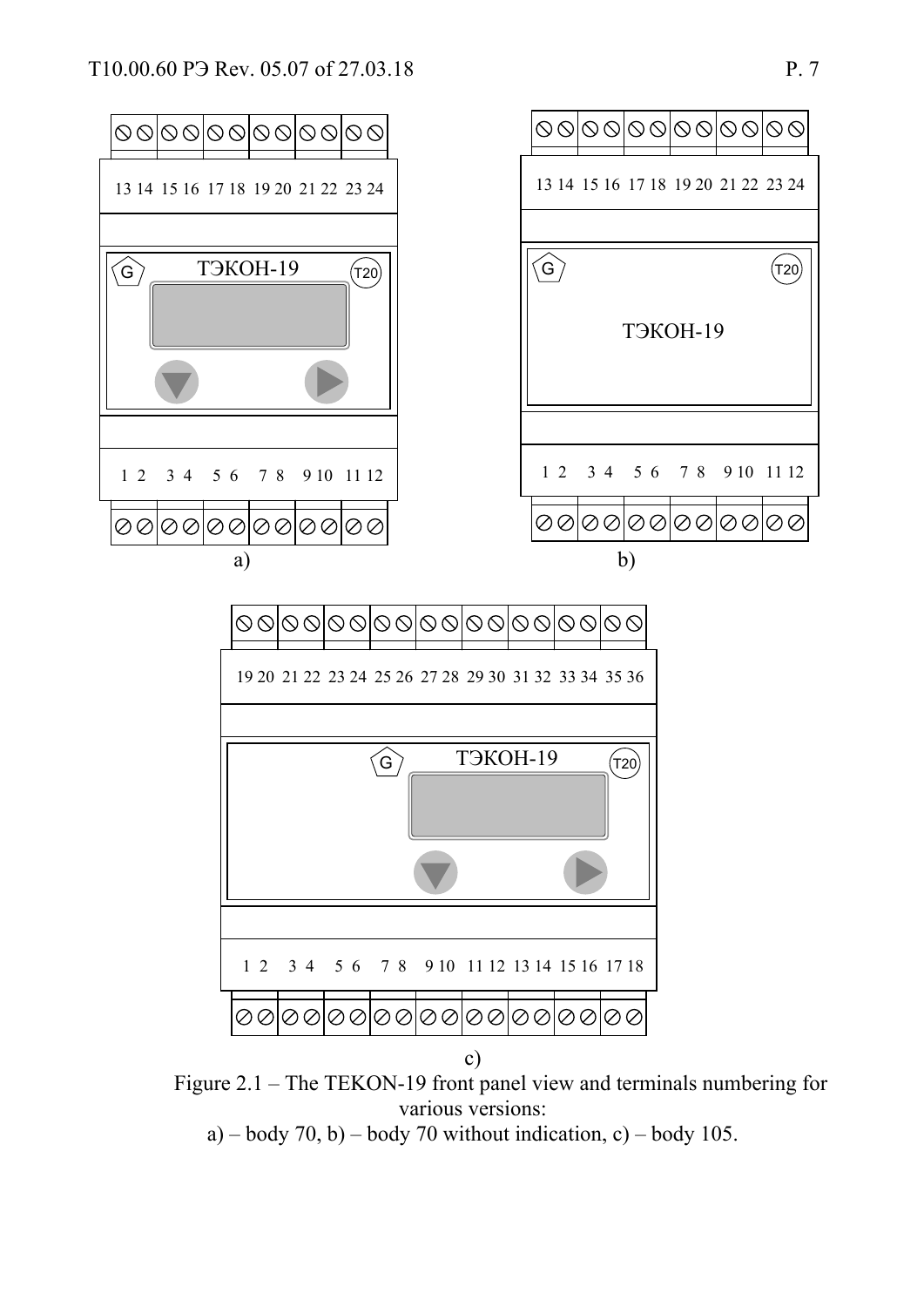Figure 2.1 – The TEKON-19 front panel view and terminals numbering for various versions:
a) – body 70, b) – body 70 without indication, c) – body 105.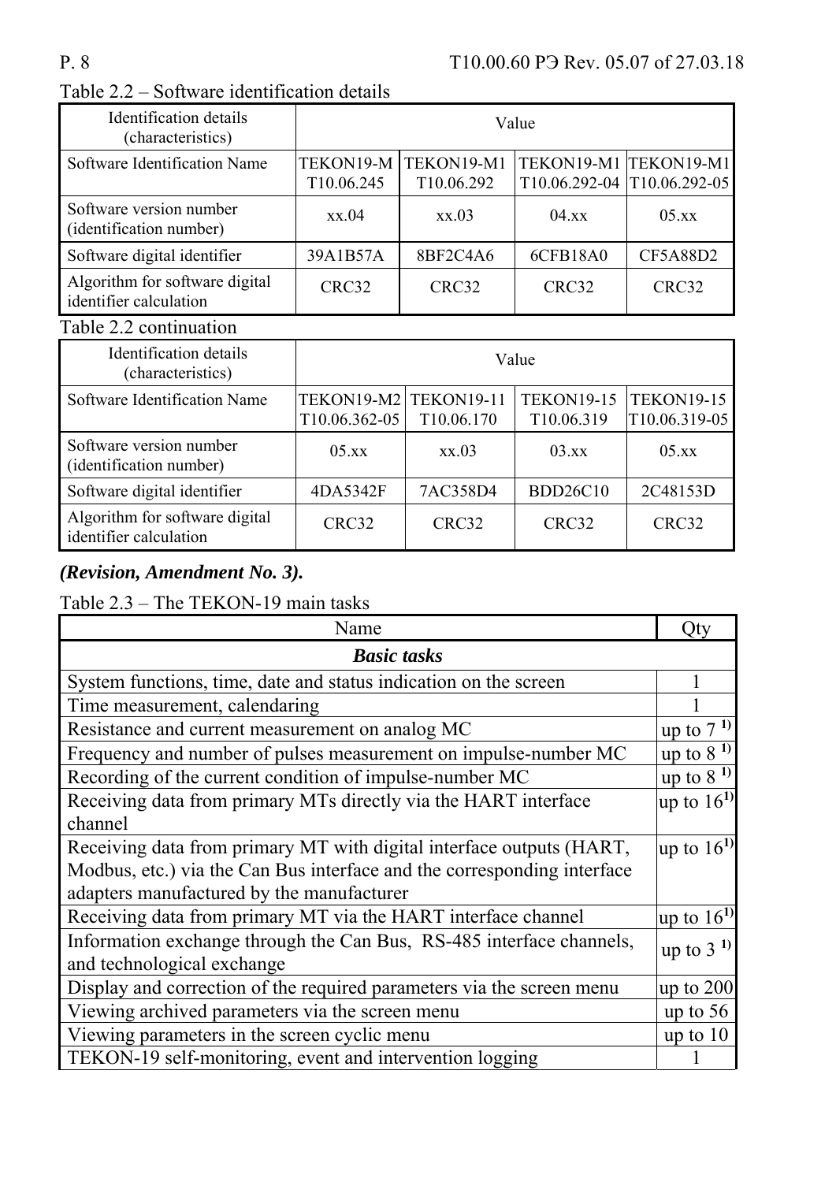Table 2.2 – Software identification details

| Identification details (characteristics) | Value | | | |
|---|---|---|---|---|
| Software Identification Name | TEKON19-M T10.06.245 | TEKON19-M1 T10.06.292 | TEKON19-M1 T10.06.292-04 | TEKON19-M1 T10.06.292-05 |
| Software version number (identification number) | xx.04 | xx.03 | 04.xx | 05.xx |
| Software digital identifier | 39A1B57A | 8BF2C4A6 | 6CFB18A0 | CF5A88D2 |
| Algorithm for software digital identifier calculation | CRC32 | CRC32 | CRC32 | CRC32 |

Table 2.2 continuation

| Identification details (characteristics) | Value | | | |
|---|---|---|---|---|
| Software Identification Name | TEKON19-M2 T10.06.362-05 | TEKON19-11 T10.06.170 | TEKON19-15 T10.06.319 | TEKON19-15 T10.06.319-05 |
| Software version number (identification number) | 05.xx | xx.03 | 03.xx | 05.xx |
| Software digital identifier | 4DA5342F | 7AC358D4 | BDD26C10 | 2C48153D |
| Algorithm for software digital identifier calculation | CRC32 | CRC32 | CRC32 | CRC32 |

***(Revision, Amendment No. 3).***

Table 2.3 – The TEKON-19 main tasks

| Name | Qty |
|---|---|
| ***Basic tasks*** | |
| System functions, time, date and status indication on the screen | 1 |
| Time measurement, calendaring | 1 |
| Resistance and current measurement on analog MC | up to 7 [1)] |
| Frequency and number of pulses measurement on impulse-number MC | up to 8 [1)] |
| Recording of the current condition of impulse-number MC | up to 8 [1)] |
| Receiving data from primary MTs directly via the HART interface channel | up to 16[1)] |
| Receiving data from primary MT with digital interface outputs (HART, Modbus, etc.) via the Can Bus interface and the corresponding interface adapters manufactured by the manufacturer | up to 16[1)] |
| Receiving data from primary MT via the HART interface channel | up to 16[1)] |
| Information exchange through the Can Bus, RS-485 interface channels, and technological exchange | up to 3 [1)] |
| Display and correction of the required parameters via the screen menu | up to 200 |
| Viewing archived parameters via the screen menu | up to 56 |
| Viewing parameters in the screen cyclic menu | up to 10 |
| TEKON-19 self-monitoring, event and intervention logging | 1 |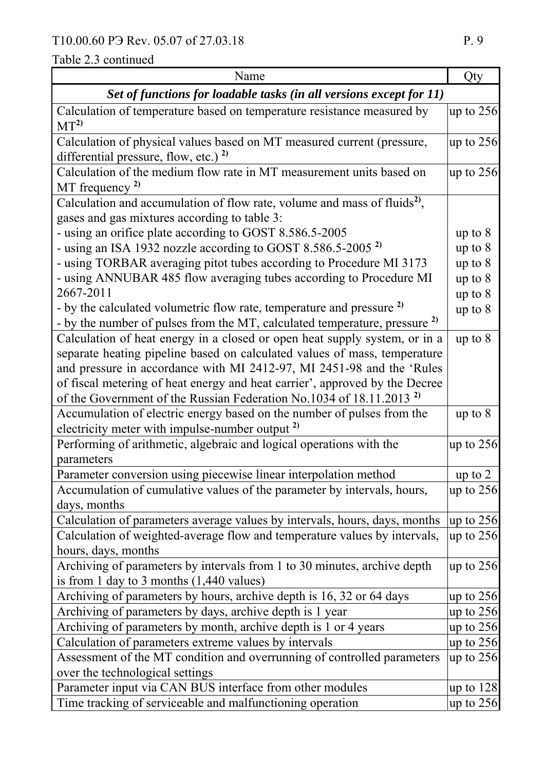Table 2.3 continued

| Name | Qty |
|---|---|
| ***Set of functions for loadable tasks (in all versions except for 11)*** | |
| Calculation of temperature based on temperature resistance measured by MT[2)] | up to 256 |
| Calculation of physical values based on MT measured current (pressure, differential pressure, flow, etc.) [2)] | up to 256 |
| Calculation of the medium flow rate in MT measurement units based on MT frequency [2)] | up to 256 |
| Calculation and accumulation of flow rate, volume and mass of fluids[2)], gases and gas mixtures according to table 3:<br>- using an orifice plate according to GOST 8.586.5-2005<br>- using an ISA 1932 nozzle according to GOST 8.586.5-2005 [2)]<br>- using TORBAR averaging pitot tubes according to Procedure MI 3173<br>- using ANNUBAR 485 flow averaging tubes according to Procedure MI 2667-2011<br>- by the calculated volumetric flow rate, temperature and pressure [2)]<br>- by the number of pulses from the MT, calculated temperature, pressure [2)] | <br><br>up to 8<br>up to 8<br>up to 8<br>up to 8<br>up to 8<br>up to 8 |
| Calculation of heat energy in a closed or open heat supply system, or in a separate heating pipeline based on calculated values of mass, temperature and pressure in accordance with MI 2412-97, MI 2451-98 and the 'Rules of fiscal metering of heat energy and heat carrier', approved by the Decree of the Government of the Russian Federation No.1034 of 18.11.2013 [2)] | up to 8 |
| Accumulation of electric energy based on the number of pulses from the electricity meter with impulse-number output [2)] | up to 8 |
| Performing of arithmetic, algebraic and logical operations with the parameters | up to 256 |
| Parameter conversion using piecewise linear interpolation method | up to 2 |
| Accumulation of cumulative values of the parameter by intervals, hours, days, months | up to 256 |
| Calculation of parameters average values by intervals, hours, days, months | up to 256 |
| Calculation of weighted-average flow and temperature values by intervals, hours, days, months | up to 256 |
| Archiving of parameters by intervals from 1 to 30 minutes, archive depth is from 1 day to 3 months (1,440 values) | up to 256 |
| Archiving of parameters by hours, archive depth is 16, 32 or 64 days | up to 256 |
| Archiving of parameters by days, archive depth is 1 year | up to 256 |
| Archiving of parameters by month, archive depth is 1 or 4 years | up to 256 |
| Calculation of parameters extreme values by intervals | up to 256 |
| Assessment of the MT condition and overrunning of controlled parameters over the technological settings | up to 256 |
| Parameter input via CAN BUS interface from other modules | up to 128 |
| Time tracking of serviceable and malfunctioning operation | up to 256 |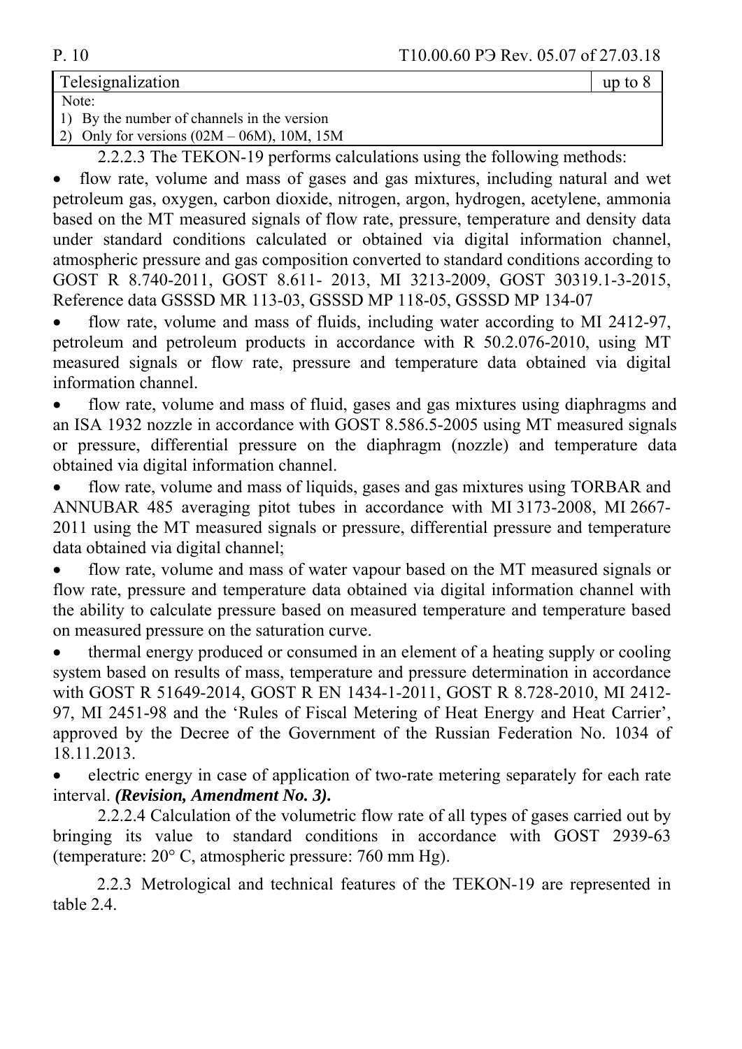| Telesignalization | up to 8 |
|---|---|
| Note:<br>1) By the number of channels in the version<br>2) Only for versions (02M – 06M), 10M, 15M | |

2.2.2.3 The TEKON-19 performs calculations using the following methods:

- flow rate, volume and mass of gases and gas mixtures, including natural and wet petroleum gas, oxygen, carbon dioxide, nitrogen, argon, hydrogen, acetylene, ammonia based on the MT measured signals of flow rate, pressure, temperature and density data under standard conditions calculated or obtained via digital information channel, atmospheric pressure and gas composition converted to standard conditions according to GOST R 8.740-2011, GOST 8.611- 2013, MI 3213-2009, GOST 30319.1-3-2015, Reference data GSSSD MR 113-03, GSSSD MP 118-05, GSSSD MP 134-07
- flow rate, volume and mass of fluids, including water according to MI 2412-97, petroleum and petroleum products in accordance with R 50.2.076-2010, using MT measured signals or flow rate, pressure and temperature data obtained via digital information channel.
- flow rate, volume and mass of fluid, gases and gas mixtures using diaphragms and an ISA 1932 nozzle in accordance with GOST 8.586.5-2005 using MT measured signals or pressure, differential pressure on the diaphragm (nozzle) and temperature data obtained via digital information channel.
- flow rate, volume and mass of liquids, gases and gas mixtures using TORBAR and ANNUBAR 485 averaging pitot tubes in accordance with MI 3173-2008, MI 2667-2011 using the MT measured signals or pressure, differential pressure and temperature data obtained via digital channel;
- flow rate, volume and mass of water vapour based on the MT measured signals or flow rate, pressure and temperature data obtained via digital information channel with the ability to calculate pressure based on measured temperature and temperature based on measured pressure on the saturation curve.
- thermal energy produced or consumed in an element of a heating supply or cooling system based on results of mass, temperature and pressure determination in accordance with GOST R 51649-2014, GOST R EN 1434-1-2011, GOST R 8.728-2010, MI 2412-97, MI 2451-98 and the 'Rules of Fiscal Metering of Heat Energy and Heat Carrier', approved by the Decree of the Government of the Russian Federation No. 1034 of 18.11.2013.
- electric energy in case of application of two-rate metering separately for each rate interval. ***(Revision, Amendment No. 3).***

2.2.2.4 Calculation of the volumetric flow rate of all types of gases carried out by bringing its value to standard conditions in accordance with GOST 2939-63 (temperature: 20° C, atmospheric pressure: 760 mm Hg).

2.2.3 Metrological and technical features of the TEKON-19 are represented in table 2.4.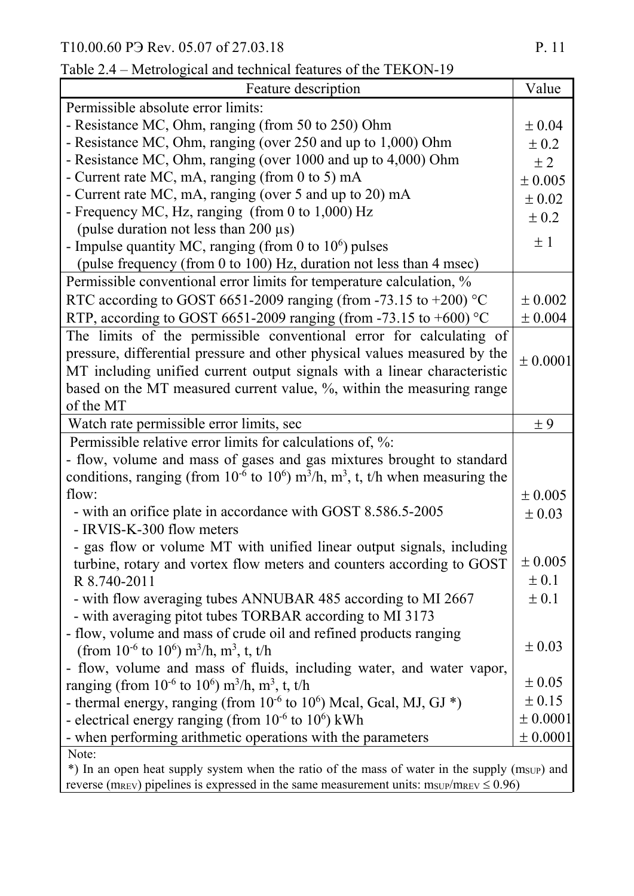Table 2.4 – Metrological and technical features of the TEKON-19

| Feature description | Value |
|---|---|
| Permissible absolute error limits: | |
| - Resistance MC, Ohm, ranging (from 50 to 250) Ohm | ± 0.04 |
| - Resistance MC, Ohm, ranging (over 250 and up to 1,000) Ohm | ± 0.2 |
| - Resistance MC, Ohm, ranging (over 1000 and up to 4,000) Ohm | ± 2 |
| - Current rate MC, mA, ranging (from 0 to 5) mA | ± 0.005 |
| - Current rate MC, mA, ranging (over 5 and up to 20) mA | ± 0.02 |
| - Frequency MC, Hz, ranging (from 0 to 1,000) Hz (pulse duration not less than 200 μs) | ± 0.2 |
| - Impulse quantity MC, ranging (from 0 to $10^6$) pulses (pulse frequency (from 0 to 100) Hz, duration not less than 4 msec) | ± 1 |
| Permissible conventional error limits for temperature calculation, % | |
| RTC according to GOST 6651-2009 ranging (from -73.15 to +200) °C | ± 0.002 |
| RTP, according to GOST 6651-2009 ranging (from -73.15 to +600) °C | ± 0.004 |
| The limits of the permissible conventional error for calculating of pressure, differential pressure and other physical values measured by the MT including unified current output signals with a linear characteristic based on the MT measured current value, %, within the measuring range of the MT | ± 0.0001 |
| Watch rate permissible error limits, sec | ± 9 |
| Permissible relative error limits for calculations of, %: | |
| - flow, volume and mass of gases and gas mixtures brought to standard conditions, ranging (from $10^{-6}$ to $10^6$) $m^3/h$, $m^3$, t, t/h when measuring the flow: | |
| - with an orifice plate in accordance with GOST 8.586.5-2005 | ± 0.005 |
| - IRVIS-K-300 flow meters | ± 0.03 |
| - gas flow or volume MT with unified linear output signals, including turbine, rotary and vortex flow meters and counters according to GOST R 8.740-2011 | ± 0.005 |
| - with flow averaging tubes ANNUBAR 485 according to MI 2667 | ± 0.1 |
| - with averaging pitot tubes TORBAR according to MI 3173 | ± 0.1 |
| - flow, volume and mass of crude oil and refined products ranging (from $10^{-6}$ to $10^6$) $m^3/h$, $m^3$, t, t/h | ± 0.03 |
| - flow, volume and mass of fluids, including water, and water vapor, ranging (from $10^{-6}$ to $10^6$) $m^3/h$, $m^3$, t, t/h | ± 0.05 |
| - thermal energy, ranging (from $10^{-6}$ to $10^6$) Mcal, Gcal, MJ, GJ *) | ± 0.15 |
| - electrical energy ranging (from $10^{-6}$ to $10^6$) kWh | ± 0.0001 |
| - when performing arithmetic operations with the parameters | ± 0.0001 |

Note:
*) In an open heat supply system when the ratio of the mass of water in the supply ($m_{SUP}$) and reverse ($m_{REV}$) pipelines is expressed in the same measurement units: $m_{SUP}/m_{REV} \leq 0.96$)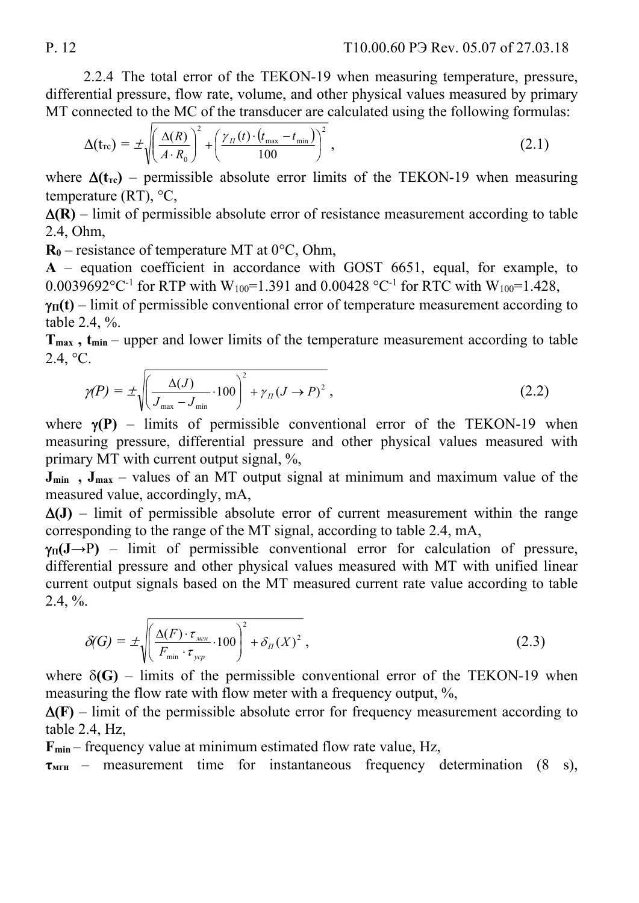2.2.4 The total error of the TEKON-19 when measuring temperature, pressure, differential pressure, flow rate, volume, and other physical values measured by primary MT connected to the MC of the transducer are calculated using the following formulas:

$$\Delta(t_{тс}) = \pm\sqrt{\left(\frac{\Delta(R)}{A \cdot R_0}\right)^2 + \left(\frac{\gamma_П(t) \cdot (t_{max} - t_{min})}{100}\right)^2}\,, \tag{2.1}$$

where **Δ(t$_{тс}$)** – permissible absolute error limits of the TEKON-19 when measuring temperature (RT), °C,

**Δ(R)** – limit of permissible absolute error of resistance measurement according to table 2.4, Ohm,

**R$_0$** – resistance of temperature MT at 0°C, Ohm,

**A** – equation coefficient in accordance with GOST 6651, equal, for example, to 0.0039692°C$^{-1}$ for RTP with $W_{100}$=1.391 and 0.00428 °C$^{-1}$ for RTC with $W_{100}$=1.428,

**γ$_П$(t)** – limit of permissible conventional error of temperature measurement according to table 2.4, %.

**T$_{max}$ , t$_{min}$** – upper and lower limits of the temperature measurement according to table 2.4, °C.

$$\gamma(P) = \pm\sqrt{\left(\frac{\Delta(J)}{J_{max} - J_{min}} \cdot 100\right)^2 + \gamma_П(J \to P)^2}\,, \tag{2.2}$$

where **γ(P)** – limits of permissible conventional error of the TEKON-19 when measuring pressure, differential pressure and other physical values measured with primary MT with current output signal, %,

**J$_{min}$ , J$_{max}$** – values of an MT output signal at minimum and maximum value of the measured value, accordingly, mA,

**Δ(J)** – limit of permissible absolute error of current measurement within the range corresponding to the range of the MT signal, according to table 2.4, mA,

**γ$_П$(J→P)** – limit of permissible conventional error for calculation of pressure, differential pressure and other physical values measured with MT with unified linear current output signals based on the MT measured current rate value according to table 2.4, %.

$$\delta(G) = \pm\sqrt{\left(\frac{\Delta(F) \cdot \tau_{мгн}}{F_{min} \cdot \tau_{уср}} \cdot 100\right)^2 + \delta_П(X)^2}\,, \tag{2.3}$$

where **δ(G)** – limits of the permissible conventional error of the TEKON-19 when measuring the flow rate with flow meter with a frequency output, %,

**Δ(F)** – limit of the permissible absolute error for frequency measurement according to table 2.4, Hz,

**F$_{min}$** – frequency value at minimum estimated flow rate value, Hz,

**τ$_{мгн}$** – measurement time for instantaneous frequency determination (8 s),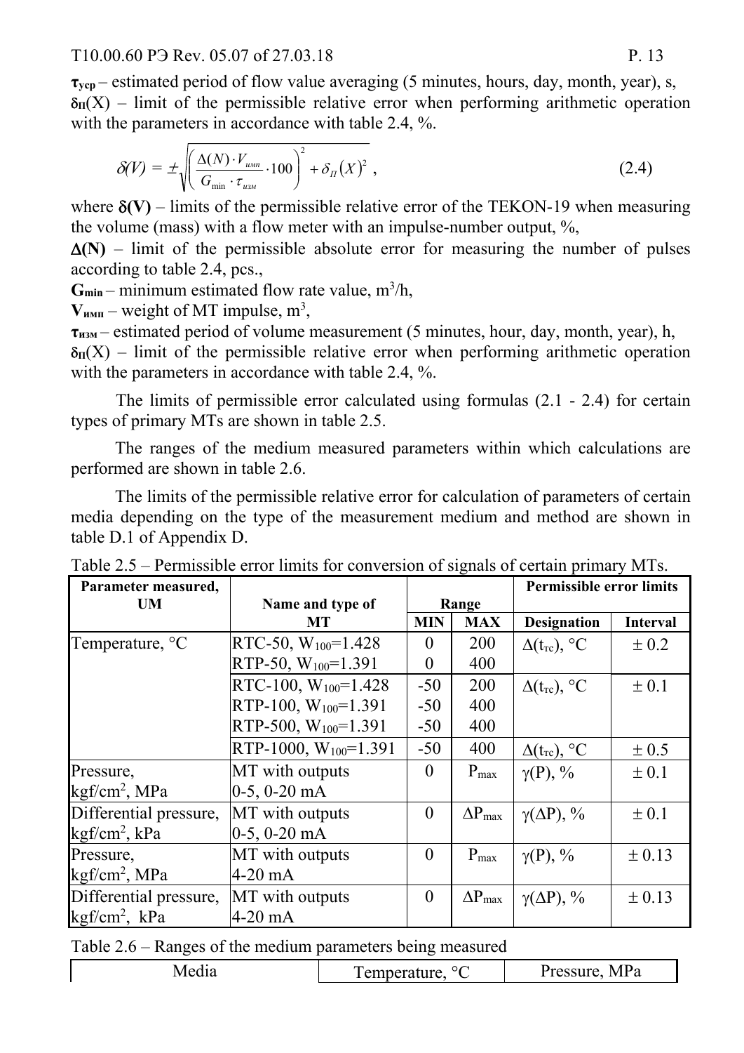**$\tau_{уср}$** – estimated period of flow value averaging (5 minutes, hours, day, month, year), s,

**$\delta_{П}$**(X) – limit of the permissible relative error when performing arithmetic operation with the parameters in accordance with table 2.4, %.

$$\delta(V) = \pm\sqrt{\left(\frac{\Delta(N)\cdot V_{имп}}{G_{\min}\cdot\tau_{изм}}\cdot 100\right)^2 + \delta_{П}(X)^2}\ , \tag{2.4}$$

where **$\delta$(V)** – limits of the permissible relative error of the TEKON-19 when measuring the volume (mass) with a flow meter with an impulse-number output, %,

**$\Delta$(N)** – limit of the permissible absolute error for measuring the number of pulses according to table 2.4, pcs.,

**$G_{min}$** – minimum estimated flow rate value, $m^3$/h,

**$V_{имп}$** – weight of MT impulse, $m^3$,

**$\tau_{изм}$** – estimated period of volume measurement (5 minutes, hour, day, month, year), h,

**$\delta_{П}$**(X) – limit of the permissible relative error when performing arithmetic operation with the parameters in accordance with table 2.4, %.

The limits of permissible error calculated using formulas (2.1 - 2.4) for certain types of primary MTs are shown in table 2.5.

The ranges of the medium measured parameters within which calculations are performed are shown in table 2.6.

The limits of the permissible relative error for calculation of parameters of certain media depending on the type of the measurement medium and method are shown in table D.1 of Appendix D.

Table 2.5 – Permissible error limits for conversion of signals of certain primary MTs.

| **Parameter measured, UM** | **Name and type of MT** | **Range** | | **Permissible error limits** | |
|---|---|---|---|---|---|
| | | **MIN** | **MAX** | **Designation** | **Interval** |
| Temperature, °C | RTC-50, $W_{100}$=1.428<br>RTP-50, $W_{100}$=1.391 | 0<br>0 | 200<br>400 | $\Delta(t_{тс})$, °C | ± 0.2 |
| | RTC-100, $W_{100}$=1.428<br>RTP-100, $W_{100}$=1.391<br>RTP-500, $W_{100}$=1.391 | -50<br>-50<br>-50 | 200<br>400<br>400 | $\Delta(t_{тс})$, °C | ± 0.1 |
| | RTP-1000, $W_{100}$=1.391 | -50 | 400 | $\Delta(t_{тс})$, °C | ± 0.5 |
| Pressure, $kgf/cm^2$, MPa | MT with outputs 0-5, 0-20 mA | 0 | $P_{max}$ | $\gamma$(P), % | ± 0.1 |
| Differential pressure, $kgf/cm^2$, kPa | MT with outputs 0-5, 0-20 mA | 0 | $\Delta P_{max}$ | $\gamma(\Delta P)$, % | ± 0.1 |
| Pressure, $kgf/cm^2$, MPa | MT with outputs 4-20 mA | 0 | $P_{max}$ | $\gamma$(P), % | ± 0.13 |
| Differential pressure, $kgf/cm^2$, kPa | MT with outputs 4-20 mA | 0 | $\Delta P_{max}$ | $\gamma(\Delta P)$, % | ± 0.13 |

Table 2.6 – Ranges of the medium parameters being measured

| Media | Temperature, °C | Pressure, MPa |
|---|---|---|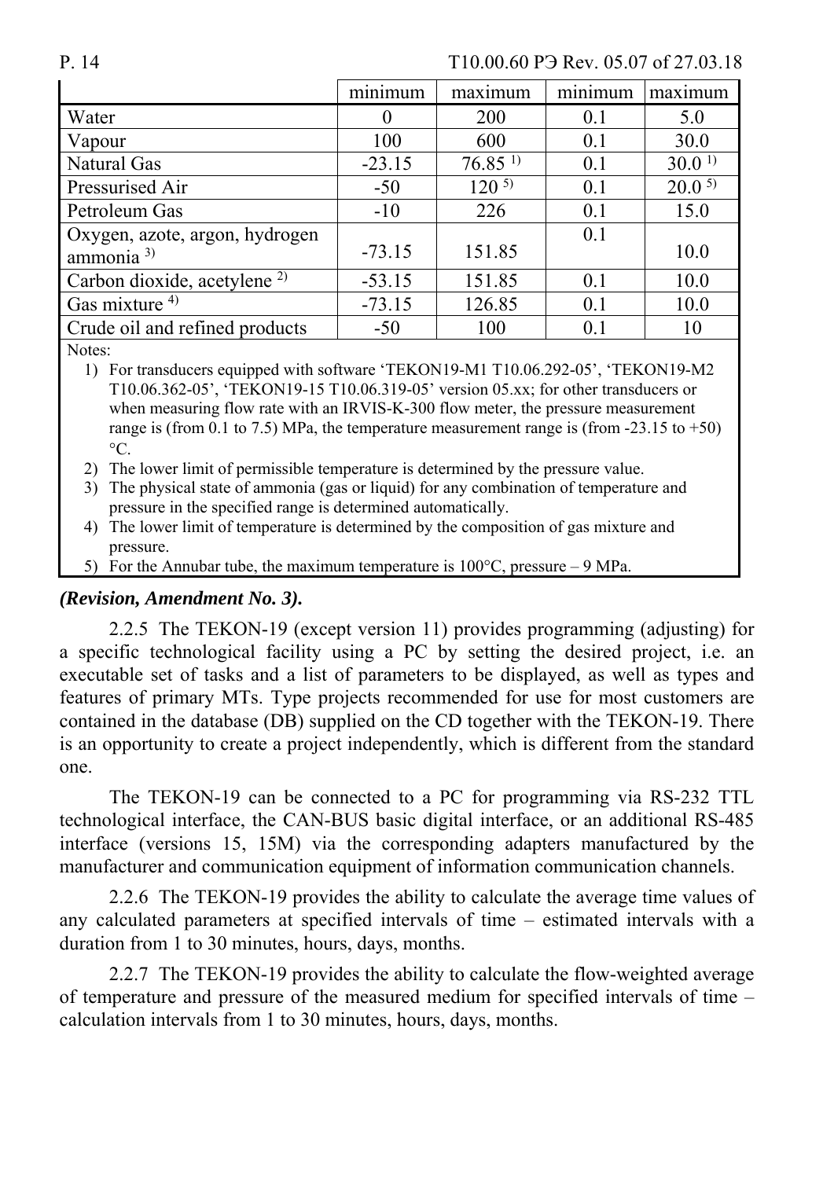| | minimum | maximum | minimum | maximum |
|---|---|---|---|---|
| Water | 0 | 200 | 0.1 | 5.0 |
| Vapour | 100 | 600 | 0.1 | 30.0 |
| Natural Gas | -23.15 | 76.85 [1] | 0.1 | 30.0 [1] |
| Pressurised Air | -50 | 120 [5] | 0.1 | 20.0 [5] |
| Petroleum Gas | -10 | 226 | 0.1 | 15.0 |
| Oxygen, azote, argon, hydrogen ammonia [3] | -73.15 | 151.85 | 0.1 | 10.0 |
| Carbon dioxide, acetylene [2] | -53.15 | 151.85 | 0.1 | 10.0 |
| Gas mixture [4] | -73.15 | 126.85 | 0.1 | 10.0 |
| Crude oil and refined products | -50 | 100 | 0.1 | 10 |

Notes:

1) For transducers equipped with software ‘TEKON19-M1 T10.06.292-05’, ‘TEKON19-M2 T10.06.362-05’, ‘TEKON19-15 T10.06.319-05’ version 05.xx; for other transducers or when measuring flow rate with an IRVIS-K-300 flow meter, the pressure measurement range is (from 0.1 to 7.5) MPa, the temperature measurement range is (from -23.15 to +50) °C.
2) The lower limit of permissible temperature is determined by the pressure value.
3) The physical state of ammonia (gas or liquid) for any combination of temperature and pressure in the specified range is determined automatically.
4) The lower limit of temperature is determined by the composition of gas mixture and pressure.
5) For the Annubar tube, the maximum temperature is 100°C, pressure – 9 MPa.

***(Revision, Amendment No. 3).***

2.2.5 The TEKON-19 (except version 11) provides programming (adjusting) for a specific technological facility using a PC by setting the desired project, i.e. an executable set of tasks and a list of parameters to be displayed, as well as types and features of primary MTs. Type projects recommended for use for most customers are contained in the database (DB) supplied on the CD together with the TEKON-19. There is an opportunity to create a project independently, which is different from the standard one.

The TEKON-19 can be connected to a PC for programming via RS-232 TTL technological interface, the CAN-BUS basic digital interface, or an additional RS-485 interface (versions 15, 15M) via the corresponding adapters manufactured by the manufacturer and communication equipment of information communication channels.

2.2.6 The TEKON-19 provides the ability to calculate the average time values of any calculated parameters at specified intervals of time – estimated intervals with a duration from 1 to 30 minutes, hours, days, months.

2.2.7 The TEKON-19 provides the ability to calculate the flow-weighted average of temperature and pressure of the measured medium for specified intervals of time – calculation intervals from 1 to 30 minutes, hours, days, months.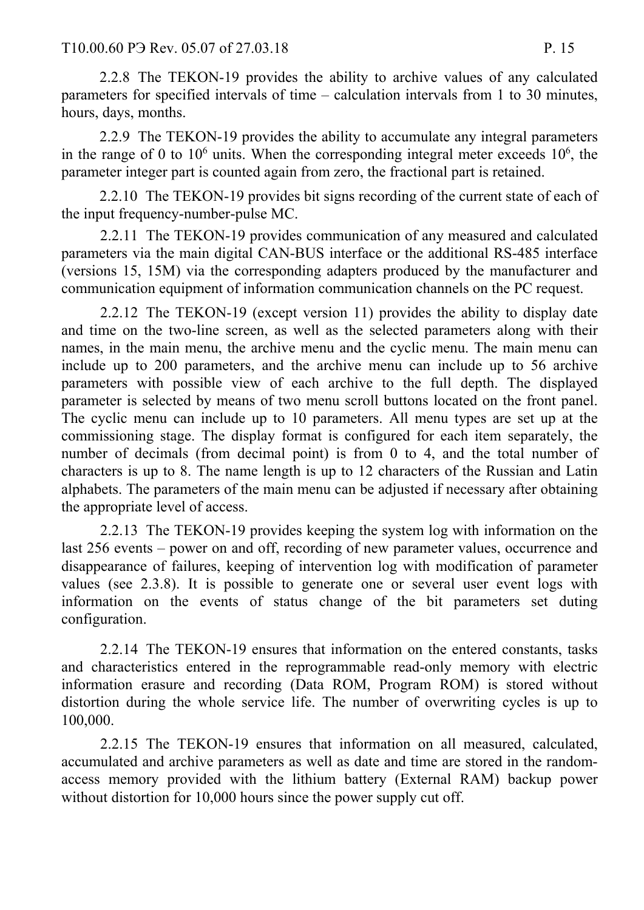2.2.8 The TEKON-19 provides the ability to archive values of any calculated parameters for specified intervals of time – calculation intervals from 1 to 30 minutes, hours, days, months.

2.2.9 The TEKON-19 provides the ability to accumulate any integral parameters in the range of 0 to $10^6$ units. When the corresponding integral meter exceeds $10^6$, the parameter integer part is counted again from zero, the fractional part is retained.

2.2.10 The TEKON-19 provides bit signs recording of the current state of each of the input frequency-number-pulse MC.

2.2.11 The TEKON-19 provides communication of any measured and calculated parameters via the main digital CAN-BUS interface or the additional RS-485 interface (versions 15, 15M) via the corresponding adapters produced by the manufacturer and communication equipment of information communication channels on the PC request.

2.2.12 The TEKON-19 (except version 11) provides the ability to display date and time on the two-line screen, as well as the selected parameters along with their names, in the main menu, the archive menu and the cyclic menu. The main menu can include up to 200 parameters, and the archive menu can include up to 56 archive parameters with possible view of each archive to the full depth. The displayed parameter is selected by means of two menu scroll buttons located on the front panel. The cyclic menu can include up to 10 parameters. All menu types are set up at the commissioning stage. The display format is configured for each item separately, the number of decimals (from decimal point) is from 0 to 4, and the total number of characters is up to 8. The name length is up to 12 characters of the Russian and Latin alphabets. The parameters of the main menu can be adjusted if necessary after obtaining the appropriate level of access.

2.2.13 The TEKON-19 provides keeping the system log with information on the last 256 events – power on and off, recording of new parameter values, occurrence and disappearance of failures, keeping of intervention log with modification of parameter values (see 2.3.8). It is possible to generate one or several user event logs with information on the events of status change of the bit parameters set duting configuration.

2.2.14 The TEKON-19 ensures that information on the entered constants, tasks and characteristics entered in the reprogrammable read-only memory with electric information erasure and recording (Data ROM, Program ROM) is stored without distortion during the whole service life. The number of overwriting cycles is up to 100,000.

2.2.15 The TEKON-19 ensures that information on all measured, calculated, accumulated and archive parameters as well as date and time are stored in the random-access memory provided with the lithium battery (External RAM) backup power without distortion for 10,000 hours since the power supply cut off.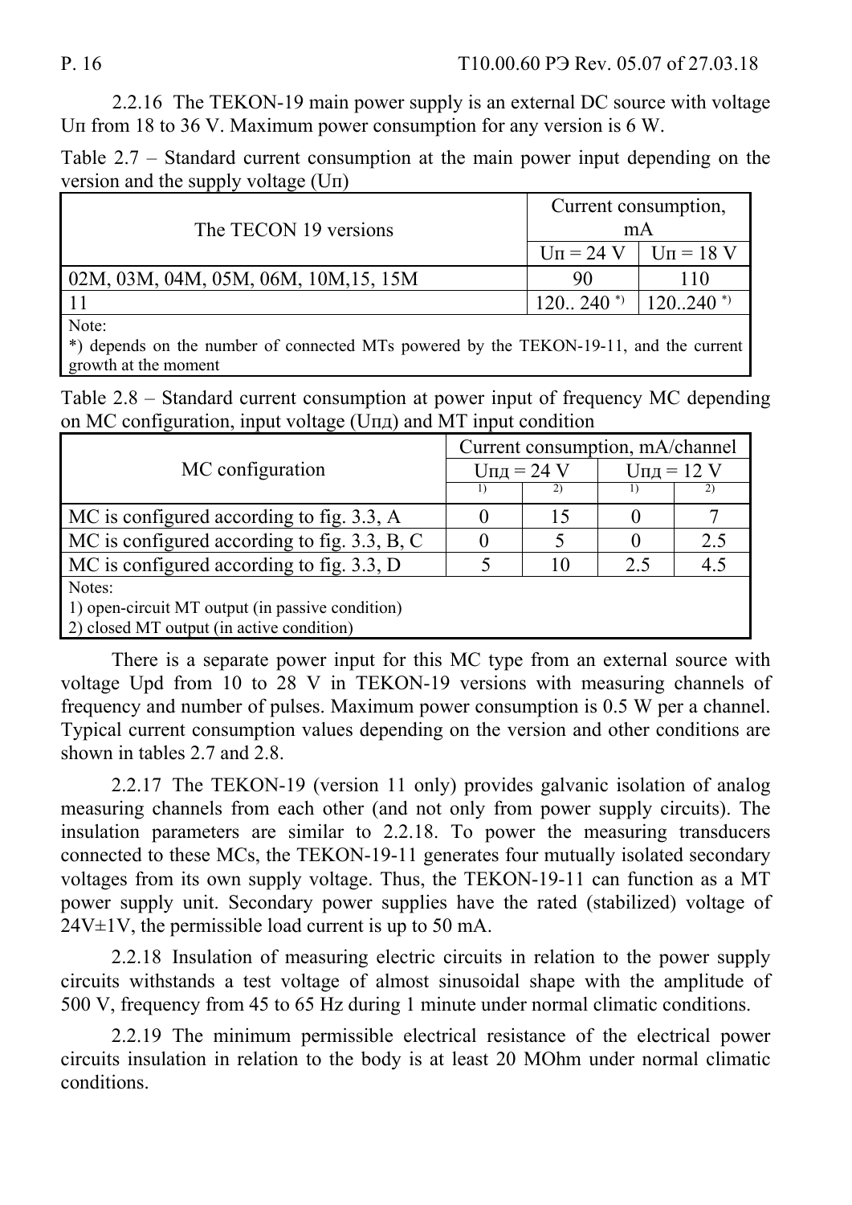2.2.16 The TEKON-19 main power supply is an external DC source with voltage Uп from 18 to 36 V. Maximum power consumption for any version is 6 W.

Table 2.7 – Standard current consumption at the main power input depending on the version and the supply voltage (Uп)

| The TECON 19 versions | Current consumption, mA | |
|---|---|---|
| | Uп = 24 V | Uп = 18 V |
| 02M, 03M, 04M, 05M, 06M, 10M,15, 15M | 90 | 110 |
| 11 | 120.. 240 *) | 120..240 *) |
| Note: *) depends on the number of connected MTs powered by the TEKON-19-11, and the current growth at the moment | | |

Table 2.8 – Standard current consumption at power input of frequency MC depending on MC configuration, input voltage (Uпд) and MT input condition

| MC configuration | Current consumption, mA/channel | | | |
|---|---|---|---|---|
| | Uпд = 24 V | | Uпд = 12 V | |
| | 1) | 2) | 1) | 2) |
| MC is configured according to fig. 3.3, A | 0 | 15 | 0 | 7 |
| MC is configured according to fig. 3.3, B, C | 0 | 5 | 0 | 2.5 |
| MC is configured according to fig. 3.3, D | 5 | 10 | 2.5 | 4.5 |
| Notes: 1) open-circuit MT output (in passive condition) 2) closed MT output (in active condition) | | | | |

There is a separate power input for this MC type from an external source with voltage Upd from 10 to 28 V in TEKON-19 versions with measuring channels of frequency and number of pulses. Maximum power consumption is 0.5 W per a channel. Typical current consumption values depending on the version and other conditions are shown in tables 2.7 and 2.8.

2.2.17 The TEKON-19 (version 11 only) provides galvanic isolation of analog measuring channels from each other (and not only from power supply circuits). The insulation parameters are similar to 2.2.18. To power the measuring transducers connected to these MCs, the TEKON-19-11 generates four mutually isolated secondary voltages from its own supply voltage. Thus, the TEKON-19-11 can function as a MT power supply unit. Secondary power supplies have the rated (stabilized) voltage of 24V±1V, the permissible load current is up to 50 mA.

2.2.18 Insulation of measuring electric circuits in relation to the power supply circuits withstands a test voltage of almost sinusoidal shape with the amplitude of 500 V, frequency from 45 to 65 Hz during 1 minute under normal climatic conditions.

2.2.19 The minimum permissible electrical resistance of the electrical power circuits insulation in relation to the body is at least 20 MOhm under normal climatic conditions.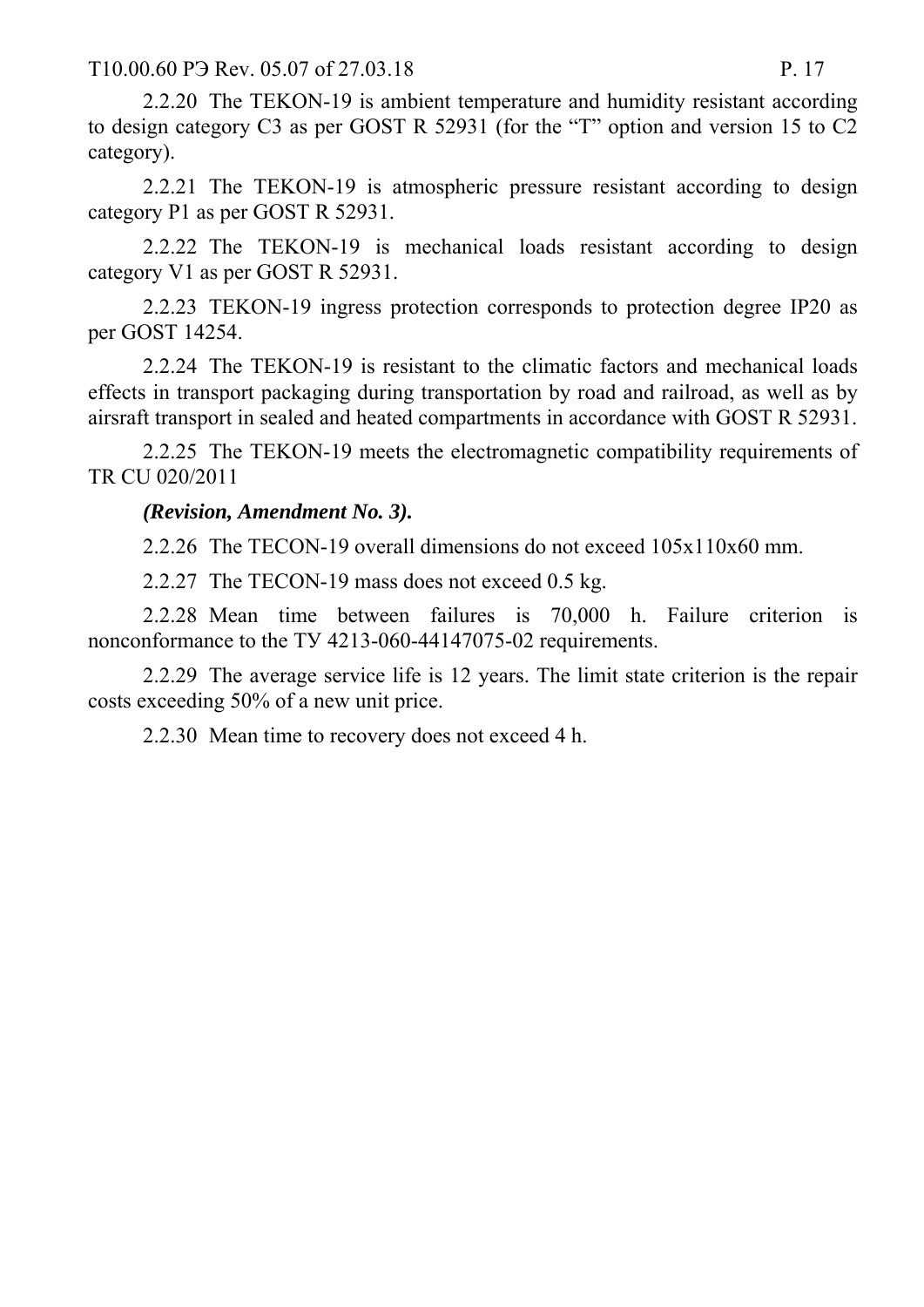2.2.20 The TEKON-19 is ambient temperature and humidity resistant according to design category C3 as per GOST R 52931 (for the "T" option and version 15 to C2 category).

2.2.21 The TEKON-19 is atmospheric pressure resistant according to design category P1 as per GOST R 52931.

2.2.22 The TEKON-19 is mechanical loads resistant according to design category V1 as per GOST R 52931.

2.2.23 TEKON-19 ingress protection corresponds to protection degree IP20 as per GOST 14254.

2.2.24 The TEKON-19 is resistant to the climatic factors and mechanical loads effects in transport packaging during transportation by road and railroad, as well as by airsraft transport in sealed and heated compartments in accordance with GOST R 52931.

2.2.25 The TEKON-19 meets the electromagnetic compatibility requirements of TR CU 020/2011

***(Revision, Amendment No. 3).***

2.2.26 The TECON-19 overall dimensions do not exceed 105x110x60 mm.

2.2.27 The TECON-19 mass does not exceed 0.5 kg.

2.2.28 Mean time between failures is 70,000 h. Failure criterion is nonconformance to the ТУ 4213-060-44147075-02 requirements.

2.2.29 The average service life is 12 years. The limit state criterion is the repair costs exceeding 50% of a new unit price.

2.2.30 Mean time to recovery does not exceed 4 h.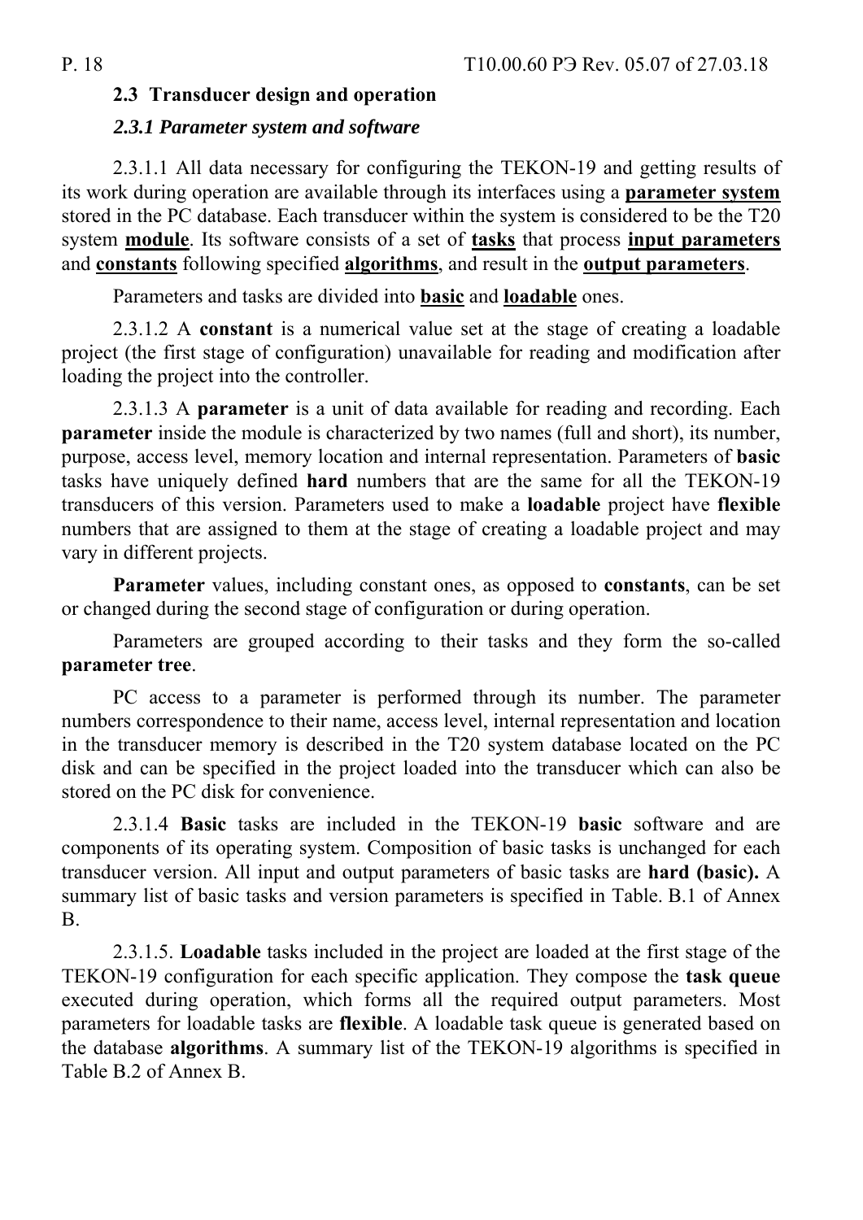## 2.3 Transducer design and operation

### *2.3.1 Parameter system and software*

2.3.1.1 All data necessary for configuring the TEKON-19 and getting results of its work during operation are available through its interfaces using a **parameter system** stored in the PC database. Each transducer within the system is considered to be the T20 system **module**. Its software consists of a set of **tasks** that process **input parameters** and **constants** following specified **algorithms**, and result in the **output parameters**.

Parameters and tasks are divided into **basic** and **loadable** ones.

2.3.1.2 A **constant** is a numerical value set at the stage of creating a loadable project (the first stage of configuration) unavailable for reading and modification after loading the project into the controller.

2.3.1.3 A **parameter** is a unit of data available for reading and recording. Each **parameter** inside the module is characterized by two names (full and short), its number, purpose, access level, memory location and internal representation. Parameters of **basic** tasks have uniquely defined **hard** numbers that are the same for all the TEKON-19 transducers of this version. Parameters used to make a **loadable** project have **flexible** numbers that are assigned to them at the stage of creating a loadable project and may vary in different projects.

**Parameter** values, including constant ones, as opposed to **constants**, can be set or changed during the second stage of configuration or during operation.

Parameters are grouped according to their tasks and they form the so-called **parameter tree**.

PC access to a parameter is performed through its number. The parameter numbers correspondence to their name, access level, internal representation and location in the transducer memory is described in the T20 system database located on the PC disk and can be specified in the project loaded into the transducer which can also be stored on the PC disk for convenience.

2.3.1.4 **Basic** tasks are included in the TEKON-19 **basic** software and are components of its operating system. Composition of basic tasks is unchanged for each transducer version. All input and output parameters of basic tasks are **hard (basic).** A summary list of basic tasks and version parameters is specified in Table. B.1 of Annex B.

2.3.1.5. **Loadable** tasks included in the project are loaded at the first stage of the TEKON-19 configuration for each specific application. They compose the **task queue** executed during operation, which forms all the required output parameters. Most parameters for loadable tasks are **flexible**. A loadable task queue is generated based on the database **algorithms**. A summary list of the TEKON-19 algorithms is specified in Table B.2 of Annex B.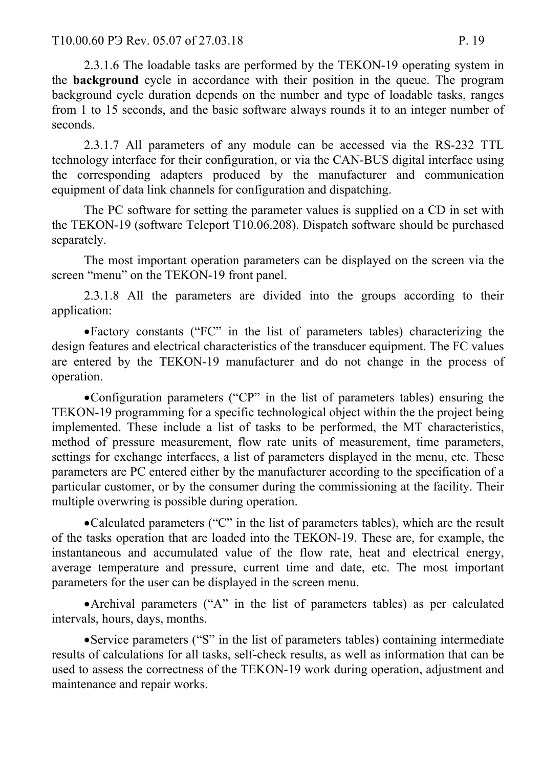2.3.1.6 The loadable tasks are performed by the TEKON-19 operating system in the **background** cycle in accordance with their position in the queue. The program background cycle duration depends on the number and type of loadable tasks, ranges from 1 to 15 seconds, and the basic software always rounds it to an integer number of seconds.

2.3.1.7 All parameters of any module can be accessed via the RS-232 TTL technology interface for their configuration, or via the CAN-BUS digital interface using the corresponding adapters produced by the manufacturer and communication equipment of data link channels for configuration and dispatching.

The PC software for setting the parameter values is supplied on a CD in set with the TEKON-19 (software Teleport T10.06.208). Dispatch software should be purchased separately.

The most important operation parameters can be displayed on the screen via the screen "menu" on the TEKON-19 front panel.

2.3.1.8 All the parameters are divided into the groups according to their application:

- Factory constants ("FC" in the list of parameters tables) characterizing the design features and electrical characteristics of the transducer equipment. The FC values are entered by the TEKON-19 manufacturer and do not change in the process of operation.

- Configuration parameters ("CP" in the list of parameters tables) ensuring the TEKON-19 programming for a specific technological object within the the project being implemented. These include a list of tasks to be performed, the MT characteristics, method of pressure measurement, flow rate units of measurement, time parameters, settings for exchange interfaces, a list of parameters displayed in the menu, etc. These parameters are PC entered either by the manufacturer according to the specification of a particular customer, or by the consumer during the commissioning at the facility. Their multiple overwring is possible during operation.

- Calculated parameters ("C" in the list of parameters tables), which are the result of the tasks operation that are loaded into the TEKON-19. These are, for example, the instantaneous and accumulated value of the flow rate, heat and electrical energy, average temperature and pressure, current time and date, etc. The most important parameters for the user can be displayed in the screen menu.

- Archival parameters ("A" in the list of parameters tables) as per calculated intervals, hours, days, months.

- Service parameters ("S" in the list of parameters tables) containing intermediate results of calculations for all tasks, self-check results, as well as information that can be used to assess the correctness of the TEKON-19 work during operation, adjustment and maintenance and repair works.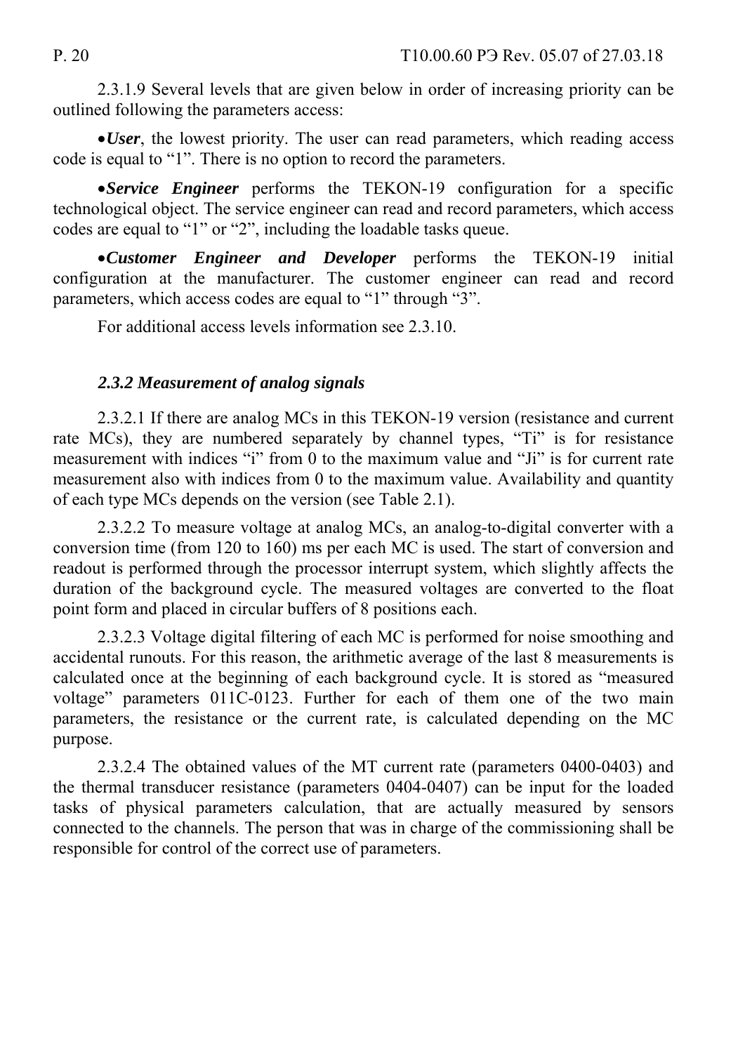2.3.1.9 Several levels that are given below in order of increasing priority can be outlined following the parameters access:

- ***User***, the lowest priority. The user can read parameters, which reading access code is equal to "1". There is no option to record the parameters.

- ***Service Engineer*** performs the TEKON-19 configuration for a specific technological object. The service engineer can read and record parameters, which access codes are equal to "1" or "2", including the loadable tasks queue.

- ***Customer Engineer and Developer*** performs the TEKON-19 initial configuration at the manufacturer. The customer engineer can read and record parameters, which access codes are equal to "1" through "3".

For additional access levels information see 2.3.10.

### *2.3.2 Measurement of analog signals*

2.3.2.1 If there are analog MCs in this TEKON-19 version (resistance and current rate MCs), they are numbered separately by channel types, "Ti" is for resistance measurement with indices "i" from 0 to the maximum value and "Ji" is for current rate measurement also with indices from 0 to the maximum value. Availability and quantity of each type MCs depends on the version (see Table 2.1).

2.3.2.2 To measure voltage at analog MCs, an analog-to-digital converter with a conversion time (from 120 to 160) ms per each MC is used. The start of conversion and readout is performed through the processor interrupt system, which slightly affects the duration of the background cycle. The measured voltages are converted to the float point form and placed in circular buffers of 8 positions each.

2.3.2.3 Voltage digital filtering of each MC is performed for noise smoothing and accidental runouts. For this reason, the arithmetic average of the last 8 measurements is calculated once at the beginning of each background cycle. It is stored as "measured voltage" parameters 011C-0123. Further for each of them one of the two main parameters, the resistance or the current rate, is calculated depending on the MC purpose.

2.3.2.4 The obtained values of the MT current rate (parameters 0400-0403) and the thermal transducer resistance (parameters 0404-0407) can be input for the loaded tasks of physical parameters calculation, that are actually measured by sensors connected to the channels. The person that was in charge of the commissioning shall be responsible for control of the correct use of parameters.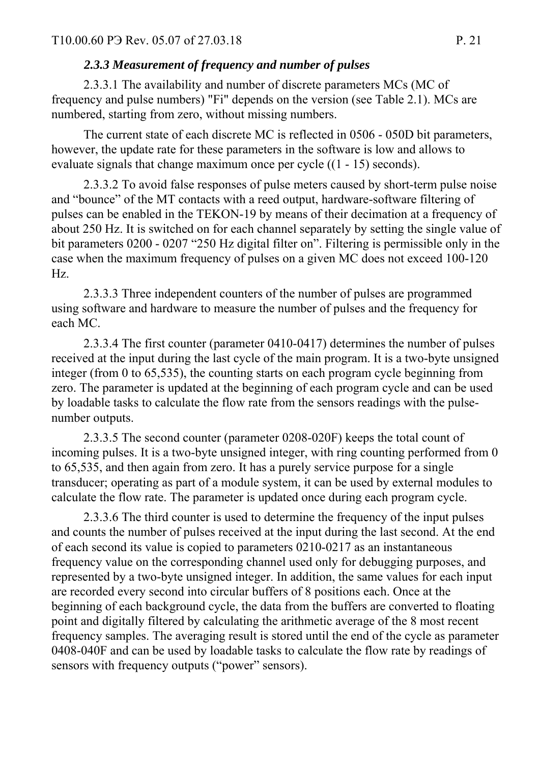### *2.3.3 Measurement of frequency and number of pulses*

2.3.3.1 The availability and number of discrete parameters MCs (MC of frequency and pulse numbers) "Fi" depends on the version (see Table 2.1). MCs are numbered, starting from zero, without missing numbers.

The current state of each discrete MC is reflected in 0506 - 050D bit parameters, however, the update rate for these parameters in the software is low and allows to evaluate signals that change maximum once per cycle ((1 - 15) seconds).

2.3.3.2 To avoid false responses of pulse meters caused by short-term pulse noise and "bounce" of the MT contacts with a reed output, hardware-software filtering of pulses can be enabled in the TEKON-19 by means of their decimation at a frequency of about 250 Hz. It is switched on for each channel separately by setting the single value of bit parameters 0200 - 0207 "250 Hz digital filter on". Filtering is permissible only in the case when the maximum frequency of pulses on a given MC does not exceed 100-120 Hz.

2.3.3.3 Three independent counters of the number of pulses are programmed using software and hardware to measure the number of pulses and the frequency for each MC.

2.3.3.4 The first counter (parameter 0410-0417) determines the number of pulses received at the input during the last cycle of the main program. It is a two-byte unsigned integer (from 0 to 65,535), the counting starts on each program cycle beginning from zero. The parameter is updated at the beginning of each program cycle and can be used by loadable tasks to calculate the flow rate from the sensors readings with the pulse-number outputs.

2.3.3.5 The second counter (parameter 0208-020F) keeps the total count of incoming pulses. It is a two-byte unsigned integer, with ring counting performed from 0 to 65,535, and then again from zero. It has a purely service purpose for a single transducer; operating as part of a module system, it can be used by external modules to calculate the flow rate. The parameter is updated once during each program cycle.

2.3.3.6 The third counter is used to determine the frequency of the input pulses and counts the number of pulses received at the input during the last second. At the end of each second its value is copied to parameters 0210-0217 as an instantaneous frequency value on the corresponding channel used only for debugging purposes, and represented by a two-byte unsigned integer. In addition, the same values for each input are recorded every second into circular buffers of 8 positions each. Once at the beginning of each background cycle, the data from the buffers are converted to floating point and digitally filtered by calculating the arithmetic average of the 8 most recent frequency samples. The averaging result is stored until the end of the cycle as parameter 0408-040F and can be used by loadable tasks to calculate the flow rate by readings of sensors with frequency outputs ("power" sensors).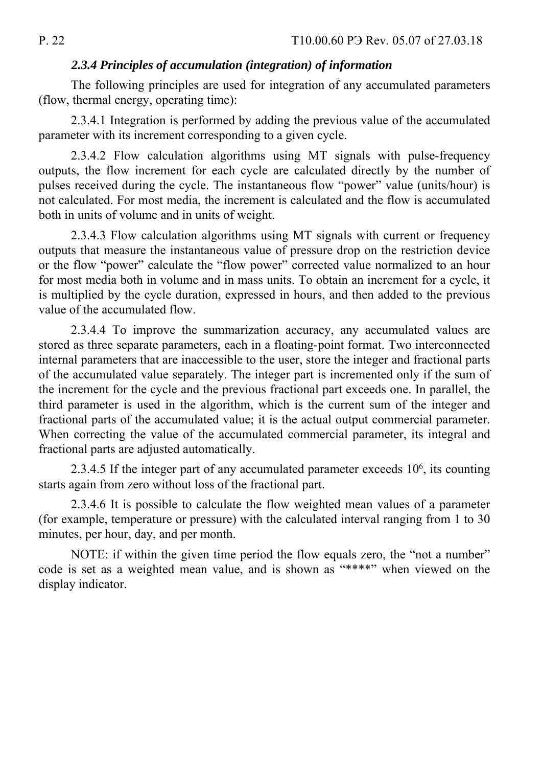### *2.3.4 Principles of accumulation (integration) of information*

The following principles are used for integration of any accumulated parameters (flow, thermal energy, operating time):

2.3.4.1 Integration is performed by adding the previous value of the accumulated parameter with its increment corresponding to a given cycle.

2.3.4.2 Flow calculation algorithms using MT signals with pulse-frequency outputs, the flow increment for each cycle are calculated directly by the number of pulses received during the cycle. The instantaneous flow “power” value (units/hour) is not calculated. For most media, the increment is calculated and the flow is accumulated both in units of volume and in units of weight.

2.3.4.3 Flow calculation algorithms using MT signals with current or frequency outputs that measure the instantaneous value of pressure drop on the restriction device or the flow “power” calculate the “flow power” corrected value normalized to an hour for most media both in volume and in mass units. To obtain an increment for a cycle, it is multiplied by the cycle duration, expressed in hours, and then added to the previous value of the accumulated flow.

2.3.4.4 To improve the summarization accuracy, any accumulated values are stored as three separate parameters, each in a floating-point format. Two interconnected internal parameters that are inaccessible to the user, store the integer and fractional parts of the accumulated value separately. The integer part is incremented only if the sum of the increment for the cycle and the previous fractional part exceeds one. In parallel, the third parameter is used in the algorithm, which is the current sum of the integer and fractional parts of the accumulated value; it is the actual output commercial parameter. When correcting the value of the accumulated commercial parameter, its integral and fractional parts are adjusted automatically.

2.3.4.5 If the integer part of any accumulated parameter exceeds $10^6$, its counting starts again from zero without loss of the fractional part.

2.3.4.6 It is possible to calculate the flow weighted mean values of a parameter (for example, temperature or pressure) with the calculated interval ranging from 1 to 30 minutes, per hour, day, and per month.

NOTE: if within the given time period the flow equals zero, the “not a number” code is set as a weighted mean value, and is shown as “****” when viewed on the display indicator.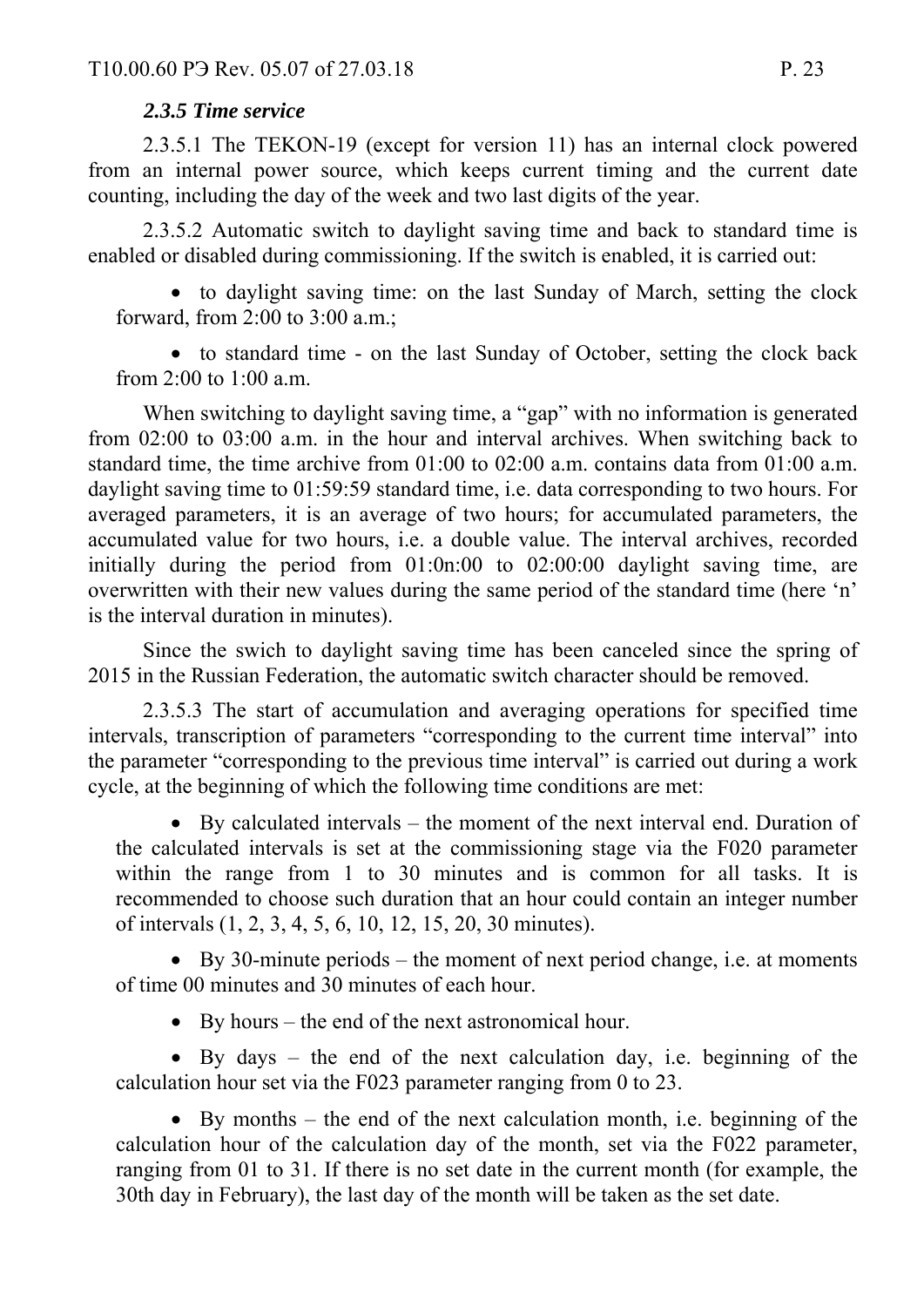### *2.3.5 Time service*

2.3.5.1 The TEKON-19 (except for version 11) has an internal clock powered from an internal power source, which keeps current timing and the current date counting, including the day of the week and two last digits of the year.

2.3.5.2 Automatic switch to daylight saving time and back to standard time is enabled or disabled during commissioning. If the switch is enabled, it is carried out:

- to daylight saving time: on the last Sunday of March, setting the clock forward, from 2:00 to 3:00 a.m.;
- to standard time - on the last Sunday of October, setting the clock back from 2:00 to 1:00 a.m.

When switching to daylight saving time, a “gap” with no information is generated from 02:00 to 03:00 a.m. in the hour and interval archives. When switching back to standard time, the time archive from 01:00 to 02:00 a.m. contains data from 01:00 a.m. daylight saving time to 01:59:59 standard time, i.e. data corresponding to two hours. For averaged parameters, it is an average of two hours; for accumulated parameters, the accumulated value for two hours, i.e. a double value. The interval archives, recorded initially during the period from 01:0n:00 to 02:00:00 daylight saving time, are overwritten with their new values during the same period of the standard time (here ‘n’ is the interval duration in minutes).

Since the swich to daylight saving time has been canceled since the spring of 2015 in the Russian Federation, the automatic switch character should be removed.

2.3.5.3 The start of accumulation and averaging operations for specified time intervals, transcription of parameters “corresponding to the current time interval” into the parameter “corresponding to the previous time interval” is carried out during a work cycle, at the beginning of which the following time conditions are met:

- By calculated intervals – the moment of the next interval end. Duration of the calculated intervals is set at the commissioning stage via the F020 parameter within the range from 1 to 30 minutes and is common for all tasks. It is recommended to choose such duration that an hour could contain an integer number of intervals (1, 2, 3, 4, 5, 6, 10, 12, 15, 20, 30 minutes).
- By 30-minute periods – the moment of next period change, i.e. at moments of time 00 minutes and 30 minutes of each hour.
- By hours – the end of the next astronomical hour.
- By days – the end of the next calculation day, i.e. beginning of the calculation hour set via the F023 parameter ranging from 0 to 23.
- By months – the end of the next calculation month, i.e. beginning of the calculation hour of the calculation day of the month, set via the F022 parameter, ranging from 01 to 31. If there is no set date in the current month (for example, the 30th day in February), the last day of the month will be taken as the set date.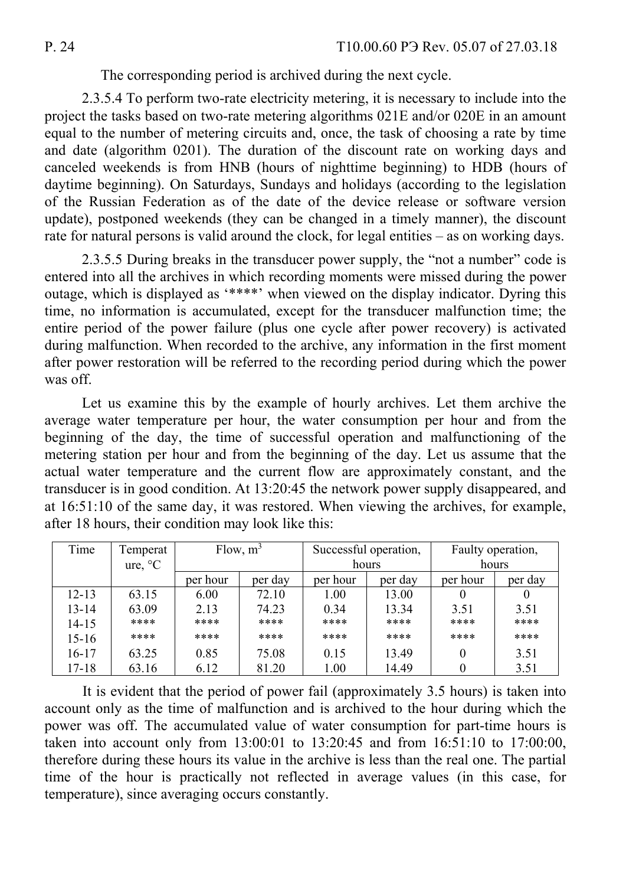The corresponding period is archived during the next cycle.

2.3.5.4 To perform two-rate electricity metering, it is necessary to include into the project the tasks based on two-rate metering algorithms 021E and/or 020E in an amount equal to the number of metering circuits and, once, the task of choosing a rate by time and date (algorithm 0201). The duration of the discount rate on working days and canceled weekends is from HNB (hours of nighttime beginning) to HDB (hours of daytime beginning). On Saturdays, Sundays and holidays (according to the legislation of the Russian Federation as of the date of the device release or software version update), postponed weekends (they can be changed in a timely manner), the discount rate for natural persons is valid around the clock, for legal entities – as on working days.

2.3.5.5 During breaks in the transducer power supply, the "not a number" code is entered into all the archives in which recording moments were missed during the power outage, which is displayed as '****' when viewed on the display indicator. Dyring this time, no information is accumulated, except for the transducer malfunction time; the entire period of the power failure (plus one cycle after power recovery) is activated during malfunction. When recorded to the archive, any information in the first moment after power restoration will be referred to the recording period during which the power was off.

Let us examine this by the example of hourly archives. Let them archive the average water temperature per hour, the water consumption per hour and from the beginning of the day, the time of successful operation and malfunctioning of the metering station per hour and from the beginning of the day. Let us assume that the actual water temperature and the current flow are approximately constant, and the transducer is in good condition. At 13:20:45 the network power supply disappeared, and at 16:51:10 of the same day, it was restored. When viewing the archives, for example, after 18 hours, their condition may look like this:

| Time | Temperature, °C | Flow, $m^3$ | | Successful operation, hours | | Faulty operation, hours | |
|---|---|---|---|---|---|---|---|
| | | per hour | per day | per hour | per day | per hour | per day |
| 12-13 | 63.15 | 6.00 | 72.10 | 1.00 | 13.00 | 0 | 0 |
| 13-14 | 63.09 | 2.13 | 74.23 | 0.34 | 13.34 | 3.51 | 3.51 |
| 14-15 | **** | **** | **** | **** | **** | **** | **** |
| 15-16 | **** | **** | **** | **** | **** | **** | **** |
| 16-17 | 63.25 | 0.85 | 75.08 | 0.15 | 13.49 | 0 | 3.51 |
| 17-18 | 63.16 | 6.12 | 81.20 | 1.00 | 14.49 | 0 | 3.51 |

It is evident that the period of power fail (approximately 3.5 hours) is taken into account only as the time of malfunction and is archived to the hour during which the power was off. The accumulated value of water consumption for part-time hours is taken into account only from 13:00:01 to 13:20:45 and from 16:51:10 to 17:00:00, therefore during these hours its value in the archive is less than the real one. The partial time of the hour is practically not reflected in average values (in this case, for temperature), since averaging occurs constantly.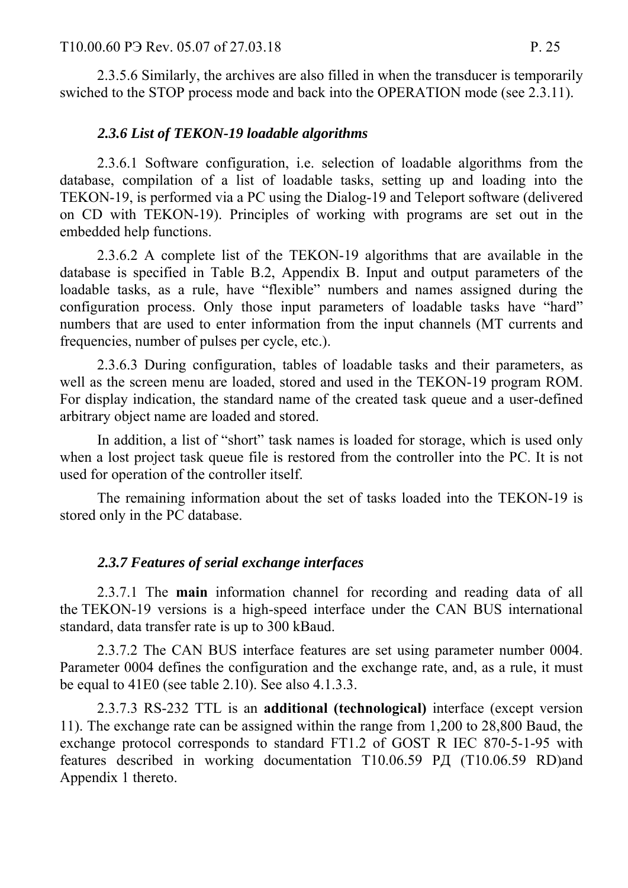2.3.5.6 Similarly, the archives are also filled in when the transducer is temporarily swiched to the STOP process mode and back into the OPERATION mode (see 2.3.11).

### *2.3.6 List of TEKON-19 loadable algorithms*

2.3.6.1 Software configuration, i.e. selection of loadable algorithms from the database, compilation of a list of loadable tasks, setting up and loading into the TEKON-19, is performed via a PC using the Dialog-19 and Teleport software (delivered on CD with TEKON-19). Principles of working with programs are set out in the embedded help functions.

2.3.6.2 A complete list of the TEKON-19 algorithms that are available in the database is specified in Table B.2, Appendix B. Input and output parameters of the loadable tasks, as a rule, have "flexible" numbers and names assigned during the configuration process. Only those input parameters of loadable tasks have "hard" numbers that are used to enter information from the input channels (MT currents and frequencies, number of pulses per cycle, etc.).

2.3.6.3 During configuration, tables of loadable tasks and their parameters, as well as the screen menu are loaded, stored and used in the TEKON-19 program ROM. For display indication, the standard name of the created task queue and a user-defined arbitrary object name are loaded and stored.

In addition, a list of "short" task names is loaded for storage, which is used only when a lost project task queue file is restored from the controller into the PC. It is not used for operation of the controller itself.

The remaining information about the set of tasks loaded into the TEKON-19 is stored only in the PC database.

### *2.3.7 Features of serial exchange interfaces*

2.3.7.1 The **main** information channel for recording and reading data of all the TEKON-19 versions is a high-speed interface under the CAN BUS international standard, data transfer rate is up to 300 kBaud.

2.3.7.2 The CAN BUS interface features are set using parameter number 0004. Parameter 0004 defines the configuration and the exchange rate, and, as a rule, it must be equal to 41E0 (see table 2.10). See also 4.1.3.3.

2.3.7.3 RS-232 TTL is an **additional (technological)** interface (except version 11). The exchange rate can be assigned within the range from 1,200 to 28,800 Baud, the exchange protocol corresponds to standard FT1.2 of GOST R IEC 870-5-1-95 with features described in working documentation Т10.06.59 РД (T10.06.59 RD)and Appendix 1 thereto.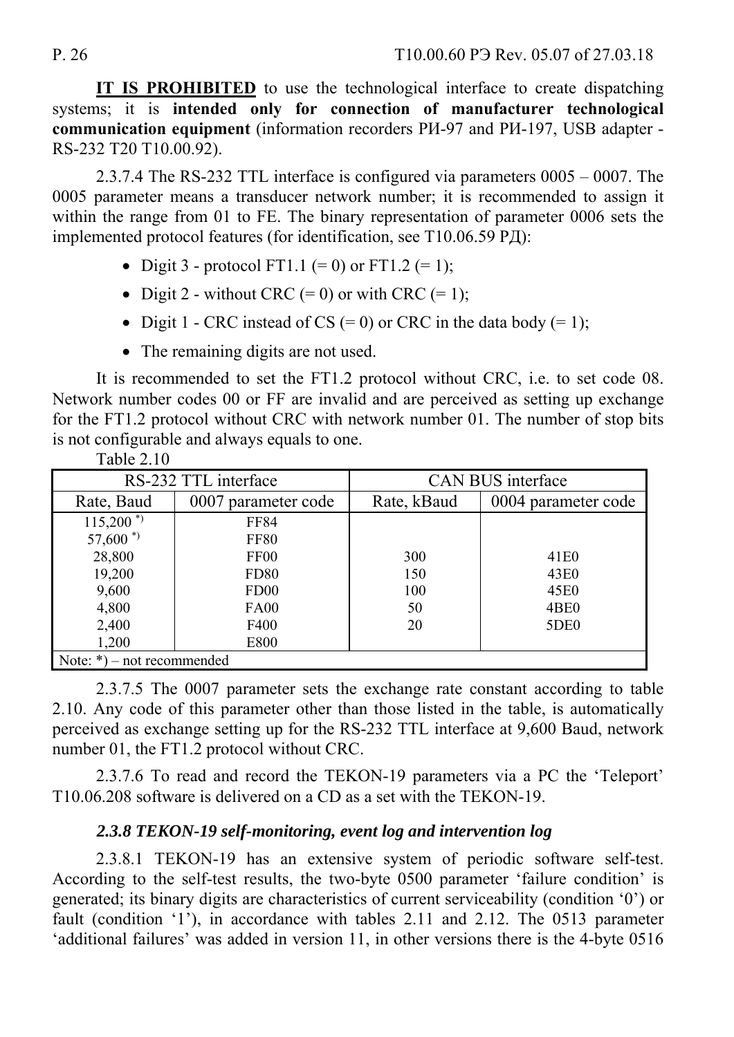**IT IS PROHIBITED** to use the technological interface to create dispatching systems; it is **intended only for connection of manufacturer technological communication equipment** (information recorders РИ-97 and РИ-197, USB adapter - RS-232 T20 T10.00.92).

2.3.7.4 The RS-232 TTL interface is configured via parameters 0005 – 0007. The 0005 parameter means a transducer network number; it is recommended to assign it within the range from 01 to FE. The binary representation of parameter 0006 sets the implemented protocol features (for identification, see T10.06.59 РД):

- Digit 3 - protocol FT1.1 (= 0) or FT1.2 (= 1);
- Digit 2 - without CRC (= 0) or with CRC (= 1);
- Digit 1 - CRC instead of CS (= 0) or CRC in the data body (= 1);
- The remaining digits are not used.

It is recommended to set the FT1.2 protocol without CRC, i.e. to set code 08. Network number codes 00 or FF are invalid and are perceived as setting up exchange for the FT1.2 protocol without CRC with network number 01. The number of stop bits is not configurable and always equals to one.

Table 2.10

| RS-232 TTL interface | | CAN BUS interface | |
|---|---|---|---|
| Rate, Baud | 0007 parameter code | Rate, kBaud | 0004 parameter code |
| 115,200 *) | FF84 | | |
| 57,600 *) | FF80 | | |
| 28,800 | FF00 | 300 | 41E0 |
| 19,200 | FD80 | 150 | 43E0 |
| 9,600 | FD00 | 100 | 45E0 |
| 4,800 | FA00 | 50 | 4BE0 |
| 2,400 | F400 | 20 | 5DE0 |
| 1,200 | E800 | | |
| Note: *) – not recommended | | | |

2.3.7.5 The 0007 parameter sets the exchange rate constant according to table 2.10. Any code of this parameter other than those listed in the table, is automatically perceived as exchange setting up for the RS-232 TTL interface at 9,600 Baud, network number 01, the FT1.2 protocol without CRC.

2.3.7.6 To read and record the TEKON-19 parameters via a PC the ‘Teleport’ T10.06.208 software is delivered on a CD as a set with the TEKON-19.

### *2.3.8 TEKON-19 self-monitoring, event log and intervention log*

2.3.8.1 TEKON-19 has an extensive system of periodic software self-test. According to the self-test results, the two-byte 0500 parameter ‘failure condition’ is generated; its binary digits are characteristics of current serviceability (condition ‘0’) or fault (condition ‘1’), in accordance with tables 2.11 and 2.12. The 0513 parameter ‘additional failures’ was added in version 11, in other versions there is the 4-byte 0516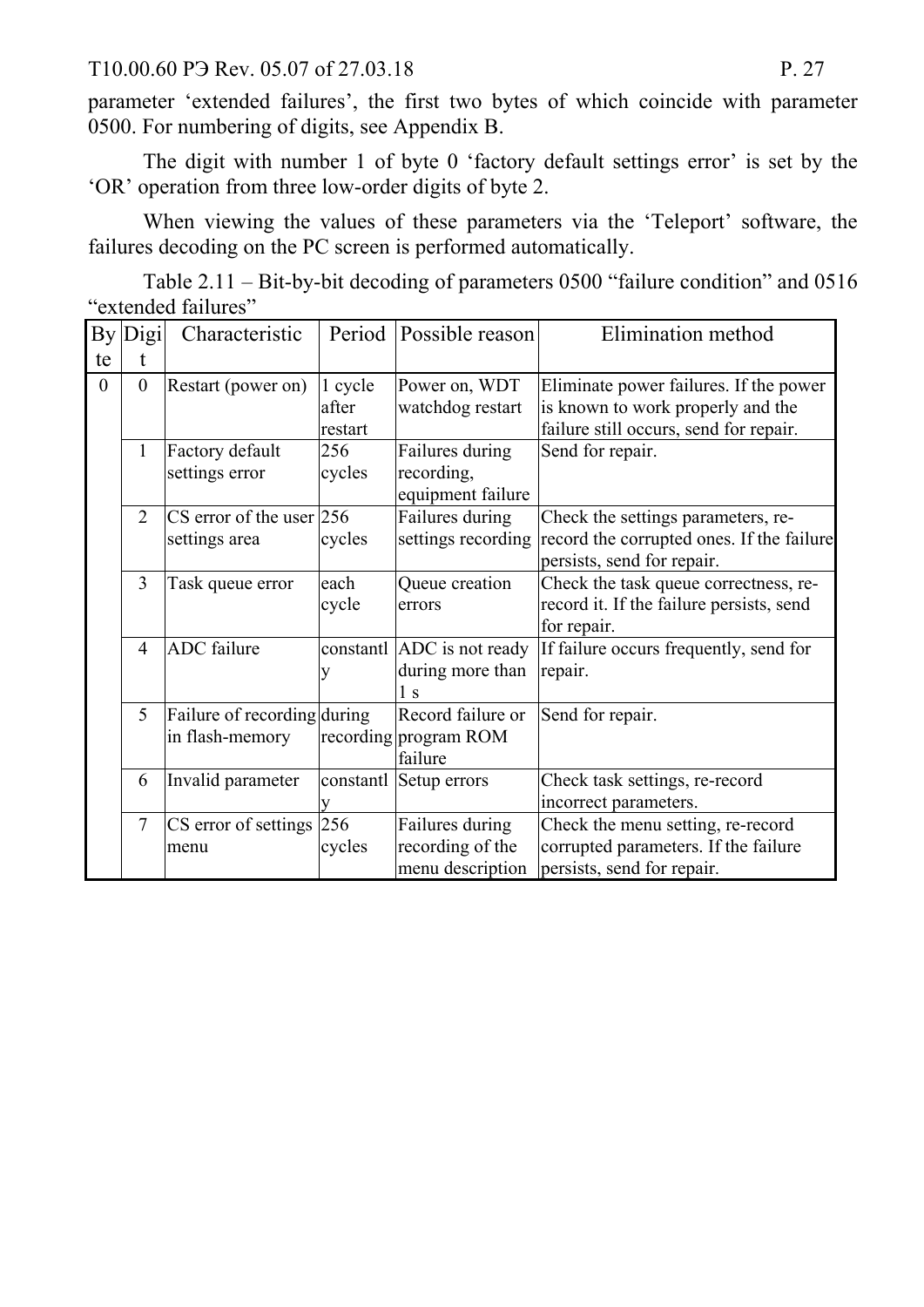parameter 'extended failures', the first two bytes of which coincide with parameter 0500. For numbering of digits, see Appendix B.

The digit with number 1 of byte 0 'factory default settings error' is set by the 'OR' operation from three low-order digits of byte 2.

When viewing the values of these parameters via the 'Teleport' software, the failures decoding on the PC screen is performed automatically.

Table 2.11 – Bit-by-bit decoding of parameters 0500 "failure condition" and 0516 "extended failures"

| Byte | Digit | Characteristic | Period | Possible reason | Elimination method |
|---|---|---|---|---|---|
| 0 | 0 | Restart (power on) | 1 cycle after restart | Power on, WDT watchdog restart | Eliminate power failures. If the power is known to work properly and the failure still occurs, send for repair. |
| | 1 | Factory default settings error | 256 cycles | Failures during recording, equipment failure | Send for repair. |
| | 2 | CS error of the user settings area | 256 cycles | Failures during settings recording | Check the settings parameters, re-record the corrupted ones. If the failure persists, send for repair. |
| | 3 | Task queue error | each cycle | Queue creation errors | Check the task queue correctness, re-record it. If the failure persists, send for repair. |
| | 4 | ADC failure | constantly | ADC is not ready during more than 1 s | If failure occurs frequently, send for repair. |
| | 5 | Failure of recording in flash-memory | during recording | Record failure or program ROM failure | Send for repair. |
| | 6 | Invalid parameter | constantly | Setup errors | Check task settings, re-record incorrect parameters. |
| | 7 | CS error of settings menu | 256 cycles | Failures during recording of the menu description | Check the menu setting, re-record corrupted parameters. If the failure persists, send for repair. |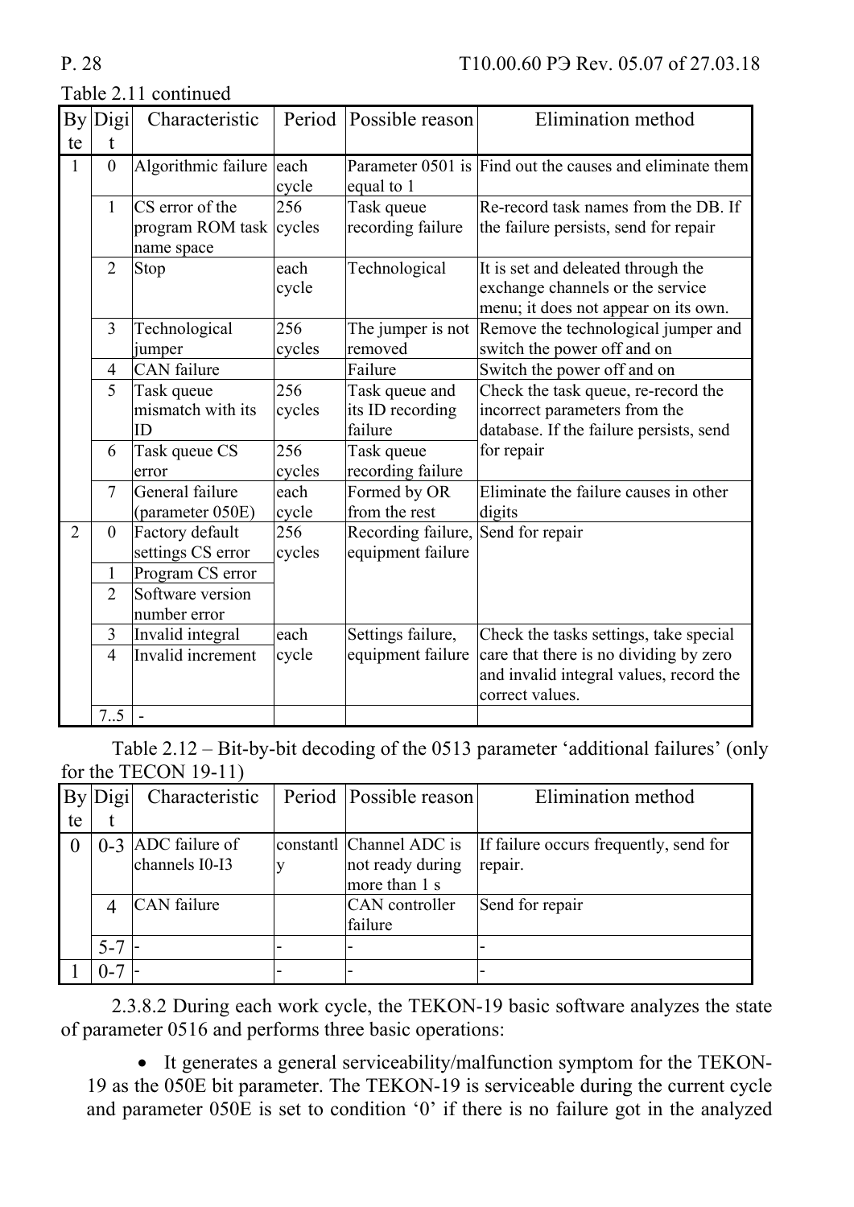Table 2.11 continued

| Byte | Digit | Characteristic | Period | Possible reason | Elimination method |
|---|---|---|---|---|---|
| 1 | 0 | Algorithmic failure | each cycle | Parameter 0501 is equal to 1 | Find out the causes and eliminate them |
| | 1 | CS error of the program ROM task name space | 256 cycles | Task queue recording failure | Re-record task names from the DB. If the failure persists, send for repair |
| | 2 | Stop | each cycle | Technological | It is set and deleated through the exchange channels or the service menu; it does not appear on its own. |
| | 3 | Technological jumper | 256 cycles | The jumper is not removed | Remove the technological jumper and switch the power off and on |
| | 4 | CAN failure | | Failure | Switch the power off and on |
| | 5 | Task queue mismatch with its ID | 256 cycles | Task queue and its ID recording failure | Check the task queue, re-record the incorrect parameters from the database. If the failure persists, send for repair |
| | 6 | Task queue CS error | 256 cycles | Task queue recording failure | |
| | 7 | General failure (parameter 050E) | each cycle | Formed by OR from the rest | Eliminate the failure causes in other digits |
| 2 | 0 | Factory default settings CS error | 256 cycles | Recording failure, equipment failure | Send for repair |
| | 1 | Program CS error | | | |
| | 2 | Software version number error | | | |
| | 3 | Invalid integral | each cycle | Settings failure, equipment failure | Check the tasks settings, take special care that there is no dividing by zero and invalid integral values, record the correct values. |
| | 4 | Invalid increment | | | |
| | 7..5 | - | | | |

Table 2.12 – Bit-by-bit decoding of the 0513 parameter ‘additional failures’ (only for the TECON 19-11)

| Byte | Digit | Characteristic | Period | Possible reason | Elimination method |
|---|---|---|---|---|---|
| 0 | 0-3 | ADC failure of channels I0-I3 | constantly | Channel ADC is not ready during more than 1 s | If failure occurs frequently, send for repair. |
| | 4 | CAN failure | | CAN controller failure | Send for repair |
| | 5-7 | - | - | - | - |
| 1 | 0-7 | - | - | - | - |

2.3.8.2 During each work cycle, the TEKON-19 basic software analyzes the state of parameter 0516 and performs three basic operations:

- It generates a general serviceability/malfunction symptom for the TEKON-19 as the 050E bit parameter. The TEKON-19 is serviceable during the current cycle and parameter 050E is set to condition ‘0’ if there is no failure got in the analyzed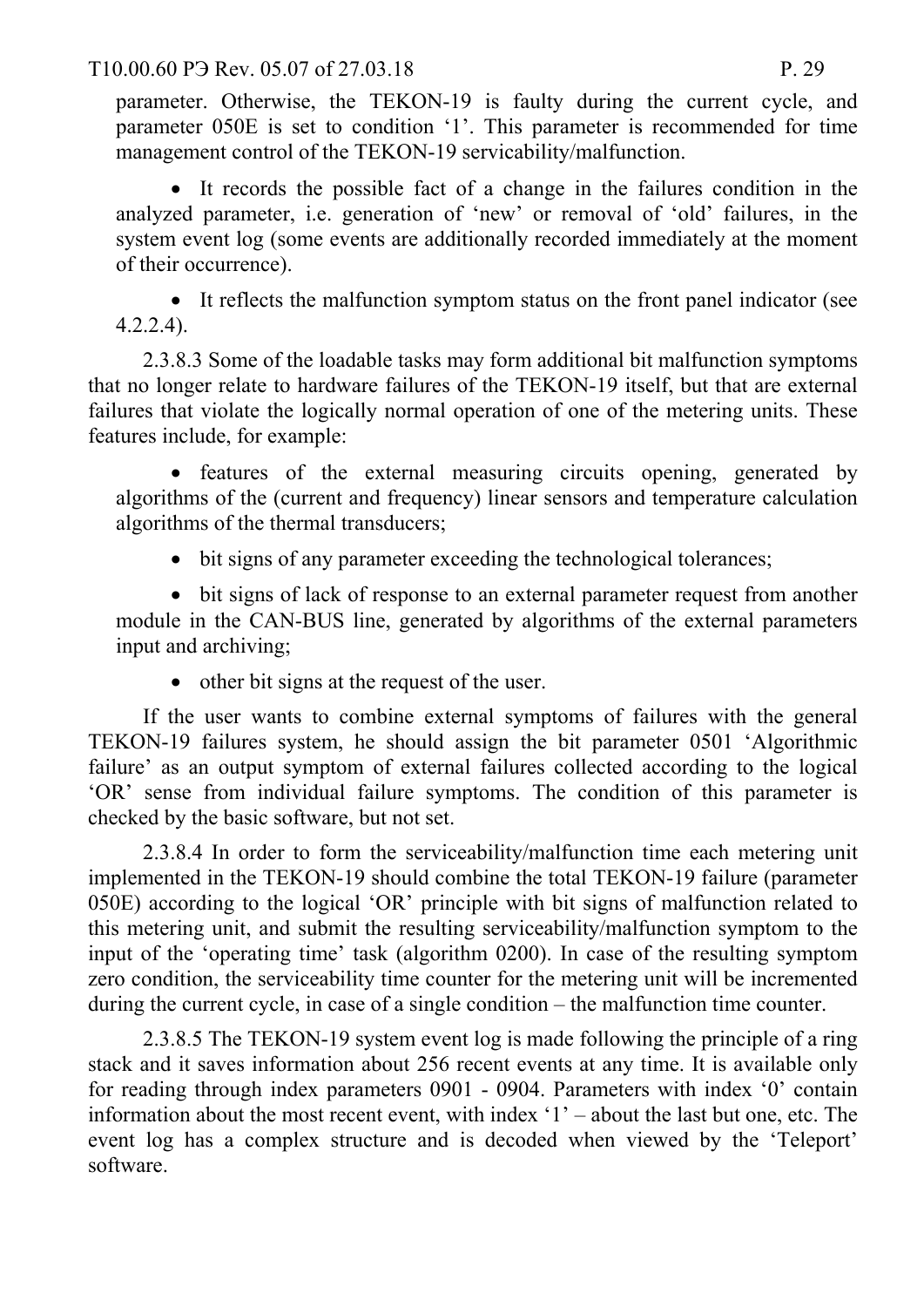parameter. Otherwise, the TEKON-19 is faulty during the current cycle, and parameter 050E is set to condition ‘1’. This parameter is recommended for time management control of the TEKON-19 servicability/malfunction.

- It records the possible fact of a change in the failures condition in the analyzed parameter, i.e. generation of ‘new’ or removal of ‘old’ failures, in the system event log (some events are additionally recorded immediately at the moment of their occurrence).
- It reflects the malfunction symptom status on the front panel indicator (see 4.2.2.4).

2.3.8.3 Some of the loadable tasks may form additional bit malfunction symptoms that no longer relate to hardware failures of the TEKON-19 itself, but that are external failures that violate the logically normal operation of one of the metering units. These features include, for example:

- features of the external measuring circuits opening, generated by algorithms of the (current and frequency) linear sensors and temperature calculation algorithms of the thermal transducers;
- bit signs of any parameter exceeding the technological tolerances;
- bit signs of lack of response to an external parameter request from another module in the CAN-BUS line, generated by algorithms of the external parameters input and archiving;
- other bit signs at the request of the user.

If the user wants to combine external symptoms of failures with the general TEKON-19 failures system, he should assign the bit parameter 0501 ‘Algorithmic failure’ as an output symptom of external failures collected according to the logical ‘OR’ sense from individual failure symptoms. The condition of this parameter is checked by the basic software, but not set.

2.3.8.4 In order to form the serviceability/malfunction time each metering unit implemented in the TEKON-19 should combine the total TEKON-19 failure (parameter 050E) according to the logical ‘OR’ principle with bit signs of malfunction related to this metering unit, and submit the resulting serviceability/malfunction symptom to the input of the ‘operating time’ task (algorithm 0200). In case of the resulting symptom zero condition, the serviceability time counter for the metering unit will be incremented during the current cycle, in case of a single condition – the malfunction time counter.

2.3.8.5 The TEKON-19 system event log is made following the principle of a ring stack and it saves information about 256 recent events at any time. It is available only for reading through index parameters 0901 - 0904. Parameters with index ‘0’ contain information about the most recent event, with index ‘1’ – about the last but one, etc. The event log has a complex structure and is decoded when viewed by the ‘Teleport’ software.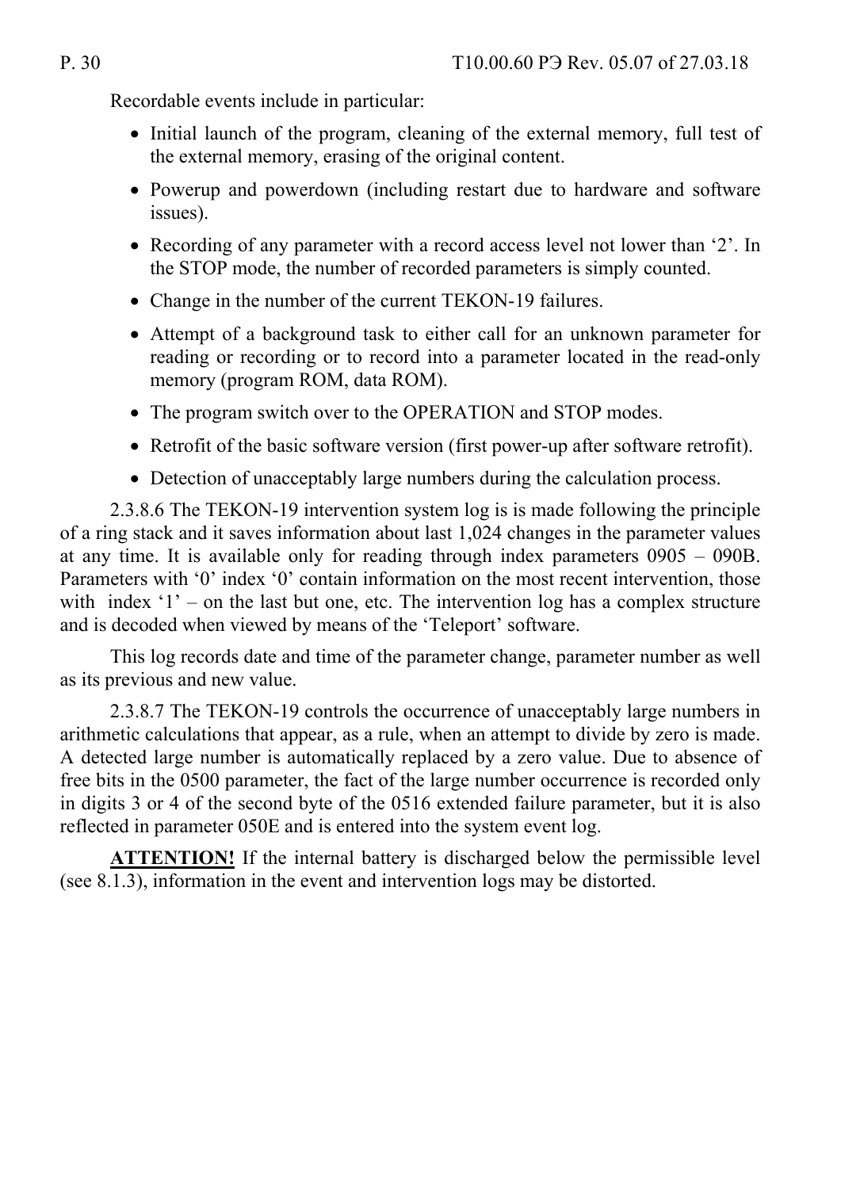Recordable events include in particular:

- Initial launch of the program, cleaning of the external memory, full test of the external memory, erasing of the original content.
- Powerup and powerdown (including restart due to hardware and software issues).
- Recording of any parameter with a record access level not lower than ‘2’. In the STOP mode, the number of recorded parameters is simply counted.
- Change in the number of the current TEKON-19 failures.
- Attempt of a background task to either call for an unknown parameter for reading or recording or to record into a parameter located in the read-only memory (program ROM, data ROM).
- The program switch over to the OPERATION and STOP modes.
- Retrofit of the basic software version (first power-up after software retrofit).
- Detection of unacceptably large numbers during the calculation process.

2.3.8.6 The TEKON-19 intervention system log is is made following the principle of a ring stack and it saves information about last 1,024 changes in the parameter values at any time. It is available only for reading through index parameters 0905 – 090B. Parameters with ‘0’ index ‘0’ contain information on the most recent intervention, those with index ‘1’ – on the last but one, etc. The intervention log has a complex structure and is decoded when viewed by means of the ‘Teleport’ software.

This log records date and time of the parameter change, parameter number as well as its previous and new value.

2.3.8.7 The TEKON-19 controls the occurrence of unacceptably large numbers in arithmetic calculations that appear, as a rule, when an attempt to divide by zero is made. A detected large number is automatically replaced by a zero value. Due to absence of free bits in the 0500 parameter, the fact of the large number occurrence is recorded only in digits 3 or 4 of the second byte of the 0516 extended failure parameter, but it is also reflected in parameter 050E and is entered into the system event log.

**ATTENTION!** If the internal battery is discharged below the permissible level (see 8.1.3), information in the event and intervention logs may be distorted.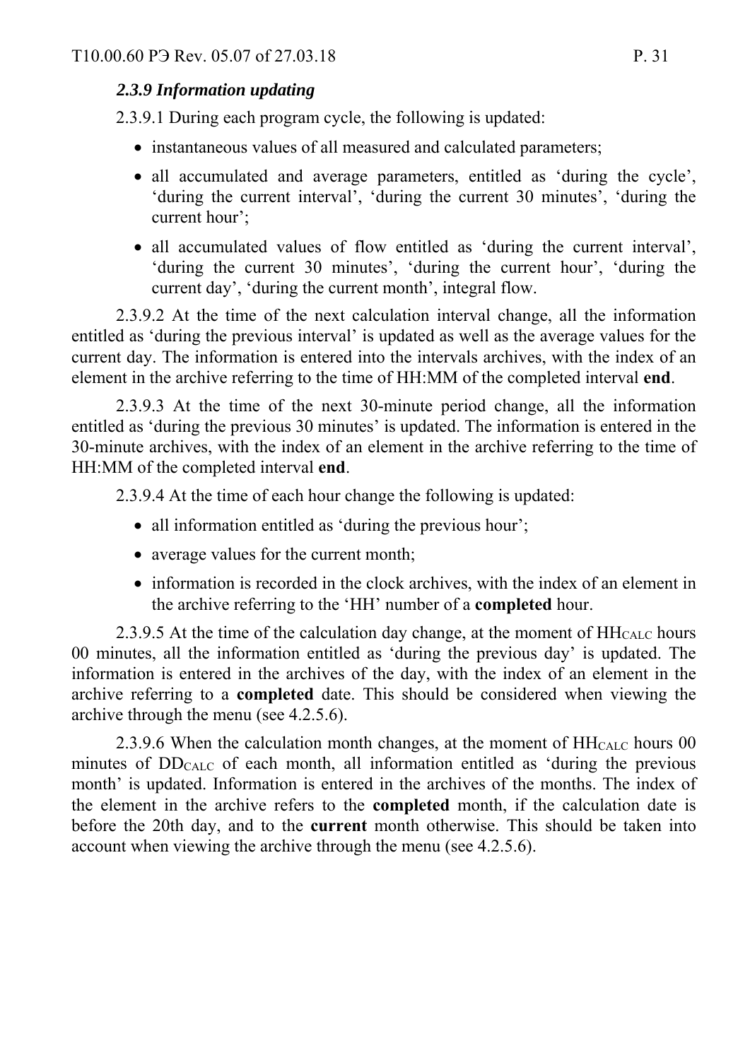### *2.3.9 Information updating*

2.3.9.1 During each program cycle, the following is updated:

- instantaneous values of all measured and calculated parameters;
- all accumulated and average parameters, entitled as ‘during the cycle’, ‘during the current interval’, ‘during the current 30 minutes’, ‘during the current hour’;
- all accumulated values of flow entitled as ‘during the current interval’, ‘during the current 30 minutes’, ‘during the current hour’, ‘during the current day’, ‘during the current month’, integral flow.

2.3.9.2 At the time of the next calculation interval change, all the information entitled as ‘during the previous interval’ is updated as well as the average values for the current day. The information is entered into the intervals archives, with the index of an element in the archive referring to the time of HH:MM of the completed interval **end**.

2.3.9.3 At the time of the next 30-minute period change, all the information entitled as ‘during the previous 30 minutes’ is updated. The information is entered in the 30-minute archives, with the index of an element in the archive referring to the time of HH:MM of the completed interval **end**.

2.3.9.4 At the time of each hour change the following is updated:

- all information entitled as ‘during the previous hour’;
- average values for the current month;
- information is recorded in the clock archives, with the index of an element in the archive referring to the ‘HH’ number of a **completed** hour.

2.3.9.5 At the time of the calculation day change, at the moment of $HH_{CALC}$ hours 00 minutes, all the information entitled as ‘during the previous day’ is updated. The information is entered in the archives of the day, with the index of an element in the archive referring to a **completed** date. This should be considered when viewing the archive through the menu (see 4.2.5.6).

2.3.9.6 When the calculation month changes, at the moment of $HH_{CALC}$ hours 00 minutes of $DD_{CALC}$ of each month, all information entitled as ‘during the previous month’ is updated. Information is entered in the archives of the months. The index of the element in the archive refers to the **completed** month, if the calculation date is before the 20th day, and to the **current** month otherwise. This should be taken into account when viewing the archive through the menu (see 4.2.5.6).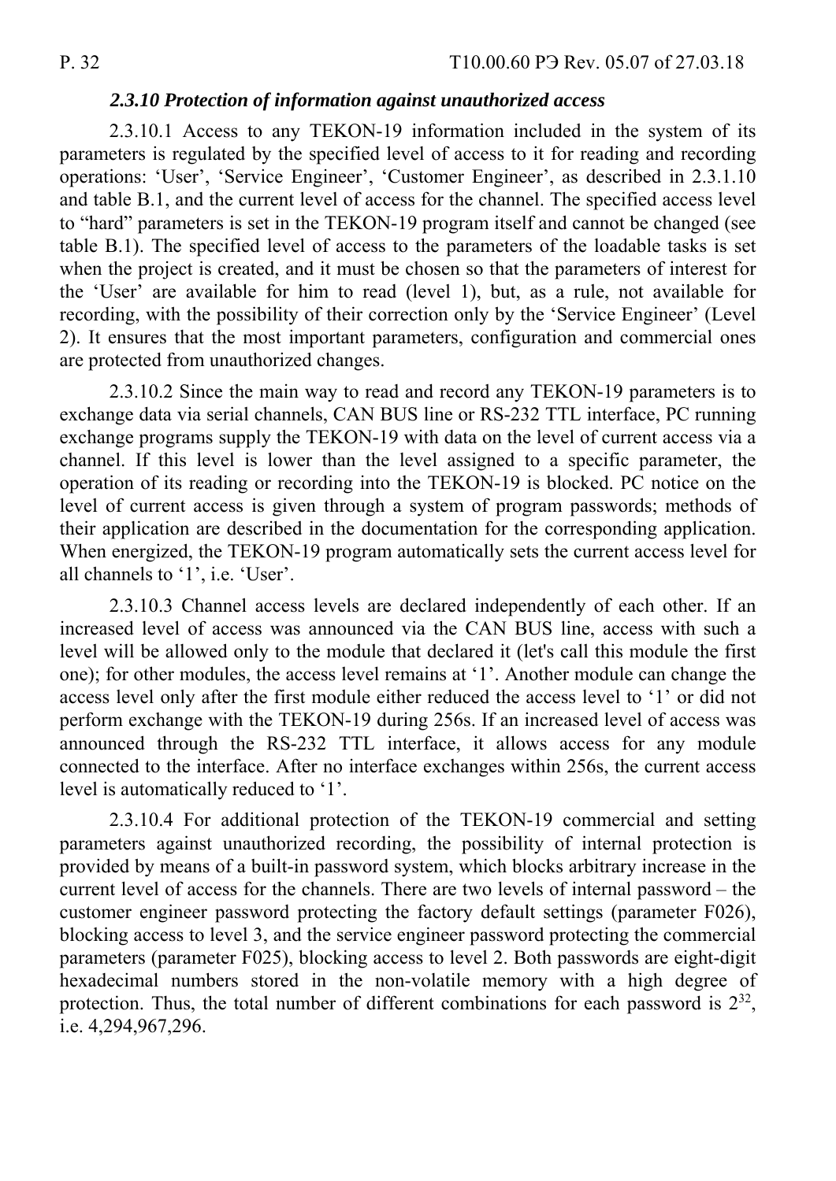### *2.3.10 Protection of information against unauthorized access*

2.3.10.1 Access to any TEKON-19 information included in the system of its parameters is regulated by the specified level of access to it for reading and recording operations: ‘User’, ‘Service Engineer’, ‘Customer Engineer’, as described in 2.3.1.10 and table B.1, and the current level of access for the channel. The specified access level to “hard” parameters is set in the TEKON-19 program itself and cannot be changed (see table B.1). The specified level of access to the parameters of the loadable tasks is set when the project is created, and it must be chosen so that the parameters of interest for the ‘User’ are available for him to read (level 1), but, as a rule, not available for recording, with the possibility of their correction only by the ‘Service Engineer’ (Level 2). It ensures that the most important parameters, configuration and commercial ones are protected from unauthorized changes.

2.3.10.2 Since the main way to read and record any TEKON-19 parameters is to exchange data via serial channels, CAN BUS line or RS-232 TTL interface, PC running exchange programs supply the TEKON-19 with data on the level of current access via a channel. If this level is lower than the level assigned to a specific parameter, the operation of its reading or recording into the TEKON-19 is blocked. PC notice on the level of current access is given through a system of program passwords; methods of their application are described in the documentation for the corresponding application. When energized, the TEKON-19 program automatically sets the current access level for all channels to ‘1’, i.e. ‘User’.

2.3.10.3 Channel access levels are declared independently of each other. If an increased level of access was announced via the CAN BUS line, access with such a level will be allowed only to the module that declared it (let's call this module the first one); for other modules, the access level remains at ‘1’. Another module can change the access level only after the first module either reduced the access level to ‘1’ or did not perform exchange with the TEKON-19 during 256s. If an increased level of access was announced through the RS-232 TTL interface, it allows access for any module connected to the interface. After no interface exchanges within 256s, the current access level is automatically reduced to ‘1’.

2.3.10.4 For additional protection of the TEKON-19 commercial and setting parameters against unauthorized recording, the possibility of internal protection is provided by means of a built-in password system, which blocks arbitrary increase in the current level of access for the channels. There are two levels of internal password – the customer engineer password protecting the factory default settings (parameter F026), blocking access to level 3, and the service engineer password protecting the commercial parameters (parameter F025), blocking access to level 2. Both passwords are eight-digit hexadecimal numbers stored in the non-volatile memory with a high degree of protection. Thus, the total number of different combinations for each password is $2^{32}$, i.e. 4,294,967,296.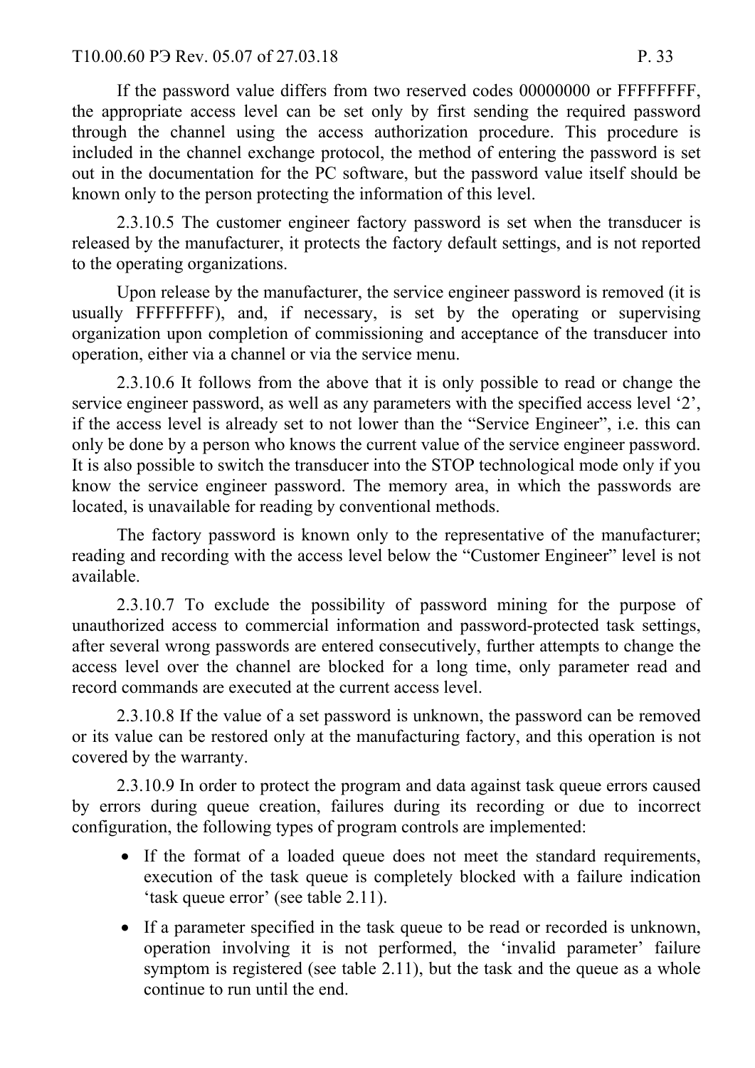If the password value differs from two reserved codes 00000000 or FFFFFFFF, the appropriate access level can be set only by first sending the required password through the channel using the access authorization procedure. This procedure is included in the channel exchange protocol, the method of entering the password is set out in the documentation for the PC software, but the password value itself should be known only to the person protecting the information of this level.

2.3.10.5 The customer engineer factory password is set when the transducer is released by the manufacturer, it protects the factory default settings, and is not reported to the operating organizations.

Upon release by the manufacturer, the service engineer password is removed (it is usually FFFFFFFF), and, if necessary, is set by the operating or supervising organization upon completion of commissioning and acceptance of the transducer into operation, either via a channel or via the service menu.

2.3.10.6 It follows from the above that it is only possible to read or change the service engineer password, as well as any parameters with the specified access level '2', if the access level is already set to not lower than the "Service Engineer", i.e. this can only be done by a person who knows the current value of the service engineer password. It is also possible to switch the transducer into the STOP technological mode only if you know the service engineer password. The memory area, in which the passwords are located, is unavailable for reading by conventional methods.

The factory password is known only to the representative of the manufacturer; reading and recording with the access level below the "Customer Engineer" level is not available.

2.3.10.7 To exclude the possibility of password mining for the purpose of unauthorized access to commercial information and password-protected task settings, after several wrong passwords are entered consecutively, further attempts to change the access level over the channel are blocked for a long time, only parameter read and record commands are executed at the current access level.

2.3.10.8 If the value of a set password is unknown, the password can be removed or its value can be restored only at the manufacturing factory, and this operation is not covered by the warranty.

2.3.10.9 In order to protect the program and data against task queue errors caused by errors during queue creation, failures during its recording or due to incorrect configuration, the following types of program controls are implemented:

- If the format of a loaded queue does not meet the standard requirements, execution of the task queue is completely blocked with a failure indication 'task queue error' (see table 2.11).
- If a parameter specified in the task queue to be read or recorded is unknown, operation involving it is not performed, the 'invalid parameter' failure symptom is registered (see table 2.11), but the task and the queue as a whole continue to run until the end.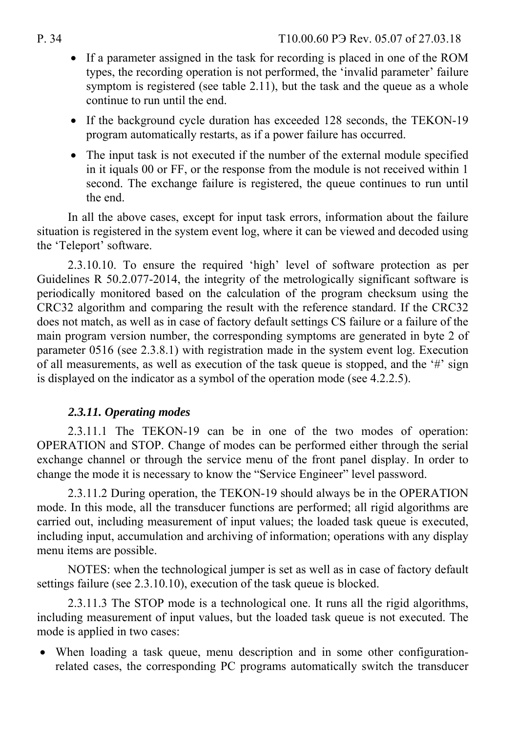- If a parameter assigned in the task for recording is placed in one of the ROM types, the recording operation is not performed, the 'invalid parameter' failure symptom is registered (see table 2.11), but the task and the queue as a whole continue to run until the end.
- If the background cycle duration has exceeded 128 seconds, the TEKON-19 program automatically restarts, as if a power failure has occurred.
- The input task is not executed if the number of the external module specified in it iquals 00 or FF, or the response from the module is not received within 1 second. The exchange failure is registered, the queue continues to run until the end.

In all the above cases, except for input task errors, information about the failure situation is registered in the system event log, where it can be viewed and decoded using the 'Teleport' software.

2.3.10.10. To ensure the required 'high' level of software protection as per Guidelines R 50.2.077-2014, the integrity of the metrologically significant software is periodically monitored based on the calculation of the program checksum using the CRC32 algorithm and comparing the result with the reference standard. If the CRC32 does not match, as well as in case of factory default settings CS failure or a failure of the main program version number, the corresponding symptoms are generated in byte 2 of parameter 0516 (see 2.3.8.1) with registration made in the system event log. Execution of all measurements, as well as execution of the task queue is stopped, and the '#' sign is displayed on the indicator as a symbol of the operation mode (see 4.2.2.5).

### *2.3.11. Operating modes*

2.3.11.1 The TEKON-19 can be in one of the two modes of operation: OPERATION and STOP. Change of modes can be performed either through the serial exchange channel or through the service menu of the front panel display. In order to change the mode it is necessary to know the "Service Engineer" level password.

2.3.11.2 During operation, the TEKON-19 should always be in the OPERATION mode. In this mode, all the transducer functions are performed; all rigid algorithms are carried out, including measurement of input values; the loaded task queue is executed, including input, accumulation and archiving of information; operations with any display menu items are possible.

NOTES: when the technological jumper is set as well as in case of factory default settings failure (see 2.3.10.10), execution of the task queue is blocked.

2.3.11.3 The STOP mode is a technological one. It runs all the rigid algorithms, including measurement of input values, but the loaded task queue is not executed. The mode is applied in two cases:

- When loading a task queue, menu description and in some other configuration-related cases, the corresponding PC programs automatically switch the transducer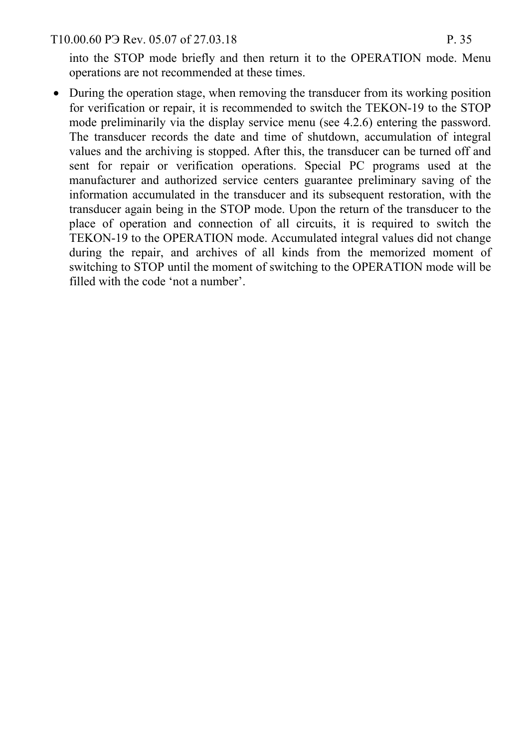into the STOP mode briefly and then return it to the OPERATION mode. Menu operations are not recommended at these times.

- During the operation stage, when removing the transducer from its working position for verification or repair, it is recommended to switch the TEKON-19 to the STOP mode preliminarily via the display service menu (see 4.2.6) entering the password. The transducer records the date and time of shutdown, accumulation of integral values and the archiving is stopped. After this, the transducer can be turned off and sent for repair or verification operations. Special PC programs used at the manufacturer and authorized service centers guarantee preliminary saving of the information accumulated in the transducer and its subsequent restoration, with the transducer again being in the STOP mode. Upon the return of the transducer to the place of operation and connection of all circuits, it is required to switch the TEKON-19 to the OPERATION mode. Accumulated integral values did not change during the repair, and archives of all kinds from the memorized moment of switching to STOP until the moment of switching to the OPERATION mode will be filled with the code ‘not a number’.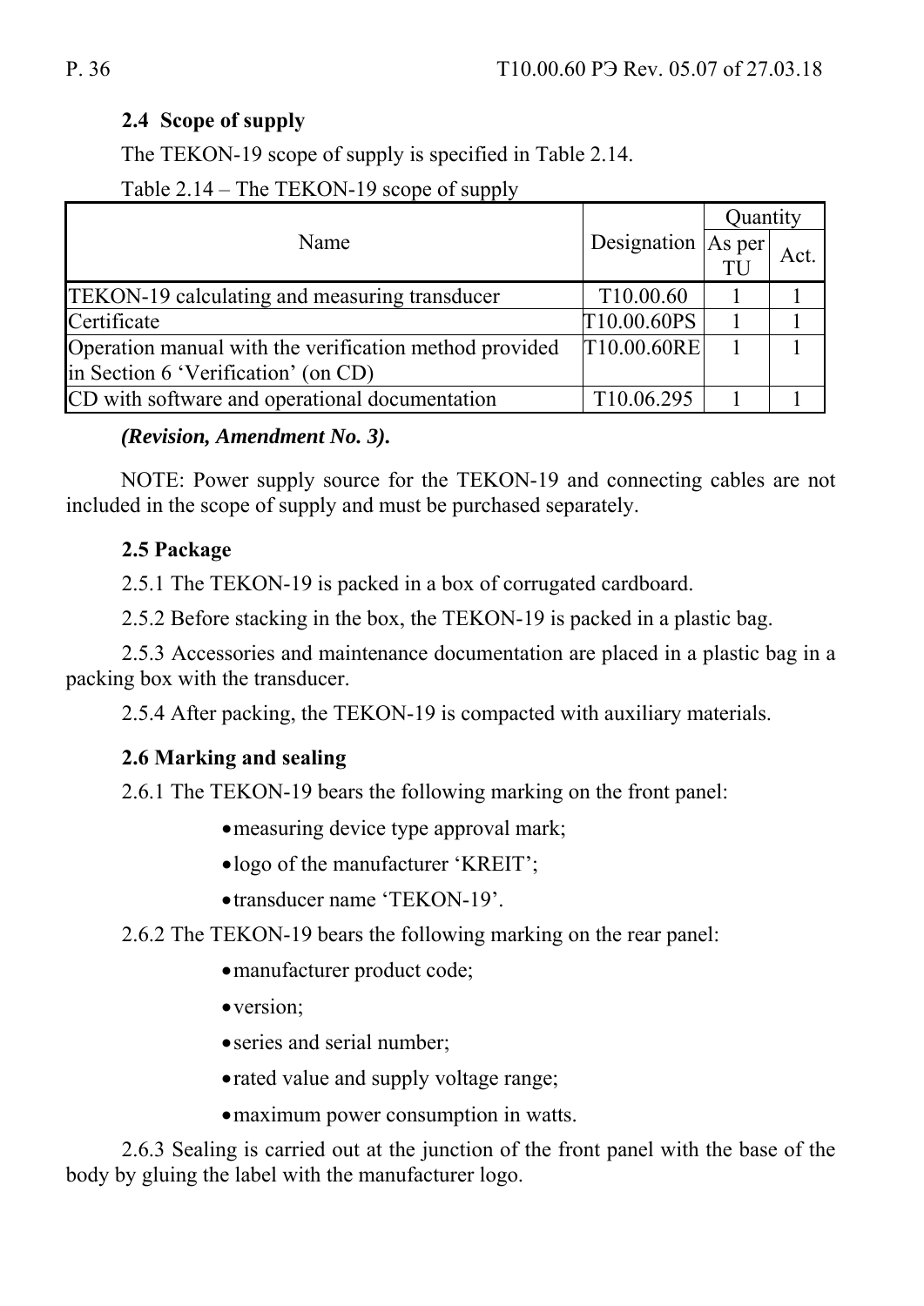## 2.4 Scope of supply

The TEKON-19 scope of supply is specified in Table 2.14.

Table 2.14 – The TEKON-19 scope of supply

| Name | Designation | Quantity | |
|---|---|---|---|
| | | As per TU | Act. |
| TEKON-19 calculating and measuring transducer | T10.00.60 | 1 | 1 |
| Certificate | T10.00.60PS | 1 | 1 |
| Operation manual with the verification method provided in Section 6 'Verification' (on CD) | T10.00.60RE | 1 | 1 |
| CD with software and operational documentation | T10.06.295 | 1 | 1 |

***(Revision, Amendment No. 3).***

NOTE: Power supply source for the TEKON-19 and connecting cables are not included in the scope of supply and must be purchased separately.

## 2.5 Package

2.5.1 The TEKON-19 is packed in a box of corrugated cardboard.

2.5.2 Before stacking in the box, the TEKON-19 is packed in a plastic bag.

2.5.3 Accessories and maintenance documentation are placed in a plastic bag in a packing box with the transducer.

2.5.4 After packing, the TEKON-19 is compacted with auxiliary materials.

## 2.6 Marking and sealing

2.6.1 The TEKON-19 bears the following marking on the front panel:

- measuring device type approval mark;
- logo of the manufacturer 'KREIT';
- transducer name 'TEKON-19'.

2.6.2 The TEKON-19 bears the following marking on the rear panel:

- manufacturer product code;
- version;
- series and serial number;
- rated value and supply voltage range;
- maximum power consumption in watts.

2.6.3 Sealing is carried out at the junction of the front panel with the base of the body by gluing the label with the manufacturer logo.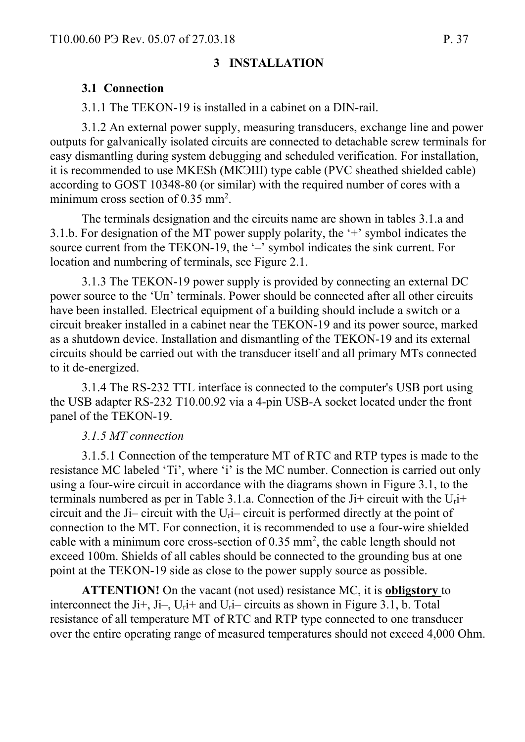## 3 INSTALLATION

### 3.1 Connection

3.1.1 The TEKON-19 is installed in a cabinet on a DIN-rail.

3.1.2 An external power supply, measuring transducers, exchange line and power outputs for galvanically isolated circuits are connected to detachable screw terminals for easy dismantling during system debugging and scheduled verification. For installation, it is recommended to use MKESh (МКЭШ) type cable (PVC sheathed shielded cable) according to GOST 10348-80 (or similar) with the required number of cores with a minimum cross section of 0.35 mm$^2$.

The terminals designation and the circuits name are shown in tables 3.1.a and 3.1.b. For designation of the MT power supply polarity, the '+' symbol indicates the source current from the TEKON-19, the '–' symbol indicates the sink current. For location and numbering of terminals, see Figure 2.1.

3.1.3 The TEKON-19 power supply is provided by connecting an external DC power source to the 'Uп' terminals. Power should be connected after all other circuits have been installed. Electrical equipment of a building should include a switch or a circuit breaker installed in a cabinet near the TEKON-19 and its power source, marked as a shutdown device. Installation and dismantling of the TEKON-19 and its external circuits should be carried out with the transducer itself and all primary MTs connected to it de-energized.

3.1.4 The RS-232 TTL interface is connected to the computer's USB port using the USB adapter RS-232 T10.00.92 via a 4-pin USB-A socket located under the front panel of the TEKON-19.

*3.1.5 MT connection*

3.1.5.1 Connection of the temperature MT of RTC and RTP types is made to the resistance MC labeled 'Ti', where 'i' is the MC number. Connection is carried out only using a four-wire circuit in accordance with the diagrams shown in Figure 3.1, to the terminals numbered as per in Table 3.1.a. Connection of the Ji+ circuit with the $U_r$i+ circuit and the Ji– circuit with the $U_r$i– circuit is performed directly at the point of connection to the MT. For connection, it is recommended to use a four-wire shielded cable with a minimum core cross-section of 0.35 mm$^2$, the cable length should not exceed 100m. Shields of all cables should be connected to the grounding bus at one point at the TEKON-19 side as close to the power supply source as possible.

**ATTENTION!** On the vacant (not used) resistance MC, it is **obligstory** to interconnect the Ji+, Ji–, $U_r$i+ and $U_r$i– circuits as shown in Figure 3.1, b. Total resistance of all temperature MT of RTC and RTP type connected to one transducer over the entire operating range of measured temperatures should not exceed 4,000 Ohm.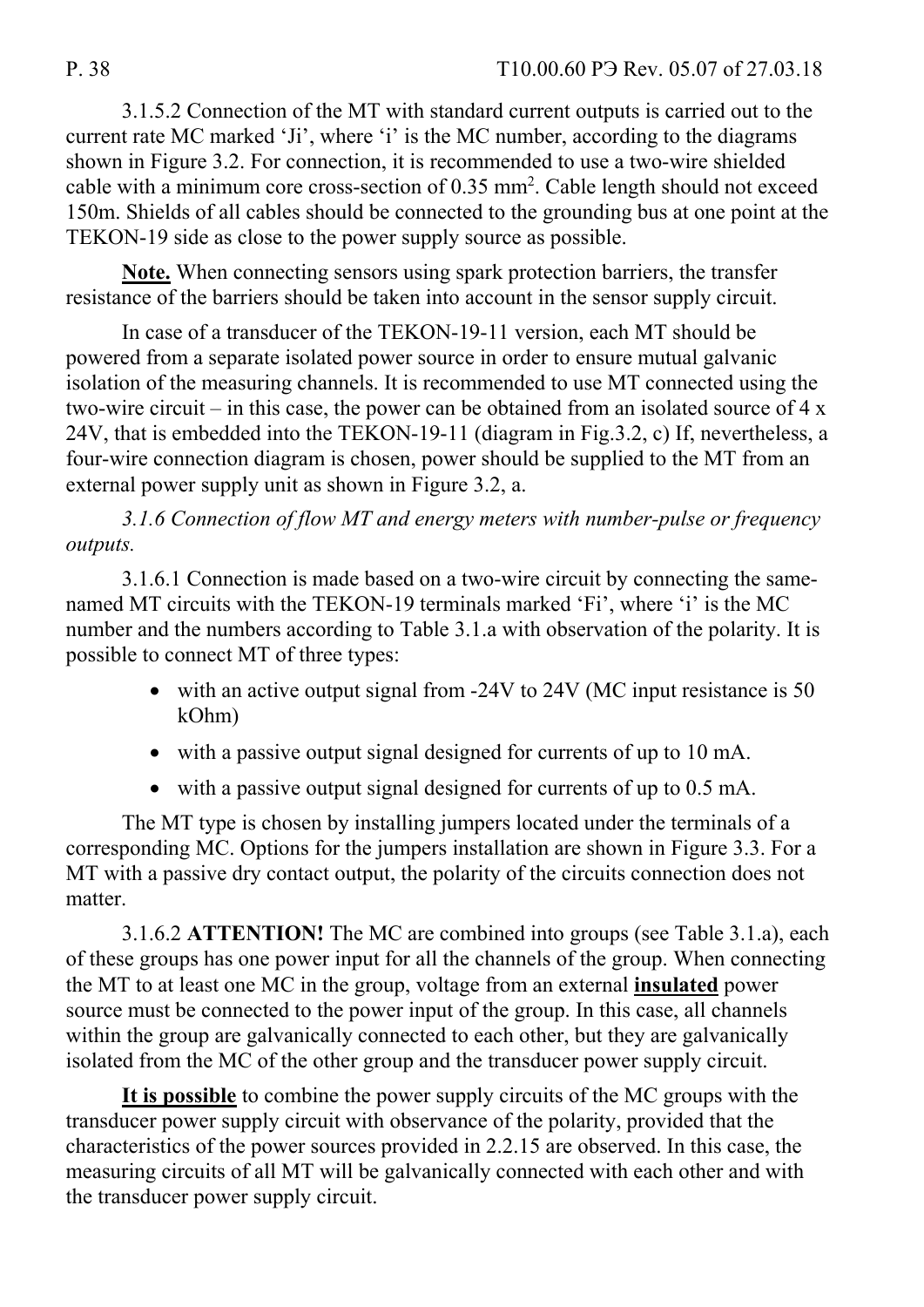3.1.5.2 Connection of the MT with standard current outputs is carried out to the current rate MC marked ‘Ji’, where ‘i’ is the MC number, according to the diagrams shown in Figure 3.2. For connection, it is recommended to use a two-wire shielded cable with a minimum core cross-section of 0.35 mm$^2$. Cable length should not exceed 150m. Shields of all cables should be connected to the grounding bus at one point at the TEKON-19 side as close to the power supply source as possible.

**Note.** When connecting sensors using spark protection barriers, the transfer resistance of the barriers should be taken into account in the sensor supply circuit.

In case of a transducer of the TEKON-19-11 version, each MT should be powered from a separate isolated power source in order to ensure mutual galvanic isolation of the measuring channels. It is recommended to use MT connected using the two-wire circuit – in this case, the power can be obtained from an isolated source of 4 x 24V, that is embedded into the TEKON-19-11 (diagram in Fig.3.2, c) If, nevertheless, a four-wire connection diagram is chosen, power should be supplied to the MT from an external power supply unit as shown in Figure 3.2, a.

*3.1.6 Connection of flow MT and energy meters with number-pulse or frequency outputs.*

3.1.6.1 Connection is made based on a two-wire circuit by connecting the same-named MT circuits with the TEKON-19 terminals marked ‘Fi’, where ‘i’ is the MC number and the numbers according to Table 3.1.a with observation of the polarity. It is possible to connect MT of three types:

- with an active output signal from -24V to 24V (MC input resistance is 50 kOhm)
- with a passive output signal designed for currents of up to 10 mA.
- with a passive output signal designed for currents of up to 0.5 mA.

The MT type is chosen by installing jumpers located under the terminals of a corresponding MC. Options for the jumpers installation are shown in Figure 3.3. For a MT with a passive dry contact output, the polarity of the circuits connection does not matter.

3.1.6.2 **ATTENTION!** The MC are combined into groups (see Table 3.1.a), each of these groups has one power input for all the channels of the group. When connecting the MT to at least one MC in the group, voltage from an external **insulated** power source must be connected to the power input of the group. In this case, all channels within the group are galvanically connected to each other, but they are galvanically isolated from the MC of the other group and the transducer power supply circuit.

**It is possible** to combine the power supply circuits of the MC groups with the transducer power supply circuit with observance of the polarity, provided that the characteristics of the power sources provided in 2.2.15 are observed. In this case, the measuring circuits of all MT will be galvanically connected with each other and with the transducer power supply circuit.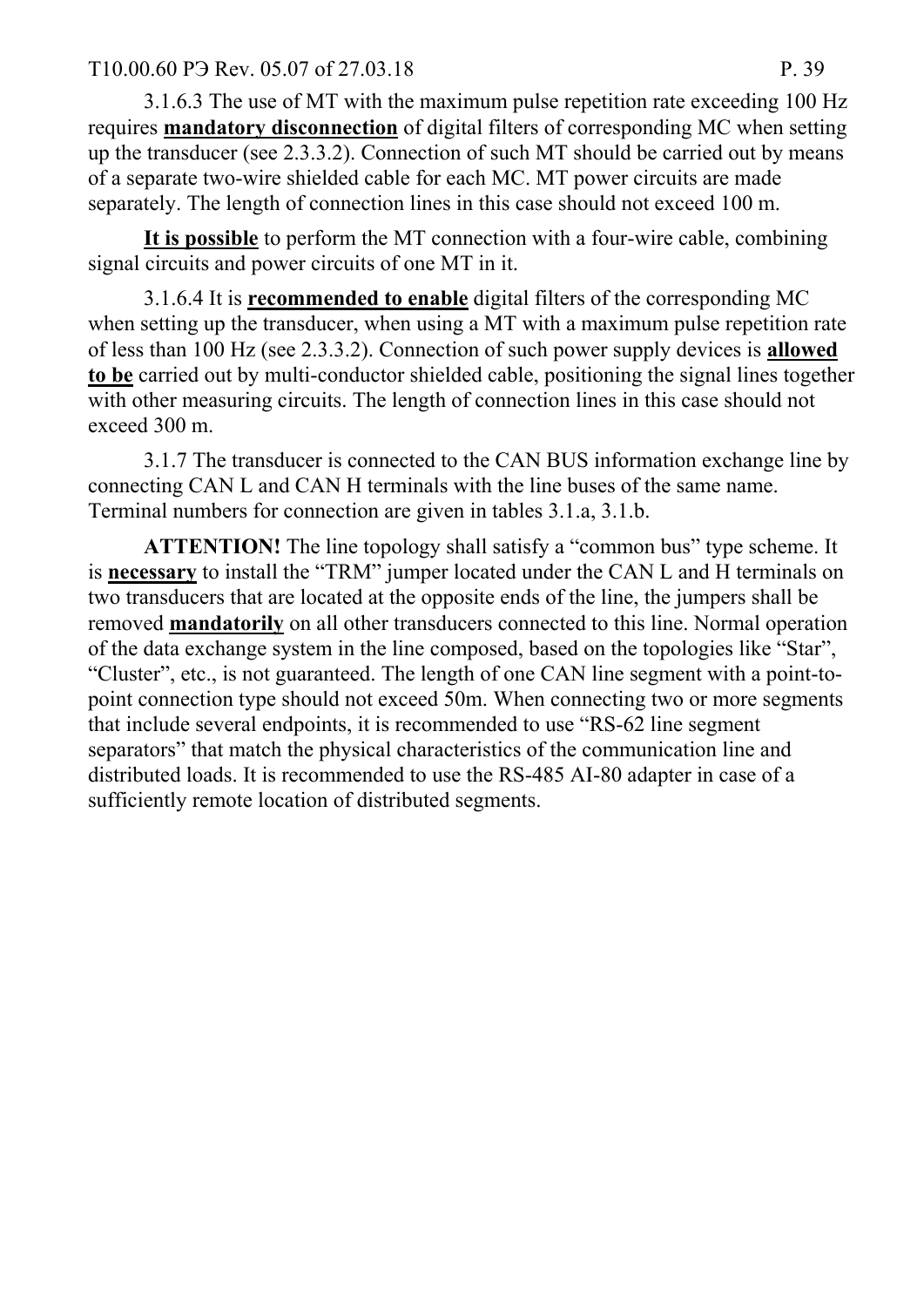3.1.6.3 The use of MT with the maximum pulse repetition rate exceeding 100 Hz requires **mandatory disconnection** of digital filters of corresponding MC when setting up the transducer (see 2.3.3.2). Connection of such MT should be carried out by means of a separate two-wire shielded cable for each MC. MT power circuits are made separately. The length of connection lines in this case should not exceed 100 m.

**It is possible** to perform the MT connection with a four-wire cable, combining signal circuits and power circuits of one MT in it.

3.1.6.4 It is **recommended to enable** digital filters of the corresponding MC when setting up the transducer, when using a MT with a maximum pulse repetition rate of less than 100 Hz (see 2.3.3.2). Connection of such power supply devices is **allowed to be** carried out by multi-conductor shielded cable, positioning the signal lines together with other measuring circuits. The length of connection lines in this case should not exceed 300 m.

3.1.7 The transducer is connected to the CAN BUS information exchange line by connecting CAN L and CAN H terminals with the line buses of the same name. Terminal numbers for connection are given in tables 3.1.a, 3.1.b.

**ATTENTION!** The line topology shall satisfy a "common bus" type scheme. It is **necessary** to install the "TRM" jumper located under the CAN L and H terminals on two transducers that are located at the opposite ends of the line, the jumpers shall be removed **mandatorily** on all other transducers connected to this line. Normal operation of the data exchange system in the line composed, based on the topologies like "Star", "Cluster", etc., is not guaranteed. The length of one CAN line segment with a point-to-point connection type should not exceed 50m. When connecting two or more segments that include several endpoints, it is recommended to use "RS-62 line segment separators" that match the physical characteristics of the communication line and distributed loads. It is recommended to use the RS-485 AI-80 adapter in case of a sufficiently remote location of distributed segments.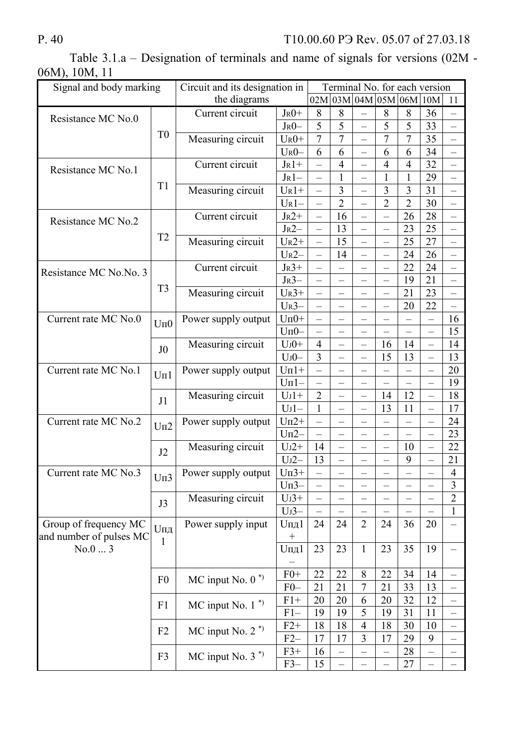Table 3.1.a – Designation of terminals and name of signals for versions (02M - 06M), 10M, 11

| Signal and body marking | | Circuit and its designation in the diagrams | | Terminal No. for each version | | | | | | |
|---|---|---|---|---|---|---|---|---|---|---|
| | | | | 02M | 03M | 04M | 05M | 06M | 10M | 11 |
| Resistance MC No.0 | T0 | Current circuit | JR0+ | 8 | 8 | – | 8 | 8 | 36 | – |
| | | | JR0– | 5 | 5 | – | 5 | 5 | 33 | – |
| | | Measuring circuit | UR0+ | 7 | 7 | – | 7 | 7 | 35 | – |
| | | | UR0– | 6 | 6 | – | 6 | 6 | 34 | – |
| Resistance MC No.1 | T1 | Current circuit | JR1+ | – | 4 | – | 4 | 4 | 32 | – |
| | | | JR1– | – | 1 | – | 1 | 1 | 29 | – |
| | | Measuring circuit | UR1+ | – | 3 | – | 3 | 3 | 31 | – |
| | | | UR1– | – | 2 | – | 2 | 2 | 30 | – |
| Resistance MC No.2 | T2 | Current circuit | JR2+ | – | 16 | – | – | 26 | 28 | – |
| | | | JR2– | – | 13 | – | – | 23 | 25 | – |
| | | Measuring circuit | UR2+ | – | 15 | – | – | 25 | 27 | – |
| | | | UR2– | – | 14 | – | – | 24 | 26 | – |
| Resistance MC No.No. 3 | T3 | Current circuit | JR3+ | – | – | – | – | 22 | 24 | – |
| | | | JR3– | – | – | – | – | 19 | 21 | – |
| | | Measuring circuit | UR3+ | – | – | – | – | 21 | 23 | – |
| | | | UR3– | – | – | – | – | 20 | 22 | – |
| Current rate MC No.0 | Uп0 | Power supply output | Uп0+ | – | – | – | – | – | – | 16 |
| | | | Uп0– | – | – | – | – | – | – | 15 |
| | J0 | Measuring circuit | UJ0+ | 4 | – | – | 16 | 14 | – | 14 |
| | | | UJ0– | 3 | – | – | 15 | 13 | – | 13 |
| Current rate MC No.1 | Uп1 | Power supply output | Uп1+ | – | – | – | – | – | – | 20 |
| | | | Uп1– | – | – | – | – | – | – | 19 |
| | J1 | Measuring circuit | UJ1+ | 2 | – | – | 14 | 12 | – | 18 |
| | | | UJ1– | 1 | – | – | 13 | 11 | – | 17 |
| Current rate MC No.2 | Uп2 | Power supply output | Uп2+ | – | – | – | – | – | – | 24 |
| | | | Uп2– | – | – | – | – | – | – | 23 |
| | J2 | Measuring circuit | UJ2+ | 14 | – | – | – | 10 | – | 22 |
| | | | UJ2– | 13 | – | – | – | 9 | – | 21 |
| Current rate MC No.3 | Uп3 | Power supply output | Uп3+ | – | – | – | – | – | – | 4 |
| | | | Uп3– | – | – | – | – | – | – | 3 |
| | J3 | Measuring circuit | UJ3+ | – | – | – | – | – | – | 2 |
| | | | UJ3– | – | – | – | – | – | – | 1 |
| Group of frequency MC and number of pulses MC No.0 ... 3 | Uпд 1 | Power supply input | Uпд1 + | 24 | 24 | 2 | 24 | 36 | 20 | – |
| | | | Uпд1 – | 23 | 23 | 1 | 23 | 35 | 19 | – |
| | F0 | MC input No. 0 *) | F0+ | 22 | 22 | 8 | 22 | 34 | 14 | – |
| | | | F0– | 21 | 21 | 7 | 21 | 33 | 13 | – |
| | F1 | MC input No. 1 *) | F1+ | 20 | 20 | 6 | 20 | 32 | 12 | – |
| | | | F1– | 19 | 19 | 5 | 19 | 31 | 11 | – |
| | F2 | MC input No. 2 *) | F2+ | 18 | 18 | 4 | 18 | 30 | 10 | – |
| | | | F2– | 17 | 17 | 3 | 17 | 29 | 9 | – |
| | F3 | MC input No. 3 *) | F3+ | 16 | – | – | – | 28 | – | – |
| | | | F3– | 15 | – | – | – | 27 | – | – |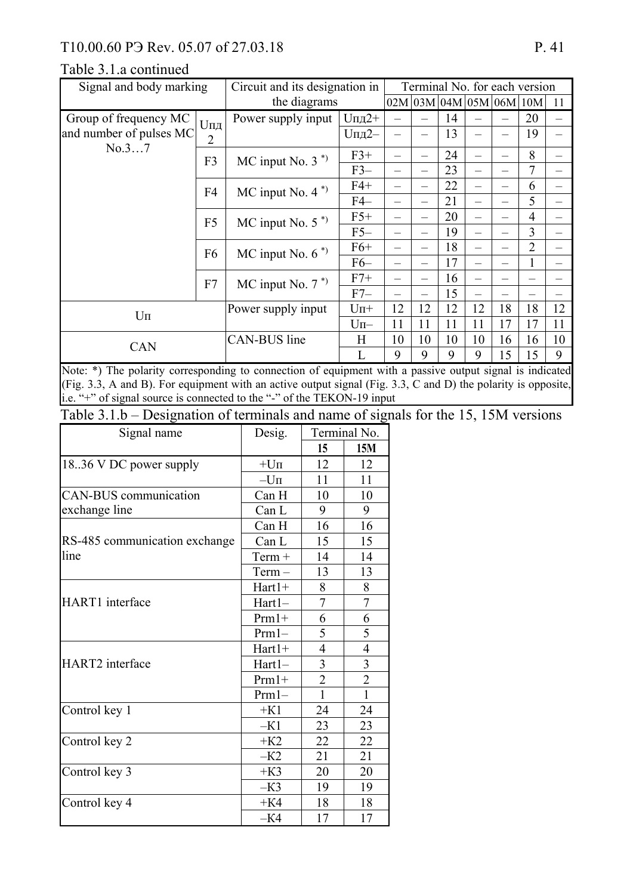Table 3.1.a continued

| Signal and body marking | | Circuit and its designation in the diagrams | | Terminal No. for each version | | | | | | |
|---|---|---|---|---|---|---|---|---|---|---|
| | | | | 02M | 03M | 04M | 05M | 06M | 10M | 11 |
| Group of frequency MC and number of pulses MC No.3…7 | Uпд 2 | Power supply input | Uпд2+ | – | – | 14 | – | – | 20 | – |
| | | | Uпд2– | – | – | 13 | – | – | 19 | – |
| | F3 | MC input No. 3 *) | F3+ | – | – | 24 | – | – | 8 | – |
| | | | F3– | – | – | 23 | – | – | 7 | – |
| | F4 | MC input No. 4 *) | F4+ | – | – | 22 | – | – | 6 | – |
| | | | F4– | – | – | 21 | – | – | 5 | – |
| | F5 | MC input No. 5 *) | F5+ | – | – | 20 | – | – | 4 | – |
| | | | F5– | – | – | 19 | – | – | 3 | – |
| | F6 | MC input No. 6 *) | F6+ | – | – | 18 | – | – | 2 | – |
| | | | F6– | – | – | 17 | – | – | 1 | – |
| | F7 | MC input No. 7 *) | F7+ | – | – | 16 | – | – | – | – |
| | | | F7– | – | – | 15 | – | – | – | – |
| Uп | | Power supply input | Uп+ | 12 | 12 | 12 | 12 | 18 | 18 | 12 |
| | | | Uп– | 11 | 11 | 11 | 11 | 17 | 17 | 11 |
| CAN | | CAN-BUS line | H | 10 | 10 | 10 | 10 | 16 | 16 | 10 |
| | | | L | 9 | 9 | 9 | 9 | 15 | 15 | 9 |

Note: *) The polarity corresponding to connection of equipment with a passive output signal is indicated (Fig. 3.3, A and B). For equipment with an active output signal (Fig. 3.3, C and D) the polarity is opposite, i.e. "+" of signal source is connected to the "-" of the TEKON-19 input

Table 3.1.b – Designation of terminals and name of signals for the 15, 15M versions

| Signal name | Desig. | Terminal No. | |
|---|---|---|---|
| | | **15** | **15M** |
| 18..36 V DC power supply | +Uп | 12 | 12 |
| | –Uп | 11 | 11 |
| CAN-BUS communication exchange line | Can H | 10 | 10 |
| | Can L | 9 | 9 |
| RS-485 communication exchange line | Can H | 16 | 16 |
| | Can L | 15 | 15 |
| | Term + | 14 | 14 |
| | Term – | 13 | 13 |
| HART1 interface | Hart1+ | 8 | 8 |
| | Hart1– | 7 | 7 |
| | Prm1+ | 6 | 6 |
| | Prm1– | 5 | 5 |
| HART2 interface | Hart1+ | 4 | 4 |
| | Hart1– | 3 | 3 |
| | Prm1+ | 2 | 2 |
| | Prm1– | 1 | 1 |
| Control key 1 | +K1 | 24 | 24 |
| | –K1 | 23 | 23 |
| Control key 2 | +K2 | 22 | 22 |
| | –K2 | 21 | 21 |
| Control key 3 | +K3 | 20 | 20 |
| | –K3 | 19 | 19 |
| Control key 4 | +K4 | 18 | 18 |
| | –K4 | 17 | 17 |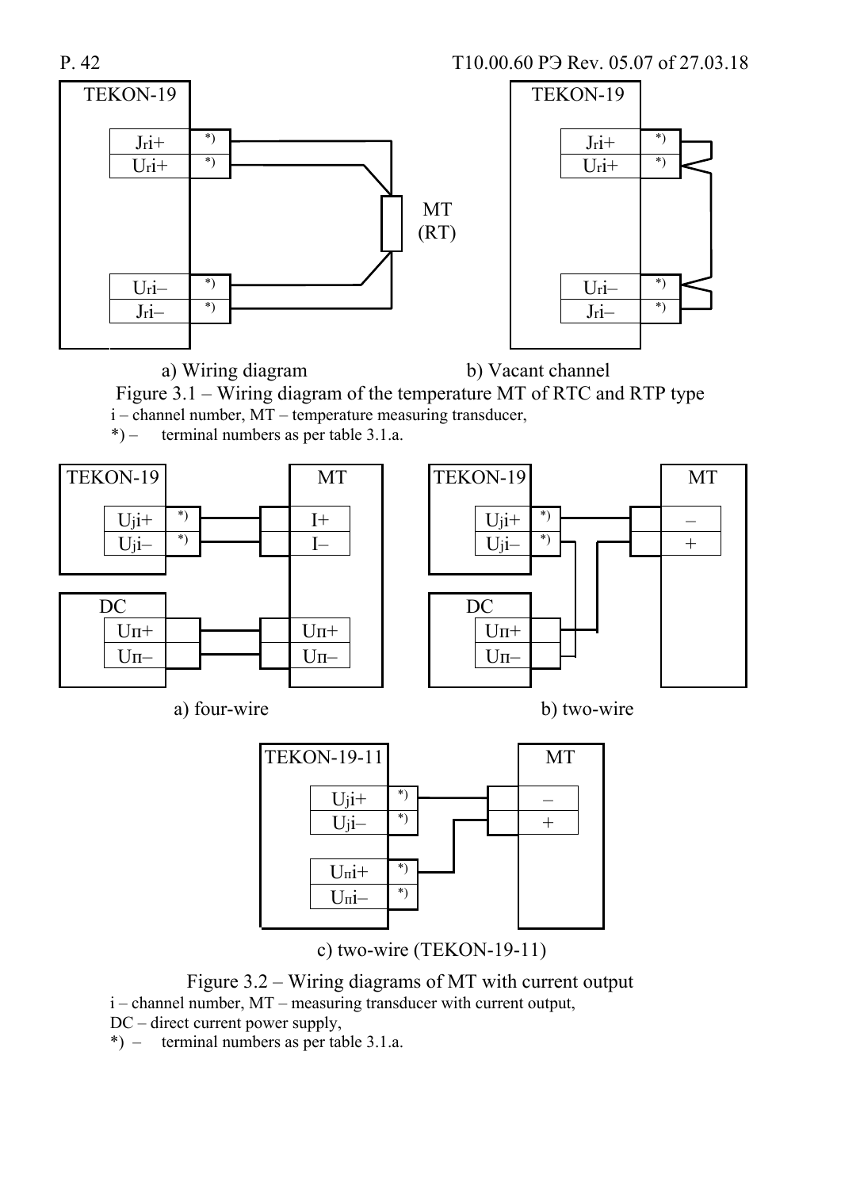TEKON-19

| Jri+ | *) |
| --- | --- |
| Uri+ | *) |
| Uri– | *) |
| Jri– | *) |

MT (RT)

a) Wiring diagram

b) Vacant channel

Figure 3.1 – Wiring diagram of the temperature MT of RTC and RTP type

i – channel number, MT – temperature measuring transducer,

*) – terminal numbers as per table 3.1.a.

TEKON-19 Uji+ Uji– MT I+ I– DC Uп+ Uп– Uп+ Uп–

a) four-wire

TEKON-19 Uji+ Uji– MT – + DC Uп+ Uп–

b) two-wire

TEKON-19-11 Uji+ Uji– Uпi+ Uпi– MT – +

c) two-wire (TEKON-19-11)

Figure 3.2 – Wiring diagrams of MT with current output

i – channel number, MT – measuring transducer with current output,

DC – direct current power supply,

*) – terminal numbers as per table 3.1.a.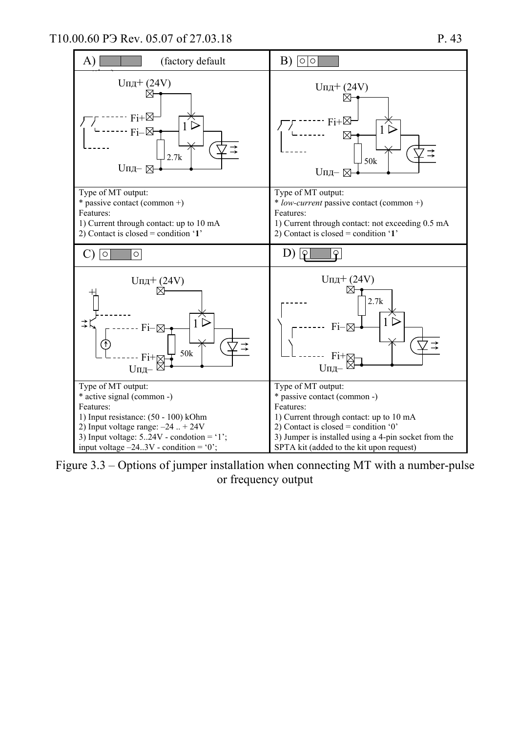| A) (factory default) | B) |
|---|---|
| Uпд+ (24V)<br>Fi+<br>Fi–<br>2.7k<br>Uпд– | Uпд+ (24V)<br>Fi+<br>50k<br>Uпд– |
| Type of MT output:<br>* passive contact (common +)<br>Features:<br>1) Current through contact: up to 10 mA<br>2) Contact is closed = condition '**1**' | Type of MT output:<br>* *low-current* passive contact (common +)<br>Features:<br>1) Current through contact: not exceeding 0.5 mA<br>2) Contact is closed = condition '**1**' |
| C) | D) |
| Uпд+ (24V)<br>Fi–<br>50k<br>Fi+<br>Uпд– | Uпд+ (24V)<br>2.7k<br>Fi–<br>Fi+<br>Uпд– |
| Type of MT output:<br>* active signal (common -)<br>Features:<br>1) Input resistance: (50 - 100) kOhm<br>2) Input voltage range: –24 .. + 24V<br>3) Input voltage: 5..24V - condotion = '1';<br>input voltage –24..3V - condition = '0'; | Type of MT output:<br>* passive contact (common -)<br>Features:<br>1) Current through contact: up to 10 mA<br>2) Contact is closed = condition '0'<br>3) Jumper is installed using a 4-pin socket from the SPTA kit (added to the kit upon request) |

Figure 3.3 – Options of jumper installation when connecting MT with a number-pulse or frequency output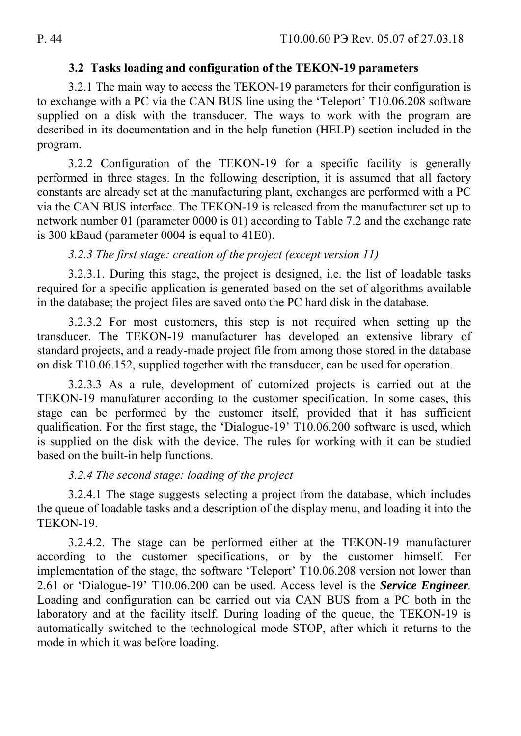### 3.2 Tasks loading and configuration of the TEKON-19 parameters

3.2.1 The main way to access the TEKON-19 parameters for their configuration is to exchange with a PC via the CAN BUS line using the 'Teleport' T10.06.208 software supplied on a disk with the transducer. The ways to work with the program are described in its documentation and in the help function (HELP) section included in the program.

3.2.2 Configuration of the TEKON-19 for a specific facility is generally performed in three stages. In the following description, it is assumed that all factory constants are already set at the manufacturing plant, exchanges are performed with a PC via the CAN BUS interface. The TEKON-19 is released from the manufacturer set up to network number 01 (parameter 0000 is 01) according to Table 7.2 and the exchange rate is 300 kBaud (parameter 0004 is equal to 41E0).

*3.2.3 The first stage: creation of the project (except version 11)*

3.2.3.1. During this stage, the project is designed, i.e. the list of loadable tasks required for a specific application is generated based on the set of algorithms available in the database; the project files are saved onto the PC hard disk in the database.

3.2.3.2 For most customers, this step is not required when setting up the transducer. The TEKON-19 manufacturer has developed an extensive library of standard projects, and a ready-made project file from among those stored in the database on disk T10.06.152, supplied together with the transducer, can be used for operation.

3.2.3.3 As a rule, development of cutomized projects is carried out at the TEKON-19 manufaturer according to the customer specification. In some cases, this stage can be performed by the customer itself, provided that it has sufficient qualification. For the first stage, the 'Dialogue-19' T10.06.200 software is used, which is supplied on the disk with the device. The rules for working with it can be studied based on the built-in help functions.

*3.2.4 The second stage: loading of the project*

3.2.4.1 The stage suggests selecting a project from the database, which includes the queue of loadable tasks and a description of the display menu, and loading it into the TEKON-19.

3.2.4.2. The stage can be performed either at the TEKON-19 manufacturer according to the customer specifications, or by the customer himself. For implementation of the stage, the software 'Teleport' T10.06.208 version not lower than 2.61 or 'Dialogue-19' T10.06.200 can be used. Access level is the ***Service Engineer***. Loading and configuration can be carried out via CAN BUS from a PC both in the laboratory and at the facility itself. During loading of the queue, the TEKON-19 is automatically switched to the technological mode STOP, after which it returns to the mode in which it was before loading.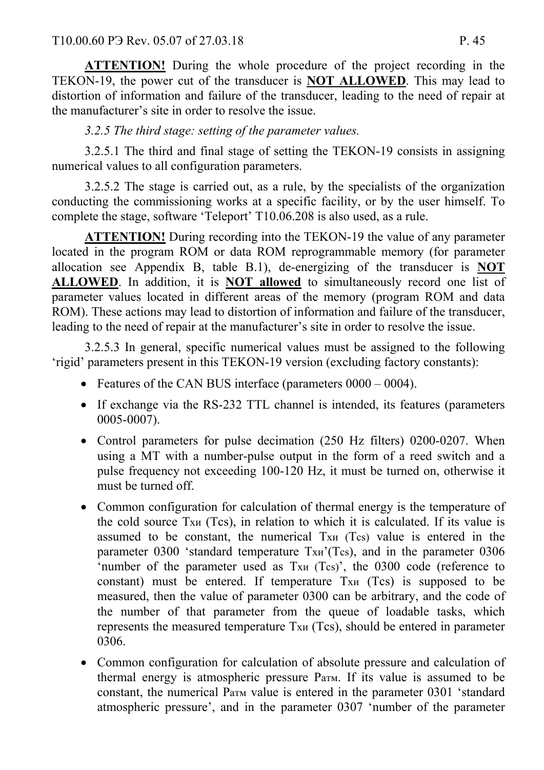**<u>ATTENTION!</u>** During the whole procedure of the project recording in the TEKON-19, the power cut of the transducer is **<u>NOT ALLOWED</u>**. This may lead to distortion of information and failure of the transducer, leading to the need of repair at the manufacturer's site in order to resolve the issue.

*3.2.5 The third stage: setting of the parameter values.*

3.2.5.1 The third and final stage of setting the TEKON-19 consists in assigning numerical values to all configuration parameters.

3.2.5.2 The stage is carried out, as a rule, by the specialists of the organization conducting the commissioning works at a specific facility, or by the user himself. To complete the stage, software 'Teleport' T10.06.208 is also used, as a rule.

**<u>ATTENTION!</u>** During recording into the TEKON-19 the value of any parameter located in the program ROM or data ROM reprogrammable memory (for parameter allocation see Appendix B, table B.1), de-energizing of the transducer is **<u>NOT ALLOWED</u>**. In addition, it is **<u>NOT allowed</u>** to simultaneously record one list of parameter values located in different areas of the memory (program ROM and data ROM). These actions may lead to distortion of information and failure of the transducer, leading to the need of repair at the manufacturer's site in order to resolve the issue.

3.2.5.3 In general, specific numerical values must be assigned to the following 'rigid' parameters present in this TEKON-19 version (excluding factory constants):

- Features of the CAN BUS interface (parameters 0000 – 0004).
- If exchange via the RS-232 TTL channel is intended, its features (parameters 0005-0007).
- Control parameters for pulse decimation (250 Hz filters) 0200-0207. When using a MT with a number-pulse output in the form of a reed switch and a pulse frequency not exceeding 100-120 Hz, it must be turned on, otherwise it must be turned off.
- Common configuration for calculation of thermal energy is the temperature of the cold source $T_{хи}$ ($T_{cs}$), in relation to which it is calculated. If its value is assumed to be constant, the numerical $T_{хи}$ ($T_{cs}$) value is entered in the parameter 0300 'standard temperature $T_{хи}$'($T_{cs}$), and in the parameter 0306 'number of the parameter used as $T_{хи}$ ($T_{cs}$)', the 0300 code (reference to constant) must be entered. If temperature $T_{хи}$ ($T_{cs}$) is supposed to be measured, then the value of parameter 0300 can be arbitrary, and the code of the number of that parameter from the queue of loadable tasks, which represents the measured temperature $T_{хи}$ ($T_{cs}$), should be entered in parameter 0306.
- Common configuration for calculation of absolute pressure and calculation of thermal energy is atmospheric pressure $P_{атм}$. If its value is assumed to be constant, the numerical $P_{атм}$ value is entered in the parameter 0301 'standard atmospheric pressure', and in the parameter 0307 'number of the parameter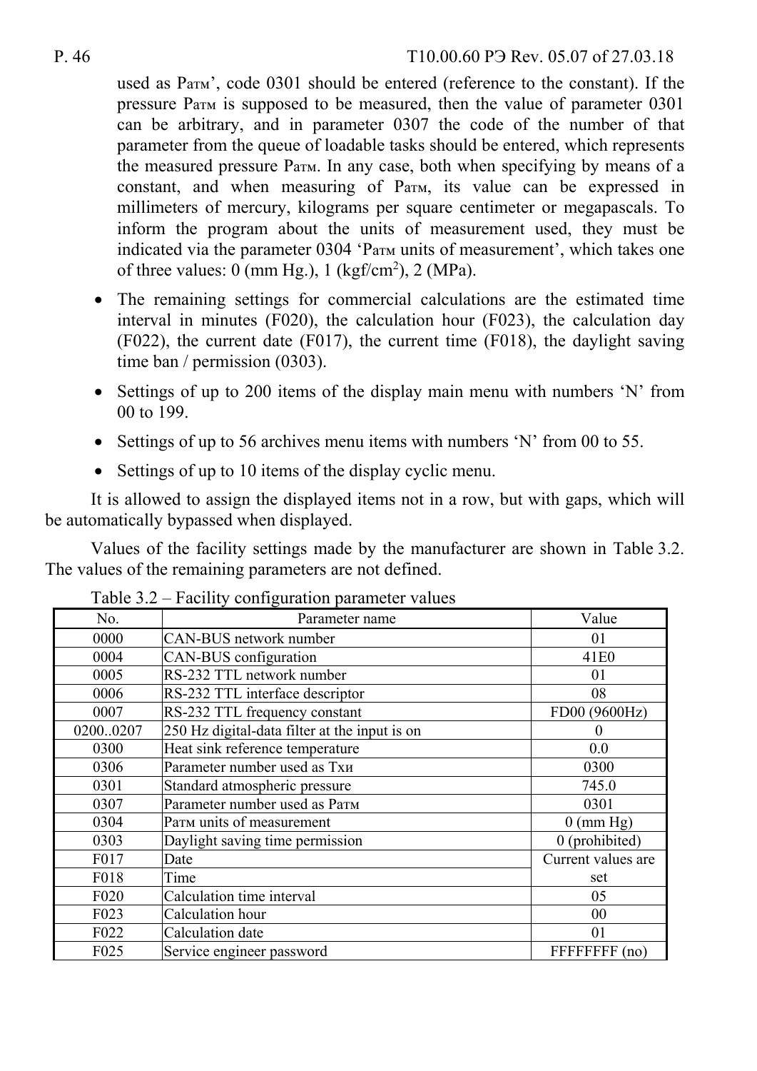used as Pатм', code 0301 should be entered (reference to the constant). If the pressure Pатм is supposed to be measured, then the value of parameter 0301 can be arbitrary, and in parameter 0307 the code of the number of that parameter from the queue of loadable tasks should be entered, which represents the measured pressure Pатм. In any case, both when specifying by means of a constant, and when measuring of Pатм, its value can be expressed in millimeters of mercury, kilograms per square centimeter or megapascals. To inform the program about the units of measurement used, they must be indicated via the parameter 0304 'Pатм units of measurement', which takes one of three values: 0 (mm Hg.), 1 (kgf/cm$^2$), 2 (MPa).

- The remaining settings for commercial calculations are the estimated time interval in minutes (F020), the calculation hour (F023), the calculation day (F022), the current date (F017), the current time (F018), the daylight saving time ban / permission (0303).
- Settings of up to 200 items of the display main menu with numbers 'N' from 00 to 199.
- Settings of up to 56 archives menu items with numbers 'N' from 00 to 55.
- Settings of up to 10 items of the display cyclic menu.

It is allowed to assign the displayed items not in a row, but with gaps, which will be automatically bypassed when displayed.

Values of the facility settings made by the manufacturer are shown in Table 3.2. The values of the remaining parameters are not defined.

Table 3.2 – Facility configuration parameter values

| No. | Parameter name | Value |
|---|---|---|
| 0000 | CAN-BUS network number | 01 |
| 0004 | CAN-BUS configuration | 41E0 |
| 0005 | RS-232 TTL network number | 01 |
| 0006 | RS-232 TTL interface descriptor | 08 |
| 0007 | RS-232 TTL frequency constant | FD00 (9600Hz) |
| 0200..0207 | 250 Hz digital-data filter at the input is on | 0 |
| 0300 | Heat sink reference temperature | 0.0 |
| 0306 | Parameter number used as Тхи | 0300 |
| 0301 | Standard atmospheric pressure | 745.0 |
| 0307 | Parameter number used as Pатм | 0301 |
| 0304 | Pатм units of measurement | 0 (mm Hg) |
| 0303 | Daylight saving time permission | 0 (prohibited) |
| F017 | Date | Current values are set |
| F018 | Time | |
| F020 | Calculation time interval | 05 |
| F023 | Calculation hour | 00 |
| F022 | Calculation date | 01 |
| F025 | Service engineer password | FFFFFFFF (no) |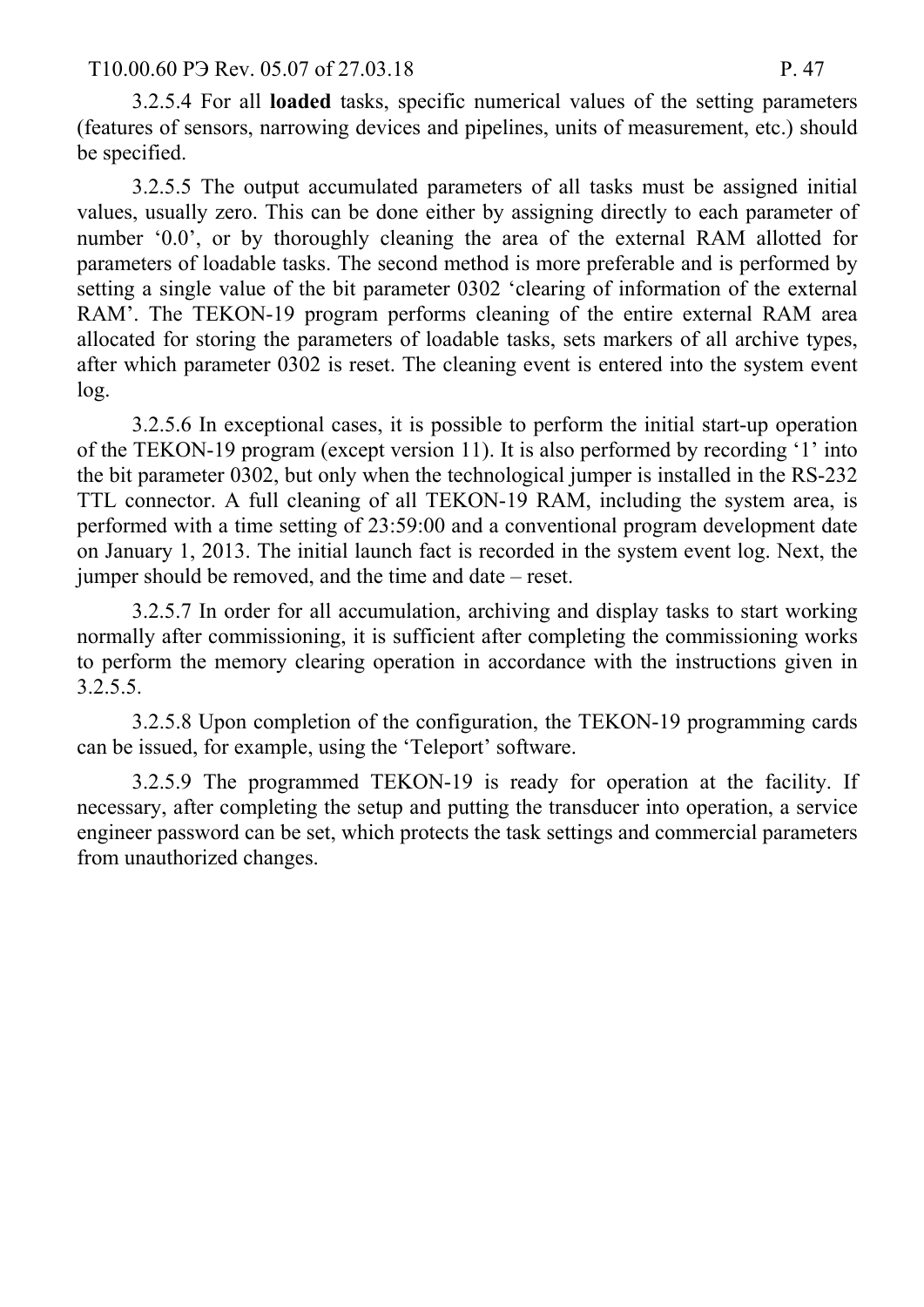3.2.5.4 For all **loaded** tasks, specific numerical values of the setting parameters (features of sensors, narrowing devices and pipelines, units of measurement, etc.) should be specified.

3.2.5.5 The output accumulated parameters of all tasks must be assigned initial values, usually zero. This can be done either by assigning directly to each parameter of number ‘0.0’, or by thoroughly cleaning the area of the external RAM allotted for parameters of loadable tasks. The second method is more preferable and is performed by setting a single value of the bit parameter 0302 ‘clearing of information of the external RAM’. The TEKON-19 program performs cleaning of the entire external RAM area allocated for storing the parameters of loadable tasks, sets markers of all archive types, after which parameter 0302 is reset. The cleaning event is entered into the system event log.

3.2.5.6 In exceptional cases, it is possible to perform the initial start-up operation of the TEKON-19 program (except version 11). It is also performed by recording ‘1’ into the bit parameter 0302, but only when the technological jumper is installed in the RS-232 TTL connector. A full cleaning of all TEKON-19 RAM, including the system area, is performed with a time setting of 23:59:00 and a conventional program development date on January 1, 2013. The initial launch fact is recorded in the system event log. Next, the jumper should be removed, and the time and date – reset.

3.2.5.7 In order for all accumulation, archiving and display tasks to start working normally after commissioning, it is sufficient after completing the commissioning works to perform the memory clearing operation in accordance with the instructions given in 3.2.5.5.

3.2.5.8 Upon completion of the configuration, the TEKON-19 programming cards can be issued, for example, using the ‘Teleport’ software.

3.2.5.9 The programmed TEKON-19 is ready for operation at the facility. If necessary, after completing the setup and putting the transducer into operation, a service engineer password can be set, which protects the task settings and commercial parameters from unauthorized changes.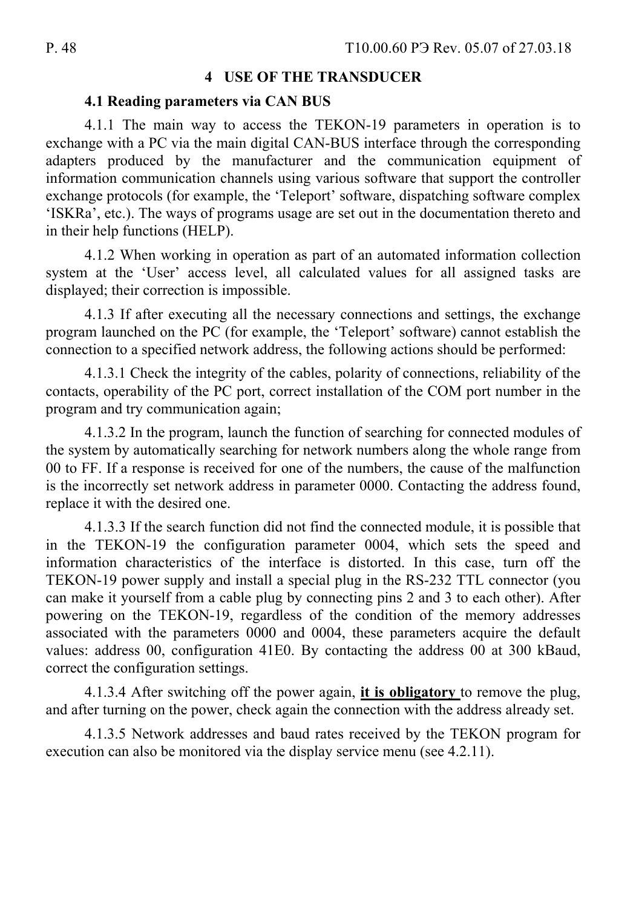# 4 USE OF THE TRANSDUCER

## 4.1 Reading parameters via CAN BUS

4.1.1 The main way to access the TEKON-19 parameters in operation is to exchange with a PC via the main digital CAN-BUS interface through the corresponding adapters produced by the manufacturer and the communication equipment of information communication channels using various software that support the controller exchange protocols (for example, the 'Teleport' software, dispatching software complex 'ISKRa', etc.). The ways of programs usage are set out in the documentation thereto and in their help functions (HELP).

4.1.2 When working in operation as part of an automated information collection system at the 'User' access level, all calculated values for all assigned tasks are displayed; their correction is impossible.

4.1.3 If after executing all the necessary connections and settings, the exchange program launched on the PC (for example, the 'Teleport' software) cannot establish the connection to a specified network address, the following actions should be performed:

4.1.3.1 Check the integrity of the cables, polarity of connections, reliability of the contacts, operability of the PC port, correct installation of the COM port number in the program and try communication again;

4.1.3.2 In the program, launch the function of searching for connected modules of the system by automatically searching for network numbers along the whole range from 00 to FF. If a response is received for one of the numbers, the cause of the malfunction is the incorrectly set network address in parameter 0000. Contacting the address found, replace it with the desired one.

4.1.3.3 If the search function did not find the connected module, it is possible that in the TEKON-19 the configuration parameter 0004, which sets the speed and information characteristics of the interface is distorted. In this case, turn off the TEKON-19 power supply and install a special plug in the RS-232 TTL connector (you can make it yourself from a cable plug by connecting pins 2 and 3 to each other). After powering on the TEKON-19, regardless of the condition of the memory addresses associated with the parameters 0000 and 0004, these parameters acquire the default values: address 00, configuration 41E0. By contacting the address 00 at 300 kBaud, correct the configuration settings.

4.1.3.4 After switching off the power again, **it is obligatory** to remove the plug, and after turning on the power, check again the connection with the address already set.

4.1.3.5 Network addresses and baud rates received by the TEKON program for execution can also be monitored via the display service menu (see 4.2.11).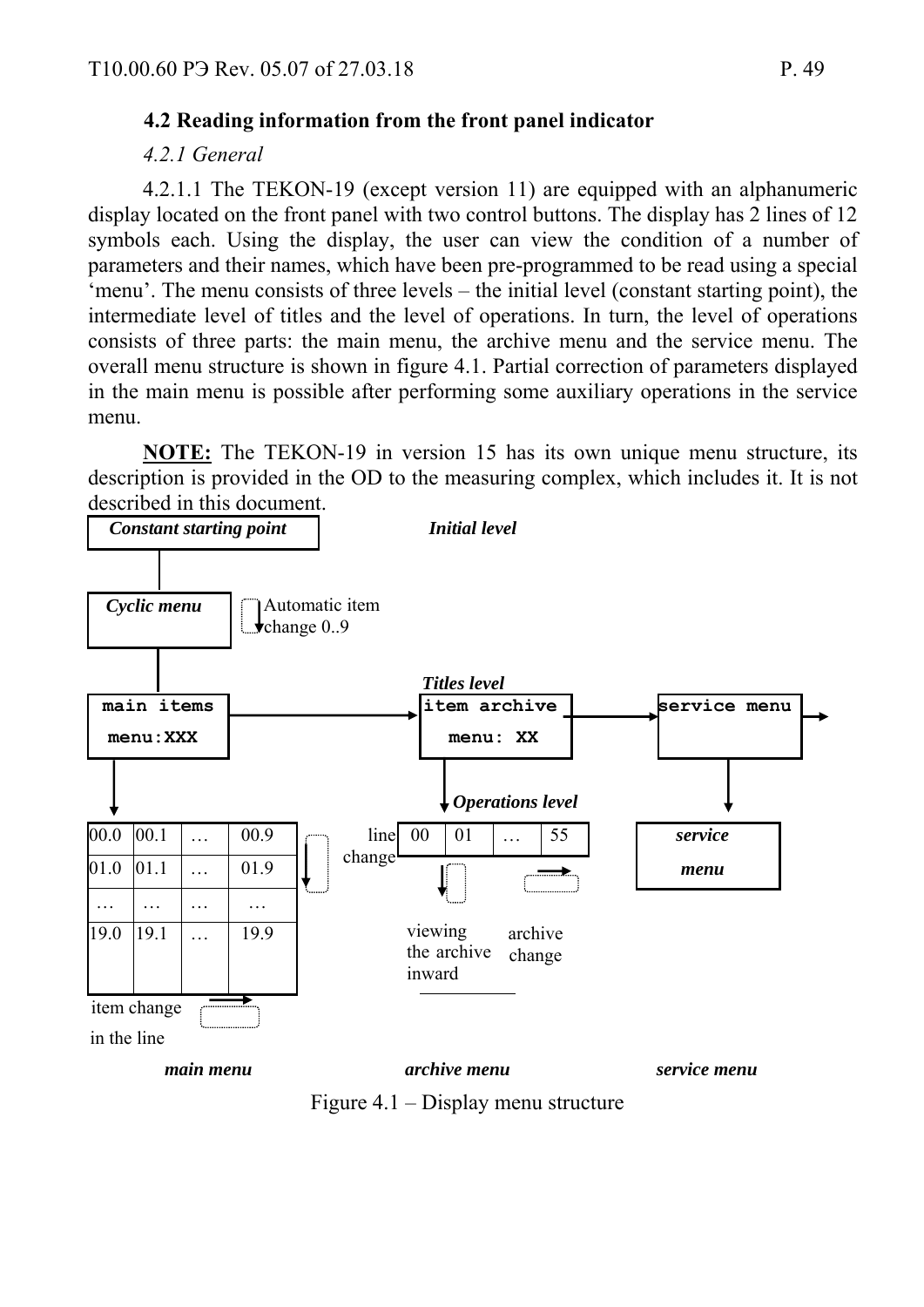## 4.2 Reading information from the front panel indicator

*4.2.1 General*

4.2.1.1 The TEKON-19 (except version 11) are equipped with an alphanumeric display located on the front panel with two control buttons. The display has 2 lines of 12 symbols each. Using the display, the user can view the condition of a number of parameters and their names, which have been pre-programmed to be read using a special 'menu'. The menu consists of three levels – the initial level (constant starting point), the intermediate level of titles and the level of operations. In turn, the level of operations consists of three parts: the main menu, the archive menu and the service menu. The overall menu structure is shown in figure 4.1. Partial correction of parameters displayed in the main menu is possible after performing some auxiliary operations in the service menu.

**NOTE:** The TEKON-19 in version 15 has its own unique menu structure, its description is provided in the OD to the measuring complex, which includes it. It is not described in this document.

***Constant starting point*** — ***Initial level***

***Cyclic menu*** — Automatic item change 0..9

***Titles level***

```
main items        item archive       service menu
menu:XXX          menu: XX
```

***Operations level***

| 00.0 | 00.1 | … | 00.9 |
|---|---|---|---|
| 01.0 | 01.1 | … | 01.9 |
| … | … | … | … |
| 19.0 | 19.1 | … | 19.9 |

line change; item change in the line

| 00 | 01 | … | 55 |
|---|---|---|---|

line change; viewing the archive inward; archive change

*service menu*

***main menu*** ***archive menu*** ***service menu***

Figure 4.1 – Display menu structure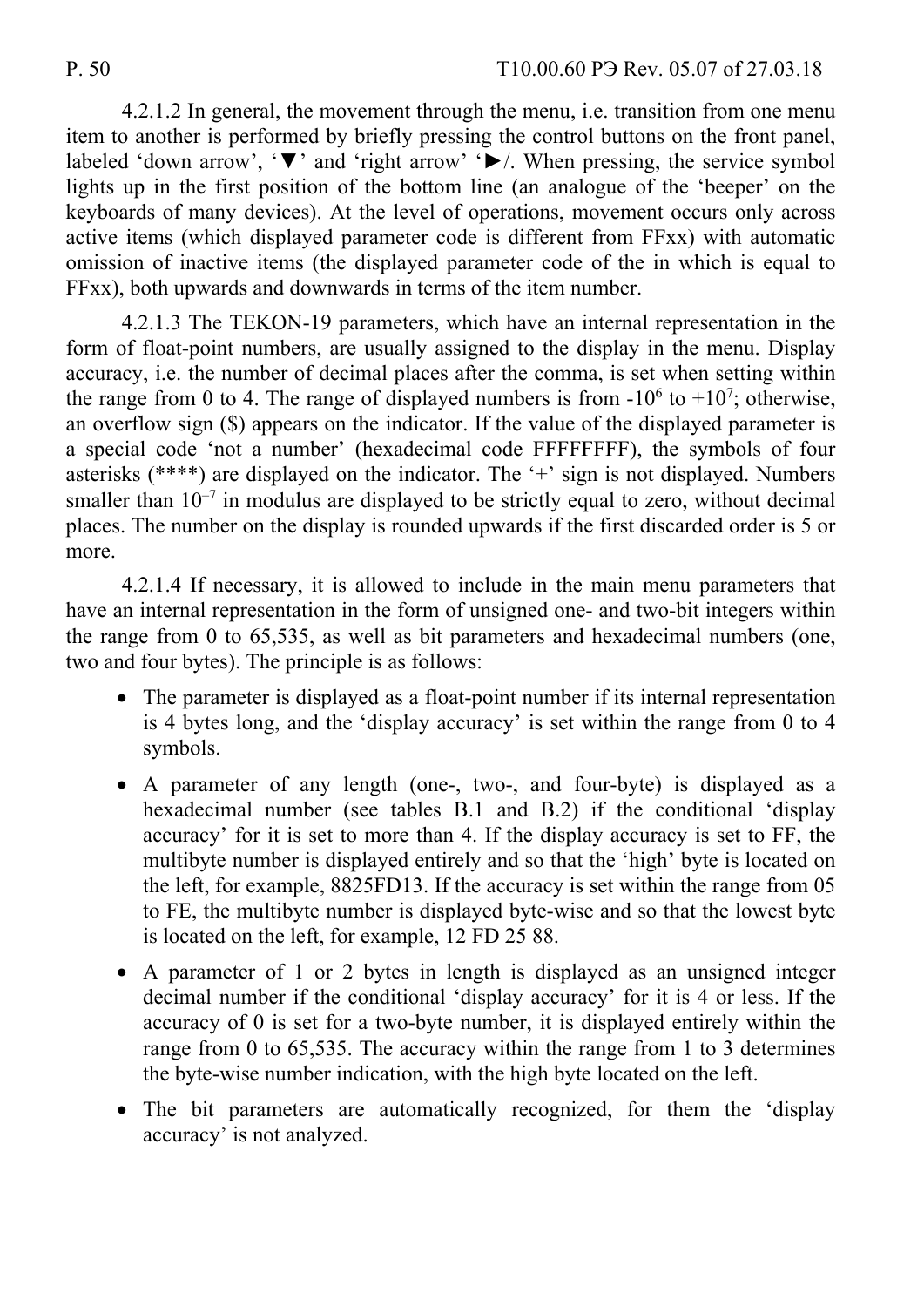4.2.1.2 In general, the movement through the menu, i.e. transition from one menu item to another is performed by briefly pressing the control buttons on the front panel, labeled 'down arrow', '▼' and 'right arrow' '►/. When pressing, the service symbol lights up in the first position of the bottom line (an analogue of the 'beeper' on the keyboards of many devices). At the level of operations, movement occurs only across active items (which displayed parameter code is different from FFxx) with automatic omission of inactive items (the displayed parameter code of the in which is equal to FFxx), both upwards and downwards in terms of the item number.

4.2.1.3 The TEKON-19 parameters, which have an internal representation in the form of float-point numbers, are usually assigned to the display in the menu. Display accuracy, i.e. the number of decimal places after the comma, is set when setting within the range from 0 to 4. The range of displayed numbers is from $-10^6$ to $+10^7$; otherwise, an overflow sign ($) appears on the indicator. If the value of the displayed parameter is a special code 'not a number' (hexadecimal code FFFFFFFF), the symbols of four asterisks (****) are displayed on the indicator. The '+' sign is not displayed. Numbers smaller than $10^{-7}$ in modulus are displayed to be strictly equal to zero, without decimal places. The number on the display is rounded upwards if the first discarded order is 5 or more.

4.2.1.4 If necessary, it is allowed to include in the main menu parameters that have an internal representation in the form of unsigned one- and two-bit integers within the range from 0 to 65,535, as well as bit parameters and hexadecimal numbers (one, two and four bytes). The principle is as follows:

- The parameter is displayed as a float-point number if its internal representation is 4 bytes long, and the 'display accuracy' is set within the range from 0 to 4 symbols.
- A parameter of any length (one-, two-, and four-byte) is displayed as a hexadecimal number (see tables B.1 and B.2) if the conditional 'display accuracy' for it is set to more than 4. If the display accuracy is set to FF, the multibyte number is displayed entirely and so that the 'high' byte is located on the left, for example, 8825FD13. If the accuracy is set within the range from 05 to FE, the multibyte number is displayed byte-wise and so that the lowest byte is located on the left, for example, 12 FD 25 88.
- A parameter of 1 or 2 bytes in length is displayed as an unsigned integer decimal number if the conditional 'display accuracy' for it is 4 or less. If the accuracy of 0 is set for a two-byte number, it is displayed entirely within the range from 0 to 65,535. The accuracy within the range from 1 to 3 determines the byte-wise number indication, with the high byte located on the left.
- The bit parameters are automatically recognized, for them the 'display accuracy' is not analyzed.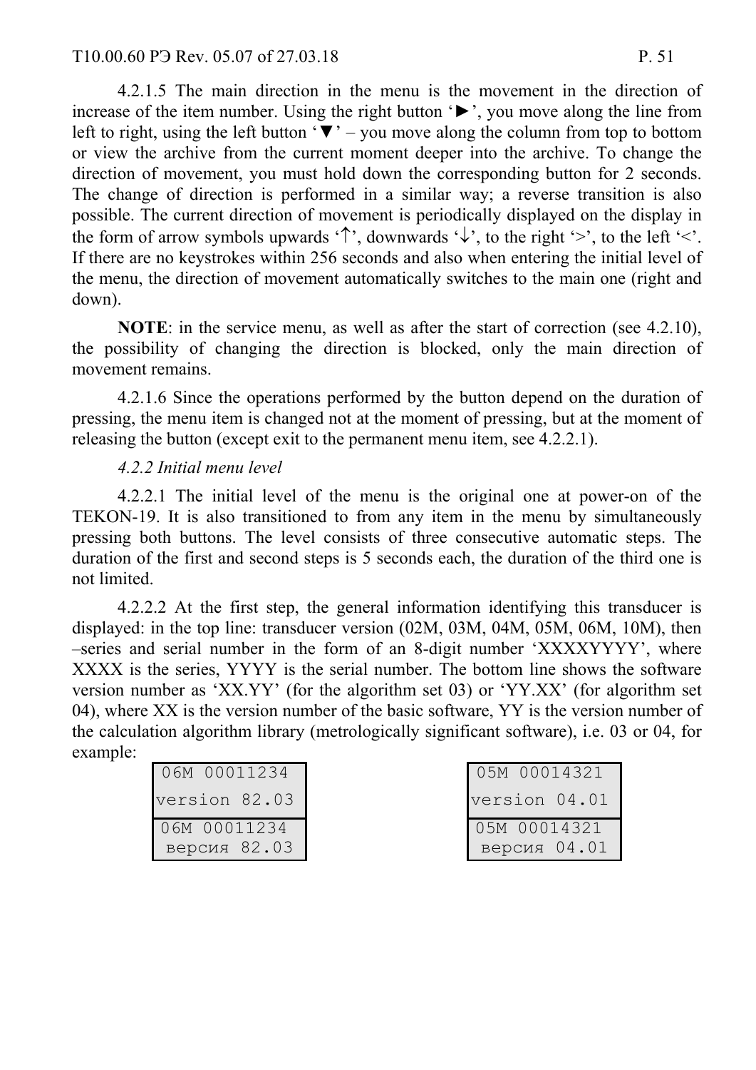4.2.1.5 The main direction in the menu is the movement in the direction of increase of the item number. Using the right button '►', you move along the line from left to right, using the left button '▼' – you move along the column from top to bottom or view the archive from the current moment deeper into the archive. To change the direction of movement, you must hold down the corresponding button for 2 seconds. The change of direction is performed in a similar way; a reverse transition is also possible. The current direction of movement is periodically displayed on the display in the form of arrow symbols upwards '↑', downwards '↓', to the right '>', to the left '<'. If there are no keystrokes within 256 seconds and also when entering the initial level of the menu, the direction of movement automatically switches to the main one (right and down).

**NOTE**: in the service menu, as well as after the start of correction (see 4.2.10), the possibility of changing the direction is blocked, only the main direction of movement remains.

4.2.1.6 Since the operations performed by the button depend on the duration of pressing, the menu item is changed not at the moment of pressing, but at the moment of releasing the button (except exit to the permanent menu item, see 4.2.2.1).

*4.2.2 Initial menu level*

4.2.2.1 The initial level of the menu is the original one at power-on of the TEKON-19. It is also transitioned to from any item in the menu by simultaneously pressing both buttons. The level consists of three consecutive automatic steps. The duration of the first and second steps is 5 seconds each, the duration of the third one is not limited.

4.2.2.2 At the first step, the general information identifying this transducer is displayed: in the top line: transducer version (02M, 03M, 04M, 05M, 06M, 10M), then –series and serial number in the form of an 8-digit number 'XXXXYYYY', where XXXX is the series, YYYY is the serial number. The bottom line shows the software version number as 'XX.YY' (for the algorithm set 03) or 'YY.XX' (for algorithm set 04), where XX is the version number of the basic software, YY is the version number of the calculation algorithm library (metrologically significant software), i.e. 03 or 04, for example:

```
06M 00011234
version 82.03

06M 00011234
 версия 82.03
```

```
05M 00014321
version 04.01

05M 00014321
 версия 04.01
```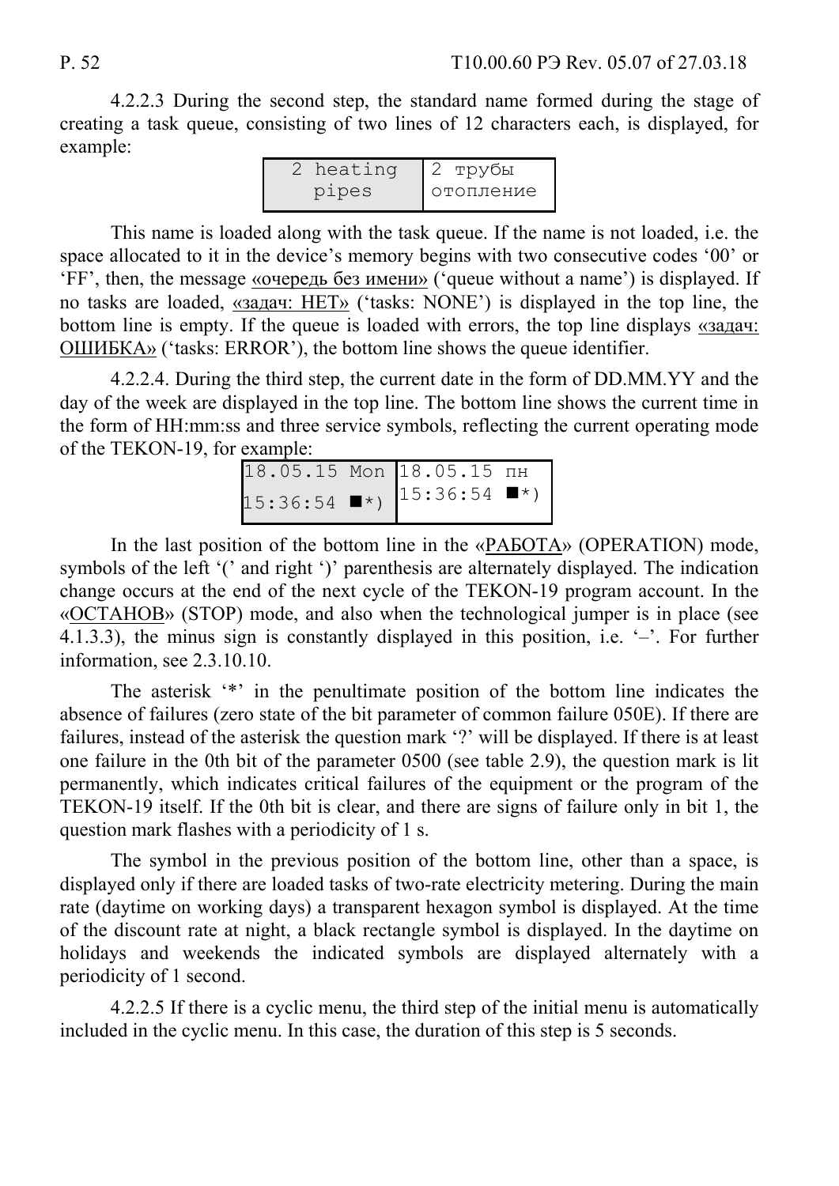4.2.2.3 During the second step, the standard name formed during the stage of creating a task queue, consisting of two lines of 12 characters each, is displayed, for example:

| 2 heating<br>pipes | 2 трубы<br>отопление |
|---|---|

This name is loaded along with the task queue. If the name is not loaded, i.e. the space allocated to it in the device's memory begins with two consecutive codes '00' or 'FF', then, the message «очередь без имени» ('queue without a name') is displayed. If no tasks are loaded, «задач: НЕТ» ('tasks: NONE') is displayed in the top line, the bottom line is empty. If the queue is loaded with errors, the top line displays «задач: ОШИБКА» ('tasks: ERROR'), the bottom line shows the queue identifier.

4.2.2.4. During the third step, the current date in the form of DD.MM.YY and the day of the week are displayed in the top line. The bottom line shows the current time in the form of HH:mm:ss and three service symbols, reflecting the current operating mode of the TEKON-19, for example:

| 18.05.15 Mon<br>15:36:54 ■*) | 18.05.15 пн<br>15:36:54 ■*) |
|---|---|

In the last position of the bottom line in the «РАБОТА» (OPERATION) mode, symbols of the left '(' and right ')' parenthesis are alternately displayed. The indication change occurs at the end of the next cycle of the TEKON-19 program account. In the «ОСТАНОВ» (STOP) mode, and also when the technological jumper is in place (see 4.1.3.3), the minus sign is constantly displayed in this position, i.e. '–'. For further information, see 2.3.10.10.

The asterisk '*' in the penultimate position of the bottom line indicates the absence of failures (zero state of the bit parameter of common failure 050E). If there are failures, instead of the asterisk the question mark '?' will be displayed. If there is at least one failure in the 0th bit of the parameter 0500 (see table 2.9), the question mark is lit permanently, which indicates critical failures of the equipment or the program of the TEKON-19 itself. If the 0th bit is clear, and there are signs of failure only in bit 1, the question mark flashes with a periodicity of 1 s.

The symbol in the previous position of the bottom line, other than a space, is displayed only if there are loaded tasks of two-rate electricity metering. During the main rate (daytime on working days) a transparent hexagon symbol is displayed. At the time of the discount rate at night, a black rectangle symbol is displayed. In the daytime on holidays and weekends the indicated symbols are displayed alternately with a periodicity of 1 second.

4.2.2.5 If there is a cyclic menu, the third step of the initial menu is automatically included in the cyclic menu. In this case, the duration of this step is 5 seconds.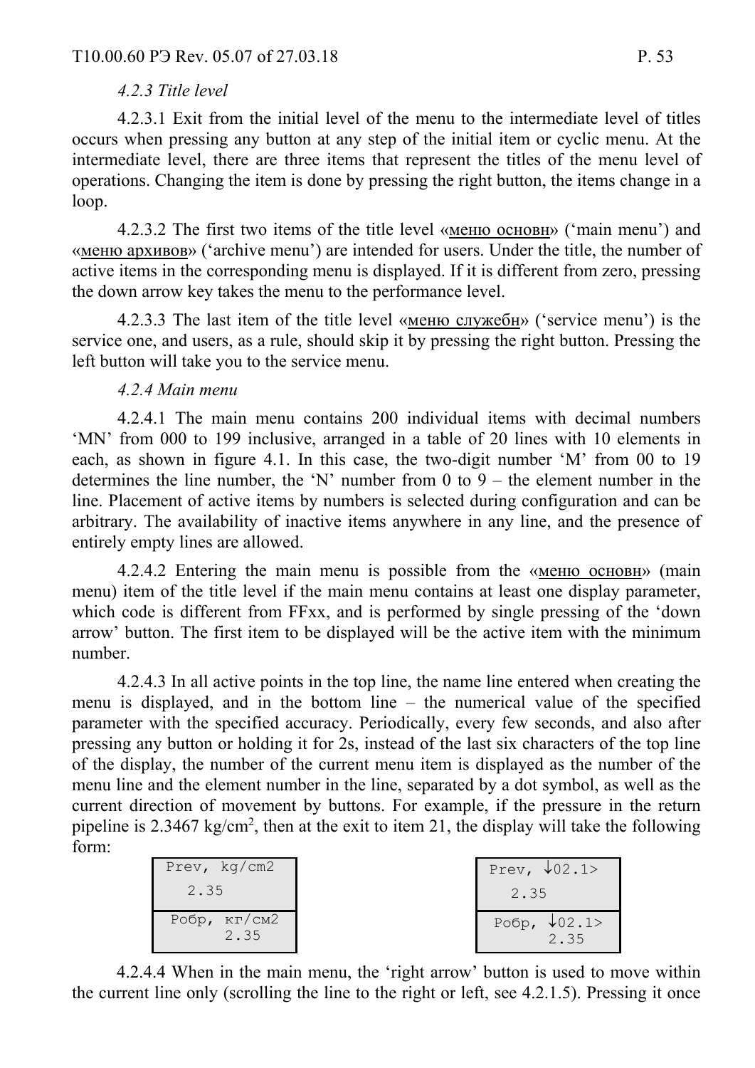*4.2.3 Title level*

4.2.3.1 Exit from the initial level of the menu to the intermediate level of titles occurs when pressing any button at any step of the initial item or cyclic menu. At the intermediate level, there are three items that represent the titles of the menu level of operations. Changing the item is done by pressing the right button, the items change in a loop.

4.2.3.2 The first two items of the title level «меню основн» (‘main menu’) and «меню архивов» (‘archive menu’) are intended for users. Under the title, the number of active items in the corresponding menu is displayed. If it is different from zero, pressing the down arrow key takes the menu to the performance level.

4.2.3.3 The last item of the title level «меню служебн» (‘service menu’) is the service one, and users, as a rule, should skip it by pressing the right button. Pressing the left button will take you to the service menu.

*4.2.4 Main menu*

4.2.4.1 The main menu contains 200 individual items with decimal numbers ‘MN’ from 000 to 199 inclusive, arranged in a table of 20 lines with 10 elements in each, as shown in figure 4.1. In this case, the two-digit number ‘M’ from 00 to 19 determines the line number, the ‘N’ number from 0 to 9 – the element number in the line. Placement of active items by numbers is selected during configuration and can be arbitrary. The availability of inactive items anywhere in any line, and the presence of entirely empty lines are allowed.

4.2.4.2 Entering the main menu is possible from the «меню основн» (main menu) item of the title level if the main menu contains at least one display parameter, which code is different from FFxx, and is performed by single pressing of the ‘down arrow’ button. The first item to be displayed will be the active item with the minimum number.

4.2.4.3 In all active points in the top line, the name line entered when creating the menu is displayed, and in the bottom line – the numerical value of the specified parameter with the specified accuracy. Periodically, every few seconds, and also after pressing any button or holding it for 2s, instead of the last six characters of the top line of the display, the number of the current menu item is displayed as the number of the menu line and the element number in the line, separated by a dot symbol, as well as the current direction of movement by buttons. For example, if the pressure in the return pipeline is 2.3467 kg/cm$^2$, then at the exit to item 21, the display will take the following form:

```
Prev, kg/cm2
   2.35

Робр, кг/см2
      2.35
```

```
Prev, ↓02.1>
   2.35

Робр, ↓02.1>
      2.35
```

4.2.4.4 When in the main menu, the ‘right arrow’ button is used to move within the current line only (scrolling the line to the right or left, see 4.2.1.5). Pressing it once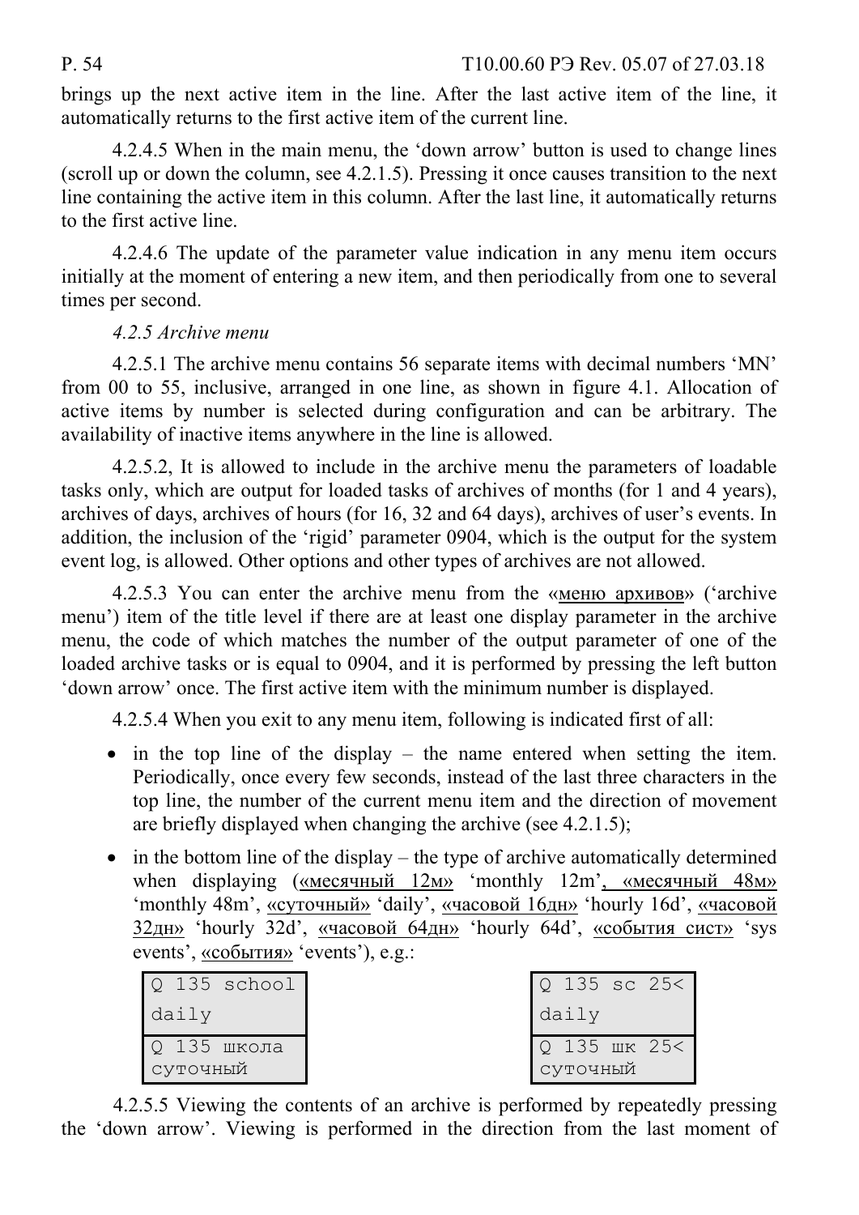brings up the next active item in the line. After the last active item of the line, it automatically returns to the first active item of the current line.

4.2.4.5 When in the main menu, the 'down arrow' button is used to change lines (scroll up or down the column, see 4.2.1.5). Pressing it once causes transition to the next line containing the active item in this column. After the last line, it automatically returns to the first active line.

4.2.4.6 The update of the parameter value indication in any menu item occurs initially at the moment of entering a new item, and then periodically from one to several times per second.

*4.2.5 Archive menu*

4.2.5.1 The archive menu contains 56 separate items with decimal numbers 'MN' from 00 to 55, inclusive, arranged in one line, as shown in figure 4.1. Allocation of active items by number is selected during configuration and can be arbitrary. The availability of inactive items anywhere in the line is allowed.

4.2.5.2, It is allowed to include in the archive menu the parameters of loadable tasks only, which are output for loaded tasks of archives of months (for 1 and 4 years), archives of days, archives of hours (for 16, 32 and 64 days), archives of user's events. In addition, the inclusion of the 'rigid' parameter 0904, which is the output for the system event log, is allowed. Other options and other types of archives are not allowed.

4.2.5.3 You can enter the archive menu from the «меню архивов» ('archive menu') item of the title level if there are at least one display parameter in the archive menu, the code of which matches the number of the output parameter of one of the loaded archive tasks or is equal to 0904, and it is performed by pressing the left button 'down arrow' once. The first active item with the minimum number is displayed.

4.2.5.4 When you exit to any menu item, following is indicated first of all:

- in the top line of the display – the name entered when setting the item. Periodically, once every few seconds, instead of the last three characters in the top line, the number of the current menu item and the direction of movement are briefly displayed when changing the archive (see 4.2.1.5);
- in the bottom line of the display – the type of archive automatically determined when displaying («месячный 12м» 'monthly 12m', «месячный 48м» 'monthly 48m', «суточный» 'daily', «часовой 16дн» 'hourly 16d', «часовой 32дн» 'hourly 32d', «часовой 64дн» 'hourly 64d', «события сист» 'sys events', «события» 'events'), e.g.:

```
Q 135 school
daily
```
```
Q 135 школа
суточный
```

```
Q 135 sc 25<
daily
```
```
Q 135 шк 25<
суточный
```

4.2.5.5 Viewing the contents of an archive is performed by repeatedly pressing the 'down arrow'. Viewing is performed in the direction from the last moment of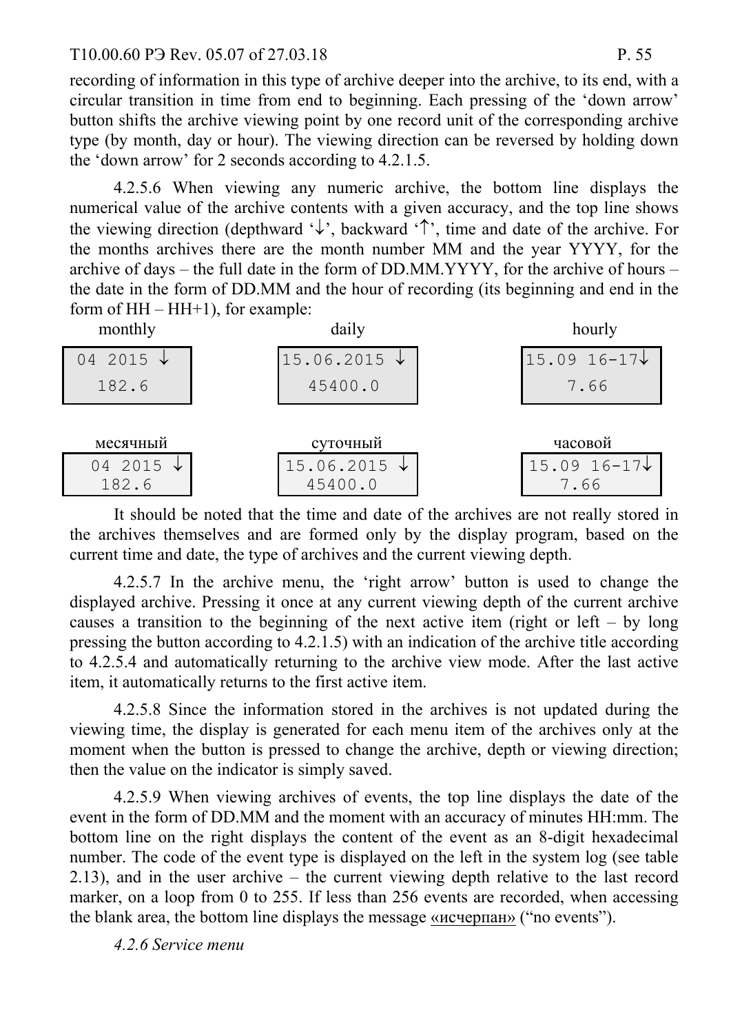recording of information in this type of archive deeper into the archive, to its end, with a circular transition in time from end to beginning. Each pressing of the 'down arrow' button shifts the archive viewing point by one record unit of the corresponding archive type (by month, day or hour). The viewing direction can be reversed by holding down the 'down arrow' for 2 seconds according to 4.2.1.5.

4.2.5.6 When viewing any numeric archive, the bottom line displays the numerical value of the archive contents with a given accuracy, and the top line shows the viewing direction (depthward '↓', backward '↑', time and date of the archive. For the months archives there are the month number MM and the year YYYY, for the archive of days – the full date in the form of DD.MM.YYYY, for the archive of hours – the date in the form of DD.MM and the hour of recording (its beginning and end in the form of HH – HH+1), for example:

| monthly | daily | hourly |
|---|---|---|
| 04 2015 ↓<br>182.6 | 15.06.2015 ↓<br>45400.0 | 15.09 16-17↓<br>7.66 |

| месячный | суточный | часовой |
|---|---|---|
| 04 2015 ↓<br>182.6 | 15.06.2015 ↓<br>45400.0 | 15.09 16-17↓<br>7.66 |

It should be noted that the time and date of the archives are not really stored in the archives themselves and are formed only by the display program, based on the current time and date, the type of archives and the current viewing depth.

4.2.5.7 In the archive menu, the 'right arrow' button is used to change the displayed archive. Pressing it once at any current viewing depth of the current archive causes a transition to the beginning of the next active item (right or left – by long pressing the button according to 4.2.1.5) with an indication of the archive title according to 4.2.5.4 and automatically returning to the archive view mode. After the last active item, it automatically returns to the first active item.

4.2.5.8 Since the information stored in the archives is not updated during the viewing time, the display is generated for each menu item of the archives only at the moment when the button is pressed to change the archive, depth or viewing direction; then the value on the indicator is simply saved.

4.2.5.9 When viewing archives of events, the top line displays the date of the event in the form of DD.MM and the moment with an accuracy of minutes HH:mm. The bottom line on the right displays the content of the event as an 8-digit hexadecimal number. The code of the event type is displayed on the left in the system log (see table 2.13), and in the user archive – the current viewing depth relative to the last record marker, on a loop from 0 to 255. If less than 256 events are recorded, when accessing the blank area, the bottom line displays the message «исчерпан» ("no events").

*4.2.6 Service menu*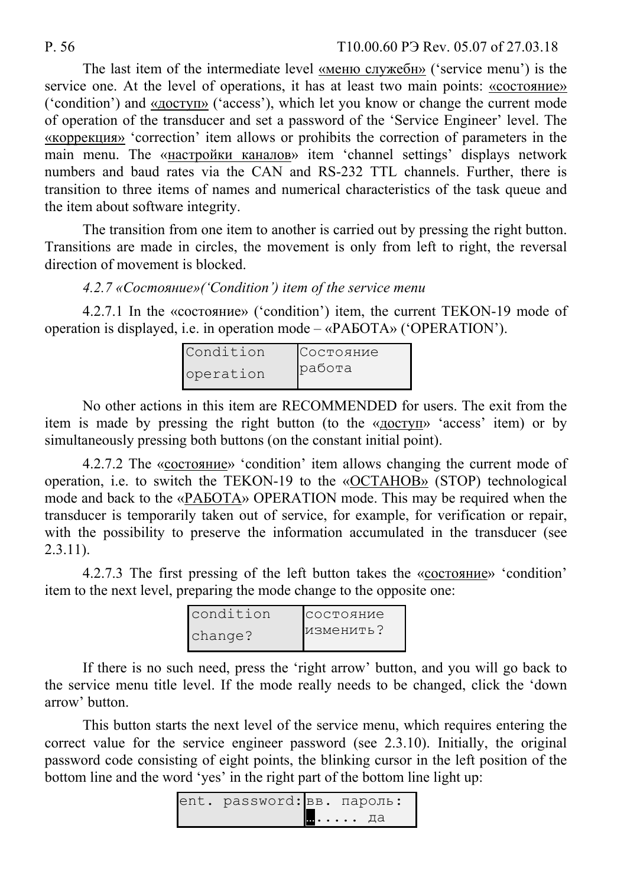The last item of the intermediate level «меню служебн» ('service menu') is the service one. At the level of operations, it has at least two main points: «состояние» ('condition') and «доступ» ('access'), which let you know or change the current mode of operation of the transducer and set a password of the 'Service Engineer' level. The «коррекция» 'correction' item allows or prohibits the correction of parameters in the main menu. The «настройки каналов» item 'channel settings' displays network numbers and baud rates via the CAN and RS-232 TTL channels. Further, there is transition to three items of names and numerical characteristics of the task queue and the item about software integrity.

The transition from one item to another is carried out by pressing the right button. Transitions are made in circles, the movement is only from left to right, the reversal direction of movement is blocked.

*4.2.7 «Состояние»('Condition') item of the service menu*

4.2.7.1 In the «состояние» ('condition') item, the current TEKON-19 mode of operation is displayed, i.e. in operation mode – «РАБОТА» ('OPERATION').

| Condition<br>operation | Состояние<br>работа |
|---|---|

No other actions in this item are RECOMMENDED for users. The exit from the item is made by pressing the right button (to the «доступ» 'access' item) or by simultaneously pressing both buttons (on the constant initial point).

4.2.7.2 The «состояние» 'condition' item allows changing the current mode of operation, i.e. to switch the TEKON-19 to the «ОСТАНОВ» (STOP) technological mode and back to the «РАБОТА» OPERATION mode. This may be required when the transducer is temporarily taken out of service, for example, for verification or repair, with the possibility to preserve the information accumulated in the transducer (see 2.3.11).

4.2.7.3 The first pressing of the left button takes the «состояние» 'condition' item to the next level, preparing the mode change to the opposite one:

| condition<br>change? | состояние<br>изменить? |
|---|---|

If there is no such need, press the 'right arrow' button, and you will go back to the service menu title level. If the mode really needs to be changed, click the 'down arrow' button.

This button starts the next level of the service menu, which requires entering the correct value for the service engineer password (see 2.3.10). Initially, the original password code consisting of eight points, the blinking cursor in the left position of the bottom line and the word 'yes' in the right part of the bottom line light up:

| ent. password: | вв. пароль:<br>…..... да |
|---|---|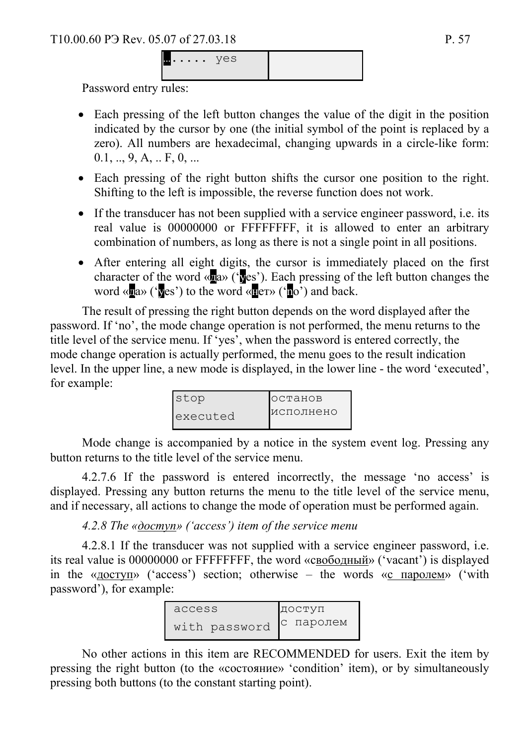| ........ yes | |
|---|---|

Password entry rules:

- Each pressing of the left button changes the value of the digit in the position indicated by the cursor by one (the initial symbol of the point is replaced by a zero). All numbers are hexadecimal, changing upwards in a circle-like form: 0.1, .., 9, A, .. F, 0, ...
- Each pressing of the right button shifts the cursor one position to the right. Shifting to the left is impossible, the reverse function does not work.
- If the transducer has not been supplied with a service engineer password, i.e. its real value is 00000000 or FFFFFFFF, it is allowed to enter an arbitrary combination of numbers, as long as there is not a single point in all positions.
- After entering all eight digits, the cursor is immediately placed on the first character of the word «да» (‘yes’). Each pressing of the left button changes the word «да» (‘yes’) to the word «нет» (‘no’) and back.

The result of pressing the right button depends on the word displayed after the password. If ‘no’, the mode change operation is not performed, the menu returns to the title level of the service menu. If ‘yes’, when the password is entered correctly, the mode change operation is actually performed, the menu goes to the result indication level. In the upper line, a new mode is displayed, in the lower line - the word ‘executed’, for example:

| stop<br>executed | останов<br>исполнено |
|---|---|

Mode change is accompanied by a notice in the system event log. Pressing any button returns to the title level of the service menu.

4.2.7.6 If the password is entered incorrectly, the message ‘no access’ is displayed. Pressing any button returns the menu to the title level of the service menu, and if necessary, all actions to change the mode of operation must be performed again.

*4.2.8 The «доступ» (‘access’) item of the service menu*

4.2.8.1 If the transducer was not supplied with a service engineer password, i.e. its real value is 00000000 or FFFFFFFF, the word «свободный» (‘vacant’) is displayed in the «доступ» (‘access’) section; otherwise – the words «с паролем» (‘with password’), for example:

| access<br>with password | доступ<br>с паролем |
|---|---|

No other actions in this item are RECOMMENDED for users. Exit the item by pressing the right button (to the «состояние» ‘condition’ item), or by simultaneously pressing both buttons (to the constant starting point).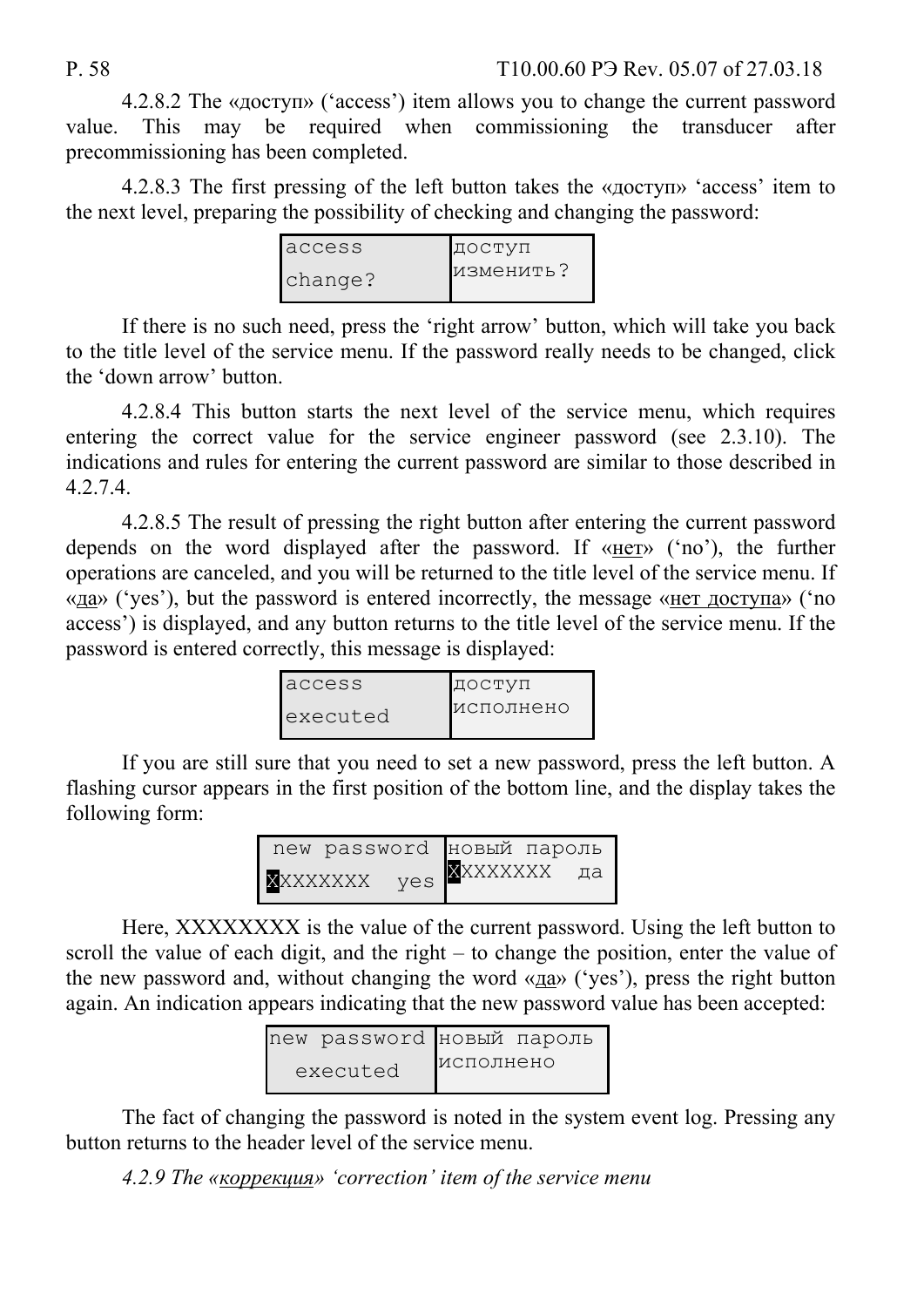4.2.8.2 The «доступ» ('access') item allows you to change the current password value. This may be required when commissioning the transducer after precommissioning has been completed.

4.2.8.3 The first pressing of the left button takes the «доступ» 'access' item to the next level, preparing the possibility of checking and changing the password:

| access<br>change? | доступ<br>изменить? |
|---|---|

If there is no such need, press the 'right arrow' button, which will take you back to the title level of the service menu. If the password really needs to be changed, click the 'down arrow' button.

4.2.8.4 This button starts the next level of the service menu, which requires entering the correct value for the service engineer password (see 2.3.10). The indications and rules for entering the current password are similar to those described in 4.2.7.4.

4.2.8.5 The result of pressing the right button after entering the current password depends on the word displayed after the password. If «нет» ('no'), the further operations are canceled, and you will be returned to the title level of the service menu. If «да» ('yes'), but the password is entered incorrectly, the message «нет доступа» ('no access') is displayed, and any button returns to the title level of the service menu. If the password is entered correctly, this message is displayed:

| access<br>executed | доступ<br>исполнено |
|---|---|

If you are still sure that you need to set a new password, press the left button. A flashing cursor appears in the first position of the bottom line, and the display takes the following form:

| new password<br>XXXXXXXX   yes | новый пароль<br>XXXXXXXX   да |
|---|---|

Here, XXXXXXXX is the value of the current password. Using the left button to scroll the value of each digit, and the right – to change the position, enter the value of the new password and, without changing the word «да» ('yes'), press the right button again. An indication appears indicating that the new password value has been accepted:

| new password<br>executed | новый пароль<br>исполнено |
|---|---|

The fact of changing the password is noted in the system event log. Pressing any button returns to the header level of the service menu.

*4.2.9 The «коррекция» 'correction' item of the service menu*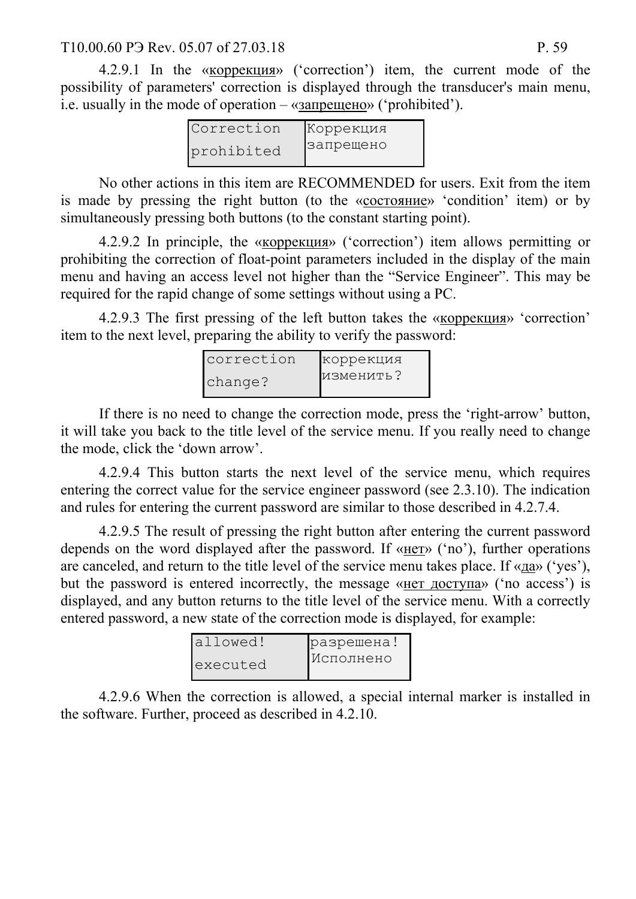4.2.9.1 In the «коррекция» (‘correction’) item, the current mode of the possibility of parameters' correction is displayed through the transducer's main menu, i.e. usually in the mode of operation – «запрещено» (‘prohibited’).

| Correction<br>prohibited | Коррекция<br>запрещено |
|---|---|

No other actions in this item are RECOMMENDED for users. Exit from the item is made by pressing the right button (to the «состояние» ‘condition’ item) or by simultaneously pressing both buttons (to the constant starting point).

4.2.9.2 In principle, the «коррекция» (‘correction’) item allows permitting or prohibiting the correction of float-point parameters included in the display of the main menu and having an access level not higher than the “Service Engineer”. This may be required for the rapid change of some settings without using a PC.

4.2.9.3 The first pressing of the left button takes the «коррекция» ‘correction’ item to the next level, preparing the ability to verify the password:

| correction<br>change? | коррекция<br>изменить? |
|---|---|

If there is no need to change the correction mode, press the ‘right-arrow’ button, it will take you back to the title level of the service menu. If you really need to change the mode, click the ‘down arrow’.

4.2.9.4 This button starts the next level of the service menu, which requires entering the correct value for the service engineer password (see 2.3.10). The indication and rules for entering the current password are similar to those described in 4.2.7.4.

4.2.9.5 The result of pressing the right button after entering the current password depends on the word displayed after the password. If «нет» (‘no’), further operations are canceled, and return to the title level of the service menu takes place. If «да» (‘yes’), but the password is entered incorrectly, the message «нет доступа» (‘no access’) is displayed, and any button returns to the title level of the service menu. With a correctly entered password, a new state of the correction mode is displayed, for example:

| allowed!<br>executed | разрешена!<br>Исполнено |
|---|---|

4.2.9.6 When the correction is allowed, a special internal marker is installed in the software. Further, proceed as described in 4.2.10.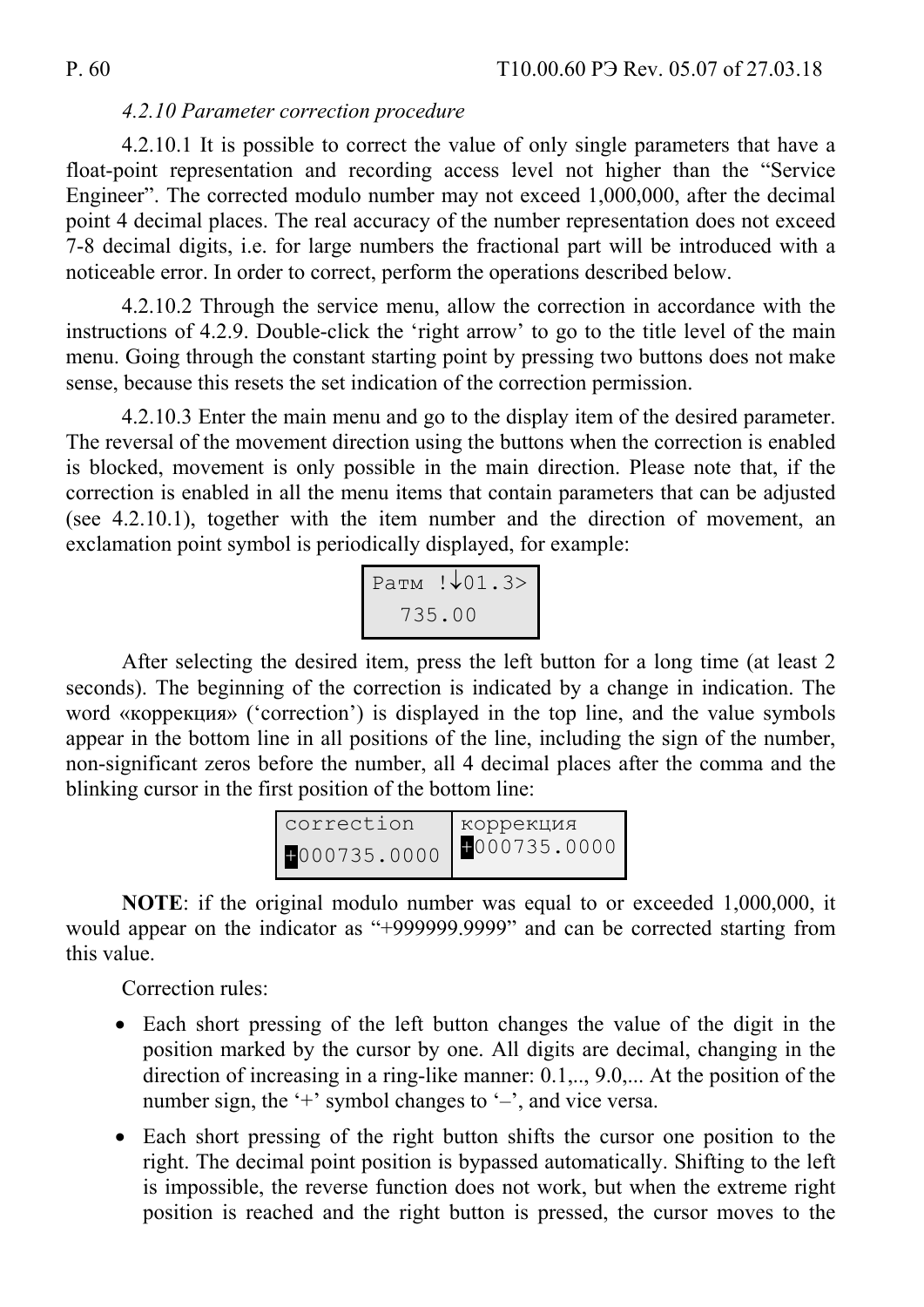*4.2.10 Parameter correction procedure*

4.2.10.1 It is possible to correct the value of only single parameters that have a float-point representation and recording access level not higher than the “Service Engineer”. The corrected modulo number may not exceed 1,000,000, after the decimal point 4 decimal places. The real accuracy of the number representation does not exceed 7-8 decimal digits, i.e. for large numbers the fractional part will be introduced with a noticeable error. In order to correct, perform the operations described below.

4.2.10.2 Through the service menu, allow the correction in accordance with the instructions of 4.2.9. Double-click the ‘right arrow’ to go to the title level of the main menu. Going through the constant starting point by pressing two buttons does not make sense, because this resets the set indication of the correction permission.

4.2.10.3 Enter the main menu and go to the display item of the desired parameter. The reversal of the movement direction using the buttons when the correction is enabled is blocked, movement is only possible in the main direction. Please note that, if the correction is enabled in all the menu items that contain parameters that can be adjusted (see 4.2.10.1), together with the item number and the direction of movement, an exclamation point symbol is periodically displayed, for example:

```
Pатм !↓01.3>
   735.00
```

After selecting the desired item, press the left button for a long time (at least 2 seconds). The beginning of the correction is indicated by a change in indication. The word «коррекция» (‘correction’) is displayed in the top line, and the value symbols appear in the bottom line in all positions of the line, including the sign of the number, non-significant zeros before the number, all 4 decimal places after the comma and the blinking cursor in the first position of the bottom line:

| correction | коррекция |
|---|---|
| +000735.0000 | +000735.0000 |

**NOTE**: if the original modulo number was equal to or exceeded 1,000,000, it would appear on the indicator as “+999999.9999” and can be corrected starting from this value.

Correction rules:

- Each short pressing of the left button changes the value of the digit in the position marked by the cursor by one. All digits are decimal, changing in the direction of increasing in a ring-like manner: 0.1,.., 9.0,... At the position of the number sign, the ‘+’ symbol changes to ‘–’, and vice versa.
- Each short pressing of the right button shifts the cursor one position to the right. The decimal point position is bypassed automatically. Shifting to the left is impossible, the reverse function does not work, but when the extreme right position is reached and the right button is pressed, the cursor moves to the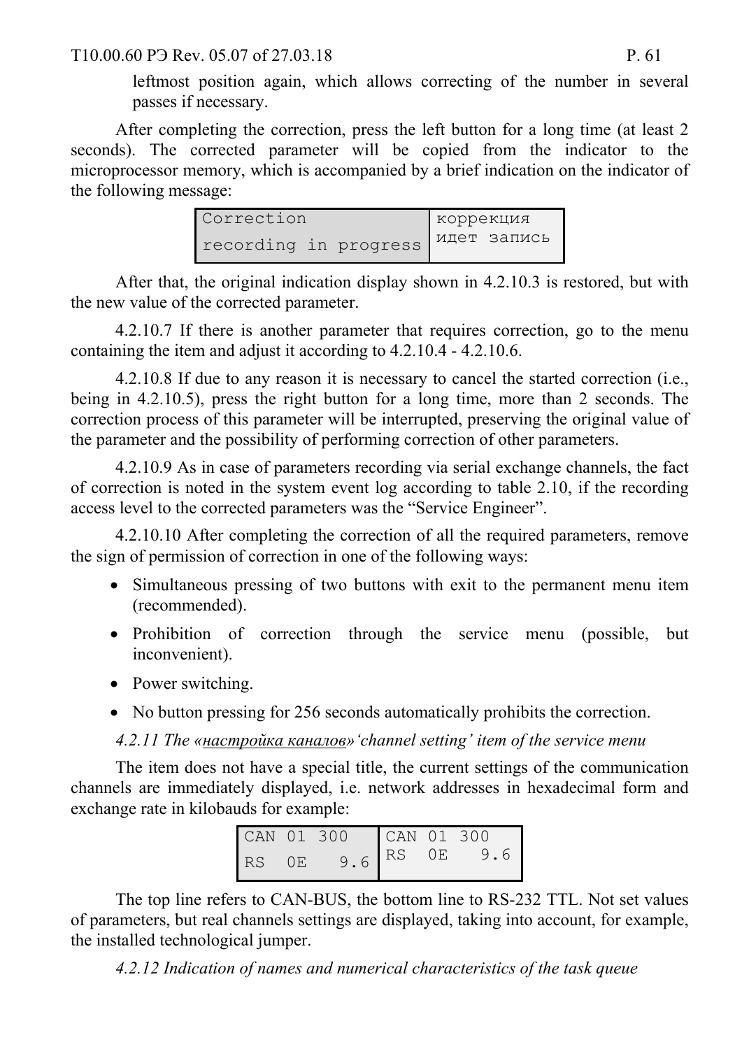leftmost position again, which allows correcting of the number in several passes if necessary.

After completing the correction, press the left button for a long time (at least 2 seconds). The corrected parameter will be copied from the indicator to the microprocessor memory, which is accompanied by a brief indication on the indicator of the following message:

| Correction<br>recording in progress | коррекция<br>идет запись |
|---|---|

After that, the original indication display shown in 4.2.10.3 is restored, but with the new value of the corrected parameter.

4.2.10.7 If there is another parameter that requires correction, go to the menu containing the item and adjust it according to 4.2.10.4 - 4.2.10.6.

4.2.10.8 If due to any reason it is necessary to cancel the started correction (i.e., being in 4.2.10.5), press the right button for a long time, more than 2 seconds. The correction process of this parameter will be interrupted, preserving the original value of the parameter and the possibility of performing correction of other parameters.

4.2.10.9 As in case of parameters recording via serial exchange channels, the fact of correction is noted in the system event log according to table 2.10, if the recording access level to the corrected parameters was the "Service Engineer".

4.2.10.10 After completing the correction of all the required parameters, remove the sign of permission of correction in one of the following ways:

- Simultaneous pressing of two buttons with exit to the permanent menu item (recommended).
- Prohibition of correction through the service menu (possible, but inconvenient).
- Power switching.
- No button pressing for 256 seconds automatically prohibits the correction.

*4.2.11 The «настройка каналов»'channel setting' item of the service menu*

The item does not have a special title, the current settings of the communication channels are immediately displayed, i.e. network addresses in hexadecimal form and exchange rate in kilobauds for example:

| CAN 01 300<br>RS 0E 9.6 | CAN 01 300<br>RS 0E 9.6 |
|---|---|

The top line refers to CAN-BUS, the bottom line to RS-232 TTL. Not set values of parameters, but real channels settings are displayed, taking into account, for example, the installed technological jumper.

*4.2.12 Indication of names and numerical characteristics of the task queue*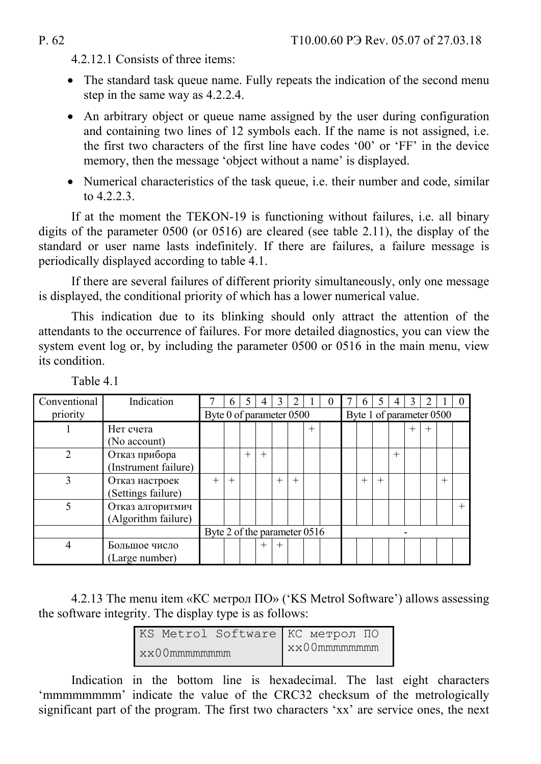4.2.12.1 Consists of three items:

- The standard task queue name. Fully repeats the indication of the second menu step in the same way as 4.2.2.4.
- An arbitrary object or queue name assigned by the user during configuration and containing two lines of 12 symbols each. If the name is not assigned, i.e. the first two characters of the first line have codes ‘00’ or ‘FF’ in the device memory, then the message ‘object without a name’ is displayed.
- Numerical characteristics of the task queue, i.e. their number and code, similar to 4.2.2.3.

If at the moment the TEKON-19 is functioning without failures, i.e. all binary digits of the parameter 0500 (or 0516) are cleared (see table 2.11), the display of the standard or user name lasts indefinitely. If there are failures, a failure message is periodically displayed according to table 4.1.

If there are several failures of different priority simultaneously, only one message is displayed, the conditional priority of which has a lower numerical value.

This indication due to its blinking should only attract the attention of the attendants to the occurrence of failures. For more detailed diagnostics, you can view the system event log or, by including the parameter 0500 or 0516 in the main menu, view its condition.

Table 4.1

| Conventional priority | Indication | 7 | 6 | 5 | 4 | 3 | 2 | 1 | 0 | 7 | 6 | 5 | 4 | 3 | 2 | 1 | 0 |
|---|---|---|---|---|---|---|---|---|---|---|---|---|---|---|---|---|---|
| | | Byte 0 of parameter 0500 | | | | | | | | Byte 1 of parameter 0500 | | | | | | | |
| 1 | Нет счета (No account) | | | | | | | + | | | | | | + | + | | |
| 2 | Отказ прибора (Instrument failure) | | | + | + | | | | | | | | + | | | | |
| 3 | Отказ настроек (Settings failure) | + | + | | | + | + | | | | + | + | | | | + | |
| 5 | Отказ алгоритмич (Algorithm failure) | | | | | | | | | | | | | | | | + |
| | | Byte 2 of the parameter 0516 | | | | | | | | - | | | | | | | |
| 4 | Большое число (Large number) | | | | + | + | | | | | | | | | | | |

4.2.13 The menu item «КС метрол ПО» (‘KS Metrol Software’) allows assessing the software integrity. The display type is as follows:

| KS Metrol Software | КС метрол ПО |
|---|---|
| xx00mmmmmmmm | xx00mmmmmmmm |

Indication in the bottom line is hexadecimal. The last eight characters ‘mmmmmmmm’ indicate the value of the CRC32 checksum of the metrologically significant part of the program. The first two characters ‘xx’ are service ones, the next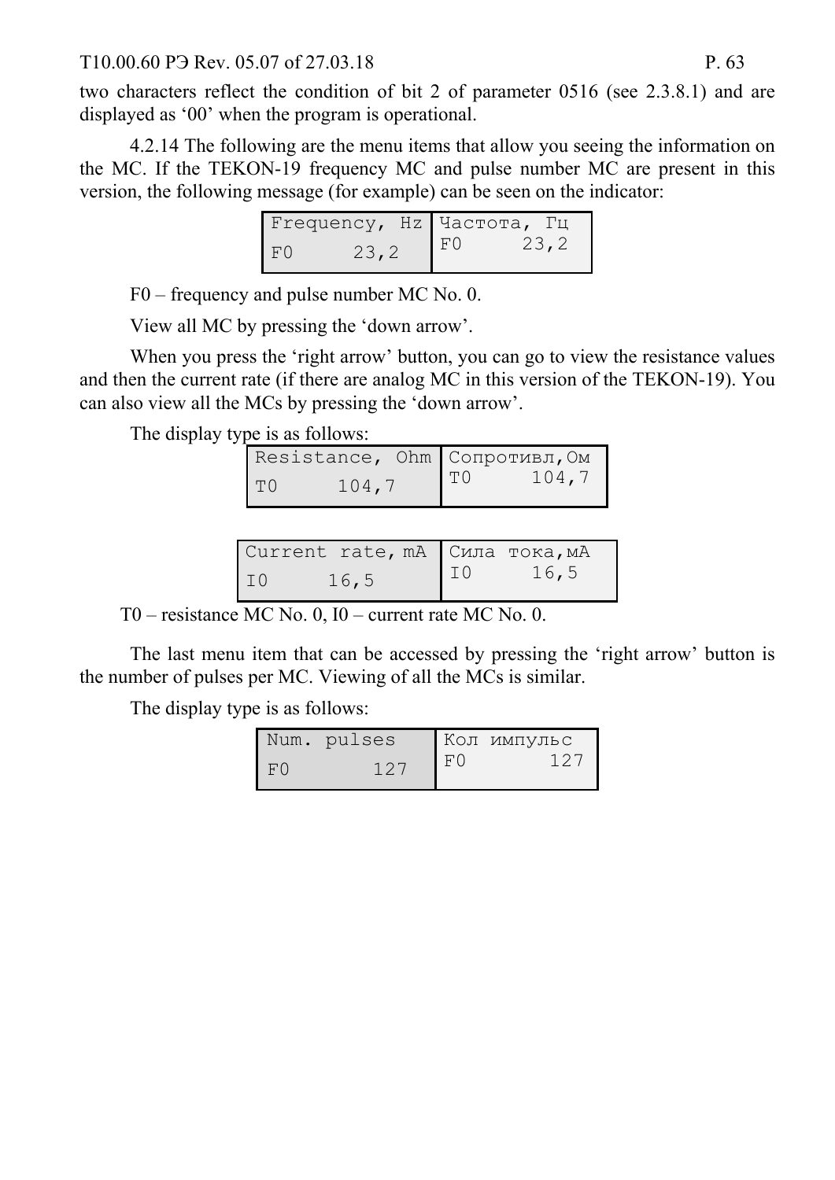two characters reflect the condition of bit 2 of parameter 0516 (see 2.3.8.1) and are displayed as ‘00’ when the program is operational.

4.2.14 The following are the menu items that allow you seeing the information on the MC. If the TEKON-19 frequency MC and pulse number MC are present in this version, the following message (for example) can be seen on the indicator:

| Frequency, Hz | Частота, Гц |
|---|---|
| F0 23,2 | F0 23,2 |

F0 – frequency and pulse number MC No. 0.

View all MC by pressing the ‘down arrow’.

When you press the ‘right arrow’ button, you can go to view the resistance values and then the current rate (if there are analog MC in this version of the TEKON-19). You can also view all the MCs by pressing the ‘down arrow’.

The display type is as follows:

| Resistance, Ohm | Сопротивл,Ом |
|---|---|
| T0 104,7 | T0 104,7 |

| Current rate, mA | Сила тока, мА |
|---|---|
| I0 16,5 | I0 16,5 |

T0 – resistance MC No. 0, I0 – current rate MC No. 0.

The last menu item that can be accessed by pressing the ‘right arrow’ button is the number of pulses per MC. Viewing of all the MCs is similar.

The display type is as follows:

| Num. pulses | Кол импульс |
|---|---|
| F0 127 | F0 127 |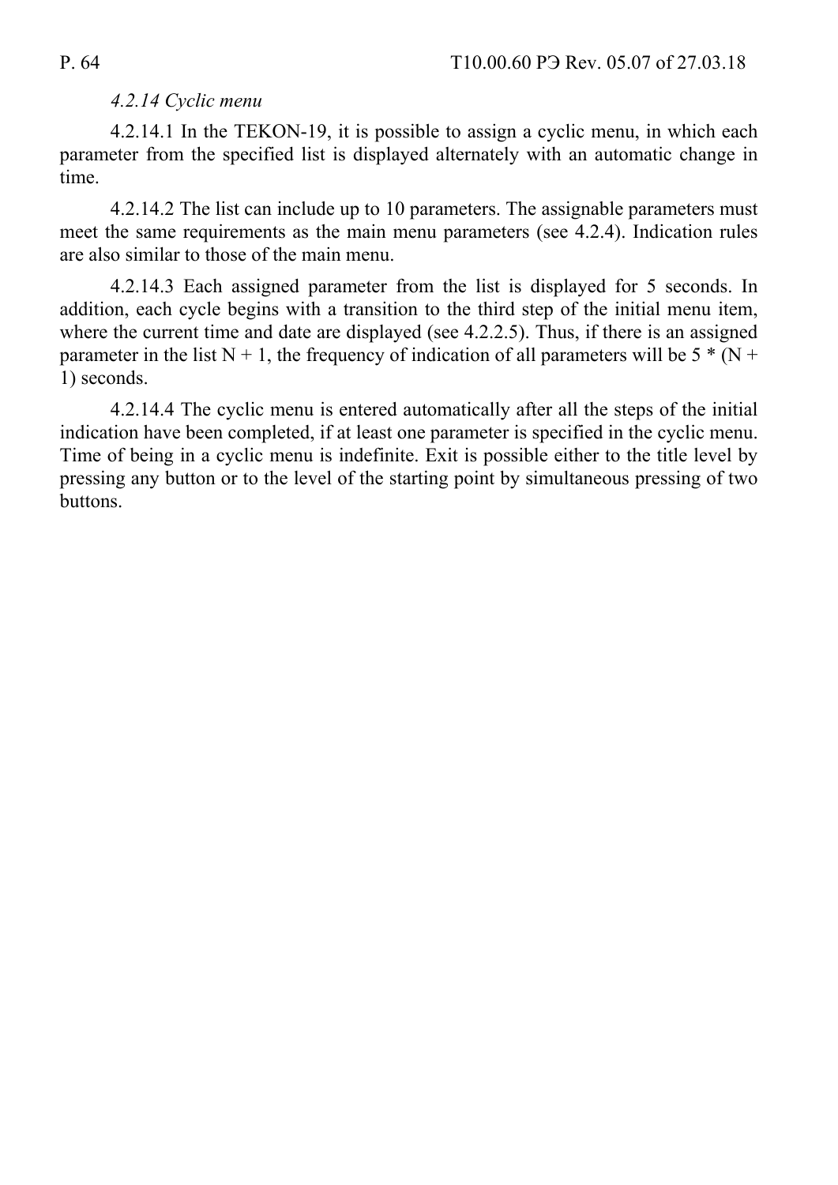*4.2.14 Cyclic menu*

4.2.14.1 In the TEKON-19, it is possible to assign a cyclic menu, in which each parameter from the specified list is displayed alternately with an automatic change in time.

4.2.14.2 The list can include up to 10 parameters. The assignable parameters must meet the same requirements as the main menu parameters (see 4.2.4). Indication rules are also similar to those of the main menu.

4.2.14.3 Each assigned parameter from the list is displayed for 5 seconds. In addition, each cycle begins with a transition to the third step of the initial menu item, where the current time and date are displayed (see 4.2.2.5). Thus, if there is an assigned parameter in the list N + 1, the frequency of indication of all parameters will be 5 * (N + 1) seconds.

4.2.14.4 The cyclic menu is entered automatically after all the steps of the initial indication have been completed, if at least one parameter is specified in the cyclic menu. Time of being in a cyclic menu is indefinite. Exit is possible either to the title level by pressing any button or to the level of the starting point by simultaneous pressing of two buttons.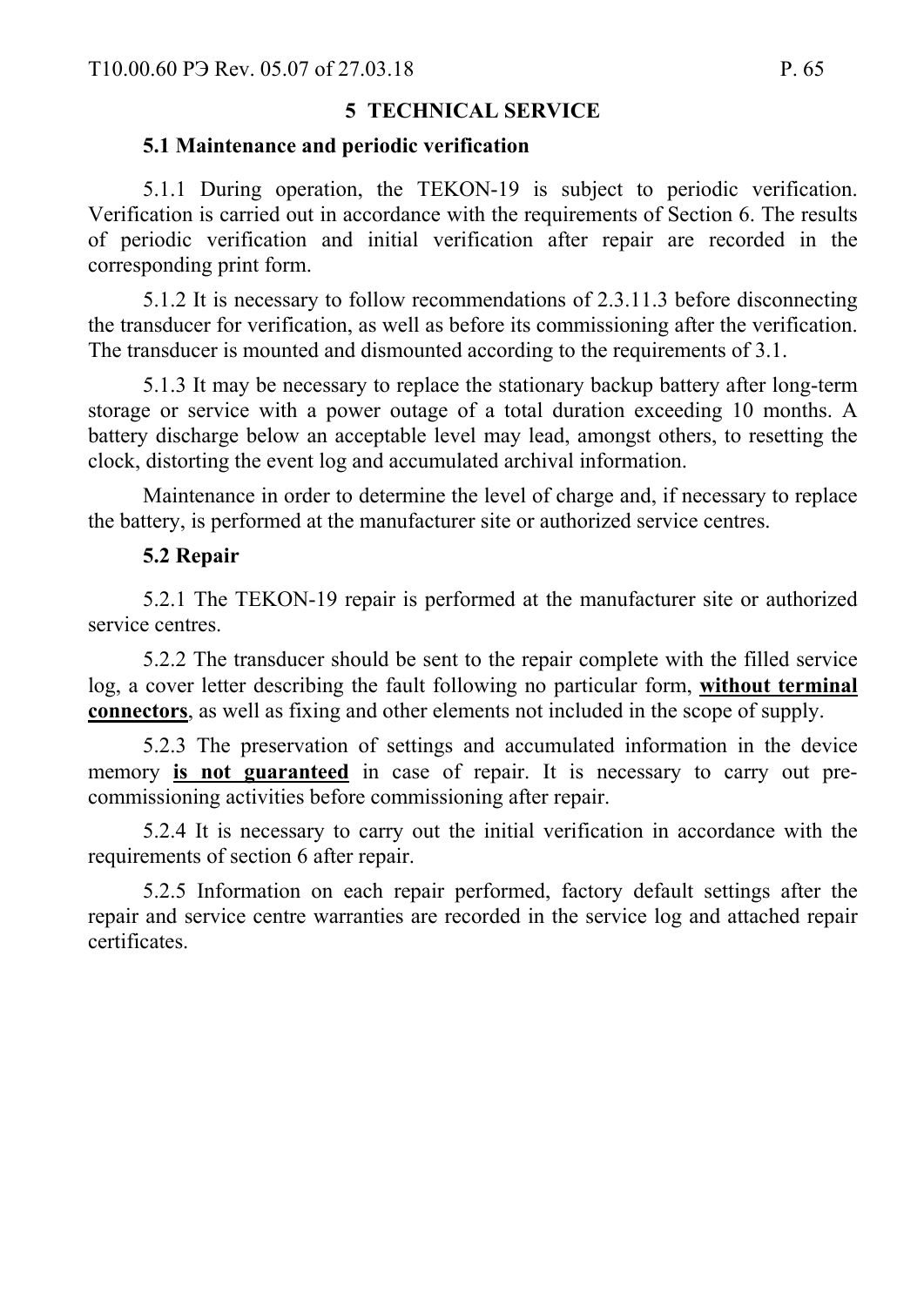# 5 TECHNICAL SERVICE

## 5.1 Maintenance and periodic verification

5.1.1 During operation, the TEKON-19 is subject to periodic verification. Verification is carried out in accordance with the requirements of Section 6. The results of periodic verification and initial verification after repair are recorded in the corresponding print form.

5.1.2 It is necessary to follow recommendations of 2.3.11.3 before disconnecting the transducer for verification, as well as before its commissioning after the verification. The transducer is mounted and dismounted according to the requirements of 3.1.

5.1.3 It may be necessary to replace the stationary backup battery after long-term storage or service with a power outage of a total duration exceeding 10 months. A battery discharge below an acceptable level may lead, amongst others, to resetting the clock, distorting the event log and accumulated archival information.

Maintenance in order to determine the level of charge and, if necessary to replace the battery, is performed at the manufacturer site or authorized service centres.

## 5.2 Repair

5.2.1 The TEKON-19 repair is performed at the manufacturer site or authorized service centres.

5.2.2 The transducer should be sent to the repair complete with the filled service log, a cover letter describing the fault following no particular form, **without terminal connectors**, as well as fixing and other elements not included in the scope of supply.

5.2.3 The preservation of settings and accumulated information in the device memory **is not guaranteed** in case of repair. It is necessary to carry out pre-commissioning activities before commissioning after repair.

5.2.4 It is necessary to carry out the initial verification in accordance with the requirements of section 6 after repair.

5.2.5 Information on each repair performed, factory default settings after the repair and service centre warranties are recorded in the service log and attached repair certificates.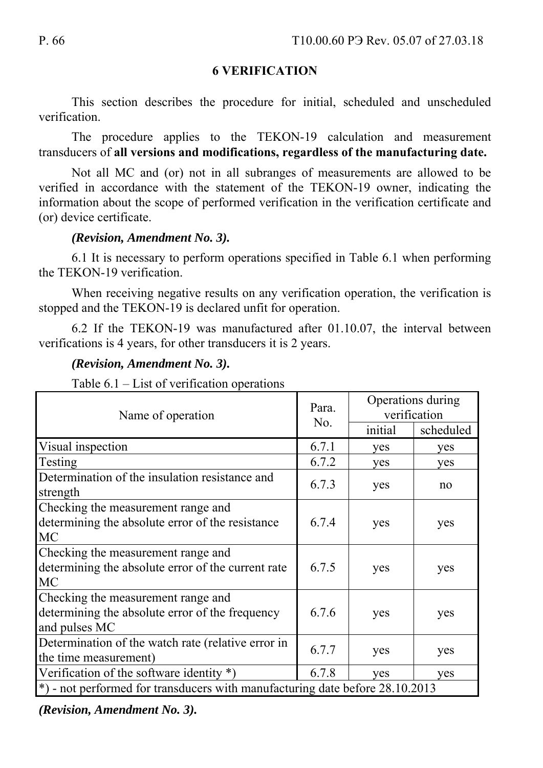# 6 VERIFICATION

This section describes the procedure for initial, scheduled and unscheduled verification.

The procedure applies to the TEKON-19 calculation and measurement transducers of **all versions and modifications, regardless of the manufacturing date.**

Not all MC and (or) not in all subranges of measurements are allowed to be verified in accordance with the statement of the TEKON-19 owner, indicating the information about the scope of performed verification in the verification certificate and (or) device certificate.

***(Revision, Amendment No. 3).***

6.1 It is necessary to perform operations specified in Table 6.1 when performing the TEKON-19 verification.

When receiving negative results on any verification operation, the verification is stopped and the TEKON-19 is declared unfit for operation.

6.2 If the TEKON-19 was manufactured after 01.10.07, the interval between verifications is 4 years, for other transducers it is 2 years.

***(Revision, Amendment No. 3).***

Table 6.1 – List of verification operations

| Name of operation | Para. No. | Operations during verification | |
|---|---|---|---|
| | | initial | scheduled |
| Visual inspection | 6.7.1 | yes | yes |
| Testing | 6.7.2 | yes | yes |
| Determination of the insulation resistance and strength | 6.7.3 | yes | no |
| Checking the measurement range and determining the absolute error of the resistance MC | 6.7.4 | yes | yes |
| Checking the measurement range and determining the absolute error of the current rate MC | 6.7.5 | yes | yes |
| Checking the measurement range and determining the absolute error of the frequency and pulses MC | 6.7.6 | yes | yes |
| Determination of the watch rate (relative error in the time measurement) | 6.7.7 | yes | yes |
| Verification of the software identity *) | 6.7.8 | yes | yes |
| *) - not performed for transducers with manufacturing date before 28.10.2013 | | | |

***(Revision, Amendment No. 3).***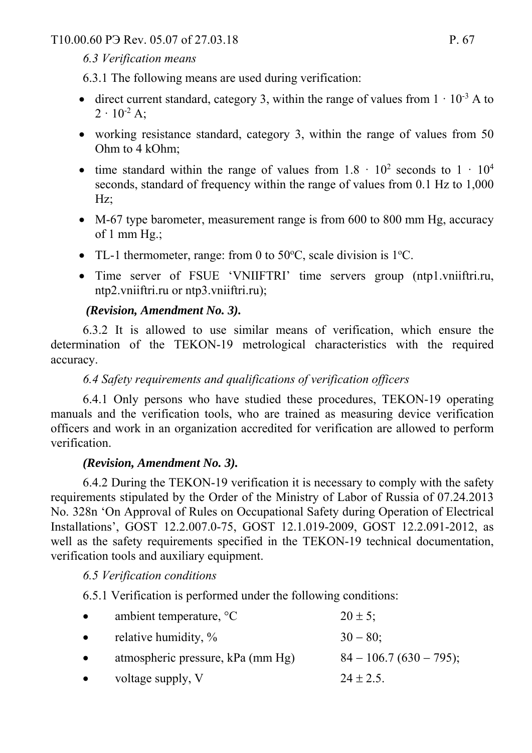*6.3 Verification means*

6.3.1 The following means are used during verification:

- direct current standard, category 3, within the range of values from $1 \cdot 10^{-3}$ A to $2 \cdot 10^{-2}$ A;
- working resistance standard, category 3, within the range of values from 50 Ohm to 4 kOhm;
- time standard within the range of values from $1.8 \cdot 10^{2}$ seconds to $1 \cdot 10^{4}$ seconds, standard of frequency within the range of values from 0.1 Hz to 1,000 Hz;
- M-67 type barometer, measurement range is from 600 to 800 mm Hg, accuracy of 1 mm Hg.;
- TL-1 thermometer, range: from 0 to 50°C, scale division is 1°C.
- Time server of FSUE 'VNIIFTRI' time servers group (ntp1.vniiftri.ru, ntp2.vniiftri.ru or ntp3.vniiftri.ru);

***(Revision, Amendment No. 3).***

6.3.2 It is allowed to use similar means of verification, which ensure the determination of the TEKON-19 metrological characteristics with the required accuracy.

*6.4 Safety requirements and qualifications of verification officers*

6.4.1 Only persons who have studied these procedures, TEKON-19 operating manuals and the verification tools, who are trained as measuring device verification officers and work in an organization accredited for verification are allowed to perform verification.

***(Revision, Amendment No. 3).***

6.4.2 During the TEKON-19 verification it is necessary to comply with the safety requirements stipulated by the Order of the Ministry of Labor of Russia of 07.24.2013 No. 328n 'On Approval of Rules on Occupational Safety during Operation of Electrical Installations', GOST 12.2.007.0-75, GOST 12.1.019-2009, GOST 12.2.091-2012, as well as the safety requirements specified in the TEKON-19 technical documentation, verification tools and auxiliary equipment.

*6.5 Verification conditions*

6.5.1 Verification is performed under the following conditions:

- ambient temperature, °C — 20 ± 5;
- relative humidity, % — 30 – 80;
- atmospheric pressure, kPa (mm Hg) — 84 – 106.7 (630 – 795);
- voltage supply, V — 24 ± 2.5.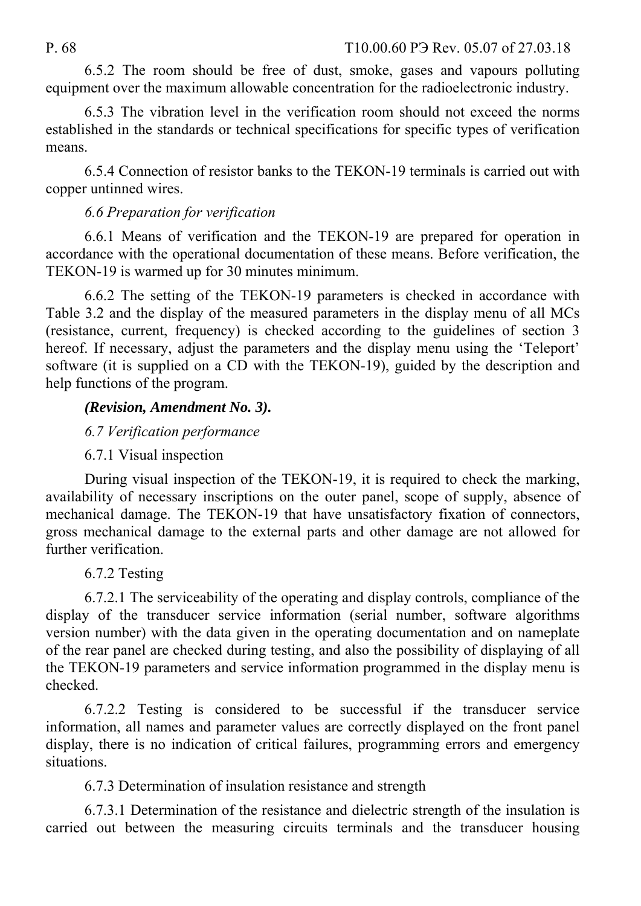6.5.2 The room should be free of dust, smoke, gases and vapours polluting equipment over the maximum allowable concentration for the radioelectronic industry.

6.5.3 The vibration level in the verification room should not exceed the norms established in the standards or technical specifications for specific types of verification means.

6.5.4 Connection of resistor banks to the TEKON-19 terminals is carried out with copper untinned wires.

*6.6 Preparation for verification*

6.6.1 Means of verification and the TEKON-19 are prepared for operation in accordance with the operational documentation of these means. Before verification, the TEKON-19 is warmed up for 30 minutes minimum.

6.6.2 The setting of the TEKON-19 parameters is checked in accordance with Table 3.2 and the display of the measured parameters in the display menu of all MCs (resistance, current, frequency) is checked according to the guidelines of section 3 hereof. If necessary, adjust the parameters and the display menu using the 'Teleport' software (it is supplied on a CD with the TEKON-19), guided by the description and help functions of the program.

***(Revision, Amendment No. 3).***

*6.7 Verification performance*

6.7.1 Visual inspection

During visual inspection of the TEKON-19, it is required to check the marking, availability of necessary inscriptions on the outer panel, scope of supply, absence of mechanical damage. The TEKON-19 that have unsatisfactory fixation of connectors, gross mechanical damage to the external parts and other damage are not allowed for further verification.

6.7.2 Testing

6.7.2.1 The serviceability of the operating and display controls, compliance of the display of the transducer service information (serial number, software algorithms version number) with the data given in the operating documentation and on nameplate of the rear panel are checked during testing, and also the possibility of displaying of all the TEKON-19 parameters and service information programmed in the display menu is checked.

6.7.2.2 Testing is considered to be successful if the transducer service information, all names and parameter values are correctly displayed on the front panel display, there is no indication of critical failures, programming errors and emergency situations.

6.7.3 Determination of insulation resistance and strength

6.7.3.1 Determination of the resistance and dielectric strength of the insulation is carried out between the measuring circuits terminals and the transducer housing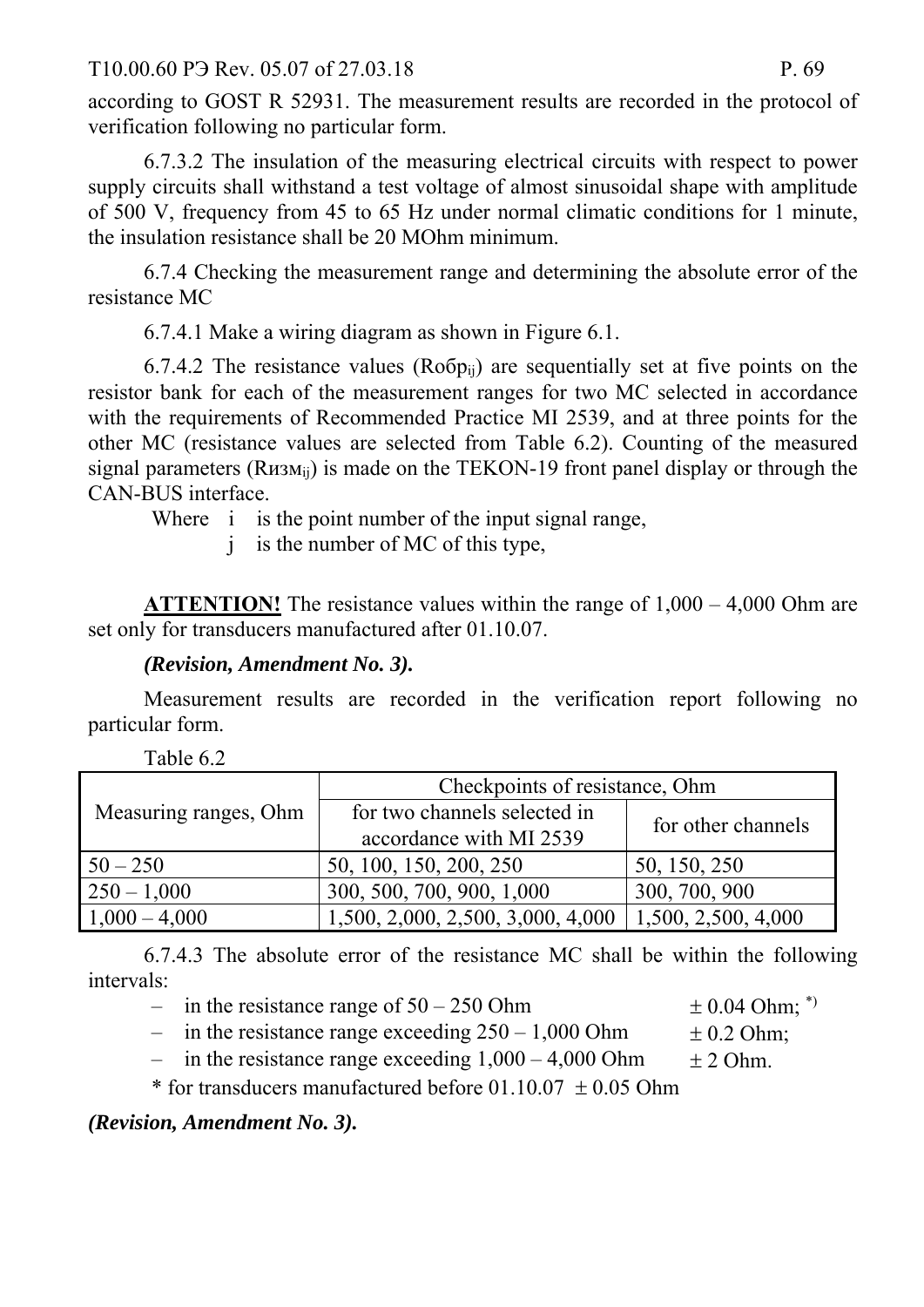according to GOST R 52931. The measurement results are recorded in the protocol of verification following no particular form.

6.7.3.2 The insulation of the measuring electrical circuits with respect to power supply circuits shall withstand a test voltage of almost sinusoidal shape with amplitude of 500 V, frequency from 45 to 65 Hz under normal climatic conditions for 1 minute, the insulation resistance shall be 20 MOhm minimum.

6.7.4 Checking the measurement range and determining the absolute error of the resistance MC

6.7.4.1 Make a wiring diagram as shown in Figure 6.1.

6.7.4.2 The resistance values ($Rобр_{ij}$) are sequentially set at five points on the resistor bank for each of the measurement ranges for two MC selected in accordance with the requirements of Recommended Practice MI 2539, and at three points for the other MC (resistance values are selected from Table 6.2). Counting of the measured signal parameters ($Rизм_{ij}$) is made on the TEKON-19 front panel display or through the CAN-BUS interface.

Where i is the point number of the input signal range,

j is the number of MC of this type,

**ATTENTION!** The resistance values within the range of 1,000 – 4,000 Ohm are set only for transducers manufactured after 01.10.07.

***(Revision, Amendment No. 3).***

Measurement results are recorded in the verification report following no particular form.

Table 6.2

| Measuring ranges, Ohm | Checkpoints of resistance, Ohm | |
|---|---|---|
| | for two channels selected in accordance with MI 2539 | for other channels |
| 50 – 250 | 50, 100, 150, 200, 250 | 50, 150, 250 |
| 250 – 1,000 | 300, 500, 700, 900, 1,000 | 300, 700, 900 |
| 1,000 – 4,000 | 1,500, 2,000, 2,500, 3,000, 4,000 | 1,500, 2,500, 4,000 |

6.7.4.3 The absolute error of the resistance MC shall be within the following intervals:

- in the resistance range of 50 – 250 Ohm ± 0.04 Ohm; *)
- in the resistance range exceeding 250 – 1,000 Ohm ± 0.2 Ohm;
- in the resistance range exceeding 1,000 – 4,000 Ohm ± 2 Ohm.

\* for transducers manufactured before 01.10.07 ± 0.05 Ohm

***(Revision, Amendment No. 3).***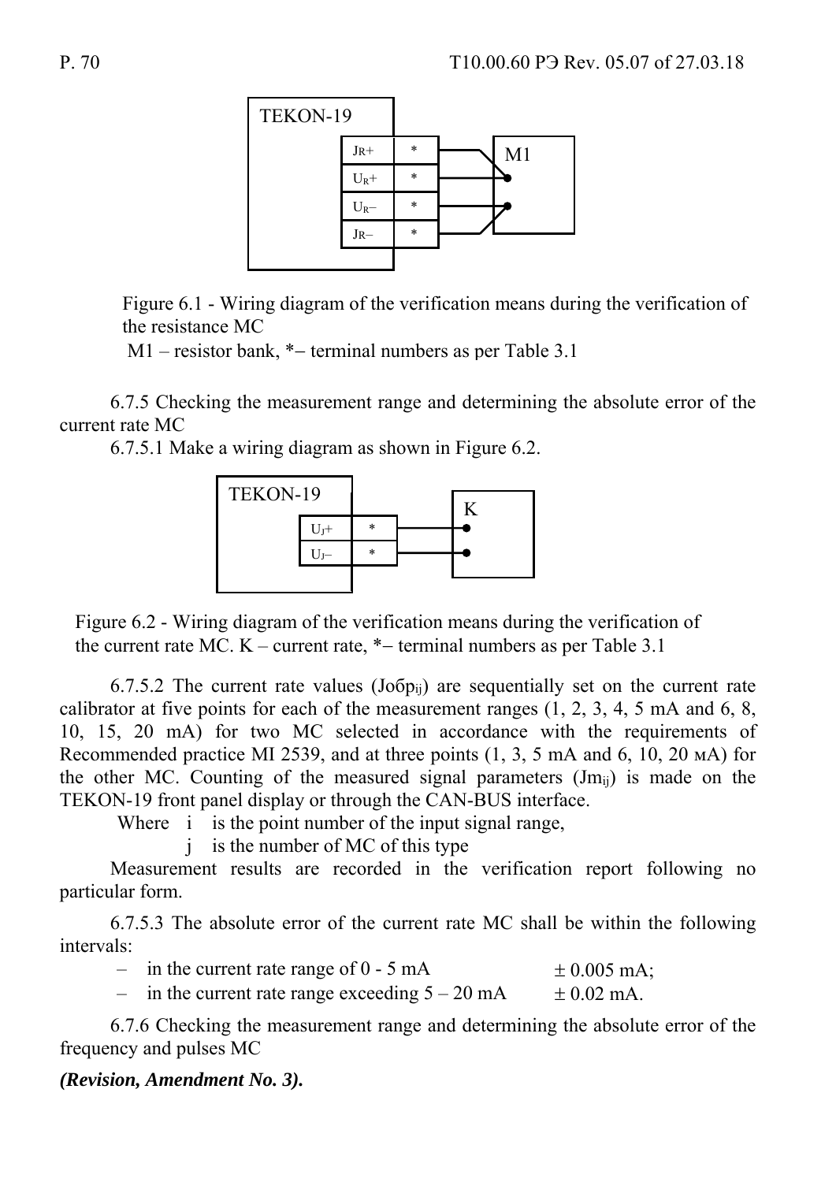| TEKON-19 | |
|---|---|
| $J_R$+ | * |
| $U_R$+ | * |
| $U_R$– | * |
| $J_R$– | * |

M1

Figure 6.1 - Wiring diagram of the verification means during the verification of the resistance MC

M1 – resistor bank, *– terminal numbers as per Table 3.1

6.7.5 Checking the measurement range and determining the absolute error of the current rate MC

6.7.5.1 Make a wiring diagram as shown in Figure 6.2.

| TEKON-19 | |
|---|---|
| $U_J$+ | * |
| $U_J$– | * |

K

Figure 6.2 - Wiring diagram of the verification means during the verification of the current rate MC. K – current rate, *– terminal numbers as per Table 3.1

6.7.5.2 The current rate values ($Jобр_{ij}$) are sequentially set on the current rate calibrator at five points for each of the measurement ranges (1, 2, 3, 4, 5 mA and 6, 8, 10, 15, 20 mA) for two MC selected in accordance with the requirements of Recommended practice MI 2539, and at three points (1, 3, 5 mA and 6, 10, 20 мA) for the other MC. Counting of the measured signal parameters ($Jm_{ij}$) is made on the TEKON-19 front panel display or through the CAN-BUS interface.

Where i is the point number of the input signal range,

j is the number of MC of this type

Measurement results are recorded in the verification report following no particular form.

6.7.5.3 The absolute error of the current rate MC shall be within the following intervals:

- in the current rate range of 0 - 5 mA ± 0.005 mA;
- in the current rate range exceeding 5 – 20 mA ± 0.02 mA.

6.7.6 Checking the measurement range and determining the absolute error of the frequency and pulses MC

***(Revision, Amendment No. 3).***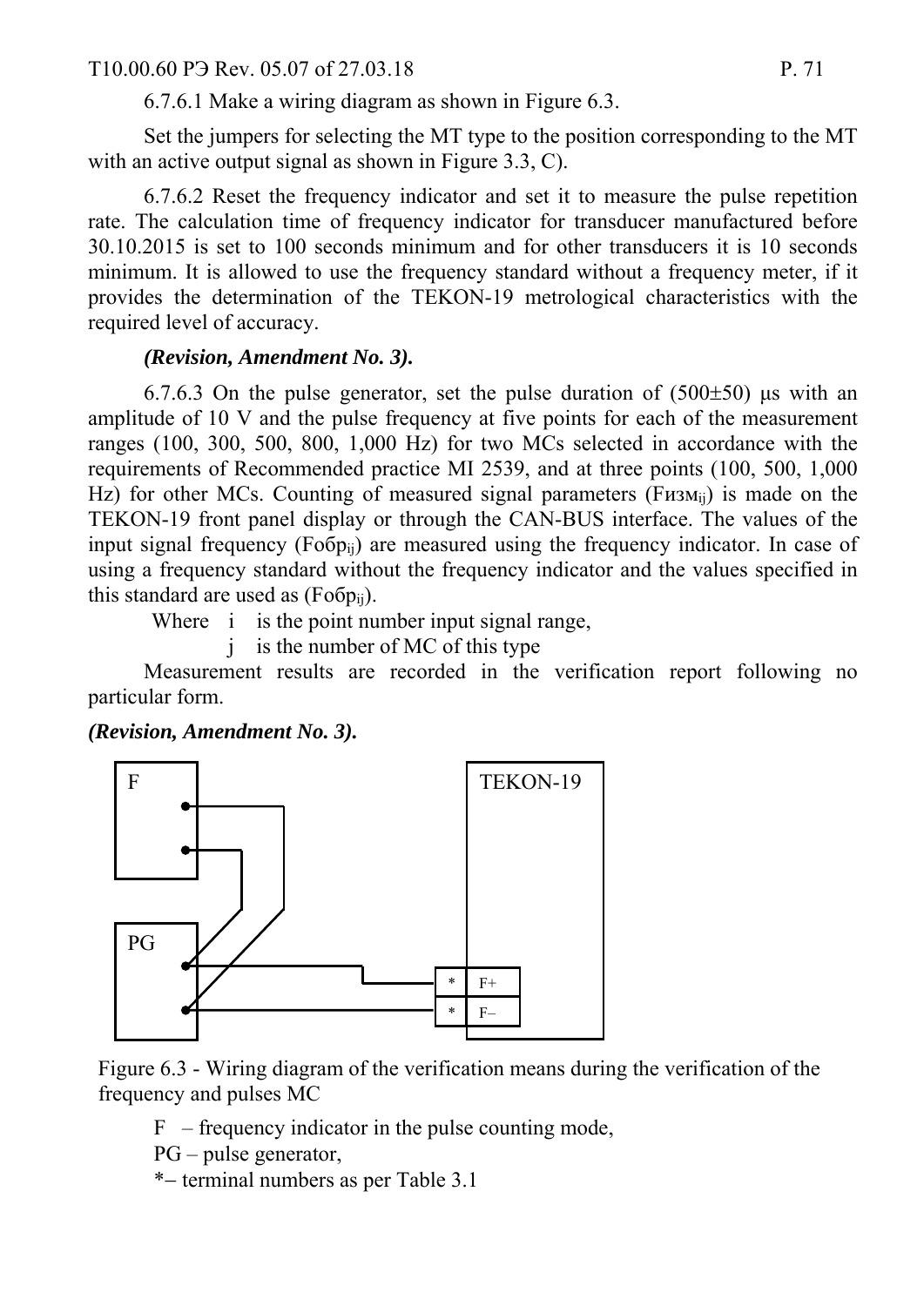6.7.6.1 Make a wiring diagram as shown in Figure 6.3.

Set the jumpers for selecting the MT type to the position corresponding to the MT with an active output signal as shown in Figure 3.3, C).

6.7.6.2 Reset the frequency indicator and set it to measure the pulse repetition rate. The calculation time of frequency indicator for transducer manufactured before 30.10.2015 is set to 100 seconds minimum and for other transducers it is 10 seconds minimum. It is allowed to use the frequency standard without a frequency meter, if it provides the determination of the TEKON-19 metrological characteristics with the required level of accuracy.

***(Revision, Amendment No. 3).***

6.7.6.3 On the pulse generator, set the pulse duration of (500±50) μs with an amplitude of 10 V and the pulse frequency at five points for each of the measurement ranges (100, 300, 500, 800, 1,000 Hz) for two MCs selected in accordance with the requirements of Recommended practice MI 2539, and at three points (100, 500, 1,000 Hz) for other MCs. Counting of measured signal parameters ($F_{изм ij}$) is made on the TEKON-19 front panel display or through the CAN-BUS interface. The values of the input signal frequency ($F_{обр ij}$) are measured using the frequency indicator. In case of using a frequency standard without the frequency indicator and the values specified in this standard are used as ($F_{обр ij}$).

Where i is the point number input signal range,

j is the number of MC of this type

Measurement results are recorded in the verification report following no particular form.

***(Revision, Amendment No. 3).***

F

PG

TEKON-19

* F+

* F–

Figure 6.3 - Wiring diagram of the verification means during the verification of the frequency and pulses MC

F – frequency indicator in the pulse counting mode,

PG – pulse generator,

*– terminal numbers as per Table 3.1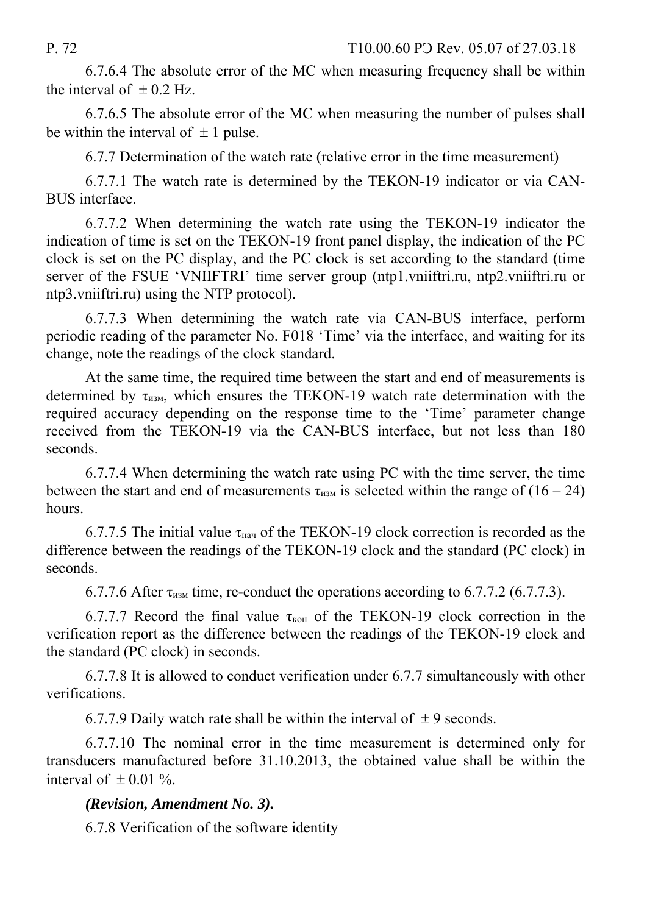6.7.6.4 The absolute error of the MC when measuring frequency shall be within the interval of $\pm 0.2$ Hz.

6.7.6.5 The absolute error of the MC when measuring the number of pulses shall be within the interval of $\pm 1$ pulse.

6.7.7 Determination of the watch rate (relative error in the time measurement)

6.7.7.1 The watch rate is determined by the TEKON-19 indicator or via CAN-BUS interface.

6.7.7.2 When determining the watch rate using the TEKON-19 indicator the indication of time is set on the TEKON-19 front panel display, the indication of the PC clock is set on the PC display, and the PC clock is set according to the standard (time server of the FSUE 'VNIIFTRI' time server group (ntp1.vniiftri.ru, ntp2.vniiftri.ru or ntp3.vniiftri.ru) using the NTP protocol).

6.7.7.3 When determining the watch rate via CAN-BUS interface, perform periodic reading of the parameter No. F018 'Time' via the interface, and waiting for its change, note the readings of the clock standard.

At the same time, the required time between the start and end of measurements is determined by $\tau_{изм}$, which ensures the TEKON-19 watch rate determination with the required accuracy depending on the response time to the 'Time' parameter change received from the TEKON-19 via the CAN-BUS interface, but not less than 180 seconds.

6.7.7.4 When determining the watch rate using PC with the time server, the time between the start and end of measurements $\tau_{изм}$ is selected within the range of (16 – 24) hours.

6.7.7.5 The initial value $\tau_{нач}$ of the TEKON-19 clock correction is recorded as the difference between the readings of the TEKON-19 clock and the standard (PC clock) in seconds.

6.7.7.6 After $\tau_{изм}$ time, re-conduct the operations according to 6.7.7.2 (6.7.7.3).

6.7.7.7 Record the final value $\tau_{кон}$ of the TEKON-19 clock correction in the verification report as the difference between the readings of the TEKON-19 clock and the standard (PC clock) in seconds.

6.7.7.8 It is allowed to conduct verification under 6.7.7 simultaneously with other verifications.

6.7.7.9 Daily watch rate shall be within the interval of $\pm 9$ seconds.

6.7.7.10 The nominal error in the time measurement is determined only for transducers manufactured before 31.10.2013, the obtained value shall be within the interval of $\pm 0.01$ %.

***(Revision, Amendment No. 3).***

6.7.8 Verification of the software identity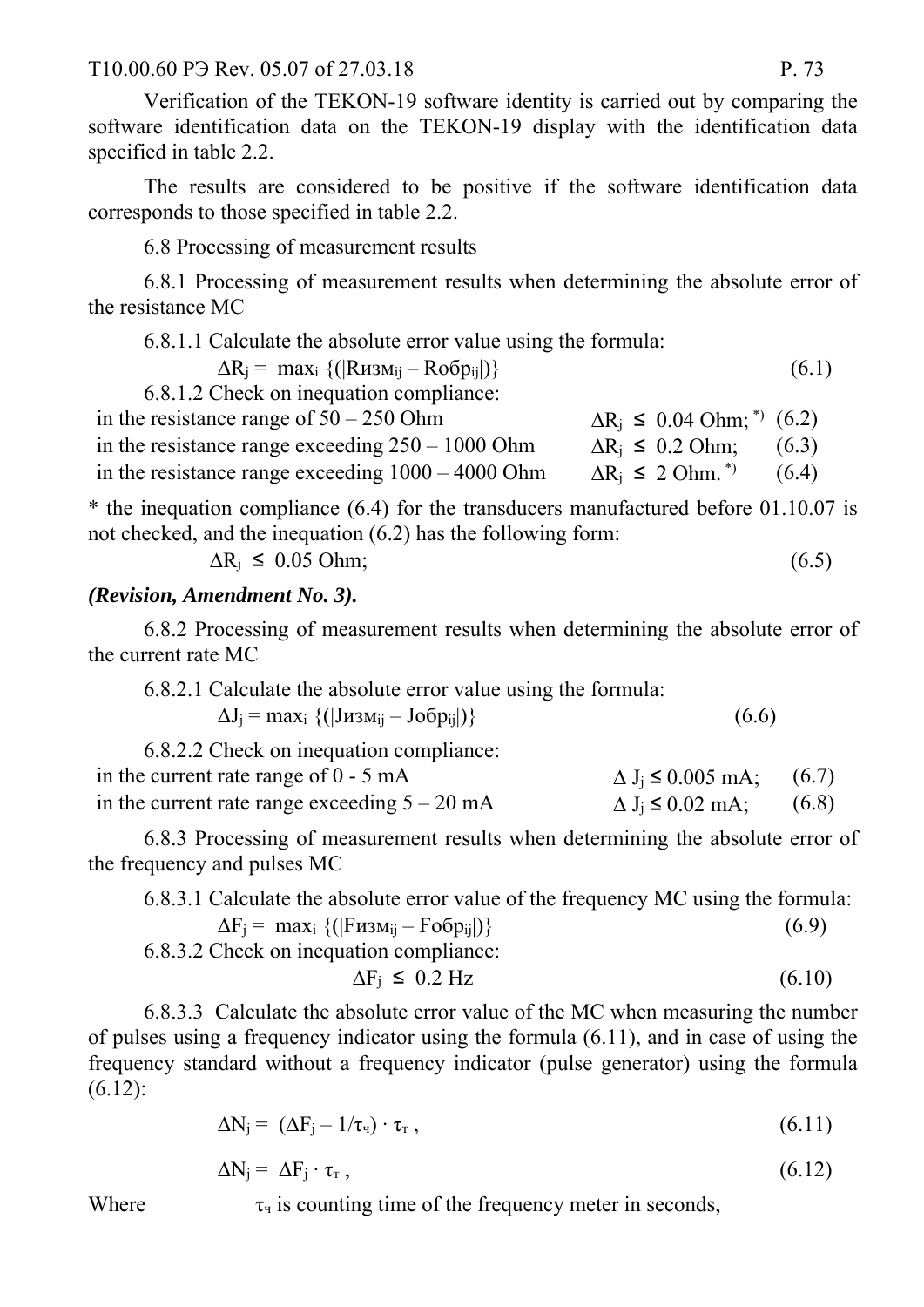Verification of the TEKON-19 software identity is carried out by comparing the software identification data on the TEKON-19 display with the identification data specified in table 2.2.

The results are considered to be positive if the software identification data corresponds to those specified in table 2.2.

6.8 Processing of measurement results

6.8.1 Processing of measurement results when determining the absolute error of the resistance MC

6.8.1.1 Calculate the absolute error value using the formula:

$$\Delta R_j = \max_i \{(|R\text{изм}_{ij} - R\text{обр}_{ij}|)\} \quad (6.1)$$

6.8.1.2 Check on inequation compliance:

in the resistance range of 50 – 250 Ohm $\quad \Delta R_j \leq 0.04$ Ohm; *) (6.2)

in the resistance range exceeding 250 – 1000 Ohm $\quad \Delta R_j \leq 0.2$ Ohm; (6.3)

in the resistance range exceeding 1000 – 4000 Ohm $\quad \Delta R_j \leq 2$ Ohm. *) (6.4)

* the inequation compliance (6.4) for the transducers manufactured before 01.10.07 is not checked, and the inequation (6.2) has the following form:

$$\Delta R_j \leq 0.05 \text{ Ohm}; \quad (6.5)$$

***(Revision, Amendment No. 3).***

6.8.2 Processing of measurement results when determining the absolute error of the current rate MC

6.8.2.1 Calculate the absolute error value using the formula:

$$\Delta J_j = \max_i \{(|J\text{изм}_{ij} - J\text{обр}_{ij}|)\} \quad (6.6)$$

6.8.2.2 Check on inequation compliance:

in the current rate range of 0 - 5 mA $\quad \Delta J_j \leq 0.005$ mA; (6.7)

in the current rate range exceeding 5 – 20 mA $\quad \Delta J_j \leq 0.02$ mA; (6.8)

6.8.3 Processing of measurement results when determining the absolute error of the frequency and pulses MC

6.8.3.1 Calculate the absolute error value of the frequency MC using the formula:

$$\Delta F_j = \max_i \{(|F\text{изм}_{ij} - F\text{обр}_{ij}|)\} \quad (6.9)$$

6.8.3.2 Check on inequation compliance:

$$\Delta F_j \leq 0.2 \text{ Hz} \quad (6.10)$$

6.8.3.3 Calculate the absolute error value of the MC when measuring the number of pulses using a frequency indicator using the formula (6.11), and in case of using the frequency standard without a frequency indicator (pulse generator) using the formula (6.12):

$$\Delta N_j = (\Delta F_j - 1/\tau_\text{ч}) \cdot \tau_\text{т}, \quad (6.11)$$

$$\Delta N_j = \Delta F_j \cdot \tau_\text{т}, \quad (6.12)$$

Where $\tau_\text{ч}$ is counting time of the frequency meter in seconds,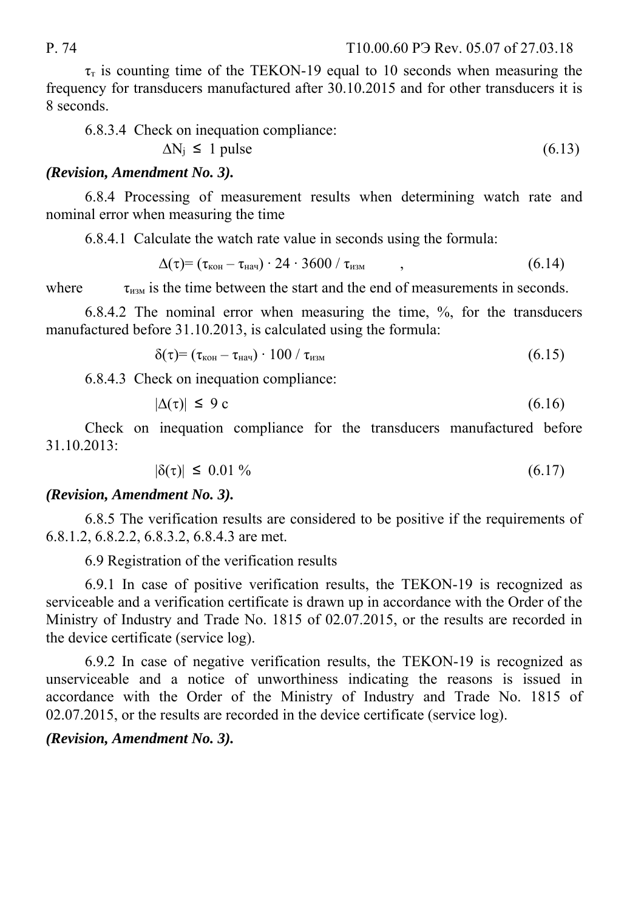$\tau_т$ is counting time of the TEKON-19 equal to 10 seconds when measuring the frequency for transducers manufactured after 30.10.2015 and for other transducers it is 8 seconds.

6.8.3.4 Check on inequation compliance:

$$\Delta N_j \leq 1 \text{ pulse} \quad (6.13)$$

***(Revision, Amendment No. 3).***

6.8.4 Processing of measurement results when determining watch rate and nominal error when measuring the time

6.8.4.1 Calculate the watch rate value in seconds using the formula:

$$\Delta(\tau) = (\tau_{кон} - \tau_{нач}) \cdot 24 \cdot 3600 / \tau_{изм} \quad , \quad (6.14)$$

where $\tau_{изм}$ is the time between the start and the end of measurements in seconds.

6.8.4.2 The nominal error when measuring the time, %, for the transducers manufactured before 31.10.2013, is calculated using the formula:

$$\delta(\tau) = (\tau_{кон} - \tau_{нач}) \cdot 100 / \tau_{изм} \quad (6.15)$$

6.8.4.3 Check on inequation compliance:

$$|\Delta(\tau)| \leq 9 \text{ с} \quad (6.16)$$

Check on inequation compliance for the transducers manufactured before 31.10.2013:

$$|\delta(\tau)| \leq 0.01\ \% \quad (6.17)$$

***(Revision, Amendment No. 3).***

6.8.5 The verification results are considered to be positive if the requirements of 6.8.1.2, 6.8.2.2, 6.8.3.2, 6.8.4.3 are met.

6.9 Registration of the verification results

6.9.1 In case of positive verification results, the TEKON-19 is recognized as serviceable and a verification certificate is drawn up in accordance with the Order of the Ministry of Industry and Trade No. 1815 of 02.07.2015, or the results are recorded in the device certificate (service log).

6.9.2 In case of negative verification results, the TEKON-19 is recognized as unserviceable and a notice of unworthiness indicating the reasons is issued in accordance with the Order of the Ministry of Industry and Trade No. 1815 of 02.07.2015, or the results are recorded in the device certificate (service log).

***(Revision, Amendment No. 3).***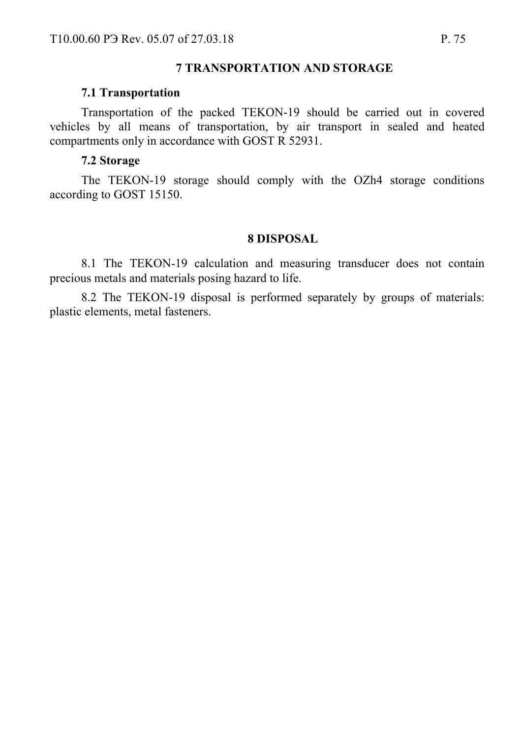## 7 TRANSPORTATION AND STORAGE

### 7.1 Transportation

Transportation of the packed TEKON-19 should be carried out in covered vehicles by all means of transportation, by air transport in sealed and heated compartments only in accordance with GOST R 52931.

### 7.2 Storage

The TEKON-19 storage should comply with the OZh4 storage conditions according to GOST 15150.

## 8 DISPOSAL

8.1 The TEKON-19 calculation and measuring transducer does not contain precious metals and materials posing hazard to life.

8.2 The TEKON-19 disposal is performed separately by groups of materials: plastic elements, metal fasteners.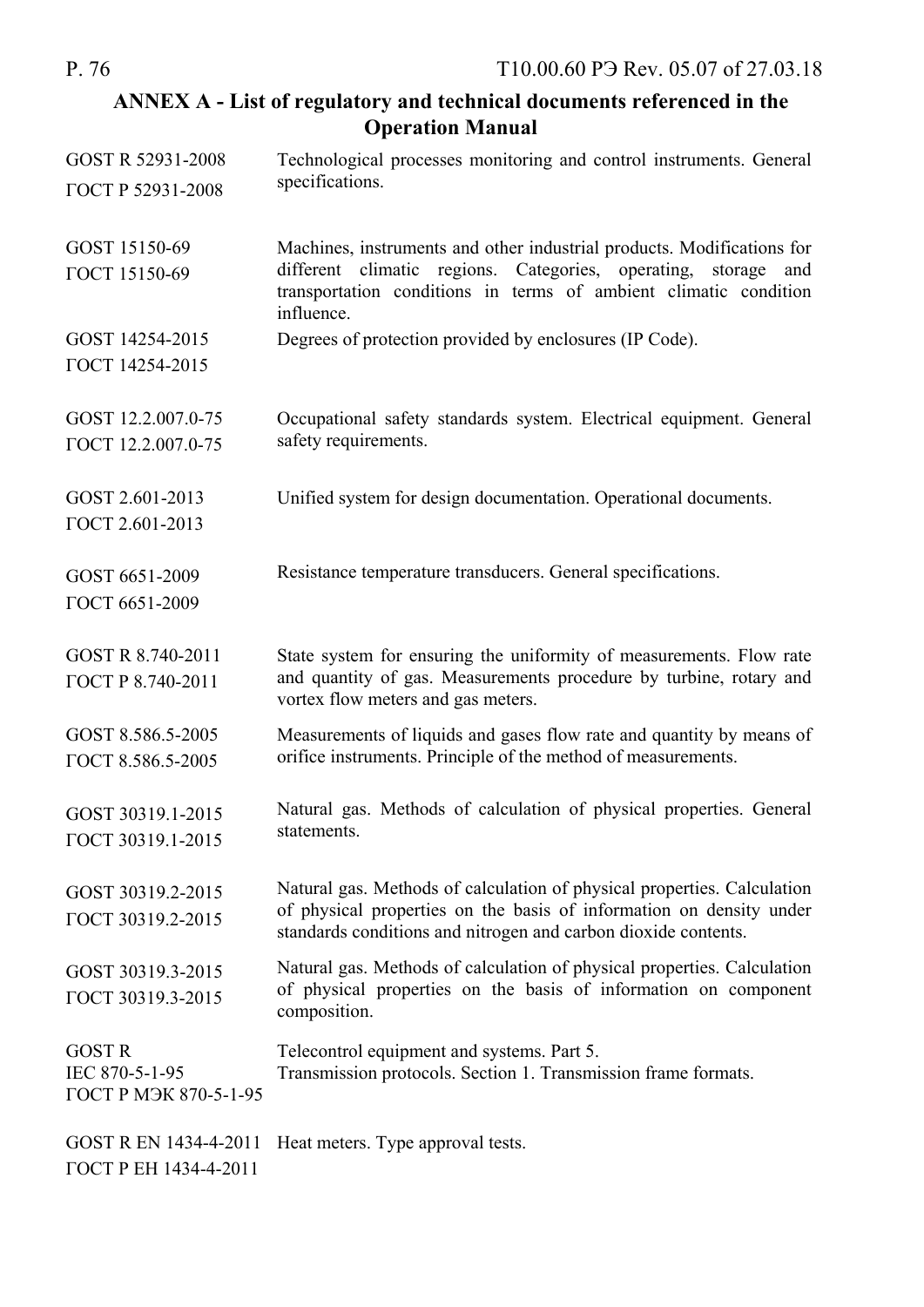## ANNEX A - List of regulatory and technical documents referenced in the Operation Manual

| | |
|---|---|
| GOST R 52931-2008<br>ГОСТ Р 52931-2008 | Technological processes monitoring and control instruments. General specifications. |
| GOST 15150-69<br>ГОСТ 15150-69 | Machines, instruments and other industrial products. Modifications for different climatic regions. Categories, operating, storage and transportation conditions in terms of ambient climatic condition influence. |
| GOST 14254-2015<br>ГОСТ 14254-2015 | Degrees of protection provided by enclosures (IP Code). |
| GOST 12.2.007.0-75<br>ГОСТ 12.2.007.0-75 | Occupational safety standards system. Electrical equipment. General safety requirements. |
| GOST 2.601-2013<br>ГОСТ 2.601-2013 | Unified system for design documentation. Operational documents. |
| GOST 6651-2009<br>ГОСТ 6651-2009 | Resistance temperature transducers. General specifications. |
| GOST R 8.740-2011<br>ГОСТ Р 8.740-2011 | State system for ensuring the uniformity of measurements. Flow rate and quantity of gas. Measurements procedure by turbine, rotary and vortex flow meters and gas meters. |
| GOST 8.586.5-2005<br>ГОСТ 8.586.5-2005 | Measurements of liquids and gases flow rate and quantity by means of orifice instruments. Principle of the method of measurements. |
| GOST 30319.1-2015<br>ГОСТ 30319.1-2015 | Natural gas. Methods of calculation of physical properties. General statements. |
| GOST 30319.2-2015<br>ГОСТ 30319.2-2015 | Natural gas. Methods of calculation of physical properties. Calculation of physical properties on the basis of information on density under standards conditions and nitrogen and carbon dioxide contents. |
| GOST 30319.3-2015<br>ГОСТ 30319.3-2015 | Natural gas. Methods of calculation of physical properties. Calculation of physical properties on the basis of information on component composition. |
| GOST R IEC 870-5-1-95<br>ГОСТ Р МЭК 870-5-1-95 | Telecontrol equipment and systems. Part 5.<br>Transmission protocols. Section 1. Transmission frame formats. |
| GOST R EN 1434-4-2011<br>ГОСТ Р ЕН 1434-4-2011 | Heat meters. Type approval tests. |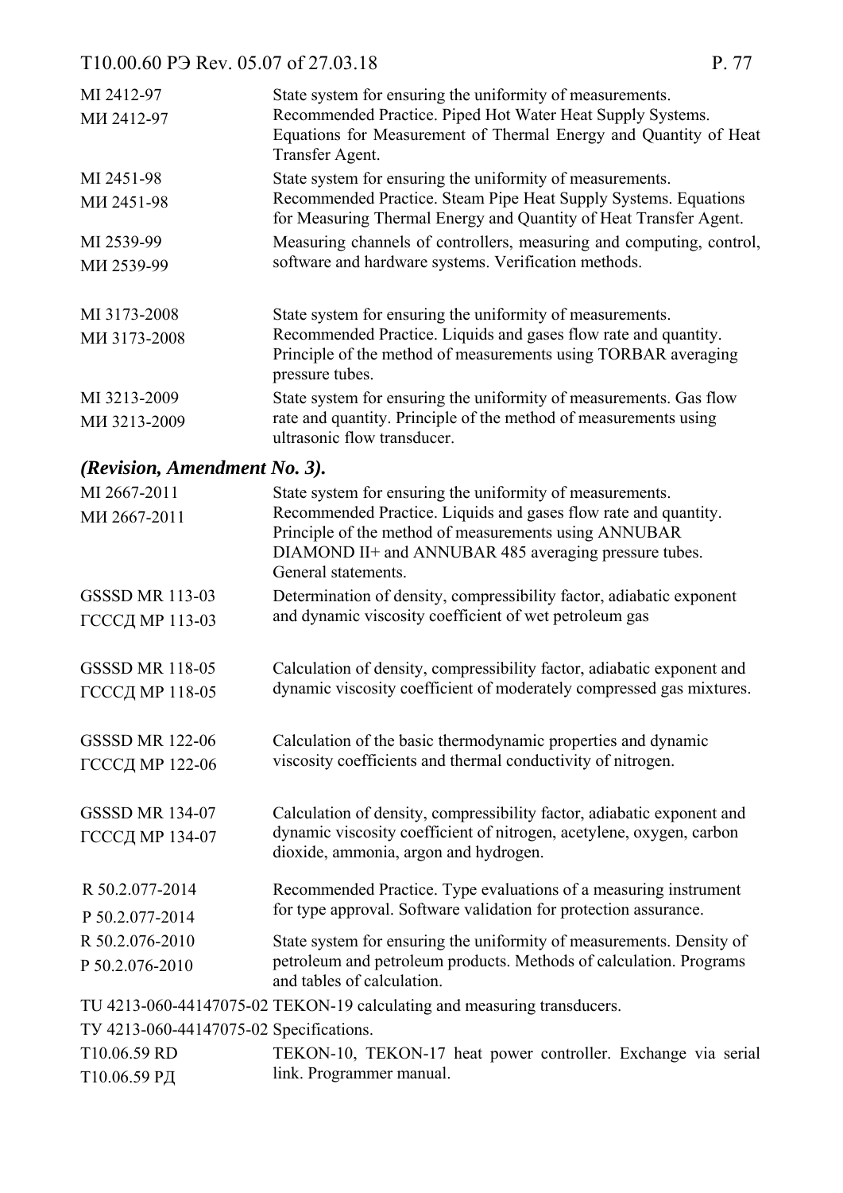| | |
|---|---|
| MI 2412-97<br>МИ 2412-97 | State system for ensuring the uniformity of measurements. Recommended Practice. Piped Hot Water Heat Supply Systems. Equations for Measurement of Thermal Energy and Quantity of Heat Transfer Agent. |
| MI 2451-98<br>МИ 2451-98 | State system for ensuring the uniformity of measurements. Recommended Practice. Steam Pipe Heat Supply Systems. Equations for Measuring Thermal Energy and Quantity of Heat Transfer Agent. |
| MI 2539-99<br>МИ 2539-99 | Measuring channels of controllers, measuring and computing, control, software and hardware systems. Verification methods. |
| MI 3173-2008<br>МИ 3173-2008 | State system for ensuring the uniformity of measurements. Recommended Practice. Liquids and gases flow rate and quantity. Principle of the method of measurements using TORBAR averaging pressure tubes. |
| MI 3213-2009<br>МИ 3213-2009 | State system for ensuring the uniformity of measurements. Gas flow rate and quantity. Principle of the method of measurements using ultrasonic flow transducer. |

***(Revision, Amendment No. 3).***

| | |
|---|---|
| MI 2667-2011<br>МИ 2667-2011 | State system for ensuring the uniformity of measurements. Recommended Practice. Liquids and gases flow rate and quantity. Principle of the method of measurements using ANNUBAR DIAMOND II+ and ANNUBAR 485 averaging pressure tubes. General statements. |
| GSSSD MR 113-03<br>ГСССД МР 113-03 | Determination of density, compressibility factor, adiabatic exponent and dynamic viscosity coefficient of wet petroleum gas |
| GSSSD MR 118-05<br>ГСССД МР 118-05 | Calculation of density, compressibility factor, adiabatic exponent and dynamic viscosity coefficient of moderately compressed gas mixtures. |
| GSSSD MR 122-06<br>ГСССД МР 122-06 | Calculation of the basic thermodynamic properties and dynamic viscosity coefficients and thermal conductivity of nitrogen. |
| GSSSD MR 134-07<br>ГСССД МР 134-07 | Calculation of density, compressibility factor, adiabatic exponent and dynamic viscosity coefficient of nitrogen, acetylene, oxygen, carbon dioxide, ammonia, argon and hydrogen. |
| R 50.2.077-2014<br>Р 50.2.077-2014 | Recommended Practice. Type evaluations of a measuring instrument for type approval. Software validation for protection assurance. |
| R 50.2.076-2010<br>Р 50.2.076-2010 | State system for ensuring the uniformity of measurements. Density of petroleum and petroleum products. Methods of calculation. Programs and tables of calculation. |
| TU 4213-060-44147075-02<br>ТУ 4213-060-44147075-02 | TEKON-19 calculating and measuring transducers. Specifications. |
| T10.06.59 RD<br>Т10.06.59 РД | TEKON-10, TEKON-17 heat power controller. Exchange via serial link. Programmer manual. |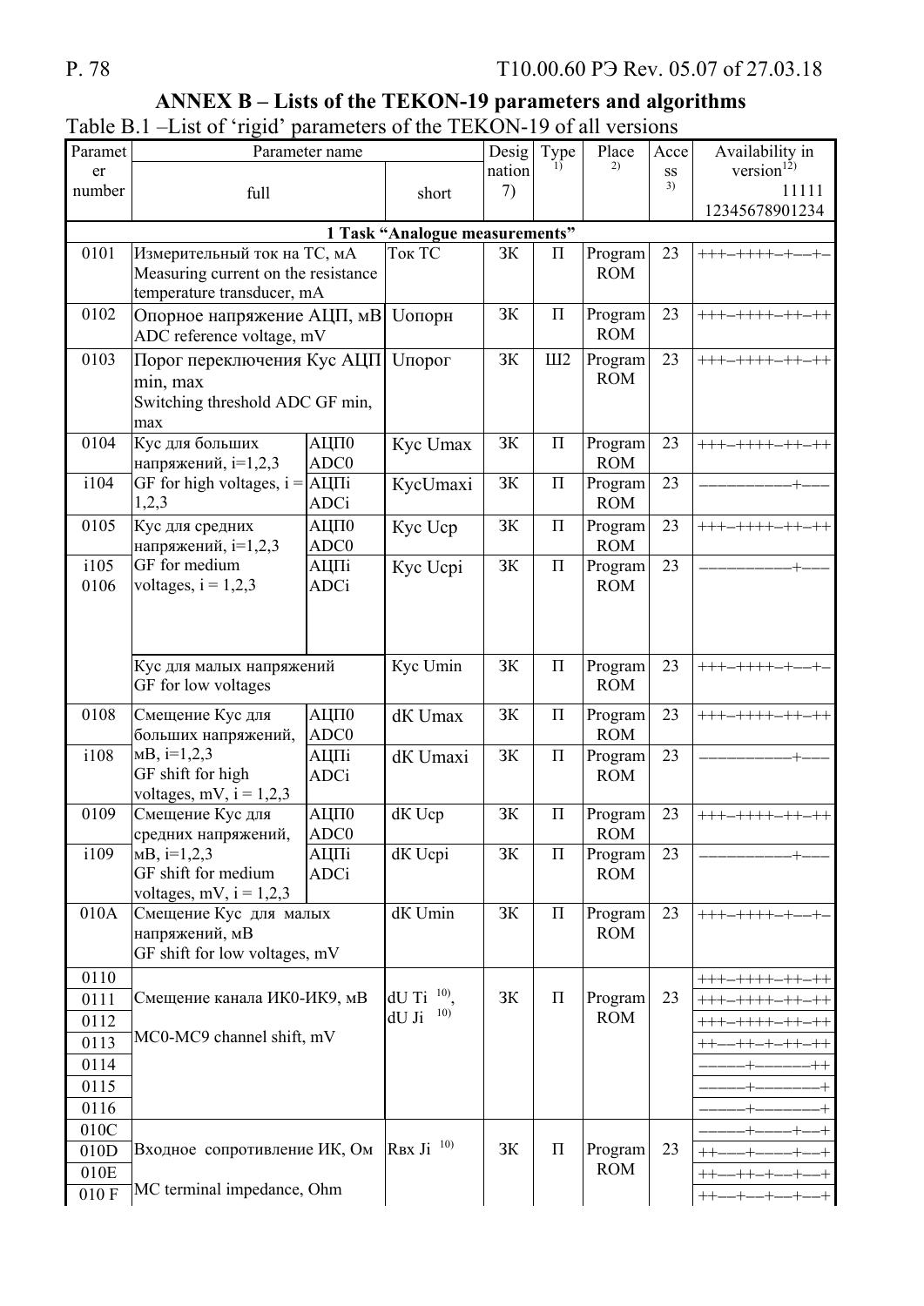## ANNEX B – Lists of the TEKON-19 parameters and algorithms

Table B.1 –List of 'rigid' parameters of the TEKON-19 of all versions

| Parameter number | Parameter name full | | Parameter name short | Designation 7) | Type 1) | Place 2) | Access 3) | Availability in version[12] 11111 12345678901234 |
|---|---|---|---|---|---|---|---|---|
| **1 Task "Analogue measurements"** | | | | | | | | |
| 0101 | Измерительный ток на ТС, мА Measuring current on the resistance temperature transducer, mA | | Ток ТС | ЗК | П | Program ROM | 23 | +++–++++–+––+– |
| 0102 | Опорное напряжение АЦП, мВ ADC reference voltage, mV | | Uопорн | ЗК | П | Program ROM | 23 | +++–++++–++–++ |
| 0103 | Порог переключения Кус АЦП min, max Switching threshold ADC GF min, max | | Uпорог | ЗК | Ш2 | Program ROM | 23 | +++–++++–++–++ |
| 0104 | Кус для больших напряжений, i=1,2,3 | АЦП0 ADC0 | Кус Umax | ЗК | П | Program ROM | 23 | +++–++++–++–++ |
| i104 | GF for high voltages, i = 1,2,3 | АЦПi ADCi | КусUmaxi | ЗК | П | Program ROM | 23 | ––––––––––+––– |
| 0105 | Кус для средних напряжений, i=1,2,3 | АЦП0 ADC0 | Кус Uср | ЗК | П | Program ROM | 23 | +++–++++–++–++ |
| i105 | GF for medium voltages, i = 1,2,3 | АЦПi ADCi | Кус Uсрi | ЗК | П | Program ROM | 23 | ––––––––––+––– |
| 0106 | Кус для малых напряжений GF for low voltages | | Кус Umin | ЗК | П | Program ROM | 23 | +++–++++–+––+– |
| 0108 | Смещение Кус для больших напряжений, | АЦП0 ADC0 | dK Umax | ЗК | П | Program ROM | 23 | +++–++++–++–++ |
| i108 | мВ, i=1,2,3 GF shift for high voltages, mV, i = 1,2,3 | АЦПi ADCi | dK Umaxi | ЗК | П | Program ROM | 23 | ––––––––––+––– |
| 0109 | Смещение Кус для средних напряжений, | АЦП0 ADC0 | dK Uср | ЗК | П | Program ROM | 23 | +++–++++–++–++ |
| i109 | мВ, i=1,2,3 GF shift for medium voltages, mV, i = 1,2,3 | АЦПi ADCi | dK Uсрi | ЗК | П | Program ROM | 23 | ––––––––––+––– |
| 010A | Смещение Кус для малых напряжений, мВ GF shift for low voltages, mV | | dK Umin | ЗК | П | Program ROM | 23 | +++–++++–+––+– |
| 0110 | Смещение канала ИК0-ИК9, мВ MC0-MC9 channel shift, mV | | dU Ti [10], dU Ji [10] | ЗК | П | Program ROM | 23 | +++–++++–++–++ |
| 0111 | | | | | | | | +++–++++–++–++ |
| 0112 | | | | | | | | +++–++++–++–++ |
| 0113 | | | | | | | | ++––++–+–++–++ |
| 0114 | | | | | | | | –––––+––––––++ |
| 0115 | | | | | | | | –––––+–––––––+ |
| 0116 | | | | | | | | –––––+–––––––+ |
| 010C | Входное сопротивление ИК, Ом MC terminal impedance, Ohm | | Rвх Ji [10] | ЗК | П | Program ROM | 23 | –––––+––––+––+ |
| 010D | | | | | | | | ++–––+––––+––+ |
| 010E | | | | | | | | ++––++–+––+––+ |
| 010 F | | | | | | | | ++––+––+––+––+ |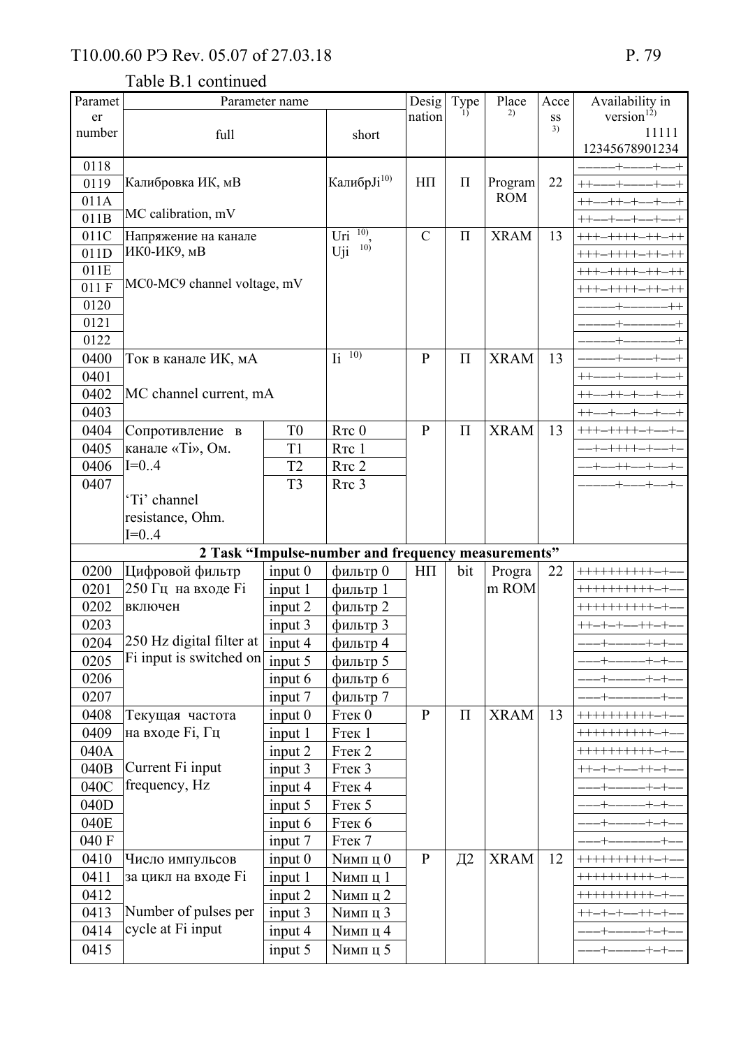Table B.1 continued

| Parameter number | Parameter name full | | Parameter name short | Designation | Type [1)] | Place [2)] | Access [3)] | Availability in version[12)] 11111 12345678901234 |
|---|---|---|---|---|---|---|---|---|
| 0118 | Калибровка ИК, мВ MC calibration, mV | | КалибрJi[10)] | НП | П | Program ROM | 22 | ––––+–––+–+ |
| 0119 | | | | | | | | ++–––+–––+–+ |
| 011A | | | | | | | | ++––++–+––+–+ |
| 011B | | | | | | | | ++––+––+––+–+ |
| 011C | Напряжение на канале ИК0-ИК9, мВ MC0-MC9 channel voltage, mV | | Uri [10)], Uji [10)] | С | П | XRAM | 13 | +++–++++–++–++ |
| 011D | | | | | | | | +++–++++–++–++ |
| 011E | | | | | | | | +++–++++–++–++ |
| 011 F | | | | | | | | +++–++++–++–++ |
| 0120 | | | | | | | | ––––+–––––++ |
| 0121 | | | | | | | | ––––+––––––+ |
| 0122 | | | | | | | | ––––+––––––+ |
| 0400 | Ток в канале ИК, мА MC channel current, mA | | Ii [10)] | Р | П | XRAM | 13 | ––––+–––+–+ |
| 0401 | | | | | | | | ++–––+–––+–+ |
| 0402 | | | | | | | | ++––++–+––+–+ |
| 0403 | | | | | | | | ++––+––+––+–+ |
| 0404 | Сопротивление в канале «Ti», Ом. I=0..4 'Ti' channel resistance, Ohm. I=0..4 | T0 | Rтс 0 | Р | П | XRAM | 13 | +++–++++–+––+– |
| 0405 | | T1 | Rтс 1 | | | | | ––+–++++–+––+– |
| 0406 | | T2 | Rтс 2 | | | | | ––+––++–+––+– |
| 0407 | | T3 | Rтс 3 | | | | | ––––+–––+––+– |
| **2 Task "Impulse-number and frequency measurements"** | | | | | | | | |
| 0200 | Цифровой фильтр 250 Гц на входе Fi включен 250 Hz digital filter at Fi input is switched on | input 0 | фильтр 0 | НП | bit | Program ROM | 22 | ++++++++++–+–– |
| 0201 | | input 1 | фильтр 1 | | | | | ++++++++++–+–– |
| 0202 | | input 2 | фильтр 2 | | | | | ++++++++++–+–– |
| 0203 | | input 3 | фильтр 3 | | | | | ++–+–+––++–+–– |
| 0204 | | input 4 | фильтр 4 | | | | | –––+–––––+–+–– |
| 0205 | | input 5 | фильтр 5 | | | | | –––+–––––+–+–– |
| 0206 | | input 6 | фильтр 6 | | | | | –––+–––––+–+–– |
| 0207 | | input 7 | фильтр 7 | | | | | –––+–––––––+–– |
| 0408 | Текущая частота на входе Fi, Гц Current Fi input frequency, Hz | input 0 | Fтек 0 | Р | П | XRAM | 13 | ++++++++++–+–– |
| 0409 | | input 1 | Fтек 1 | | | | | ++++++++++–+–– |
| 040A | | input 2 | Fтек 2 | | | | | ++++++++++–+–– |
| 040B | | input 3 | Fтек 3 | | | | | ++–+–+––++–+–– |
| 040C | | input 4 | Fтек 4 | | | | | –––+–––––+–+–– |
| 040D | | input 5 | Fтек 5 | | | | | –––+–––––+–+–– |
| 040E | | input 6 | Fтек 6 | | | | | –––+–––––+–+–– |
| 040 F | | input 7 | Fтек 7 | | | | | –––+–––––––+–– |
| 0410 | Число импульсов за цикл на входе Fi Number of pulses per cycle at Fi input | input 0 | Nимп ц 0 | Р | Д2 | XRAM | 12 | ++++++++++–+–– |
| 0411 | | input 1 | Nимп ц 1 | | | | | ++++++++++–+–– |
| 0412 | | input 2 | Nимп ц 2 | | | | | ++++++++++–+–– |
| 0413 | | input 3 | Nимп ц 3 | | | | | ++–+–+––++–+–– |
| 0414 | | input 4 | Nимп ц 4 | | | | | –––+–––––+–+–– |
| 0415 | | input 5 | Nимп ц 5 | | | | | –––+–––––+–+–– |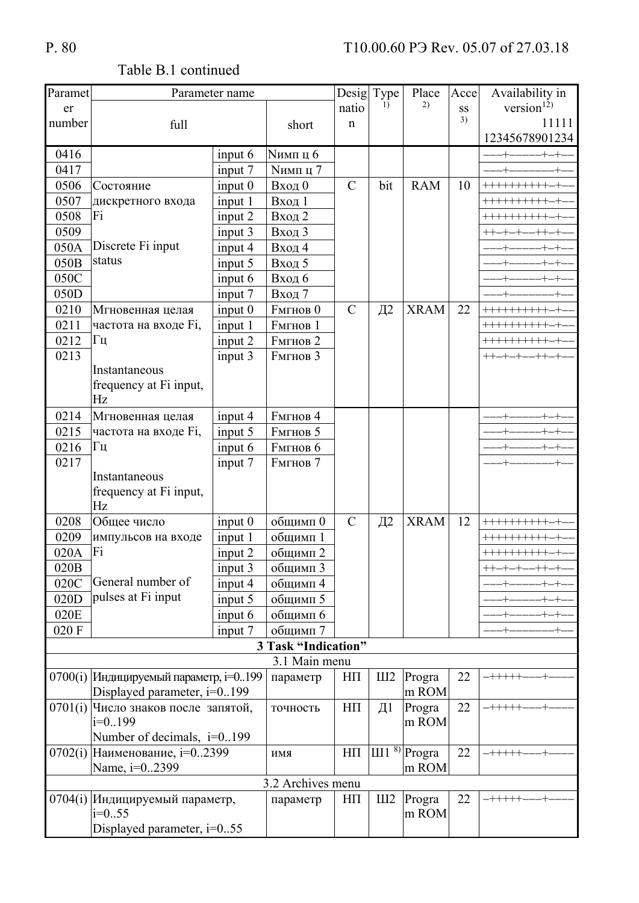Table B.1 continued

| Parameter number | Parameter name full | | Parameter name short | Designation | Type 1) | Place 2) | Access 3) | Availability in version12) 11111 12345678901234 |
|---|---|---|---|---|---|---|---|---|
| 0416 | | input 6 | Nимп ц 6 | | | | | –––+–––––+–+–– |
| 0417 | | input 7 | Nимп ц 7 | | | | | –––+–––––––+–– |
| 0506 | Состояние дискретного входа Fi Discrete Fi input status | input 0 | Вход 0 | С | bit | RAM | 10 | ++++++++++–+–– |
| 0507 | | input 1 | Вход 1 | | | | | ++++++++++–+–– |
| 0508 | | input 2 | Вход 2 | | | | | ++++++++++–+–– |
| 0509 | | input 3 | Вход 3 | | | | | ++–+–+––++–+–– |
| 050A | | input 4 | Вход 4 | | | | | –––+–––––+–+–– |
| 050B | | input 5 | Вход 5 | | | | | –––+–––––+–+–– |
| 050C | | input 6 | Вход 6 | | | | | –––+–––––+–+–– |
| 050D | | input 7 | Вход 7 | | | | | –––+–––––––+–– |
| 0210 | Мгновенная целая частота на входе Fi, Гц Instantaneous frequency at Fi input, Hz | input 0 | Fмгнов 0 | С | Д2 | XRAM | 22 | ++++++++++–+–– |
| 0211 | | input 1 | Fмгнов 1 | | | | | ++++++++++–+–– |
| 0212 | | input 2 | Fмгнов 2 | | | | | ++++++++++–+–– |
| 0213 | | input 3 | Fмгнов 3 | | | | | ++–+–+––++–+–– |
| 0214 | Мгновенная целая частота на входе Fi, Гц Instantaneous frequency at Fi input, Hz | input 4 | Fмгнов 4 | | | | | –––+–––––+–+–– |
| 0215 | | input 5 | Fмгнов 5 | | | | | –––+–––––+–+–– |
| 0216 | | input 6 | Fмгнов 6 | | | | | –––+–––––+–+–– |
| 0217 | | input 7 | Fмгнов 7 | | | | | –––+–––––––+–– |
| 0208 | Общее число импульсов на входе Fi General number of pulses at Fi input | input 0 | общимп 0 | С | Д2 | XRAM | 12 | ++++++++++–+–– |
| 0209 | | input 1 | общимп 1 | | | | | ++++++++++–+–– |
| 020A | | input 2 | общимп 2 | | | | | ++++++++++–+–– |
| 020B | | input 3 | общимп 3 | | | | | ++–+–+––++–+–– |
| 020C | | input 4 | общимп 4 | | | | | –––+–––––+–+–– |
| 020D | | input 5 | общимп 5 | | | | | –––+–––––+–+–– |
| 020E | | input 6 | общимп 6 | | | | | –––+–––––+–+–– |
| 020 F | | input 7 | общимп 7 | | | | | –––+–––––––+–– |
| **3 Task "Indication"** | | | | | | | | |
| 3.1 Main menu | | | | | | | | |
| 0700(i) | Индицируемый параметр, i=0..199 Displayed parameter, i=0..199 | | параметр | НП | Ш2 | Program ROM | 22 | –+++++–––+–––– |
| 0701(i) | Число знаков после запятой, i=0..199 Number of decimals, i=0..199 | | точность | НП | Д1 | Program ROM | 22 | –+++++–––+–––– |
| 0702(i) | Наименование, i=0..2399 Name, i=0..2399 | | имя | НП | Ш1 8) | Program ROM | 22 | –+++++–––+–––– |
| 3.2 Archives menu | | | | | | | | |
| 0704(i) | Индицируемый параметр, i=0..55 Displayed parameter, i=0..55 | | параметр | НП | Ш2 | Program ROM | 22 | –+++++–––+–––– |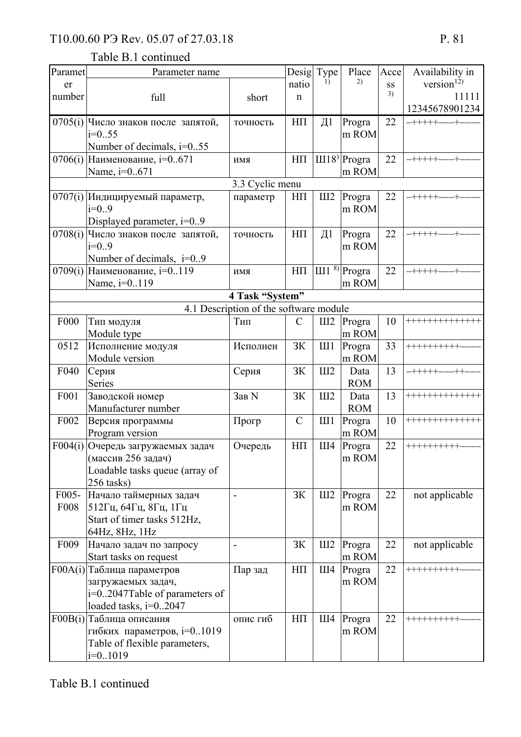Table B.1 continued

| Parameter number | Parameter name full | short | Designation | Type 1) | Place 2) | Access 3) | Availability in version 12) 11111 12345678901234 |
|---|---|---|---|---|---|---|---|
| 0705(i) | Число знаков после запятой, i=0..55 Number of decimals, i=0..55 | точность | НП | Д1 | Program ROM | 22 | –+++++–––+––– |
| 0706(i) | Наименование, i=0..671 Name, i=0..671 | имя | НП | Ш18) | Program ROM | 22 | –+++++–––+––– |
| | | 3.3 Cyclic menu | | | | | |
| 0707(i) | Индицируемый параметр, i=0..9 Displayed parameter, i=0..9 | параметр | НП | Ш2 | Program ROM | 22 | –+++++–––+––– |
| 0708(i) | Число знаков после запятой, i=0..9 Number of decimals, i=0..9 | точность | НП | Д1 | Program ROM | 22 | –+++++–––+––– |
| 0709(i) | Наименование, i=0..119 Name, i=0..119 | имя | НП | Ш1 8) | Program ROM | 22 | –+++++–––+––– |
| | | **4 Task "System"** | | | | | |
| | | 4.1 Description of the software module | | | | | |
| F000 | Тип модуля Module type | Тип | С | Ш2 | Program ROM | 10 | ++++++++++++++ |
| 0512 | Исполнение модуля Module version | Исполнен | ЗК | Ш1 | Program ROM | 33 | ++++++++++–––– |
| F040 | Серия Series | Серия | ЗК | Ш2 | Data ROM | 13 | –+++++–––++––– |
| F001 | Заводской номер Manufacturer number | Зав N | ЗК | Ш2 | Data ROM | 13 | ++++++++++++++ |
| F002 | Версия программы Program version | Прогр | С | Ш1 | Program ROM | 10 | ++++++++++++++ |
| F004(i) | Очередь загружаемых задач (массив 256 задач) Loadable tasks queue (array of 256 tasks) | Очередь | НП | Ш4 | Program ROM | 22 | ++++++++++–––– |
| F005-F008 | Начало таймерных задач 512Гц, 64Гц, 8Гц, 1Гц Start of timer tasks 512Hz, 64Hz, 8Hz, 1Hz | - | ЗК | Ш2 | Program ROM | 22 | not applicable |
| F009 | Начало задач по запросу Start tasks on request | - | ЗК | Ш2 | Program ROM | 22 | not applicable |
| F00A(i) | Таблица параметров загружаемых задач, i=0..2047Table of parameters of loaded tasks, i=0..2047 | Пар зад | НП | Ш4 | Program ROM | 22 | ++++++++++–––– |
| F00B(i) | Таблица описания гибких параметров, i=0..1019 Table of flexible parameters, i=0..1019 | опис гиб | НП | Ш4 | Program ROM | 22 | ++++++++++–––– |

Table B.1 continued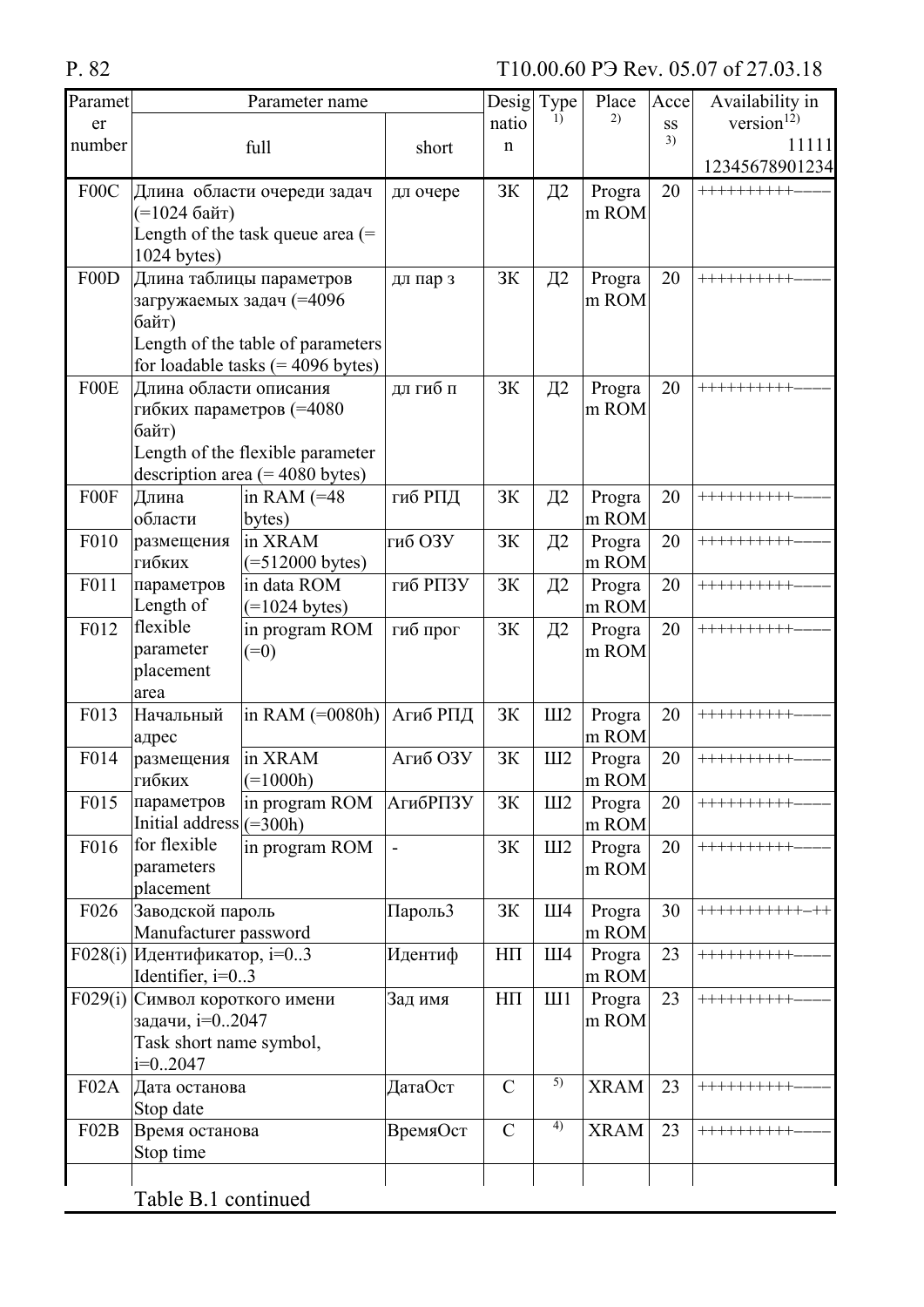| Parameter number | Parameter name | | | Designation | Type [1)] | Place [2)] | Access [3)] | Availability in version[12)] 11111 12345678901234 |
|---|---|---|---|---|---|---|---|---|
| | full | | short | | | | | |
| F00C | Длина области очереди задач (=1024 байт) Length of the task queue area (= 1024 bytes) | | дл очере | ЗК | Д2 | Program ROM | 20 | ++++++++++–––– |
| F00D | Длина таблицы параметров загружаемых задач (=4096 байт) Length of the table of parameters for loadable tasks (= 4096 bytes) | | дл пар з | ЗК | Д2 | Program ROM | 20 | ++++++++++–––– |
| F00E | Длина области описания гибких параметров (=4080 байт) Length of the flexible parameter description area (= 4080 bytes) | | дл гиб п | ЗК | Д2 | Program ROM | 20 | ++++++++++–––– |
| F00F | Длина области размещения гибких параметров Length of flexible parameter placement area | in RAM (=48 bytes) | гиб РПД | ЗК | Д2 | Program ROM | 20 | ++++++++++–––– |
| F010 | | in XRAM (=512000 bytes) | гиб ОЗУ | ЗК | Д2 | Program ROM | 20 | ++++++++++–––– |
| F011 | | in data ROM (=1024 bytes) | гиб РПЗУ | ЗК | Д2 | Program ROM | 20 | ++++++++++–––– |
| F012 | | in program ROM (=0) | гиб прог | ЗК | Д2 | Program ROM | 20 | ++++++++++–––– |
| F013 | Начальный адрес размещения гибких параметров Initial address for flexible parameters placement | in RAM (=0080h) | Агиб РПД | ЗК | Ш2 | Program ROM | 20 | ++++++++++–––– |
| F014 | | in XRAM (=1000h) | Агиб ОЗУ | ЗК | Ш2 | Program ROM | 20 | ++++++++++–––– |
| F015 | | in program ROM (=300h) | АгибРПЗУ | ЗК | Ш2 | Program ROM | 20 | ++++++++++–––– |
| F016 | | in program ROM | - | ЗК | Ш2 | Program ROM | 20 | ++++++++++–––– |
| F026 | Заводской пароль Manufacturer password | | Пароль3 | ЗК | Ш4 | Program ROM | 30 | +++++++++++–++ |
| F028(i) | Идентификатор, i=0..3 Identifier, i=0..3 | | Идентиф | НП | Ш4 | Program ROM | 23 | ++++++++++–––– |
| F029(i) | Символ короткого имени задачи, i=0..2047 Task short name symbol, i=0..2047 | | Зад имя | НП | Ш1 | Program ROM | 23 | ++++++++++–––– |
| F02A | Дата останова Stop date | | ДатаОст | С | 5) | XRAM | 23 | ++++++++++–––– |
| F02B | Время останова Stop time | | ВремяОст | С | 4) | XRAM | 23 | ++++++++++–––– |

Table B.1 continued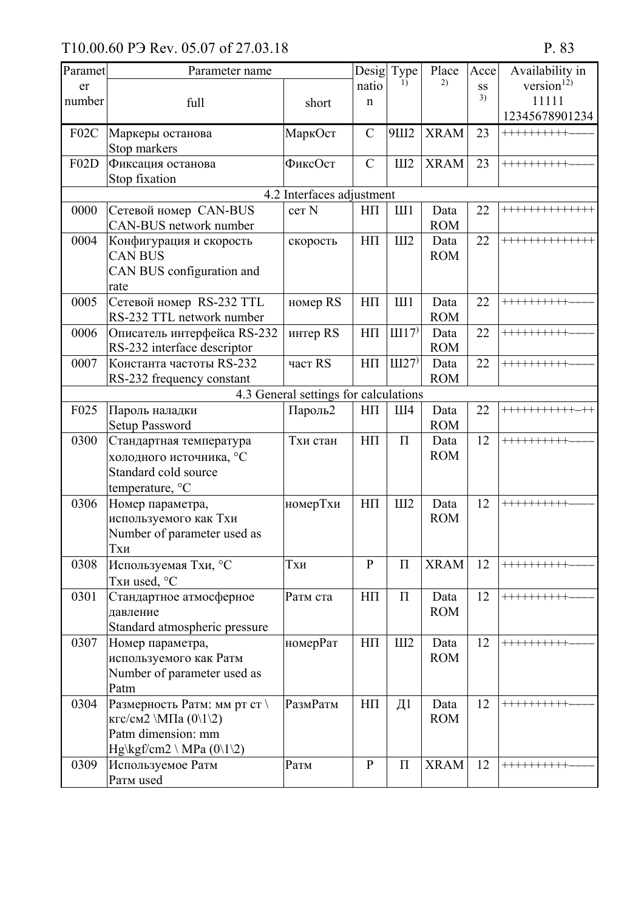| Parameter number | Parameter name | | Designation | Type 1) | Place 2) | Access 3) | Availability in version12) 11111 12345678901234 |
|---|---|---|---|---|---|---|---|
| | full | short | | | | | |
| F02C | Маркеры останова Stop markers | МаркОст | С | 9Ш2 | XRAM | 23 | ++++++++++–––– |
| F02D | Фиксация останова Stop fixation | ФиксОст | С | Ш2 | XRAM | 23 | ++++++++++–––– |
| 4.2 Interfaces adjustment | | | | | | | |
| 0000 | Сетевой номер CAN-BUS CAN-BUS network number | сет N | НП | Ш1 | Data ROM | 22 | ++++++++++++++ |
| 0004 | Конфигурация и скорость CAN BUS CAN BUS configuration and rate | скорость | НП | Ш2 | Data ROM | 22 | ++++++++++++++ |
| 0005 | Сетевой номер RS-232 TTL RS-232 TTL network number | номер RS | НП | Ш1 | Data ROM | 22 | ++++++++++–––– |
| 0006 | Описатель интерфейса RS-232 RS-232 interface descriptor | интер RS | НП | Ш17) | Data ROM | 22 | ++++++++++–––– |
| 0007 | Константа частоты RS-232 RS-232 frequency constant | част RS | НП | Ш27) | Data ROM | 22 | ++++++++++–––– |
| 4.3 General settings for calculations | | | | | | | |
| F025 | Пароль наладки Setup Password | Пароль2 | НП | Ш4 | Data ROM | 22 | +++++++++++–++ |
| 0300 | Стандартная температура холодного источника, °С Standard cold source temperature, °С | Тхи стан | НП | П | Data ROM | 12 | ++++++++++–––– |
| 0306 | Номер параметра, используемого как Тхи Number of parameter used as Тхи | номерТхи | НП | Ш2 | Data ROM | 12 | ++++++++++–––– |
| 0308 | Используемая Тхи, °С Тхи used, °С | Тхи | Р | П | XRAM | 12 | ++++++++++–––– |
| 0301 | Стандартное атмосферное давление Standard atmospheric pressure | Ратм ста | НП | П | Data ROM | 12 | ++++++++++–––– |
| 0307 | Номер параметра, используемого как Ратм Number of parameter used as Patm | номерРат | НП | Ш2 | Data ROM | 12 | ++++++++++–––– |
| 0304 | Размерность Ратм: мм рт ст \ кгс/см2 \МПа (0\1\2) Patm dimension: mm Hg\kgf/cm2 \ MPa (0\1\2) | РазмРатм | НП | Д1 | Data ROM | 12 | ++++++++++–––– |
| 0309 | Используемое Ратм Ратм used | Ратм | Р | П | XRAM | 12 | ++++++++++–––– |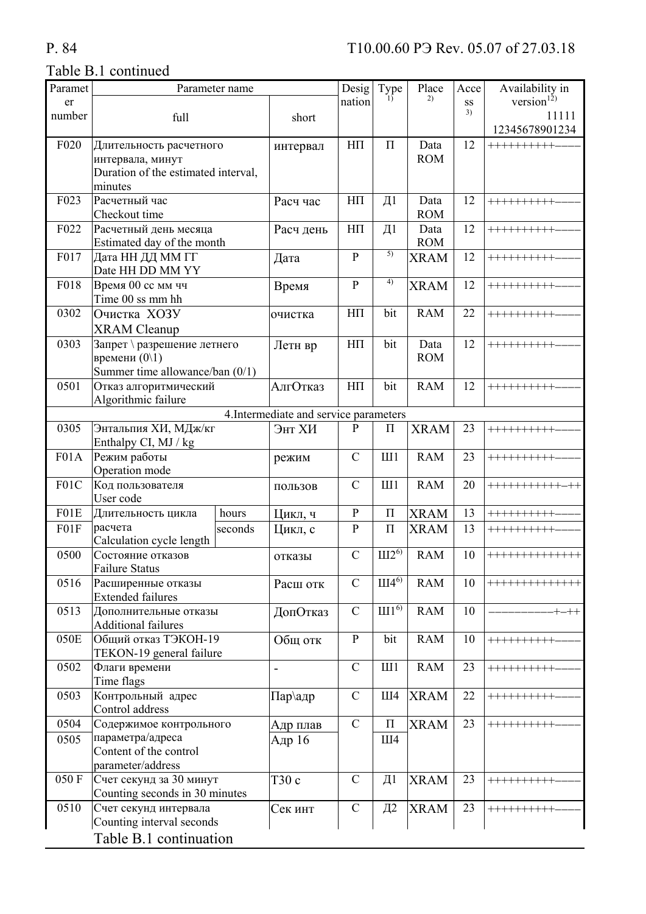Table B.1 continued

| Parameter number | Parameter name (full) | | Parameter name (short) | Designation | Type [1)] | Place [2)] | Access [3)] | Availability in version[12)] 11111 12345678901234 |
|---|---|---|---|---|---|---|---|---|
| F020 | Длительность расчетного интервала, минут Duration of the estimated interval, minutes | | интервал | НП | П | Data ROM | 12 | ++++++++++–––– |
| F023 | Расчетный час Checkout time | | Расч час | НП | Д1 | Data ROM | 12 | ++++++++++–––– |
| F022 | Расчетный день месяца Estimated day of the month | | Расч день | НП | Д1 | Data ROM | 12 | ++++++++++–––– |
| F017 | Дата НН ДД ММ ГГ Date HH DD MM YY | | Дата | Р | 5) | XRAM | 12 | ++++++++++–––– |
| F018 | Время 00 сс мм чч Time 00 ss mm hh | | Время | Р | 4) | XRAM | 12 | ++++++++++–––– |
| 0302 | Очистка ХОЗУ XRAM Cleanup | | очистка | НП | bit | RAM | 22 | ++++++++++–––– |
| 0303 | Запрет \ разрешение летнего времени (0\1) Summer time allowance/ban (0/1) | | Летн вр | НП | bit | Data ROM | 12 | ++++++++++–––– |
| 0501 | Отказ алгоритмический Algorithmic failure | | АлгОтказ | НП | bit | RAM | 12 | ++++++++++–––– |
| | 4.Intermediate and service parameters | | | | | | | |
| 0305 | Энтальпия ХИ, МДж/кг Enthalpy CI, MJ / kg | | Энт ХИ | Р | П | XRAM | 23 | ++++++++++–––– |
| F01A | Режим работы Operation mode | | режим | С | Ш1 | RAM | 23 | ++++++++++–––– |
| F01C | Код пользователя User code | | пользов | С | Ш1 | RAM | 20 | ++++++++++++–++ |
| F01E | Длительность цикла расчета Calculation cycle length | hours | Цикл, ч | Р | П | XRAM | 13 | ++++++++++–––– |
| F01F | | seconds | Цикл, с | Р | П | XRAM | 13 | ++++++++++–––– |
| 0500 | Состояние отказов Failure Status | | отказы | С | Ш2[6)] | RAM | 10 | ++++++++++++++ |
| 0516 | Расширенные отказы Extended failures | | Расш отк | С | Ш4[6)] | RAM | 10 | ++++++++++++++ |
| 0513 | Дополнительные отказы Additional failures | | ДопОтказ | С | Ш1[6)] | RAM | 10 | ––––––––––+–++ |
| 050E | Общий отказ ТЭКОН-19 TEKON-19 general failure | | Общ отк | Р | bit | RAM | 10 | ++++++++++–––– |
| 0502 | Флаги времени Time flags | | - | С | Ш1 | RAM | 23 | ++++++++++–––– |
| 0503 | Контрольный адрес Control address | | Пар\адр | С | Ш4 | XRAM | 22 | ++++++++++–––– |
| 0504 | Содержимое контрольного параметра/адреса Content of the control parameter/address | | Адр плав | С | П | XRAM | 23 | ++++++++++–––– |
| 0505 | | | Адр 16 | | Ш4 | | | |
| 050 F | Счет секунд за 30 минут Counting seconds in 30 minutes | | Т30 с | С | Д1 | XRAM | 23 | ++++++++++–––– |
| 0510 | Счет секунд интервала Counting interval seconds | | Сек инт | С | Д2 | XRAM | 23 | ++++++++++–––– |

Table B.1 continuation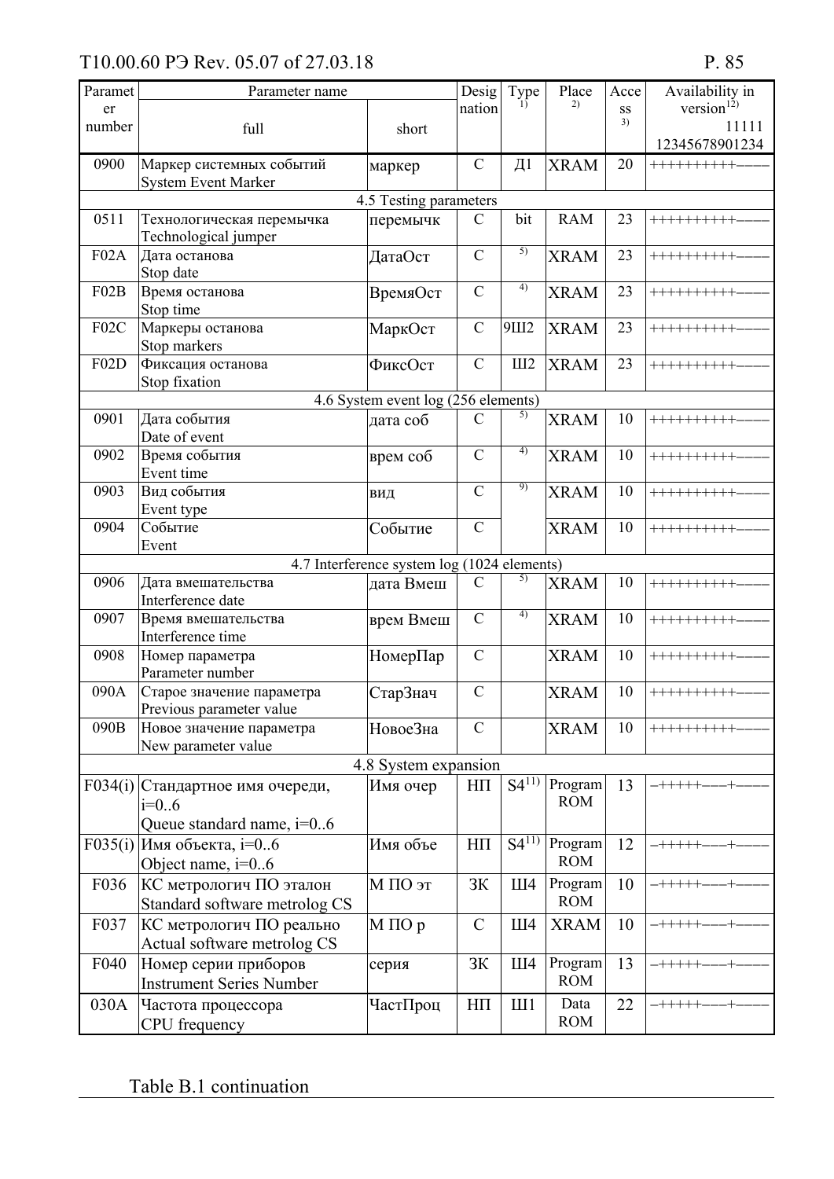| Parameter number | Parameter name | | Designation | Type [1)] | Place [2)] | Access [3)] | Availability in version[12)] 11111 12345678901234 |
|---|---|---|---|---|---|---|---|
| | full | short | | | | | |
| 0900 | Маркер системных событий System Event Marker | маркер | С | Д1 | XRAM | 20 | ++++++++++–––– |
| | 4.5 Testing parameters | | | | | | |
| 0511 | Технологическая перемычка Technological jumper | перемычк | С | bit | RAM | 23 | ++++++++++–––– |
| F02A | Дата останова Stop date | ДатаОст | С | 5) | XRAM | 23 | ++++++++++–––– |
| F02B | Время останова Stop time | ВремяОст | С | 4) | XRAM | 23 | ++++++++++–––– |
| F02C | Маркеры останова Stop markers | МаркОст | С | 9Ш2 | XRAM | 23 | ++++++++++–––– |
| F02D | Фиксация останова Stop fixation | ФиксОст | С | Ш2 | XRAM | 23 | ++++++++++–––– |
| | 4.6 System event log (256 elements) | | | | | | |
| 0901 | Дата события Date of event | дата соб | С | 5) | XRAM | 10 | ++++++++++–––– |
| 0902 | Время события Event time | врем соб | С | 4) | XRAM | 10 | ++++++++++–––– |
| 0903 | Вид события Event type | вид | С | 9) | XRAM | 10 | ++++++++++–––– |
| 0904 | Событие Event | Событие | С | | XRAM | 10 | ++++++++++–––– |
| | 4.7 Interference system log (1024 elements) | | | | | | |
| 0906 | Дата вмешательства Interference date | дата Вмеш | С | 5) | XRAM | 10 | ++++++++++–––– |
| 0907 | Время вмешательства Interference time | врем Вмеш | С | 4) | XRAM | 10 | ++++++++++–––– |
| 0908 | Номер параметра Parameter number | НомерПар | С | | XRAM | 10 | ++++++++++–––– |
| 090A | Старое значение параметра Previous parameter value | СтарЗнач | С | | XRAM | 10 | ++++++++++–––– |
| 090B | Новое значение параметра New parameter value | НовоеЗна | С | | XRAM | 10 | ++++++++++–––– |
| | 4.8 System expansion | | | | | | |
| F034(i) | Стандартное имя очереди, i=0..6 Queue standard name, i=0..6 | Имя очер | НП | S4[11)] | Program ROM | 13 | –+++++–––+–––– |
| F035(i) | Имя объекта, i=0..6 Object name, i=0..6 | Имя объе | НП | S4[11)] | Program ROM | 12 | –+++++–––+–––– |
| F036 | КС метрологич ПО эталон Standard software metrolog CS | М ПО эт | ЗК | Ш4 | Program ROM | 10 | –+++++–––+–––– |
| F037 | КС метрологич ПО реально Actual software metrolog CS | М ПО р | С | Ш4 | XRAM | 10 | –+++++–––+–––– |
| F040 | Номер серии приборов Instrument Series Number | серия | ЗК | Ш4 | Program ROM | 13 | –+++++–––+–––– |
| 030A | Частота процессора CPU frequency | ЧастПроц | НП | Ш1 | Data ROM | 22 | –+++++–––+–––– |

Table B.1 continuation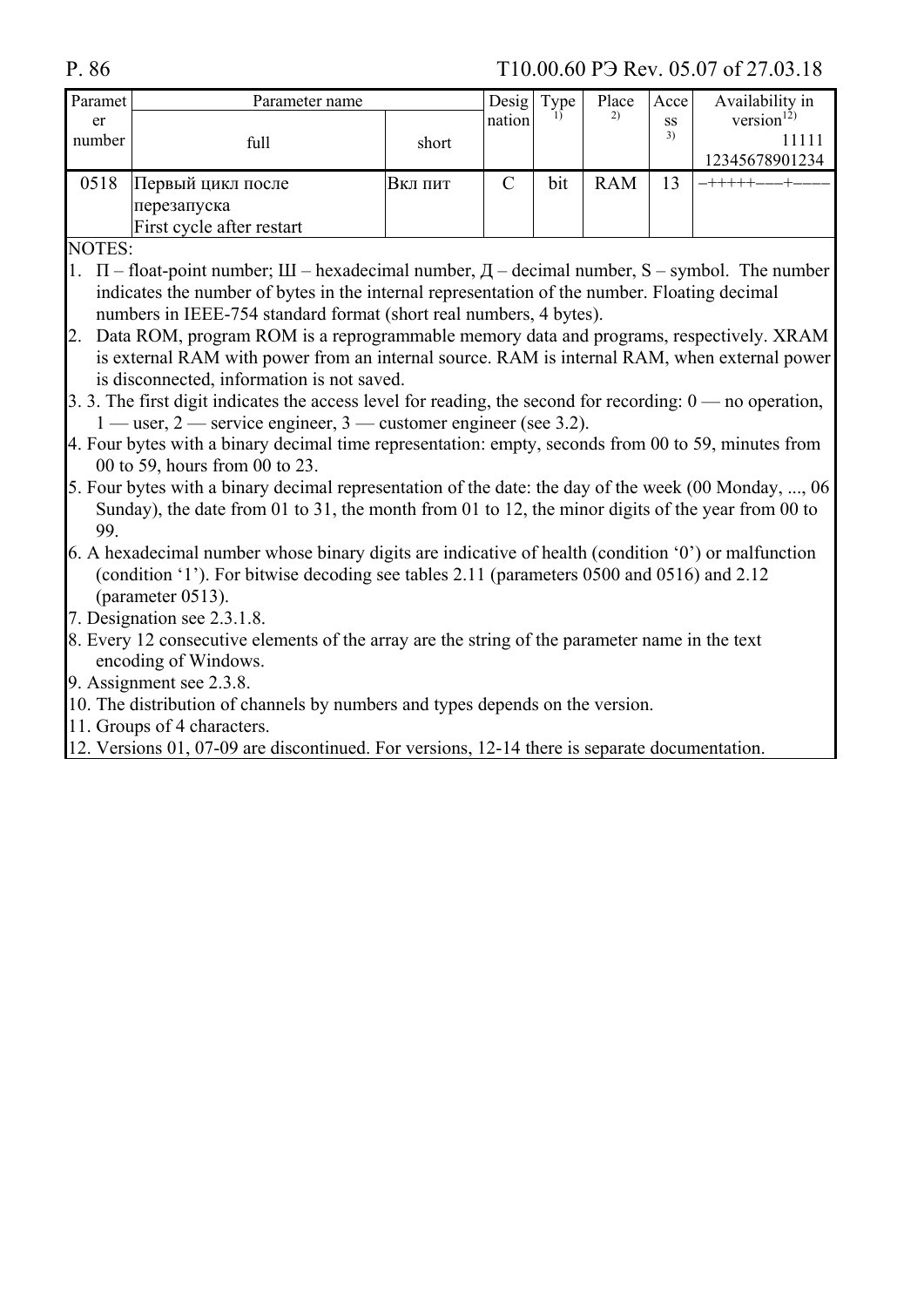| Parameter number | Parameter name | | Designation | Type [1] | Place [2] | Access [3] | Availability in version[12] |
|---|---|---|---|---|---|---|---|
| | full | short | | | | | 11111<br>12345678901234 |
| 0518 | Первый цикл после перезапуска<br>First cycle after restart | Вкл пит | C | bit | RAM | 13 | –+++++–––+–––– |

NOTES:

1. П – float-point number; Ш – hexadecimal number, Д – decimal number, S – symbol. The number indicates the number of bytes in the internal representation of the number. Floating decimal numbers in IEEE-754 standard format (short real numbers, 4 bytes).
2. Data ROM, program ROM is a reprogrammable memory data and programs, respectively. XRAM is external RAM with power from an internal source. RAM is internal RAM, when external power is disconnected, information is not saved.
3. 3. The first digit indicates the access level for reading, the second for recording: 0 — no operation, 1 — user, 2 — service engineer, 3 — customer engineer (see 3.2).
4. Four bytes with a binary decimal time representation: empty, seconds from 00 to 59, minutes from 00 to 59, hours from 00 to 23.
5. Four bytes with a binary decimal representation of the date: the day of the week (00 Monday, ..., 06 Sunday), the date from 01 to 31, the month from 01 to 12, the minor digits of the year from 00 to 99.
6. A hexadecimal number whose binary digits are indicative of health (condition '0') or malfunction (condition '1'). For bitwise decoding see tables 2.11 (parameters 0500 and 0516) and 2.12 (parameter 0513).
7. Designation see 2.3.1.8.
8. Every 12 consecutive elements of the array are the string of the parameter name in the text encoding of Windows.
9. Assignment see 2.3.8.
10. The distribution of channels by numbers and types depends on the version.
11. Groups of 4 characters.
12. Versions 01, 07-09 are discontinued. For versions, 12-14 there is separate documentation.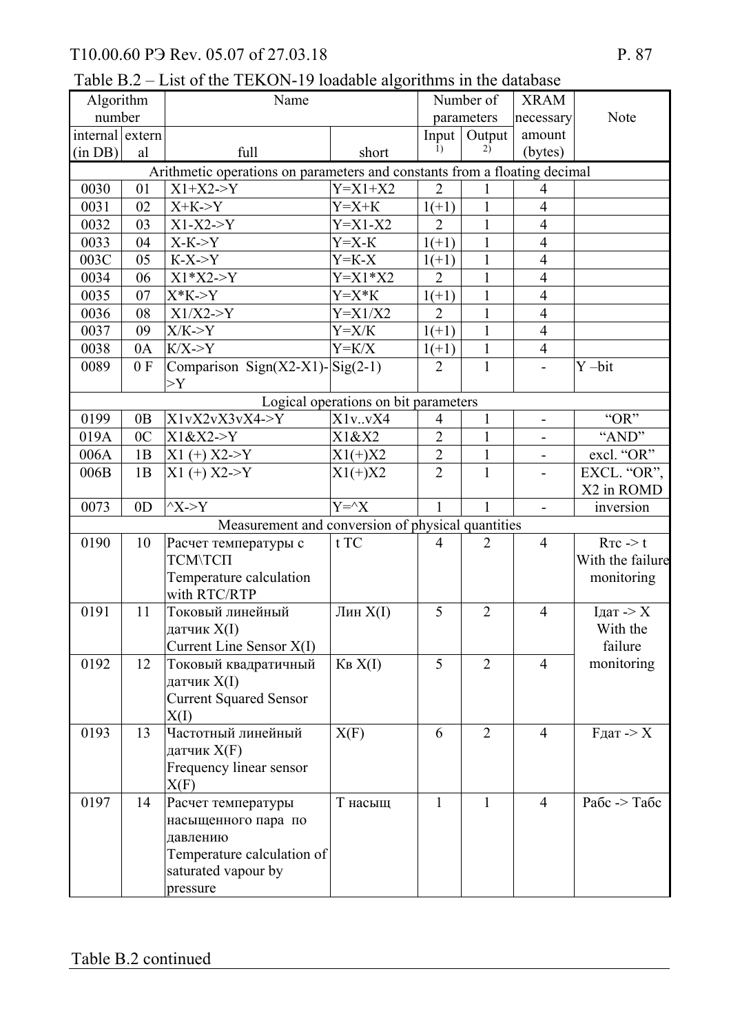Table B.2 – List of the TEKON-19 loadable algorithms in the database

| Algorithm number | | Name | | Number of parameters | | XRAM necessary amount (bytes) | Note |
|---|---|---|---|---|---|---|---|
| internal (in DB) | external | full | short | Input [1] | Output [2] | | |
| Arithmetic operations on parameters and constants from a floating decimal | | | | | | | |
| 0030 | 01 | X1+X2->Y | Y=X1+X2 | 2 | 1 | 4 | |
| 0031 | 02 | X+K->Y | Y=X+K | 1(+1) | 1 | 4 | |
| 0032 | 03 | X1-X2->Y | Y=X1-X2 | 2 | 1 | 4 | |
| 0033 | 04 | X-K->Y | Y=X-K | 1(+1) | 1 | 4 | |
| 003C | 05 | K-X->Y | Y=K-X | 1(+1) | 1 | 4 | |
| 0034 | 06 | X1*X2->Y | Y=X1*X2 | 2 | 1 | 4 | |
| 0035 | 07 | X*K->Y | Y=X*K | 1(+1) | 1 | 4 | |
| 0036 | 08 | X1/X2->Y | Y=X1/X2 | 2 | 1 | 4 | |
| 0037 | 09 | X/K->Y | Y=X/K | 1(+1) | 1 | 4 | |
| 0038 | 0A | K/X->Y | Y=K/X | 1(+1) | 1 | 4 | |
| 0089 | 0 F | Comparison Sign(X2-X1)->Y | Sig(2-1) | 2 | 1 | - | Y –bit |
| Logical operations on bit parameters | | | | | | | |
| 0199 | 0B | X1vX2vX3vX4->Y | X1v..vX4 | 4 | 1 | - | "OR" |
| 019A | 0C | X1&X2->Y | X1&X2 | 2 | 1 | - | "AND" |
| 006A | 1B | X1 (+) X2->Y | X1(+)X2 | 2 | 1 | - | excl. "OR" |
| 006B | 1B | X1 (+) X2->Y | X1(+)X2 | 2 | 1 | - | EXCL. "OR", X2 in ROMD |
| 0073 | 0D | ^X->Y | Y=^X | 1 | 1 | - | inversion |
| Measurement and conversion of physical quantities | | | | | | | |
| 0190 | 10 | Расчет температуры с ТСМ\ТСП Temperature calculation with RTC/RTP | t TC | 4 | 2 | 4 | Rтс -> t With the failure monitoring |
| 0191 | 11 | Токовый линейный датчик X(I) Current Line Sensor X(I) | Лин X(I) | 5 | 2 | 4 | Iдат -> X With the failure monitoring |
| 0192 | 12 | Токовый квадратичный датчик X(I) Current Squared Sensor X(I) | Кв X(I) | 5 | 2 | 4 | |
| 0193 | 13 | Частотный линейный датчик X(F) Frequency linear sensor X(F) | X(F) | 6 | 2 | 4 | Fдат -> X |
| 0197 | 14 | Расчет температуры насыщенного пара по давлению Temperature calculation of saturated vapour by pressure | T насыщ | 1 | 1 | 4 | Pабс -> Tабс |

Table B.2 continued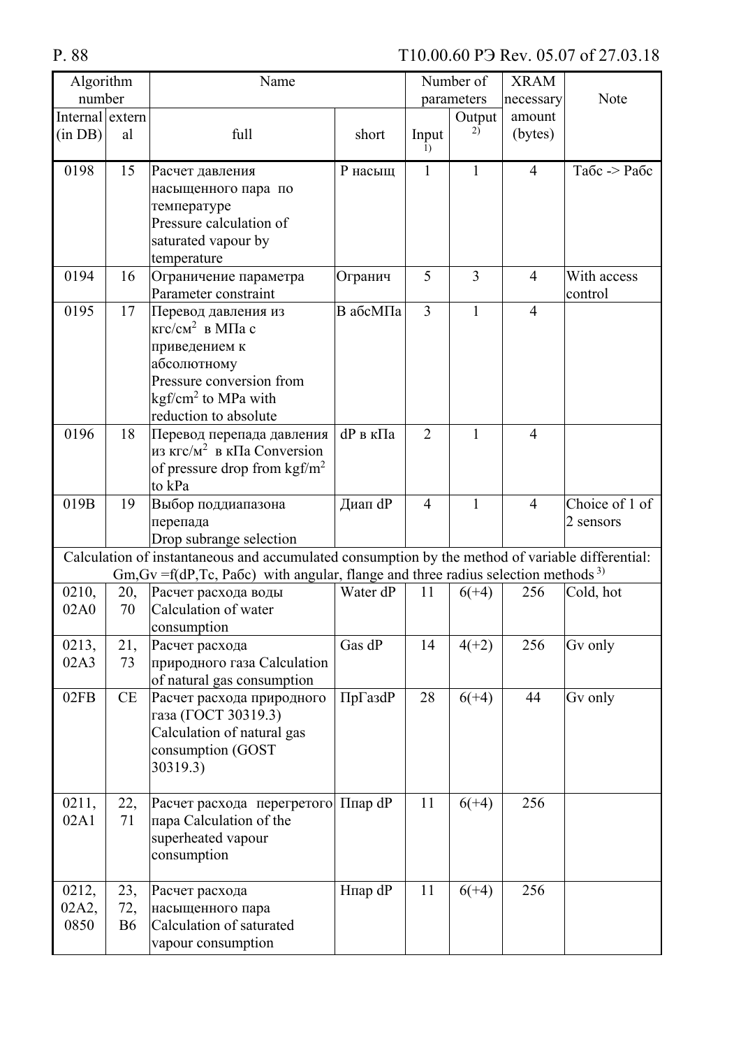| Algorithm number | | Name | | Number of parameters | | XRAM necessary amount (bytes) | Note |
|---|---|---|---|---|---|---|---|
| Internal (in DB) | external | full | short | Input [1] | Output [2] | | |
| 0198 | 15 | Расчет давления насыщенного пара по температуре Pressure calculation of saturated vapour by temperature | Р насыщ | 1 | 1 | 4 | Табс -> Рабс |
| 0194 | 16 | Ограничение параметра Parameter constraint | Огранич | 5 | 3 | 4 | With access control |
| 0195 | 17 | Перевод давления из кгс/см$^2$ в МПа с приведением к абсолютному Pressure conversion from kgf/cm$^2$ to MPa with reduction to absolute | В абсМПа | 3 | 1 | 4 | |
| 0196 | 18 | Перевод перепада давления из кгс/м$^2$ в кПа Conversion of pressure drop from kgf/m$^2$ to kPa | dP в кПа | 2 | 1 | 4 | |
| 019B | 19 | Выбор поддиапазона перепада Drop subrange selection | Диап dP | 4 | 1 | 4 | Choice of 1 of 2 sensors |
| Calculation of instantaneous and accumulated consumption by the method of variable differential: Gm,Gv =f(dP,Tc, Pабс) with angular, flange and three radius selection methods [3] | | | | | | | |
| 0210, 02A0 | 20, 70 | Расчет расхода воды Calculation of water consumption | Water dP | 11 | 6(+4) | 256 | Cold, hot |
| 0213, 02A3 | 21, 73 | Расчет расхода природного газа Calculation of natural gas consumption | Gas dP | 14 | 4(+2) | 256 | Gv only |
| 02FB | CE | Расчет расхода природного газа (ГОСТ 30319.3) Calculation of natural gas consumption (GOST 30319.3) | ПрГаздР | 28 | 6(+4) | 44 | Gv only |
| 0211, 02A1 | 22, 71 | Расчет расхода перегретого пара Calculation of the superheated vapour consumption | Ппар dP | 11 | 6(+4) | 256 | |
| 0212, 02A2, 0850 | 23, 72, B6 | Расчет расхода насыщенного пара Calculation of saturated vapour consumption | Нпар dP | 11 | 6(+4) | 256 | |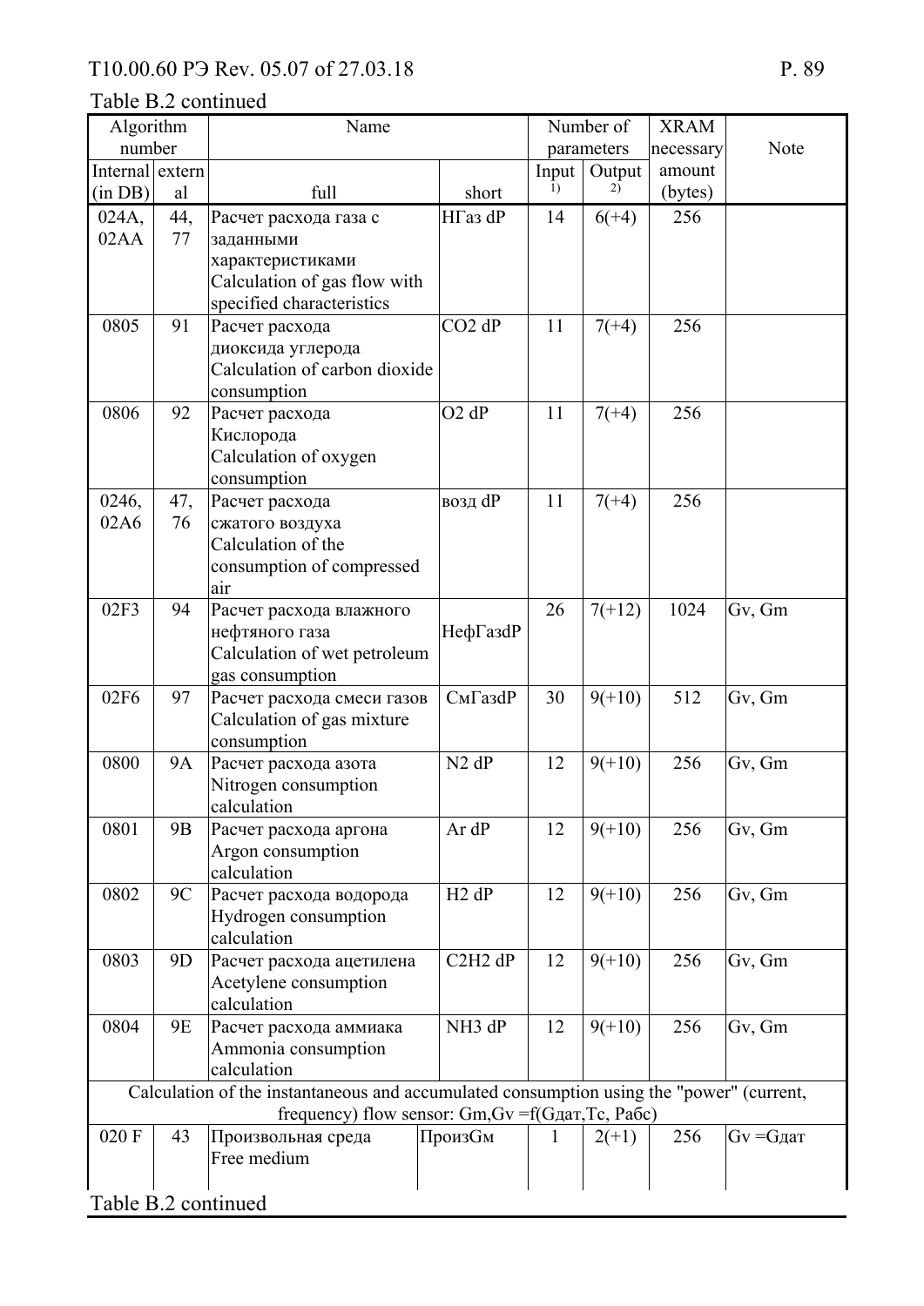Table B.2 continued

| Algorithm number | | Name | | Number of parameters | | XRAM necessary amount (bytes) | Note |
|---|---|---|---|---|---|---|---|
| Internal (in DB) | external | full | short | Input [1] | Output [2] | | |
| 024A, 02AA | 44, 77 | Расчет расхода газа с заданными характеристиками Calculation of gas flow with specified characteristics | НГаз dP | 14 | 6(+4) | 256 | |
| 0805 | 91 | Расчет расхода диоксида углерода Calculation of carbon dioxide consumption | CO2 dP | 11 | 7(+4) | 256 | |
| 0806 | 92 | Расчет расхода Кислорода Calculation of oxygen consumption | O2 dP | 11 | 7(+4) | 256 | |
| 0246, 02A6 | 47, 76 | Расчет расхода сжатого воздуха Calculation of the consumption of compressed air | возд dP | 11 | 7(+4) | 256 | |
| 02F3 | 94 | Расчет расхода влажного нефтяного газа Calculation of wet petroleum gas consumption | НефГазdP | 26 | 7(+12) | 1024 | Gv, Gm |
| 02F6 | 97 | Расчет расхода смеси газов Calculation of gas mixture consumption | СмГазdP | 30 | 9(+10) | 512 | Gv, Gm |
| 0800 | 9A | Расчет расхода азота Nitrogen consumption calculation | N2 dP | 12 | 9(+10) | 256 | Gv, Gm |
| 0801 | 9B | Расчет расхода аргона Argon consumption calculation | Ar dP | 12 | 9(+10) | 256 | Gv, Gm |
| 0802 | 9C | Расчет расхода водорода Hydrogen consumption calculation | H2 dP | 12 | 9(+10) | 256 | Gv, Gm |
| 0803 | 9D | Расчет расхода ацетилена Acetylene consumption calculation | C2H2 dP | 12 | 9(+10) | 256 | Gv, Gm |
| 0804 | 9E | Расчет расхода аммиака Ammonia consumption calculation | NH3 dP | 12 | 9(+10) | 256 | Gv, Gm |
| Calculation of the instantaneous and accumulated consumption using the "power" (current, frequency) flow sensor: Gm,Gv =f(Gдат,Tc, Рабс) | | | | | | | |
| 020 F | 43 | Произвольная среда Free medium | ПроизGm | 1 | 2(+1) | 256 | Gv =Gдат |

Table B.2 continued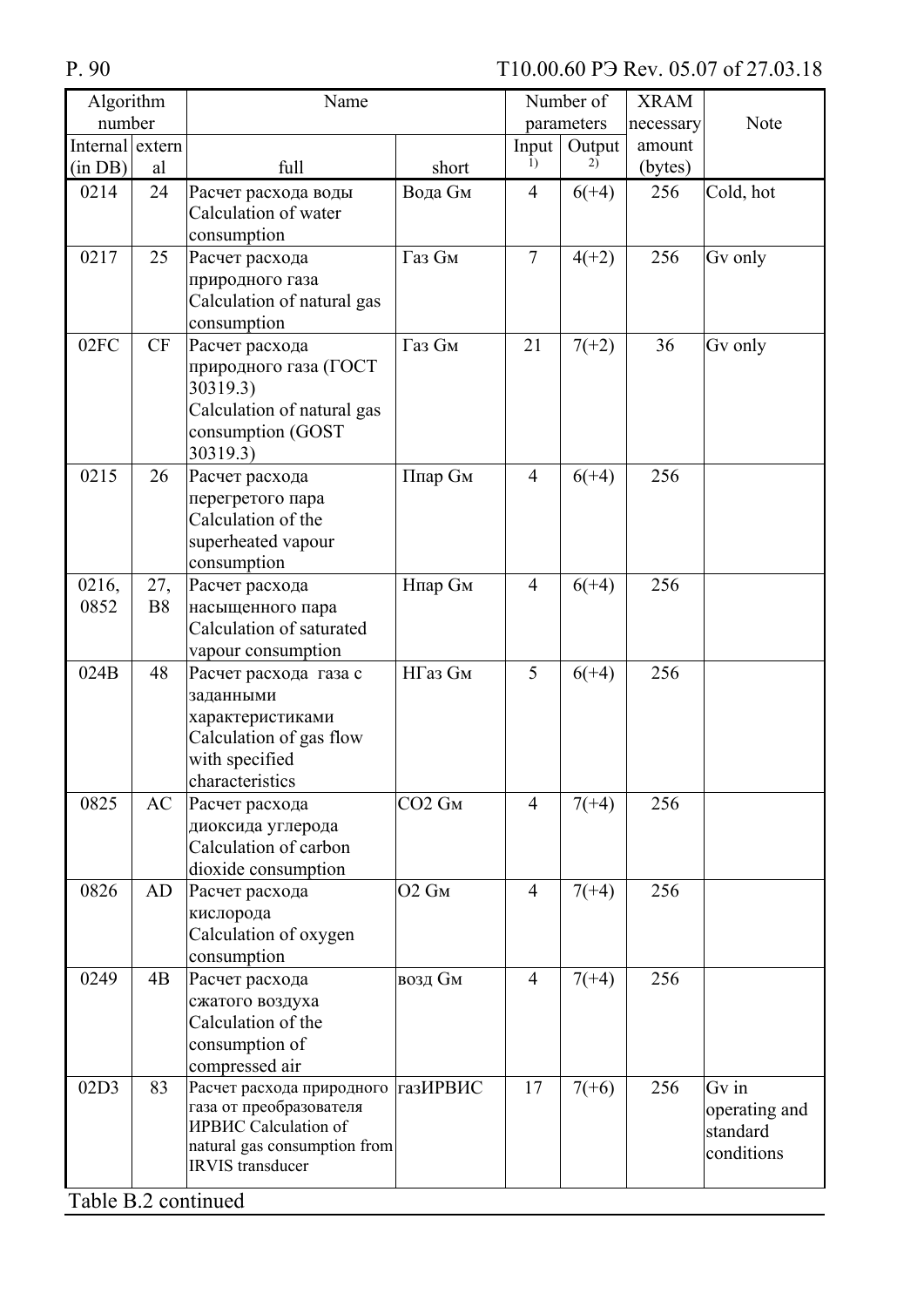| Algorithm number | | Name | | Number of parameters | | XRAM necessary amount (bytes) | Note |
|---|---|---|---|---|---|---|---|
| Internal (in DB) | external | full | short | Input [1) ] | Output [2)] | | |
| 0214 | 24 | Расчет расхода воды Calculation of water consumption | Вода Gм | 4 | 6(+4) | 256 | Cold, hot |
| 0217 | 25 | Расчет расхода природного газа Calculation of natural gas consumption | Газ Gм | 7 | 4(+2) | 256 | Gv only |
| 02FC | CF | Расчет расхода природного газа (ГОСТ 30319.3) Calculation of natural gas consumption (GOST 30319.3) | Газ Gм | 21 | 7(+2) | 36 | Gv only |
| 0215 | 26 | Расчет расхода перегретого пара Calculation of the superheated vapour consumption | Ппар Gм | 4 | 6(+4) | 256 | |
| 0216, 0852 | 27, B8 | Расчет расхода насыщенного пара Calculation of saturated vapour consumption | Нпар Gм | 4 | 6(+4) | 256 | |
| 024B | 48 | Расчет расхода газа с заданными характеристиками Calculation of gas flow with specified characteristics | НГаз Gм | 5 | 6(+4) | 256 | |
| 0825 | AC | Расчет расхода диоксида углерода Calculation of carbon dioxide consumption | $CO_2$ Gм | 4 | 7(+4) | 256 | |
| 0826 | AD | Расчет расхода кислорода Calculation of oxygen consumption | $O_2$ Gм | 4 | 7(+4) | 256 | |
| 0249 | 4B | Расчет расхода сжатого воздуха Calculation of the consumption of compressed air | возд Gм | 4 | 7(+4) | 256 | |
| 02D3 | 83 | Расчет расхода природного газа от преобразователя ИРВИС Calculation of natural gas consumption from IRVIS transducer | газИРВИС | 17 | 7(+6) | 256 | Gv in operating and standard conditions |

Table B.2 continued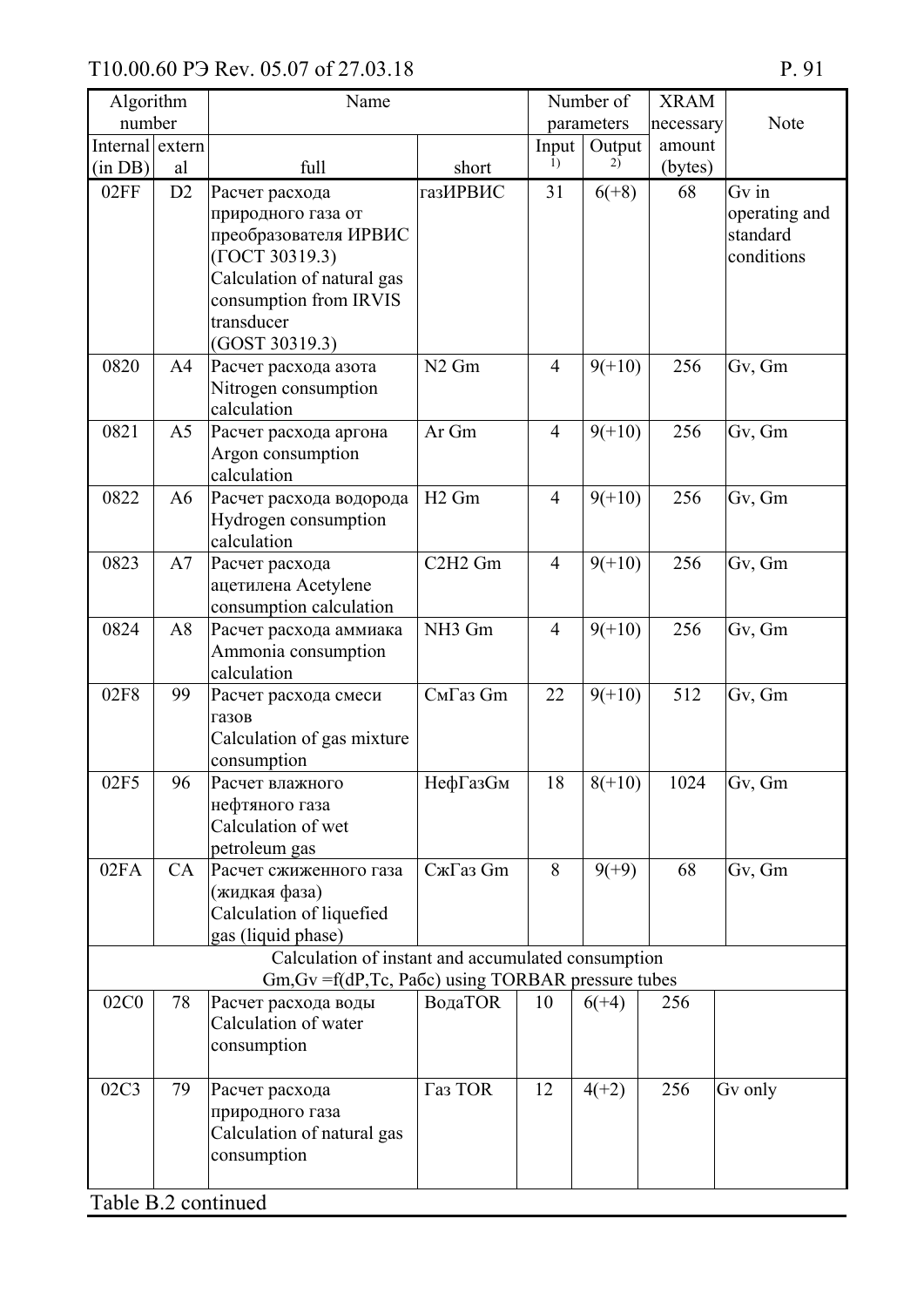| Algorithm number | | Name | | Number of parameters | | XRAM necessary amount (bytes) | Note |
|---|---|---|---|---|---|---|---|
| Internal (in DB) | external | full | short | Input [1] | Output [2] | | |
| 02FF | D2 | Расчет расхода природного газа от преобразователя ИРВИС (ГОСТ 30319.3) Calculation of natural gas consumption from IRVIS transducer (GOST 30319.3) | газИРВИС | 31 | 6(+8) | 68 | Gv in operating and standard conditions |
| 0820 | A4 | Расчет расхода азота Nitrogen consumption calculation | N2 Gm | 4 | 9(+10) | 256 | Gv, Gm |
| 0821 | A5 | Расчет расхода аргона Argon consumption calculation | Ar Gm | 4 | 9(+10) | 256 | Gv, Gm |
| 0822 | A6 | Расчет расхода водорода Hydrogen consumption calculation | H2 Gm | 4 | 9(+10) | 256 | Gv, Gm |
| 0823 | A7 | Расчет расхода ацетилена Acetylene consumption calculation | C2H2 Gm | 4 | 9(+10) | 256 | Gv, Gm |
| 0824 | A8 | Расчет расхода аммиака Ammonia consumption calculation | NH3 Gm | 4 | 9(+10) | 256 | Gv, Gm |
| 02F8 | 99 | Расчет расхода смеси газов Calculation of gas mixture consumption | СмГаз Gm | 22 | 9(+10) | 512 | Gv, Gm |
| 02F5 | 96 | Расчет влажного нефтяного газа Calculation of wet petroleum gas | НефГазGм | 18 | 8(+10) | 1024 | Gv, Gm |
| 02FA | CA | Расчет сжиженного газа (жидкая фаза) Calculation of liquefied gas (liquid phase) | СжГаз Gm | 8 | 9(+9) | 68 | Gv, Gm |
| Calculation of instant and accumulated consumption Gm,Gv =f(dP,Tc, Рабс) using TORBAR pressure tubes | | | | | | | |
| 02C0 | 78 | Расчет расхода воды Calculation of water consumption | ВодаTOR | 10 | 6(+4) | 256 | |
| 02C3 | 79 | Расчет расхода природного газа Calculation of natural gas consumption | Газ TOR | 12 | 4(+2) | 256 | Gv only |

Table B.2 continued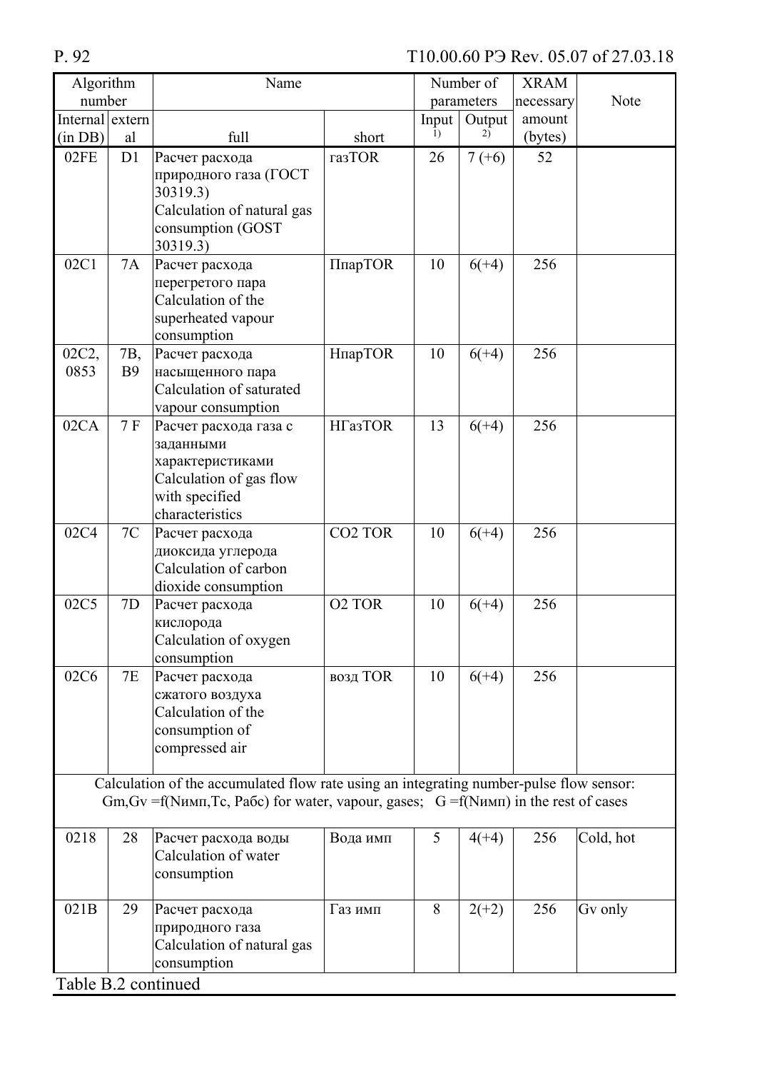| Algorithm number | | Name | | Number of parameters | | XRAM necessary amount (bytes) | Note |
|---|---|---|---|---|---|---|---|
| Internal (in DB) | external | full | short | Input 1) | Output 2) | | |
| 02FE | D1 | Расчет расхода природного газа (ГОСТ 30319.3) Calculation of natural gas consumption (GOST 30319.3) | газTOR | 26 | 7 (+6) | 52 | |
| 02C1 | 7A | Расчет расхода перегретого пара Calculation of the superheated vapour consumption | ПпарTOR | 10 | 6(+4) | 256 | |
| 02C2, 0853 | 7B, B9 | Расчет расхода насыщенного пара Calculation of saturated vapour consumption | НпарTOR | 10 | 6(+4) | 256 | |
| 02CA | 7 F | Расчет расхода газа с заданными характеристиками Calculation of gas flow with specified characteristics | НГазTOR | 13 | 6(+4) | 256 | |
| 02C4 | 7C | Расчет расхода диоксида углерода Calculation of carbon dioxide consumption | CO2 TOR | 10 | 6(+4) | 256 | |
| 02C5 | 7D | Расчет расхода кислорода Calculation of oxygen consumption | O2 TOR | 10 | 6(+4) | 256 | |
| 02C6 | 7E | Расчет расхода сжатого воздуха Calculation of the consumption of compressed air | возд TOR | 10 | 6(+4) | 256 | |
| Calculation of the accumulated flow rate using an integrating number-pulse flow sensor: Gm,Gv =f(Nимп,Tc, Pабс) for water, vapour, gases; G =f(Nимп) in the rest of cases | | | | | | | |
| 0218 | 28 | Расчет расхода воды Calculation of water consumption | Вода имп | 5 | 4(+4) | 256 | Cold, hot |
| 021B | 29 | Расчет расхода природного газа Calculation of natural gas consumption | Газ имп | 8 | 2(+2) | 256 | Gv only |

Table B.2 continued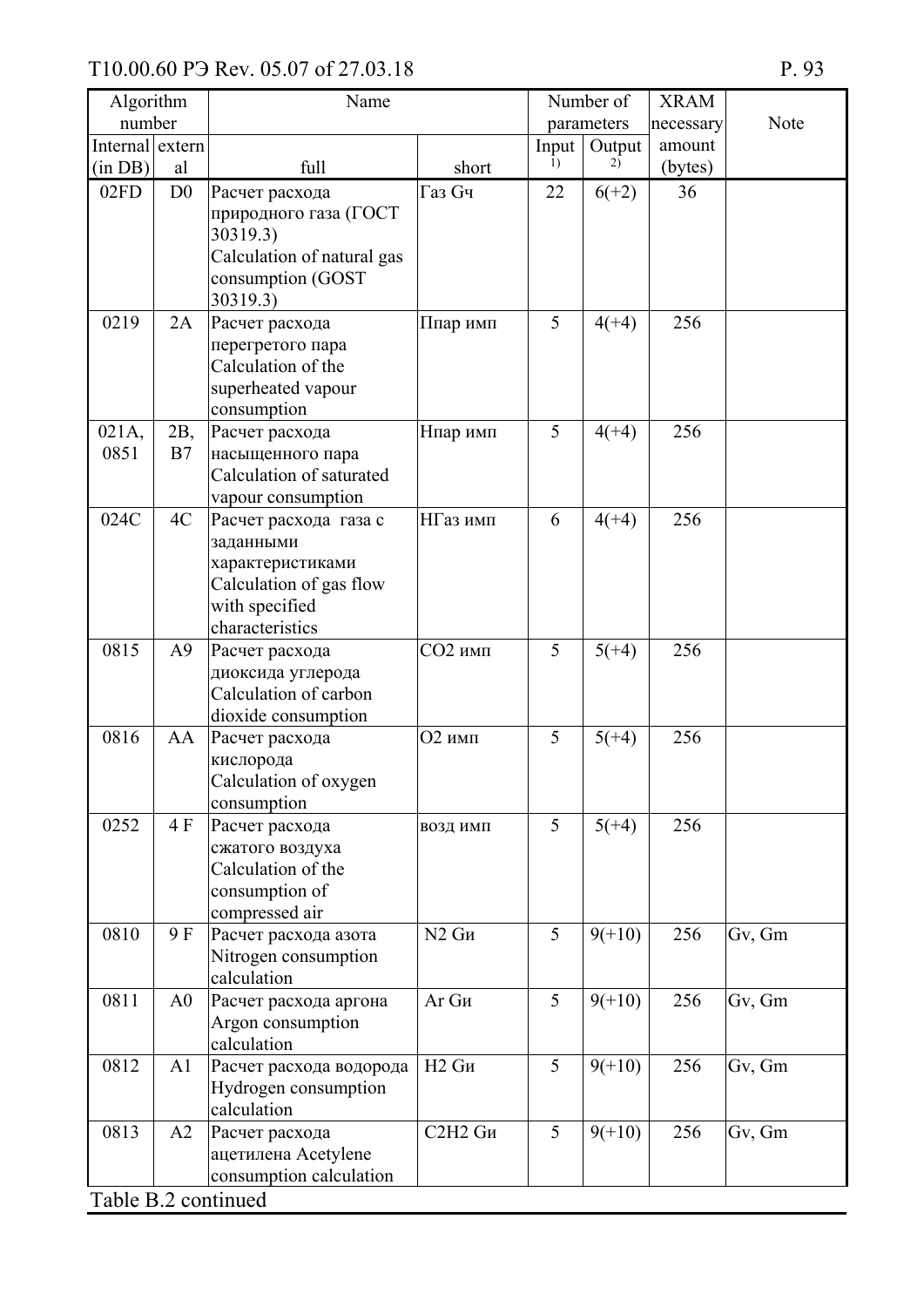| Algorithm number | | Name | | Number of parameters | | XRAM necessary amount (bytes) | Note |
|---|---|---|---|---|---|---|---|
| Internal (in DB) | external | full | short | Input 1) | Output 2) | | |
| 02FD | D0 | Расчет расхода природного газа (ГОСТ 30319.3) Calculation of natural gas consumption (GOST 30319.3) | Газ Gч | 22 | 6(+2) | 36 | |
| 0219 | 2A | Расчет расхода перегретого пара Calculation of the superheated vapour consumption | Ппар имп | 5 | 4(+4) | 256 | |
| 021A, 0851 | 2B, B7 | Расчет расхода насыщенного пара Calculation of saturated vapour consumption | Нпар имп | 5 | 4(+4) | 256 | |
| 024C | 4C | Расчет расхода газа с заданными характеристиками Calculation of gas flow with specified characteristics | НГаз имп | 6 | 4(+4) | 256 | |
| 0815 | A9 | Расчет расхода диоксида углерода Calculation of carbon dioxide consumption | CO2 имп | 5 | 5(+4) | 256 | |
| 0816 | AA | Расчет расхода кислорода Calculation of oxygen consumption | O2 имп | 5 | 5(+4) | 256 | |
| 0252 | 4 F | Расчет расхода сжатого воздуха Calculation of the consumption of compressed air | возд имп | 5 | 5(+4) | 256 | |
| 0810 | 9 F | Расчет расхода азота Nitrogen consumption calculation | N2 Gи | 5 | 9(+10) | 256 | Gv, Gm |
| 0811 | A0 | Расчет расхода аргона Argon consumption calculation | Ar Gи | 5 | 9(+10) | 256 | Gv, Gm |
| 0812 | A1 | Расчет расхода водорода Hydrogen consumption calculation | H2 Gи | 5 | 9(+10) | 256 | Gv, Gm |
| 0813 | A2 | Расчет расхода ацетилена Acetylene consumption calculation | C2H2 Gи | 5 | 9(+10) | 256 | Gv, Gm |

Table B.2 continued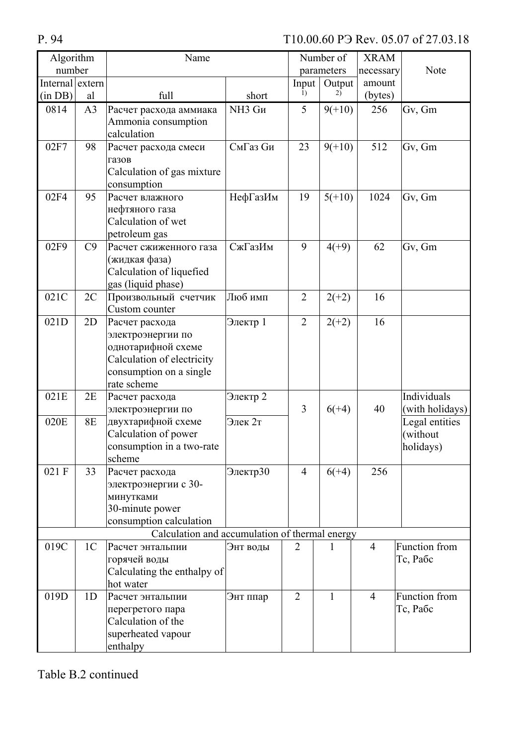| Algorithm number | | Name | | Number of parameters | | XRAM necessary amount (bytes) | Note |
|---|---|---|---|---|---|---|---|
| Internal (in DB) | external | full | short | Input [1] | Output [2] | | |
| 0814 | A3 | Расчет расхода аммиака Ammonia consumption calculation | NH3 Gи | 5 | 9(+10) | 256 | Gv, Gm |
| 02F7 | 98 | Расчет расхода смеси газов Calculation of gas mixture consumption | СмГаз Gи | 23 | 9(+10) | 512 | Gv, Gm |
| 02F4 | 95 | Расчет влажного нефтяного газа Calculation of wet petroleum gas | НефГазИм | 19 | 5(+10) | 1024 | Gv, Gm |
| 02F9 | C9 | Расчет сжиженного газа (жидкая фаза) Calculation of liquefied gas (liquid phase) | СжГазИм | 9 | 4(+9) | 62 | Gv, Gm |
| 021C | 2C | Произвольный счетчик Custom counter | Люб имп | 2 | 2(+2) | 16 | |
| 021D | 2D | Расчет расхода электроэнергии по однотарифной схеме Calculation of electricity consumption on a single rate scheme | Электр 1 | 2 | 2(+2) | 16 | |
| 021E | 2E | Расчет расхода электроэнергии по двухтарифной схеме Calculation of power consumption in a two-rate scheme | Электр 2 | 3 | 6(+4) | 40 | Individuals (with holidays) |
| 020E | 8E | | Элек 2т | | | | Legal entities (without holidays) |
| 021 F | 33 | Расчет расхода электроэнергии с 30-минутками 30-minute power consumption calculation | Электр30 | 4 | 6(+4) | 256 | |
| Calculation and accumulation of thermal energy | | | | | | | |
| 019C | 1C | Расчет энтальпии горячей воды Calculating the enthalpy of hot water | Энт воды | 2 | 1 | 4 | Function from Тс, Рабс |
| 019D | 1D | Расчет энтальпии перегретого пара Calculation of the superheated vapour enthalpy | Энт ппар | 2 | 1 | 4 | Function from Тс, Рабс |

Table B.2 continued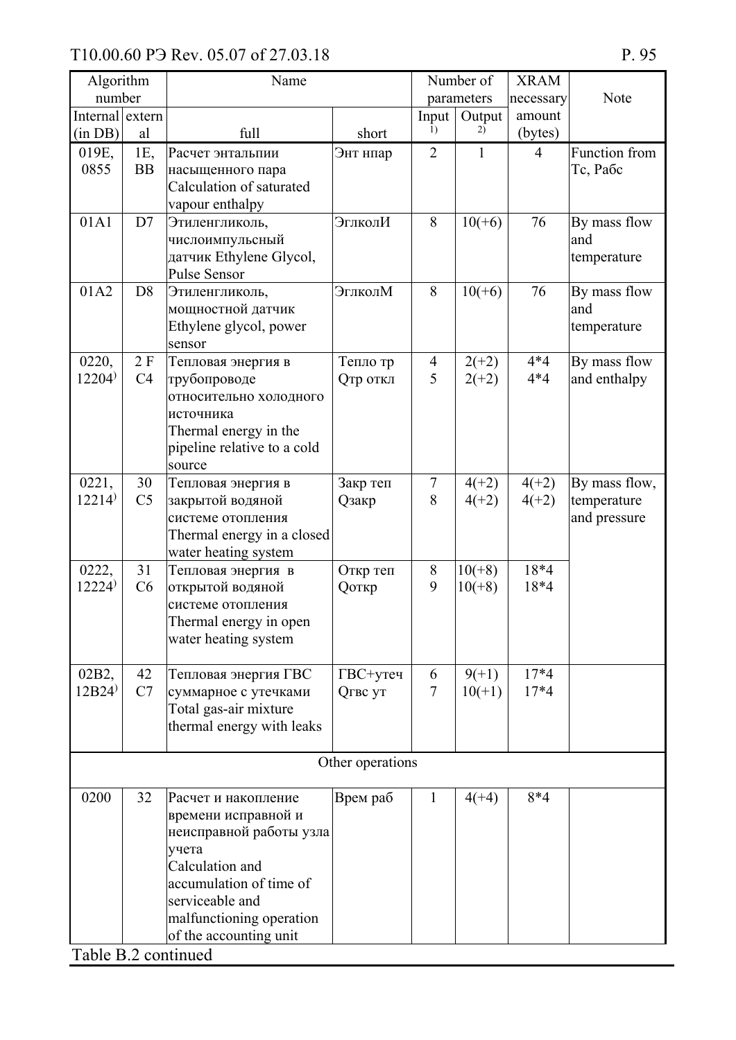| Algorithm number | | Name | | Number of parameters | | XRAM necessary amount (bytes) | Note |
|---|---|---|---|---|---|---|---|
| Internal (in DB) | external | full | short | Input [1] | Output [2] | | |
| 019E, 0855 | 1E, BB | Расчет энтальпии насыщенного пара Calculation of saturated vapour enthalpy | Энт нпар | 2 | 1 | 4 | Function from Тс, Рабс |
| 01A1 | D7 | Этиленгликоль, числоимпульсный датчик Ethylene Glycol, Pulse Sensor | ЭглколИ | 8 | 10(+6) | 76 | By mass flow and temperature |
| 01A2 | D8 | Этиленгликоль, мощностной датчик Ethylene glycol, power sensor | ЭглколМ | 8 | 10(+6) | 76 | By mass flow and temperature |
| 0220, 12204) | 2 F C4 | Тепловая энергия в трубопроводе относительно холодного источника Thermal energy in the pipeline relative to a cold source | Тепло тр Qтр откл | 4 5 | 2(+2) 2(+2) | 4*4 4*4 | By mass flow and enthalpy |
| 0221, 12214) | 30 C5 | Тепловая энергия в закрытой водяной системе отопления Thermal energy in a closed water heating system | Закр теп Qзакр | 7 8 | 4(+2) 4(+2) | 4(+2) 4(+2) | By mass flow, temperature and pressure |
| 0222, 12224) | 31 C6 | Тепловая энергия в открытой водяной системе отопления Thermal energy in open water heating system | Откр теп Qоткр | 8 9 | 10(+8) 10(+8) | 18*4 18*4 | |
| 02B2, 12B24) | 42 C7 | Тепловая энергия ГВС суммарное с утечками Total gas-air mixture thermal energy with leaks | ГВС+утеч Qгвс ут | 6 7 | 9(+1) 10(+1) | 17*4 17*4 | |
| Other operations | | | | | | | |
| 0200 | 32 | Расчет и накопление времени исправной и неисправной работы узла учета Calculation and accumulation of time of serviceable and malfunctioning operation of the accounting unit | Врем раб | 1 | 4(+4) | 8*4 | |

Table B.2 continued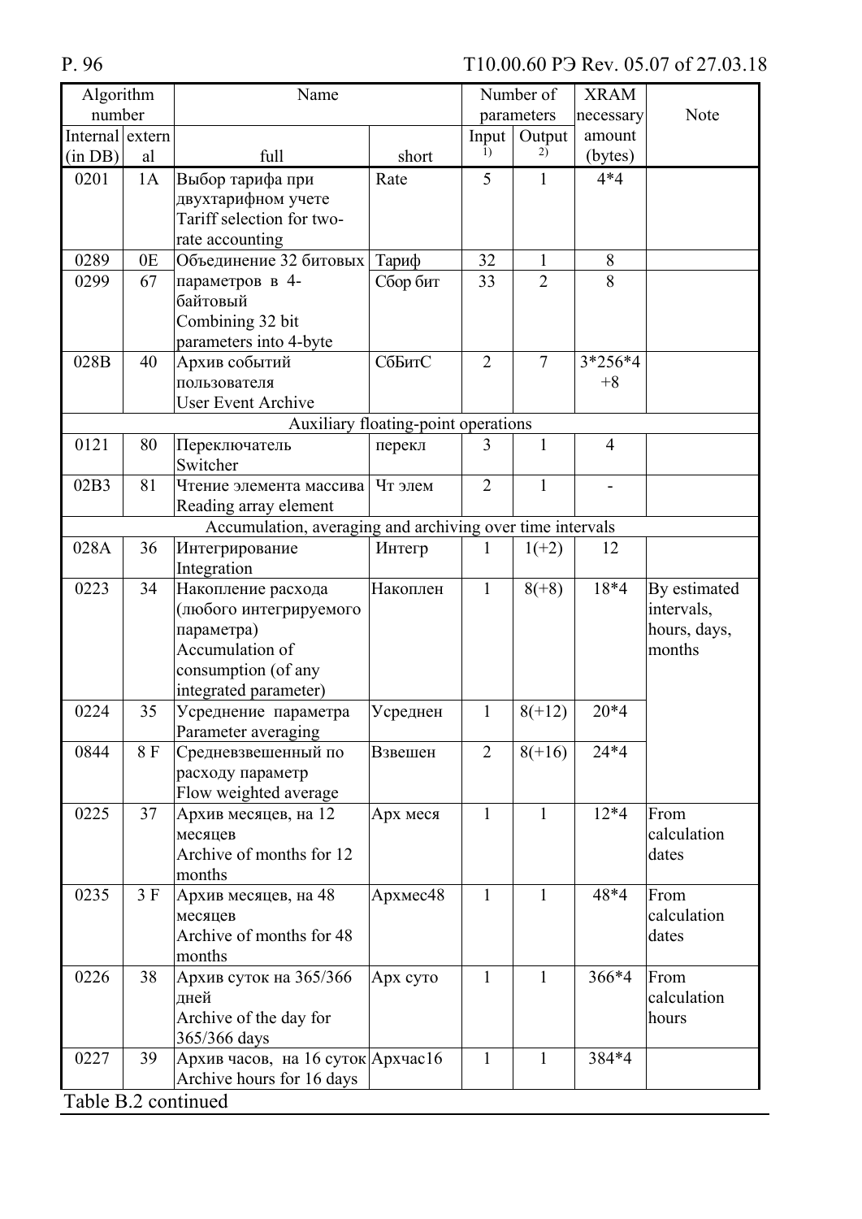| Algorithm number | | Name | | Number of parameters | | XRAM necessary amount (bytes) | Note |
|---|---|---|---|---|---|---|---|
| Internal (in DB) | external | full | short | Input [1)] | Output [2)] | | |
| 0201 | 1A | Выбор тарифа при двухтарифном учете Tariff selection for two-rate accounting | Rate | 5 | 1 | 4*4 | |
| 0289 | 0E | Объединение 32 битовых параметров в 4-байтовый Combining 32 bit parameters into 4-byte | Тариф | 32 | 1 | 8 | |
| 0299 | 67 | | Сбор бит | 33 | 2 | 8 | |
| 028B | 40 | Архив событий пользователя User Event Archive | СбБитС | 2 | 7 | 3*256*4 +8 | |
| Auxiliary floating-point operations | | | | | | | |
| 0121 | 80 | Переключатель Switcher | перекл | 3 | 1 | 4 | |
| 02B3 | 81 | Чтение элемента массива Reading array element | Чт элем | 2 | 1 | - | |
| Accumulation, averaging and archiving over time intervals | | | | | | | |
| 028A | 36 | Интегрирование Integration | Интегр | 1 | 1(+2) | 12 | |
| 0223 | 34 | Накопление расхода (любого интегрируемого параметра) Accumulation of consumption (of any integrated parameter) | Накоплен | 1 | 8(+8) | 18*4 | By estimated intervals, hours, days, months |
| 0224 | 35 | Усреднение параметра Parameter averaging | Усреднен | 1 | 8(+12) | 20*4 | |
| 0844 | 8 F | Средневзвешенный по расходу параметр Flow weighted average | Взвешен | 2 | 8(+16) | 24*4 | |
| 0225 | 37 | Архив месяцев, на 12 месяцев Archive of months for 12 months | Арх меся | 1 | 1 | 12*4 | From calculation dates |
| 0235 | 3 F | Архив месяцев, на 48 месяцев Archive of months for 48 months | Архмес48 | 1 | 1 | 48*4 | From calculation dates |
| 0226 | 38 | Архив суток на 365/366 дней Archive of the day for 365/366 days | Арх суто | 1 | 1 | 366*4 | From calculation hours |
| 0227 | 39 | Архив часов, на 16 суток Archive hours for 16 days | Архчас16 | 1 | 1 | 384*4 | |

Table B.2 continued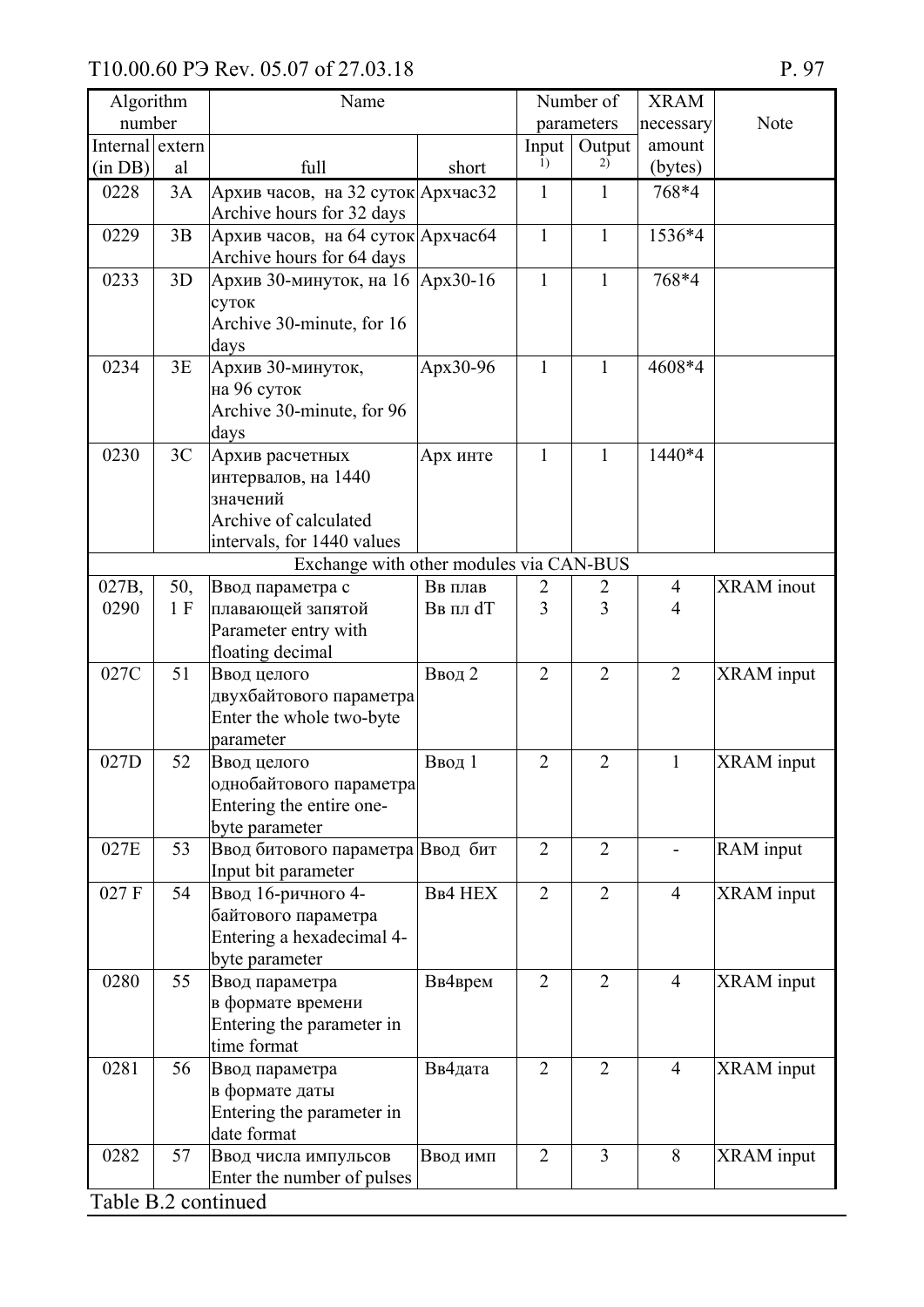| Algorithm number | | Name | | Number of parameters | | XRAM necessary | Note |
|---|---|---|---|---|---|---|---|
| Internal (in DB) | external | full | short | Input [1] | Output [2] | amount (bytes) | |
| 0228 | 3A | Архив часов, на 32 суток Archive hours for 32 days | Архчас32 | 1 | 1 | 768*4 | |
| 0229 | 3B | Архив часов, на 64 суток Archive hours for 64 days | Архчас64 | 1 | 1 | 1536*4 | |
| 0233 | 3D | Архив 30-минуток, на 16 суток Archive 30-minute, for 16 days | Арх30-16 | 1 | 1 | 768*4 | |
| 0234 | 3E | Архив 30-минуток, на 96 суток Archive 30-minute, for 96 days | Арх30-96 | 1 | 1 | 4608*4 | |
| 0230 | 3C | Архив расчетных интервалов, на 1440 значений Archive of calculated intervals, for 1440 values | Арх инте | 1 | 1 | 1440*4 | |
| Exchange with other modules via CAN-BUS | | | | | | | |
| 027B, 0290 | 50, 1 F | Ввод параметра с плавающей запятой Parameter entry with floating decimal | Вв плав Вв пл dT | 2 3 | 2 3 | 4 4 | XRAM inout |
| 027C | 51 | Ввод целого двухбайтового параметра Enter the whole two-byte parameter | Ввод 2 | 2 | 2 | 2 | XRAM input |
| 027D | 52 | Ввод целого однобайтового параметра Entering the entire one-byte parameter | Ввод 1 | 2 | 2 | 1 | XRAM input |
| 027E | 53 | Ввод битового параметра Input bit parameter | Ввод бит | 2 | 2 | - | RAM input |
| 027 F | 54 | Ввод 16-ричного 4-байтового параметра Entering a hexadecimal 4-byte parameter | Вв4 HEX | 2 | 2 | 4 | XRAM input |
| 0280 | 55 | Ввод параметра в формате времени Entering the parameter in time format | Вв4врем | 2 | 2 | 4 | XRAM input |
| 0281 | 56 | Ввод параметра в формате даты Entering the parameter in date format | Вв4дата | 2 | 2 | 4 | XRAM input |
| 0282 | 57 | Ввод числа импульсов Enter the number of pulses | Ввод имп | 2 | 3 | 8 | XRAM input |

Table B.2 continued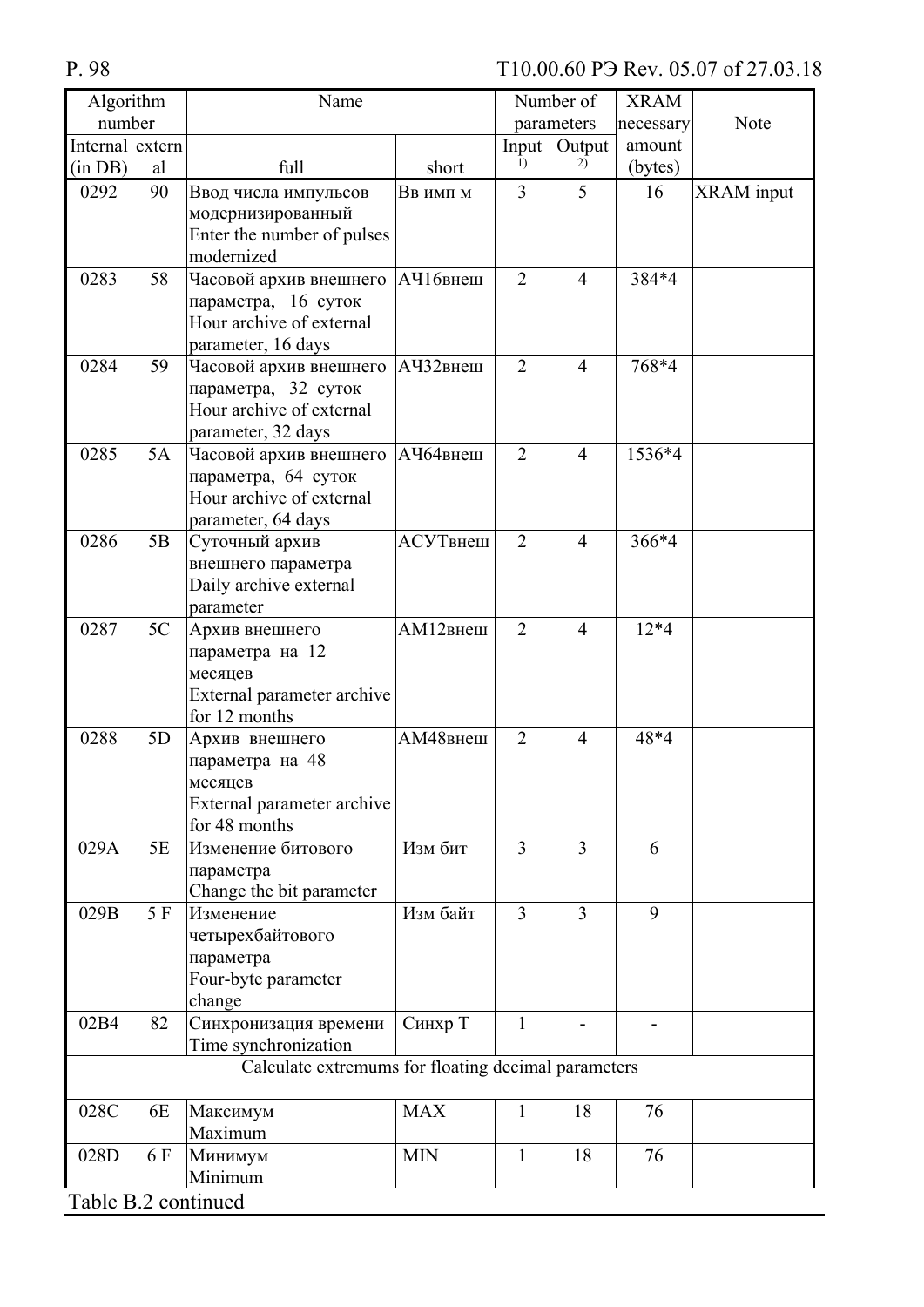| Algorithm number | | Name | | Number of parameters | | XRAM necessary amount (bytes) | Note |
|---|---|---|---|---|---|---|---|
| Internal (in DB) | external | full | short | Input [1] | Output [2] | | |
| 0292 | 90 | Ввод числа импульсов модернизированный Enter the number of pulses modernized | Вв имп м | 3 | 5 | 16 | XRAM input |
| 0283 | 58 | Часовой архив внешнего параметра, 16 суток Hour archive of external parameter, 16 days | АЧ16внеш | 2 | 4 | 384*4 | |
| 0284 | 59 | Часовой архив внешнего параметра, 32 суток Hour archive of external parameter, 32 days | АЧ32внеш | 2 | 4 | 768*4 | |
| 0285 | 5A | Часовой архив внешнего параметра, 64 суток Hour archive of external parameter, 64 days | АЧ64внеш | 2 | 4 | 1536*4 | |
| 0286 | 5B | Суточный архив внешнего параметра Daily archive external parameter | АСУТвнеш | 2 | 4 | 366*4 | |
| 0287 | 5C | Архив внешнего параметра на 12 месяцев External parameter archive for 12 months | АМ12внеш | 2 | 4 | 12*4 | |
| 0288 | 5D | Архив внешнего параметра на 48 месяцев External parameter archive for 48 months | АМ48внеш | 2 | 4 | 48*4 | |
| 029A | 5E | Изменение битового параметра Change the bit parameter | Изм бит | 3 | 3 | 6 | |
| 029B | 5 F | Изменение четырехбайтового параметра Four-byte parameter change | Изм байт | 3 | 3 | 9 | |
| 02B4 | 82 | Синхронизация времени Time synchronization | Синхр Т | 1 | - | - | |
| Calculate extremums for floating decimal parameters | | | | | | | |
| 028C | 6E | Максимум Maximum | MAX | 1 | 18 | 76 | |
| 028D | 6 F | Минимум Minimum | MIN | 1 | 18 | 76 | |

Table B.2 continued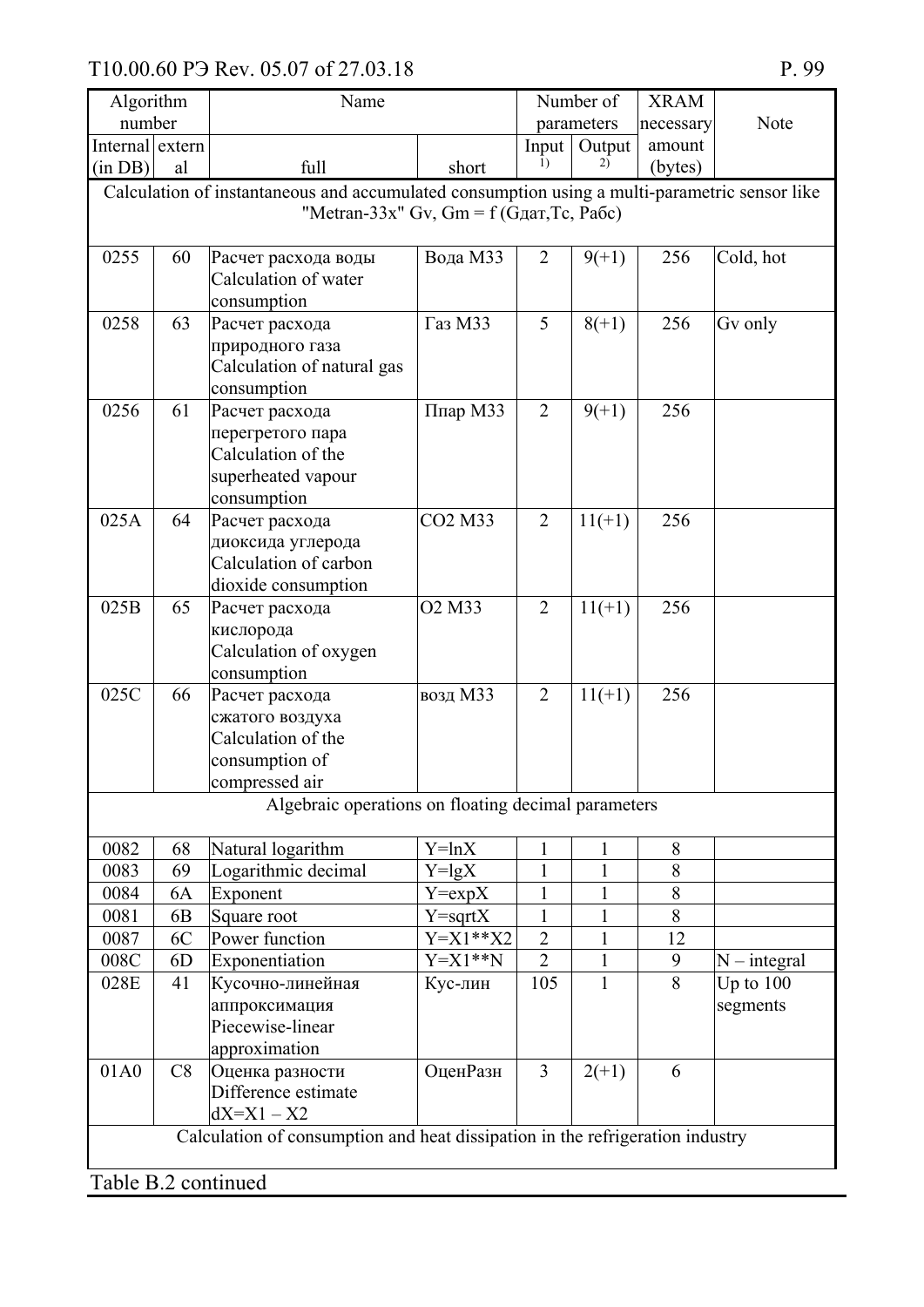| Algorithm number | | Name | | Number of parameters | | XRAM necessary amount (bytes) | Note |
|---|---|---|---|---|---|---|---|
| Internal (in DB) | external | full | short | Input [1)] | Output [2)] | | |
| Calculation of instantaneous and accumulated consumption using a multi-parametric sensor like "Metran-33x" Gv, Gm = f (Gдат,Tc, Pабс) | | | | | | | |
| 0255 | 60 | Расчет расхода воды Calculation of water consumption | Вода М33 | 2 | 9(+1) | 256 | Cold, hot |
| 0258 | 63 | Расчет расхода природного газа Calculation of natural gas consumption | Газ М33 | 5 | 8(+1) | 256 | Gv only |
| 0256 | 61 | Расчет расхода перегретого пара Calculation of the superheated vapour consumption | Ппар М33 | 2 | 9(+1) | 256 | |
| 025A | 64 | Расчет расхода диоксида углерода Calculation of carbon dioxide consumption | CO2 M33 | 2 | 11(+1) | 256 | |
| 025B | 65 | Расчет расхода кислорода Calculation of oxygen consumption | O2 M33 | 2 | 11(+1) | 256 | |
| 025C | 66 | Расчет расхода сжатого воздуха Calculation of the consumption of compressed air | возд М33 | 2 | 11(+1) | 256 | |
| Algebraic operations on floating decimal parameters | | | | | | | |
| 0082 | 68 | Natural logarithm | Y=lnX | 1 | 1 | 8 | |
| 0083 | 69 | Logarithmic decimal | Y=lgX | 1 | 1 | 8 | |
| 0084 | 6A | Exponent | Y=expX | 1 | 1 | 8 | |
| 0081 | 6B | Square root | Y=sqrtX | 1 | 1 | 8 | |
| 0087 | 6C | Power function | Y=X1**X2 | 2 | 1 | 12 | |
| 008C | 6D | Exponentiation | Y=X1**N | 2 | 1 | 9 | N – integral |
| 028E | 41 | Кусочно-линейная аппроксимация Piecewise-linear approximation | Кус-лин | 105 | 1 | 8 | Up to 100 segments |
| 01A0 | C8 | Оценка разности Difference estimate dX=X1 – X2 | ОценРазн | 3 | 2(+1) | 6 | |
| Calculation of consumption and heat dissipation in the refrigeration industry | | | | | | | |

Table B.2 continued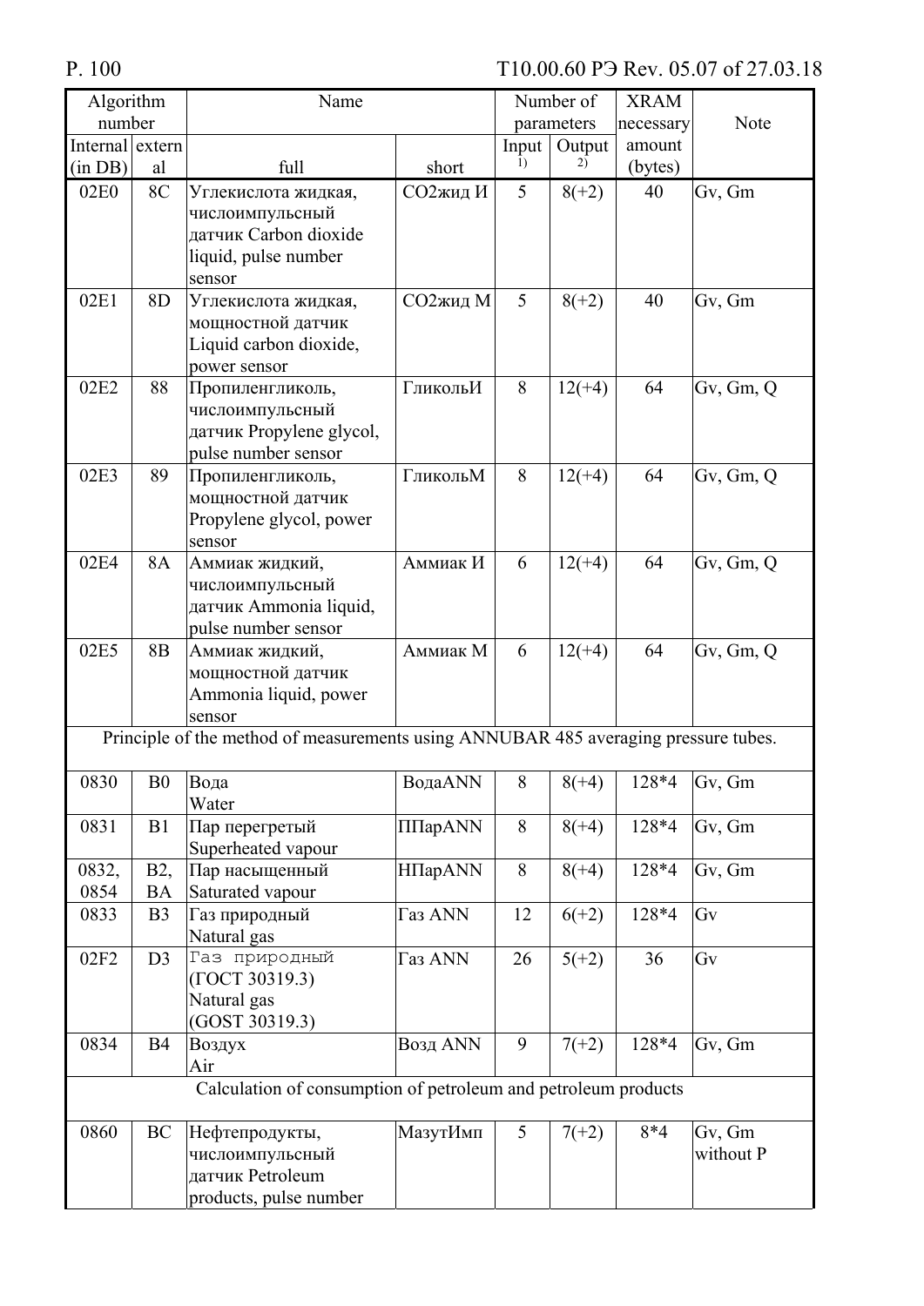| Algorithm number | | Name | | Number of parameters | | XRAM necessary amount (bytes) | Note |
|---|---|---|---|---|---|---|---|
| Internal (in DB) | external | full | short | Input [1)] | Output [2)] | | |
| 02E0 | 8C | Углекислота жидкая, числоимпульсный датчик Carbon dioxide liquid, pulse number sensor | CO2жид И | 5 | 8(+2) | 40 | Gv, Gm |
| 02E1 | 8D | Углекислота жидкая, мощностной датчик Liquid carbon dioxide, power sensor | CO2жид М | 5 | 8(+2) | 40 | Gv, Gm |
| 02E2 | 88 | Пропиленгликоль, числоимпульсный датчик Propylene glycol, pulse number sensor | ГликольИ | 8 | 12(+4) | 64 | Gv, Gm, Q |
| 02E3 | 89 | Пропиленгликоль, мощностной датчик Propylene glycol, power sensor | ГликольМ | 8 | 12(+4) | 64 | Gv, Gm, Q |
| 02E4 | 8A | Аммиак жидкий, числоимпульсный датчик Ammonia liquid, pulse number sensor | Аммиак И | 6 | 12(+4) | 64 | Gv, Gm, Q |
| 02E5 | 8B | Аммиак жидкий, мощностной датчик Ammonia liquid, power sensor | Аммиак М | 6 | 12(+4) | 64 | Gv, Gm, Q |
| Principle of the method of measurements using ANNUBAR 485 averaging pressure tubes. | | | | | | | |
| 0830 | B0 | Вода Water | ВодаANN | 8 | 8(+4) | 128*4 | Gv, Gm |
| 0831 | B1 | Пар перегретый Superheated vapour | ППарANN | 8 | 8(+4) | 128*4 | Gv, Gm |
| 0832, 0854 | B2, BA | Пар насыщенный Saturated vapour | НПарANN | 8 | 8(+4) | 128*4 | Gv, Gm |
| 0833 | B3 | Газ природный Natural gas | Газ ANN | 12 | 6(+2) | 128*4 | Gv |
| 02F2 | D3 | Газ природный (ГОСТ 30319.3) Natural gas (GOST 30319.3) | Газ ANN | 26 | 5(+2) | 36 | Gv |
| 0834 | B4 | Воздух Air | Возд ANN | 9 | 7(+2) | 128*4 | Gv, Gm |
| Calculation of consumption of petroleum and petroleum products | | | | | | | |
| 0860 | BC | Нефтепродукты, числоимпульсный датчик Petroleum products, pulse number | МазутИмп | 5 | 7(+2) | 8*4 | Gv, Gm without P |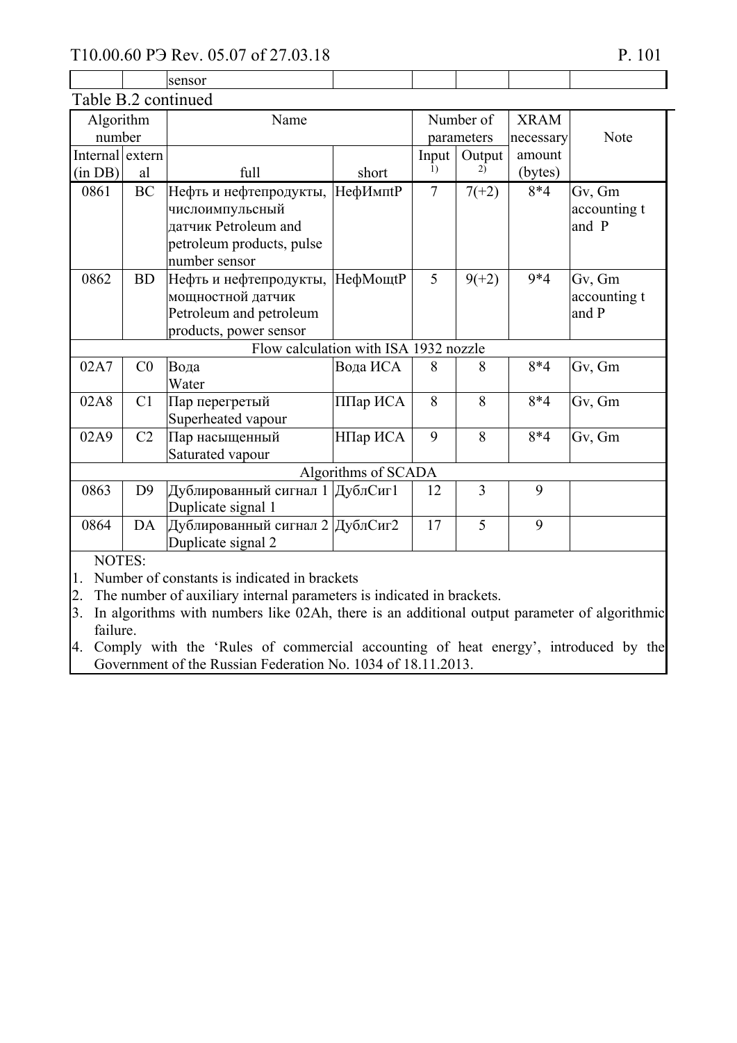| | | sensor | | | | | |
|---|---|---|---|---|---|---|---|

Table B.2 continued

| Algorithm number | | Name | | Number of parameters | | XRAM necessary | Note |
|---|---|---|---|---|---|---|---|
| Internal (in DB) | external | full | short | Input 1) | Output 2) | amount (bytes) | |
| 0861 | BC | Нефть и нефтепродукты, числоимпульсный датчик Petroleum and petroleum products, pulse number sensor | НефИмпР | 7 | 7(+2) | 8*4 | Gv, Gm accounting t and P |
| 0862 | BD | Нефть и нефтепродукты, мощностной датчик Petroleum and petroleum products, power sensor | НефМощР | 5 | 9(+2) | 9*4 | Gv, Gm accounting t and P |
| Flow calculation with ISA 1932 nozzle | | | | | | | |
| 02A7 | C0 | Вода Water | Вода ИСА | 8 | 8 | 8*4 | Gv, Gm |
| 02A8 | C1 | Пар перегретый Superheated vapour | ППар ИСА | 8 | 8 | 8*4 | Gv, Gm |
| 02A9 | C2 | Пар насыщенный Saturated vapour | НПар ИСА | 9 | 8 | 8*4 | Gv, Gm |
| Algorithms of SCADA | | | | | | | |
| 0863 | D9 | Дублированный сигнал 1 Duplicate signal 1 | ДублСиг1 | 12 | 3 | 9 | |
| 0864 | DA | Дублированный сигнал 2 Duplicate signal 2 | ДублСиг2 | 17 | 5 | 9 | |

NOTES:

1. Number of constants is indicated in brackets
2. The number of auxiliary internal parameters is indicated in brackets.
3. In algorithms with numbers like 02Ah, there is an additional output parameter of algorithmic failure.
4. Comply with the ‘Rules of commercial accounting of heat energy’, introduced by the Government of the Russian Federation No. 1034 of 18.11.2013.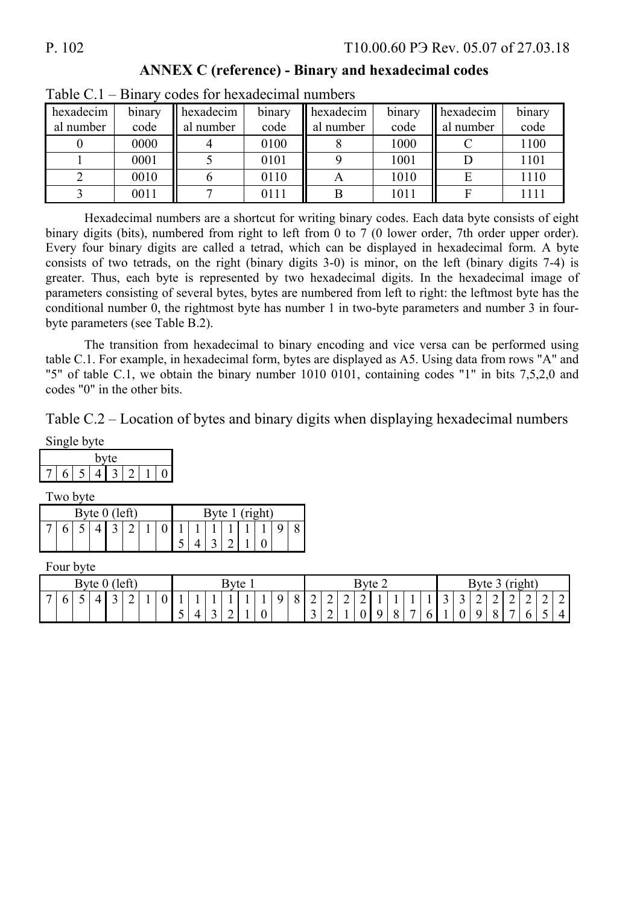## ANNEX C (reference) - Binary and hexadecimal codes

Table C.1 – Binary codes for hexadecimal numbers

| hexadecimal number | binary code | hexadecimal number | binary code | hexadecimal number | binary code | hexadecimal number | binary code |
|---|---|---|---|---|---|---|---|
| 0 | 0000 | 4 | 0100 | 8 | 1000 | C | 1100 |
| 1 | 0001 | 5 | 0101 | 9 | 1001 | D | 1101 |
| 2 | 0010 | 6 | 0110 | A | 1010 | E | 1110 |
| 3 | 0011 | 7 | 0111 | B | 1011 | F | 1111 |

Hexadecimal numbers are a shortcut for writing binary codes. Each data byte consists of eight binary digits (bits), numbered from right to left from 0 to 7 (0 lower order, 7th order upper order). Every four binary digits are called a tetrad, which can be displayed in hexadecimal form. A byte consists of two tetrads, on the right (binary digits 3-0) is minor, on the left (binary digits 7-4) is greater. Thus, each byte is represented by two hexadecimal digits. In the hexadecimal image of parameters consisting of several bytes, bytes are numbered from left to right: the leftmost byte has the conditional number 0, the rightmost byte has number 1 in two-byte parameters and number 3 in four-byte parameters (see Table B.2).

The transition from hexadecimal to binary encoding and vice versa can be performed using table C.1. For example, in hexadecimal form, bytes are displayed as A5. Using data from rows "A" and "5" of table C.1, we obtain the binary number 1010 0101, containing codes "1" in bits 7,5,2,0 and codes "0" in the other bits.

Table C.2 – Location of bytes and binary digits when displaying hexadecimal numbers

Single byte

| byte | | | | | | | |
|---|---|---|---|---|---|---|---|
| 7 | 6 | 5 | 4 | 3 | 2 | 1 | 0 |

Two byte

| Byte 0 (left) | | | | | | | | Byte 1 (right) | | | | | | | |
|---|---|---|---|---|---|---|---|---|---|---|---|---|---|---|---|
| 7 | 6 | 5 | 4 | 3 | 2 | 1 | 0 | 15 | 14 | 13 | 12 | 11 | 10 | 9 | 8 |

Four byte

| Byte 0 (left) | | | | | | | | Byte 1 | | | | | | | | Byte 2 | | | | | | | | Byte 3 (right) | | | | | | | |
|---|---|---|---|---|---|---|---|---|---|---|---|---|---|---|---|---|---|---|---|---|---|---|---|---|---|---|---|---|---|---|---|
| 7 | 6 | 5 | 4 | 3 | 2 | 1 | 0 | 15 | 14 | 13 | 12 | 11 | 10 | 9 | 8 | 23 | 22 | 21 | 20 | 19 | 18 | 17 | 16 | 31 | 30 | 29 | 28 | 27 | 26 | 25 | 24 |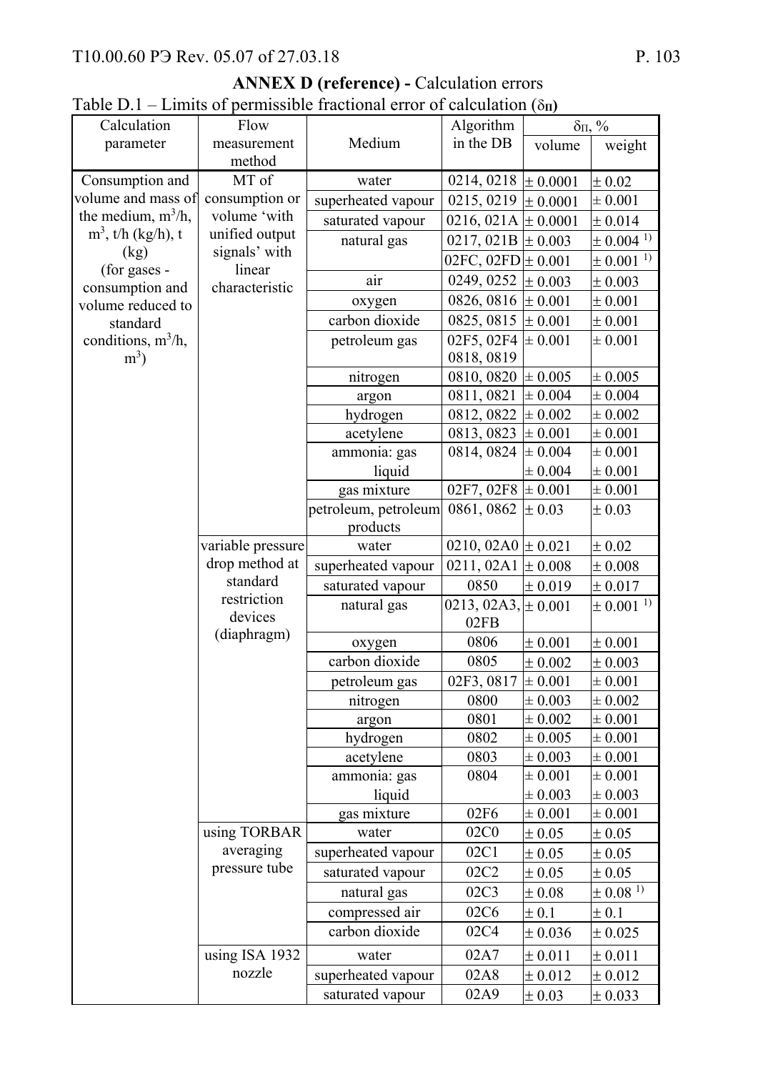**ANNEX D (reference) -** Calculation errors

Table D.1 – Limits of permissible fractional error of calculation ($\delta_П$)

| Calculation parameter | Flow measurement method | Medium | Algorithm in the DB | $\delta_П$, % | |
|---|---|---|---|---|---|
| | | | | volume | weight |
| Consumption and volume and mass of the medium, $m^3/h$, $m^3$, t/h (kg/h), t (kg) (for gases - consumption and volume reduced to standard conditions, $m^3/h$, $m^3$) | MT of consumption or volume 'with unified output signals' with linear characteristic | water | 0214, 0218 | ± 0.0001 | ± 0.02 |
| | | superheated vapour | 0215, 0219 | ± 0.0001 | ± 0.001 |
| | | saturated vapour | 0216, 021A | ± 0.0001 | ± 0.014 |
| | | natural gas | 0217, 021B | ± 0.003 | ± 0.004 [1)] |
| | | | 02FC, 02FD | ± 0.001 | ± 0.001 [1)] |
| | | air | 0249, 0252 | ± 0.003 | ± 0.003 |
| | | oxygen | 0826, 0816 | ± 0.001 | ± 0.001 |
| | | carbon dioxide | 0825, 0815 | ± 0.001 | ± 0.001 |
| | | petroleum gas | 02F5, 02F4 0818, 0819 | ± 0.001 | ± 0.001 |
| | | nitrogen | 0810, 0820 | ± 0.005 | ± 0.005 |
| | | argon | 0811, 0821 | ± 0.004 | ± 0.004 |
| | | hydrogen | 0812, 0822 | ± 0.002 | ± 0.002 |
| | | acetylene | 0813, 0823 | ± 0.001 | ± 0.001 |
| | | ammonia: gas | 0814, 0824 | ± 0.004 | ± 0.001 |
| | | liquid | | ± 0.004 | ± 0.001 |
| | | gas mixture | 02F7, 02F8 | ± 0.001 | ± 0.001 |
| | | petroleum, petroleum products | 0861, 0862 | ± 0.03 | ± 0.03 |
| | variable pressure drop method at standard restriction devices (diaphragm) | water | 0210, 02A0 | ± 0.021 | ± 0.02 |
| | | superheated vapour | 0211, 02A1 | ± 0.008 | ± 0.008 |
| | | saturated vapour | 0850 | ± 0.019 | ± 0.017 |
| | | natural gas | 0213, 02A3, 02FB | ± 0.001 | ± 0.001 [1)] |
| | | oxygen | 0806 | ± 0.001 | ± 0.001 |
| | | carbon dioxide | 0805 | ± 0.002 | ± 0.003 |
| | | petroleum gas | 02F3, 0817 | ± 0.001 | ± 0.001 |
| | | nitrogen | 0800 | ± 0.003 | ± 0.002 |
| | | argon | 0801 | ± 0.002 | ± 0.001 |
| | | hydrogen | 0802 | ± 0.005 | ± 0.001 |
| | | acetylene | 0803 | ± 0.003 | ± 0.001 |
| | | ammonia: gas | 0804 | ± 0.001 | ± 0.001 |
| | | liquid | | ± 0.003 | ± 0.003 |
| | | gas mixture | 02F6 | ± 0.001 | ± 0.001 |
| | using TORBAR averaging pressure tube | water | 02C0 | ± 0.05 | ± 0.05 |
| | | superheated vapour | 02C1 | ± 0.05 | ± 0.05 |
| | | saturated vapour | 02C2 | ± 0.05 | ± 0.05 |
| | | natural gas | 02C3 | ± 0.08 | ± 0.08 [1)] |
| | | compressed air | 02C6 | ± 0.1 | ± 0.1 |
| | | carbon dioxide | 02C4 | ± 0.036 | ± 0.025 |
| | using ISA 1932 nozzle | water | 02A7 | ± 0.011 | ± 0.011 |
| | | superheated vapour | 02A8 | ± 0.012 | ± 0.012 |
| | | saturated vapour | 02A9 | ± 0.03 | ± 0.033 |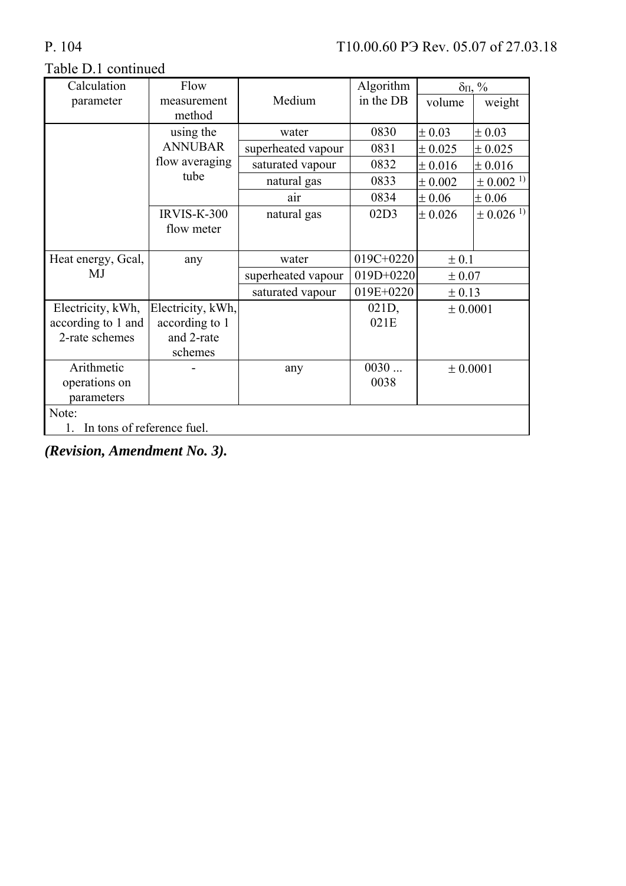Table D.1 continued

| Calculation parameter | Flow measurement method | Medium | Algorithm in the DB | $\delta_{\Pi}$, % | |
|---|---|---|---|---|---|
| | | | | volume | weight |
| | using the ANNUBAR flow averaging tube | water | 0830 | ± 0.03 | ± 0.03 |
| | | superheated vapour | 0831 | ± 0.025 | ± 0.025 |
| | | saturated vapour | 0832 | ± 0.016 | ± 0.016 |
| | | natural gas | 0833 | ± 0.002 | ± 0.002 [1)] |
| | | air | 0834 | ± 0.06 | ± 0.06 |
| | IRVIS-K-300 flow meter | natural gas | 02D3 | ± 0.026 | ± 0.026 [1)] |
| Heat energy, Gcal, MJ | any | water | 019C+0220 | ± 0.1 | |
| | | superheated vapour | 019D+0220 | ± 0.07 | |
| | | saturated vapour | 019E+0220 | ± 0.13 | |
| Electricity, kWh, according to 1 and 2-rate schemes | Electricity, kWh, according to 1 and 2-rate schemes | | 021D, 021E | ± 0.0001 | |
| Arithmetic operations on parameters | - | any | 0030 ... 0038 | ± 0.0001 | |

Note:
1. In tons of reference fuel.

***(Revision, Amendment No. 3).***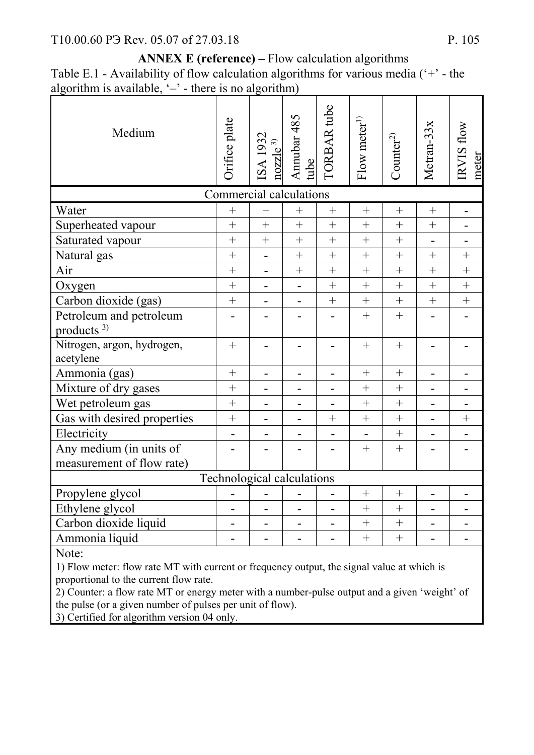**ANNEX E (reference) –** Flow calculation algorithms

Table E.1 - Availability of flow calculation algorithms for various media ('+' - the algorithm is available, '–' - there is no algorithm)

| Medium | Orifice plate | ISA 1932 nozzle [3)] | Annubar 485 tube | TORBAR tube | Flow meter[1)] | Counter[2)] | Metran-33x | IRVIS flow meter |
|---|---|---|---|---|---|---|---|---|
| Commercial calculations | | | | | | | | |
| Water | + | + | + | + | + | + | + | - |
| Superheated vapour | + | + | + | + | + | + | + | - |
| Saturated vapour | + | + | + | + | + | + | - | - |
| Natural gas | + | - | + | + | + | + | + | + |
| Air | + | - | + | + | + | + | + | + |
| Oxygen | + | - | - | + | + | + | + | + |
| Carbon dioxide (gas) | + | - | - | + | + | + | + | + |
| Petroleum and petroleum products [3)] | - | - | - | - | + | + | - | - |
| Nitrogen, argon, hydrogen, acetylene | + | - | - | - | + | + | - | - |
| Ammonia (gas) | + | - | - | - | + | + | - | - |
| Mixture of dry gases | + | - | - | - | + | + | - | - |
| Wet petroleum gas | + | - | - | - | + | + | - | - |
| Gas with desired properties | + | - | - | + | + | + | - | + |
| Electricity | - | - | - | - | - | + | - | - |
| Any medium (in units of measurement of flow rate) | - | - | - | - | + | + | - | - |
| Technological calculations | | | | | | | | |
| Propylene glycol | - | - | - | - | + | + | - | - |
| Ethylene glycol | - | - | - | - | + | + | - | - |
| Carbon dioxide liquid | - | - | - | - | + | + | - | - |
| Ammonia liquid | - | - | - | - | + | + | - | - |

Note:

1) Flow meter: flow rate MT with current or frequency output, the signal value at which is proportional to the current flow rate.

2) Counter: a flow rate MT or energy meter with a number-pulse output and a given 'weight' of the pulse (or a given number of pulses per unit of flow).

3) Certified for algorithm version 04 only.